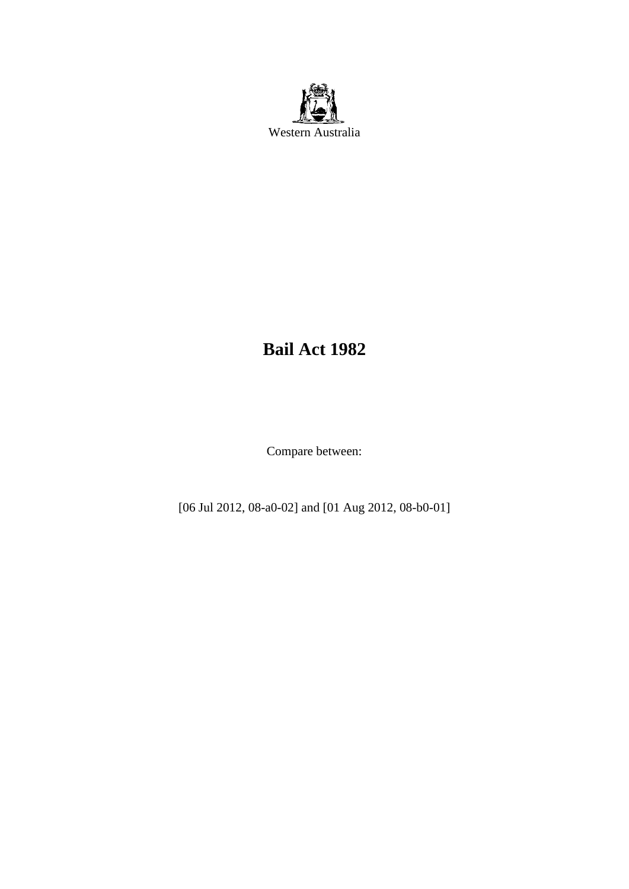Western Australia

# Bail Act 1982

Compare between:

[06 Jul 2012, 08-a0-02] and [01 Aug 2012, 08-b0-01]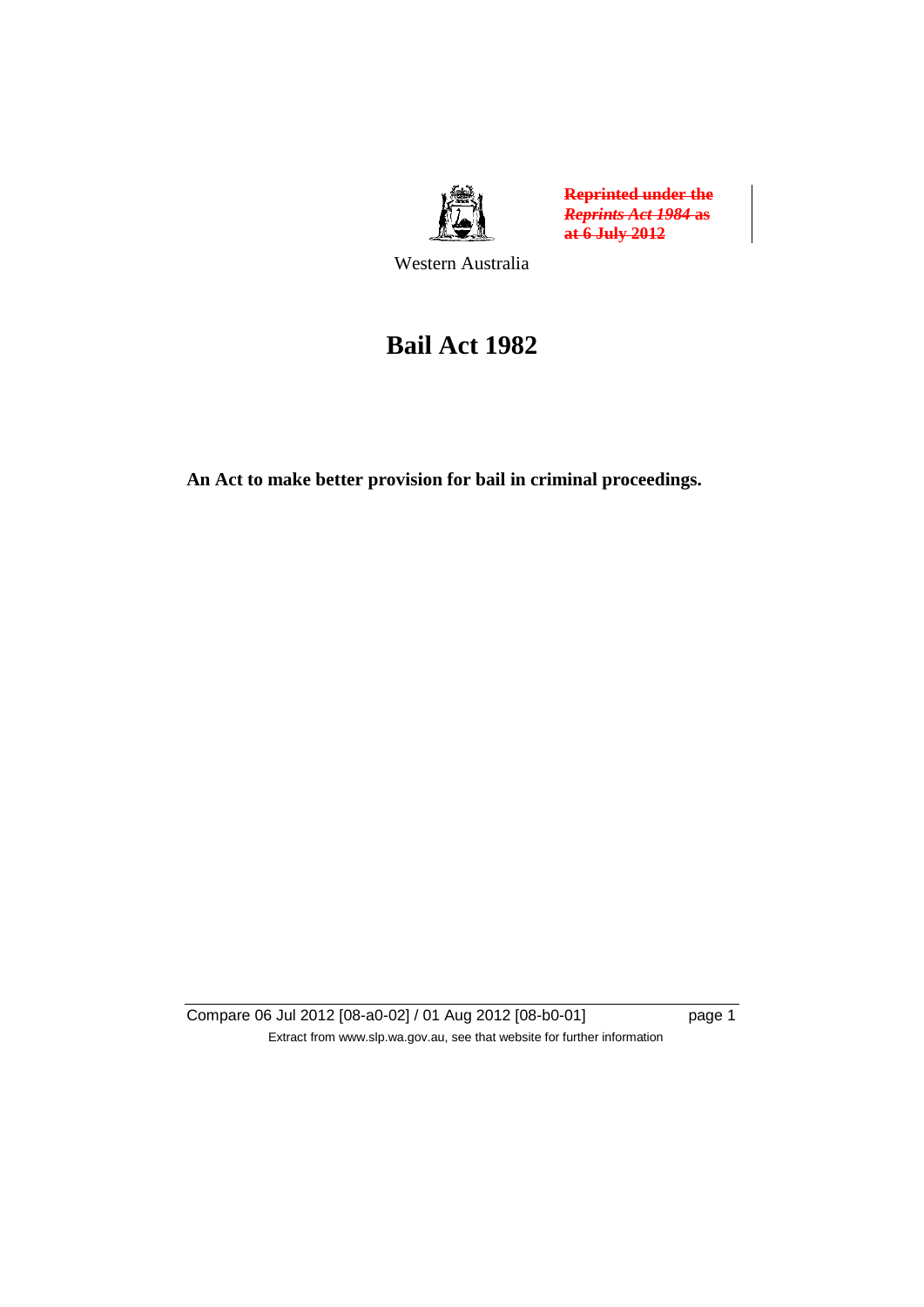~~**Reprinted under the *Reprints Act 1984* as at 6 July 2012**~~

Western Australia

# Bail Act 1982

**An Act to make better provision for bail in criminal proceedings.**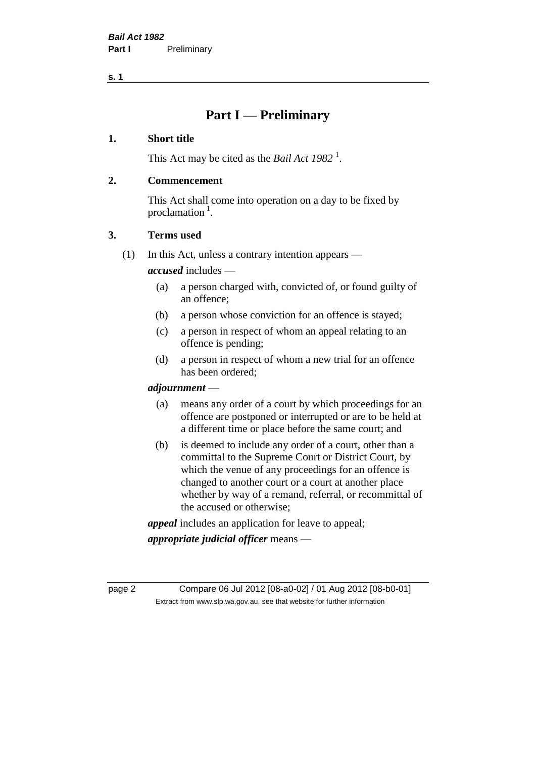# Part I — Preliminary

## 1. Short title

This Act may be cited as the *Bail Act 1982* [1].

## 2. Commencement

This Act shall come into operation on a day to be fixed by proclamation [1].

## 3. Terms used

(1) In this Act, unless a contrary intention appears —

***accused*** includes —

- (a) a person charged with, convicted of, or found guilty of an offence;
- (b) a person whose conviction for an offence is stayed;
- (c) a person in respect of whom an appeal relating to an offence is pending;
- (d) a person in respect of whom a new trial for an offence has been ordered;

***adjournment*** —

- (a) means any order of a court by which proceedings for an offence are postponed or interrupted or are to be held at a different time or place before the same court; and
- (b) is deemed to include any order of a court, other than a committal to the Supreme Court or District Court, by which the venue of any proceedings for an offence is changed to another court or a court at another place whether by way of a remand, referral, or recommittal of the accused or otherwise;

***appeal*** includes an application for leave to appeal;

***appropriate judicial officer*** means —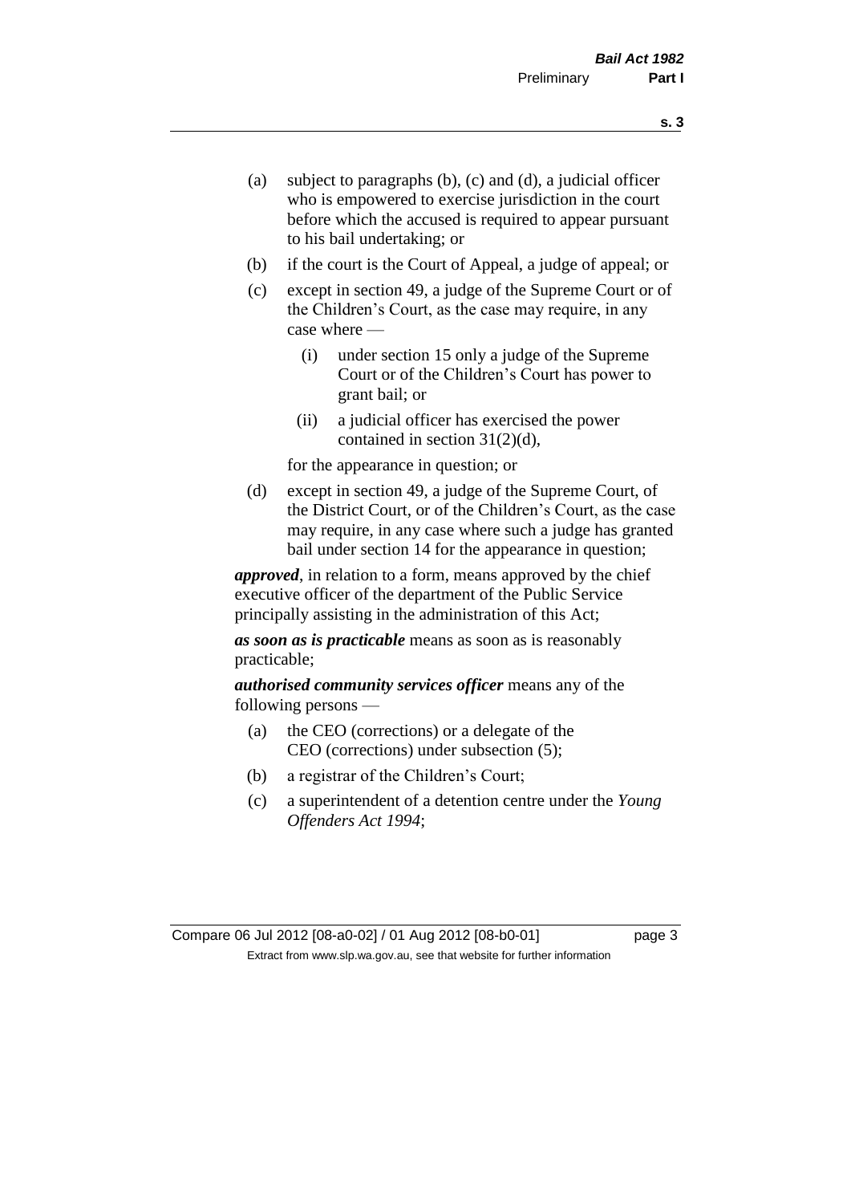(a) subject to paragraphs (b), (c) and (d), a judicial officer who is empowered to exercise jurisdiction in the court before which the accused is required to appear pursuant to his bail undertaking; or

(b) if the court is the Court of Appeal, a judge of appeal; or

(c) except in section 49, a judge of the Supreme Court or of the Children's Court, as the case may require, in any case where —

(i) under section 15 only a judge of the Supreme Court or of the Children's Court has power to grant bail; or

(ii) a judicial officer has exercised the power contained in section 31(2)(d),

for the appearance in question; or

(d) except in section 49, a judge of the Supreme Court, of the District Court, or of the Children's Court, as the case may require, in any case where such a judge has granted bail under section 14 for the appearance in question;

***approved***, in relation to a form, means approved by the chief executive officer of the department of the Public Service principally assisting in the administration of this Act;

***as soon as is practicable*** means as soon as is reasonably practicable;

***authorised community services officer*** means any of the following persons —

(a) the CEO (corrections) or a delegate of the CEO (corrections) under subsection (5);

(b) a registrar of the Children's Court;

(c) a superintendent of a detention centre under the *Young Offenders Act 1994*;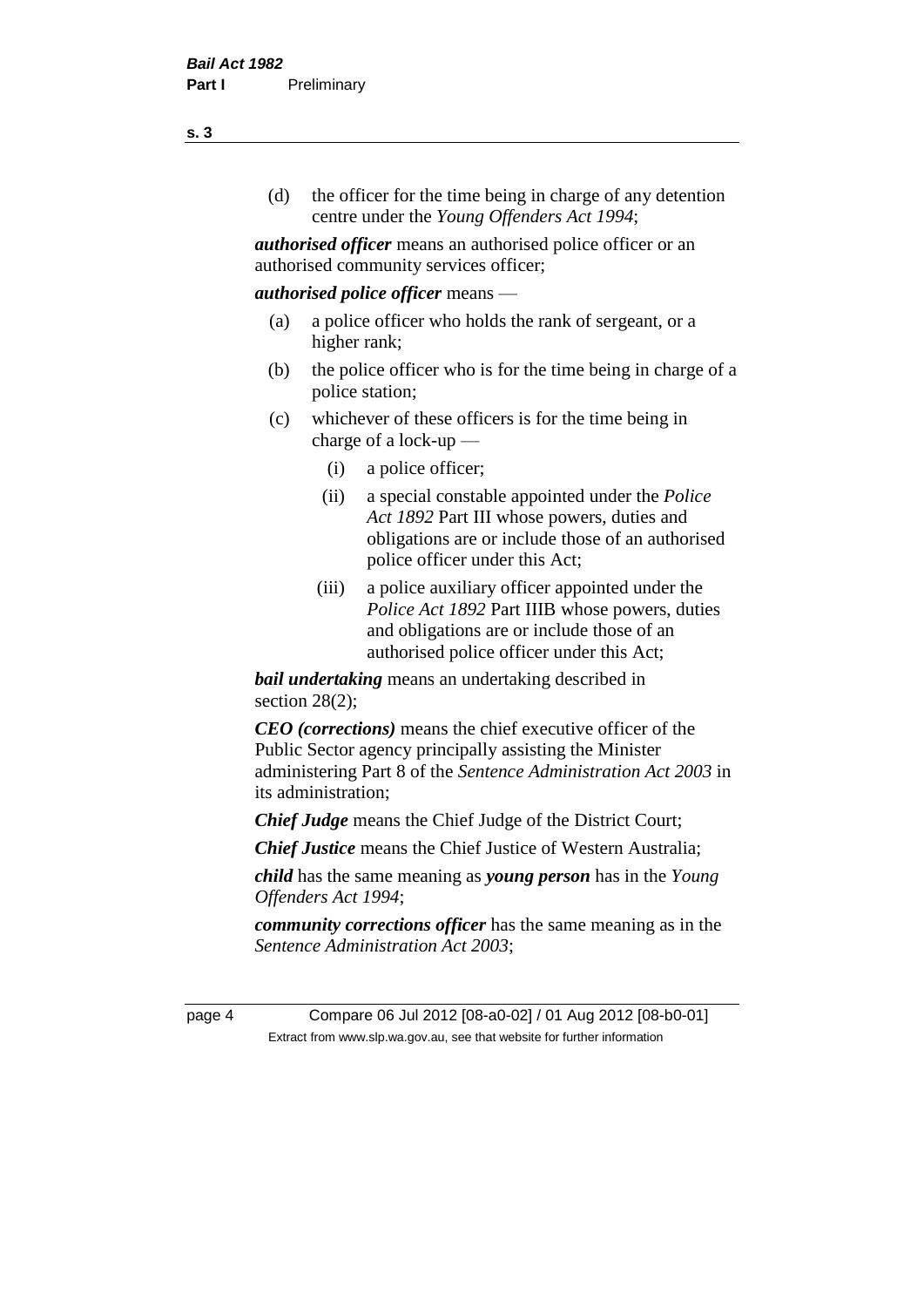(d) the officer for the time being in charge of any detention centre under the *Young Offenders Act 1994*;

***authorised officer*** means an authorised police officer or an authorised community services officer;

***authorised police officer*** means —

(a) a police officer who holds the rank of sergeant, or a higher rank;

(b) the police officer who is for the time being in charge of a police station;

(c) whichever of these officers is for the time being in charge of a lock-up —

(i) a police officer;

(ii) a special constable appointed under the *Police Act 1892* Part III whose powers, duties and obligations are or include those of an authorised police officer under this Act;

(iii) a police auxiliary officer appointed under the *Police Act 1892* Part IIIB whose powers, duties and obligations are or include those of an authorised police officer under this Act;

***bail undertaking*** means an undertaking described in section 28(2);

***CEO (corrections)*** means the chief executive officer of the Public Sector agency principally assisting the Minister administering Part 8 of the *Sentence Administration Act 2003* in its administration;

***Chief Judge*** means the Chief Judge of the District Court;

***Chief Justice*** means the Chief Justice of Western Australia;

***child*** has the same meaning as ***young person*** has in the *Young Offenders Act 1994*;

***community corrections officer*** has the same meaning as in the *Sentence Administration Act 2003*;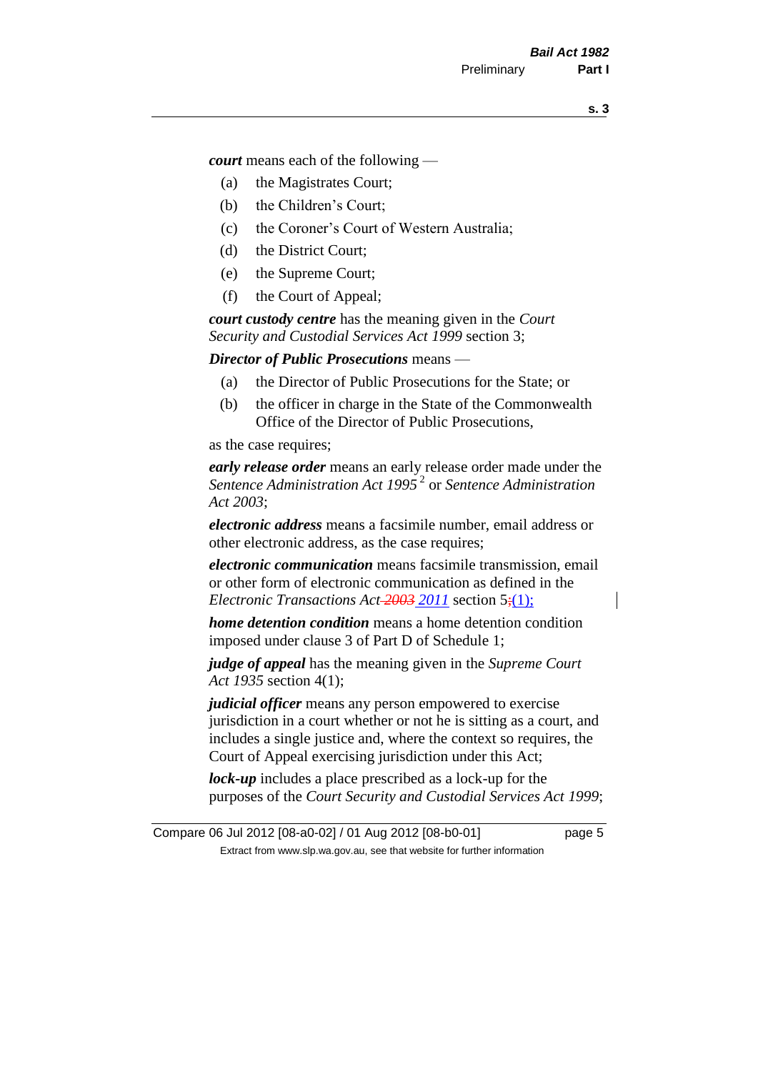***court*** means each of the following —

(a) the Magistrates Court;

(b) the Children's Court;

(c) the Coroner's Court of Western Australia;

(d) the District Court;

(e) the Supreme Court;

(f) the Court of Appeal;

***court custody centre*** has the meaning given in the *Court Security and Custodial Services Act 1999* section 3;

***Director of Public Prosecutions*** means —

(a) the Director of Public Prosecutions for the State; or

(b) the officer in charge in the State of the Commonwealth Office of the Director of Public Prosecutions,

as the case requires;

***early release order*** means an early release order made under the *Sentence Administration Act 1995* [2] or *Sentence Administration Act 2003*;

***electronic address*** means a facsimile number, email address or other electronic address, as the case requires;

***electronic communication*** means facsimile transmission, email or other form of electronic communication as defined in the *Electronic Transactions Act ~~2003~~ 2011* section 5~~;~~(1);

***home detention condition*** means a home detention condition imposed under clause 3 of Part D of Schedule 1;

***judge of appeal*** has the meaning given in the *Supreme Court Act 1935* section 4(1);

***judicial officer*** means any person empowered to exercise jurisdiction in a court whether or not he is sitting as a court, and includes a single justice and, where the context so requires, the Court of Appeal exercising jurisdiction under this Act;

***lock-up*** includes a place prescribed as a lock-up for the purposes of the *Court Security and Custodial Services Act 1999*;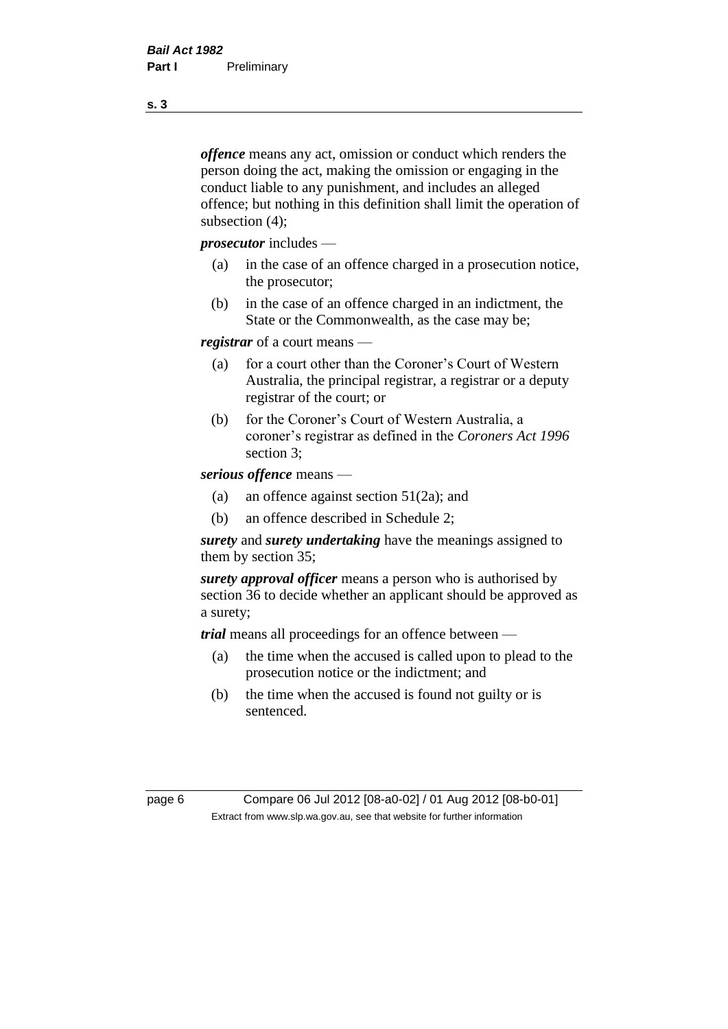***offence*** means any act, omission or conduct which renders the person doing the act, making the omission or engaging in the conduct liable to any punishment, and includes an alleged offence; but nothing in this definition shall limit the operation of subsection (4);

***prosecutor*** includes —

- (a) in the case of an offence charged in a prosecution notice, the prosecutor;
- (b) in the case of an offence charged in an indictment, the State or the Commonwealth, as the case may be;

***registrar*** of a court means —

- (a) for a court other than the Coroner's Court of Western Australia, the principal registrar, a registrar or a deputy registrar of the court; or
- (b) for the Coroner's Court of Western Australia, a coroner's registrar as defined in the *Coroners Act 1996* section 3;

***serious offence*** means —

- (a) an offence against section 51(2a); and
- (b) an offence described in Schedule 2;

***surety*** and ***surety undertaking*** have the meanings assigned to them by section 35;

***surety approval officer*** means a person who is authorised by section 36 to decide whether an applicant should be approved as a surety;

***trial*** means all proceedings for an offence between —

- (a) the time when the accused is called upon to plead to the prosecution notice or the indictment; and
- (b) the time when the accused is found not guilty or is sentenced.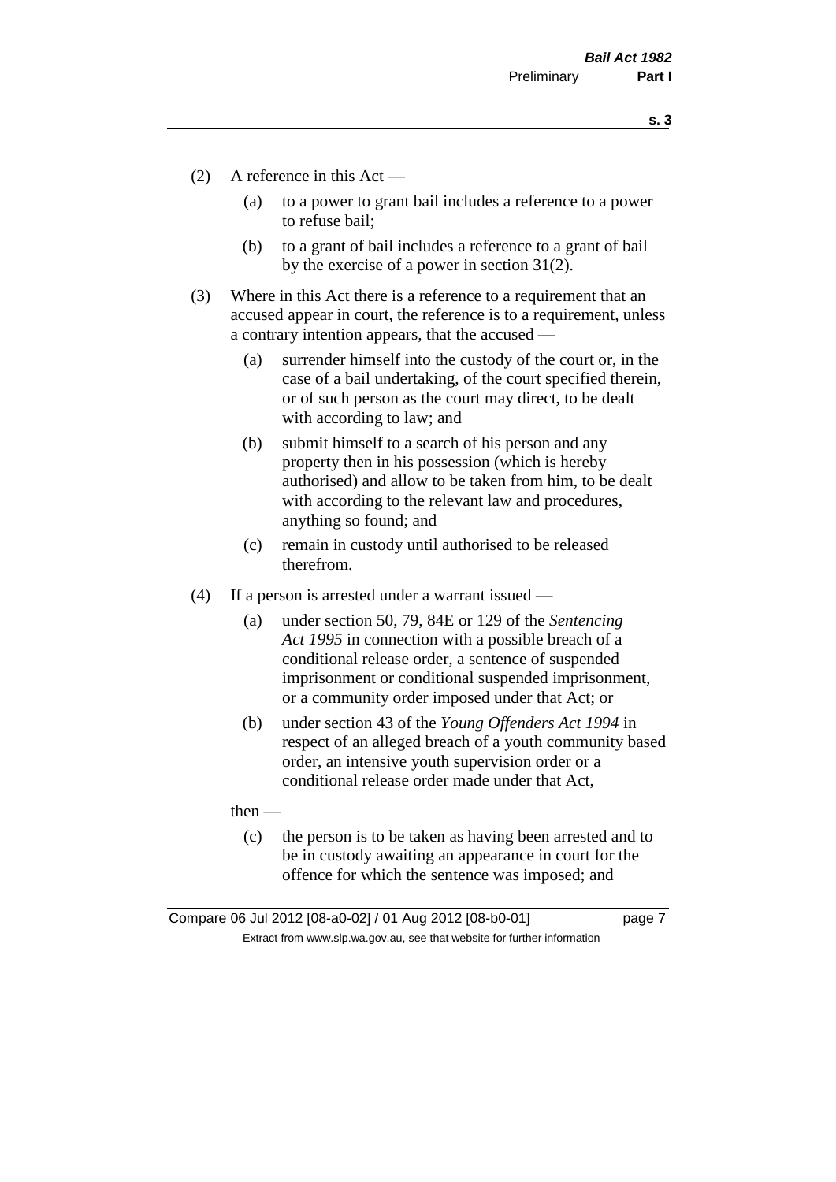(2) A reference in this Act —

(a) to a power to grant bail includes a reference to a power to refuse bail;

(b) to a grant of bail includes a reference to a grant of bail by the exercise of a power in section 31(2).

(3) Where in this Act there is a reference to a requirement that an accused appear in court, the reference is to a requirement, unless a contrary intention appears, that the accused —

(a) surrender himself into the custody of the court or, in the case of a bail undertaking, of the court specified therein, or of such person as the court may direct, to be dealt with according to law; and

(b) submit himself to a search of his person and any property then in his possession (which is hereby authorised) and allow to be taken from him, to be dealt with according to the relevant law and procedures, anything so found; and

(c) remain in custody until authorised to be released therefrom.

(4) If a person is arrested under a warrant issued —

(a) under section 50, 79, 84E or 129 of the *Sentencing Act 1995* in connection with a possible breach of a conditional release order, a sentence of suspended imprisonment or conditional suspended imprisonment, or a community order imposed under that Act; or

(b) under section 43 of the *Young Offenders Act 1994* in respect of an alleged breach of a youth community based order, an intensive youth supervision order or a conditional release order made under that Act,

then —

(c) the person is to be taken as having been arrested and to be in custody awaiting an appearance in court for the offence for which the sentence was imposed; and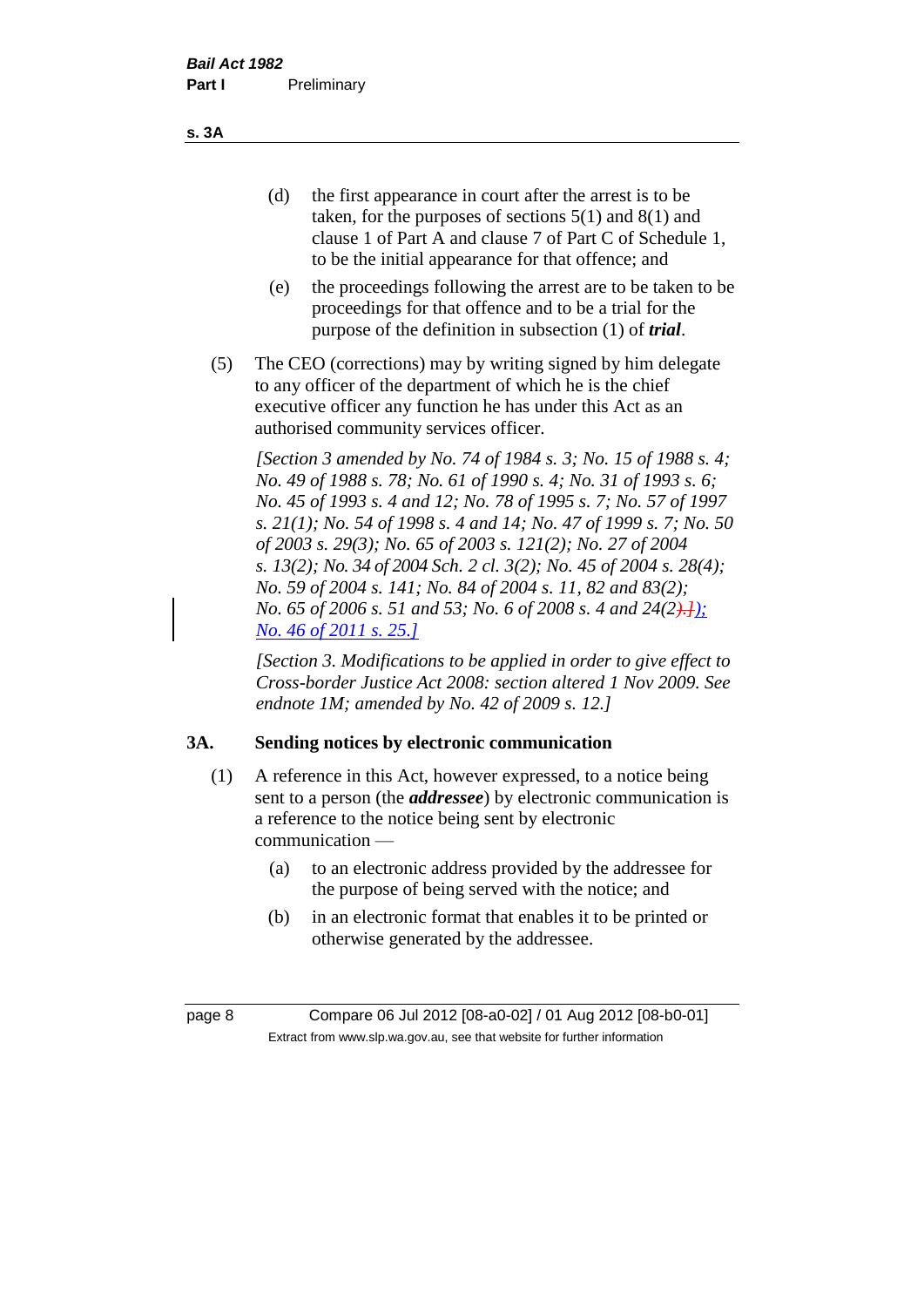(d) the first appearance in court after the arrest is to be taken, for the purposes of sections 5(1) and 8(1) and clause 1 of Part A and clause 7 of Part C of Schedule 1, to be the initial appearance for that offence; and

(e) the proceedings following the arrest are to be taken to be proceedings for that offence and to be a trial for the purpose of the definition in subsection (1) of ***trial***.

(5) The CEO (corrections) may by writing signed by him delegate to any officer of the department of which he is the chief executive officer any function he has under this Act as an authorised community services officer.

*[Section 3 amended by No. 74 of 1984 s. 3; No. 15 of 1988 s. 4; No. 49 of 1988 s. 78; No. 61 of 1990 s. 4; No. 31 of 1993 s. 6; No. 45 of 1993 s. 4 and 12; No. 78 of 1995 s. 7; No. 57 of 1997 s. 21(1); No. 54 of 1998 s. 4 and 14; No. 47 of 1999 s. 7; No. 50 of 2003 s. 29(3); No. 65 of 2003 s. 121(2); No. 27 of 2004 s. 13(2); No. 34 of 2004 Sch. 2 cl. 3(2); No. 45 of 2004 s. 28(4); No. 59 of 2004 s. 141; No. 84 of 2004 s. 11, 82 and 83(2); No. 65 of 2006 s. 51 and 53; No. 6 of 2008 s. 4 and 24(2).]); No. 46 of 2011 s. 25.]*

*[Section 3. Modifications to be applied in order to give effect to Cross-border Justice Act 2008: section altered 1 Nov 2009. See endnote 1M; amended by No. 42 of 2009 s. 12.]*

## 3A. Sending notices by electronic communication

(1) A reference in this Act, however expressed, to a notice being sent to a person (the ***addressee***) by electronic communication is a reference to the notice being sent by electronic communication —

(a) to an electronic address provided by the addressee for the purpose of being served with the notice; and

(b) in an electronic format that enables it to be printed or otherwise generated by the addressee.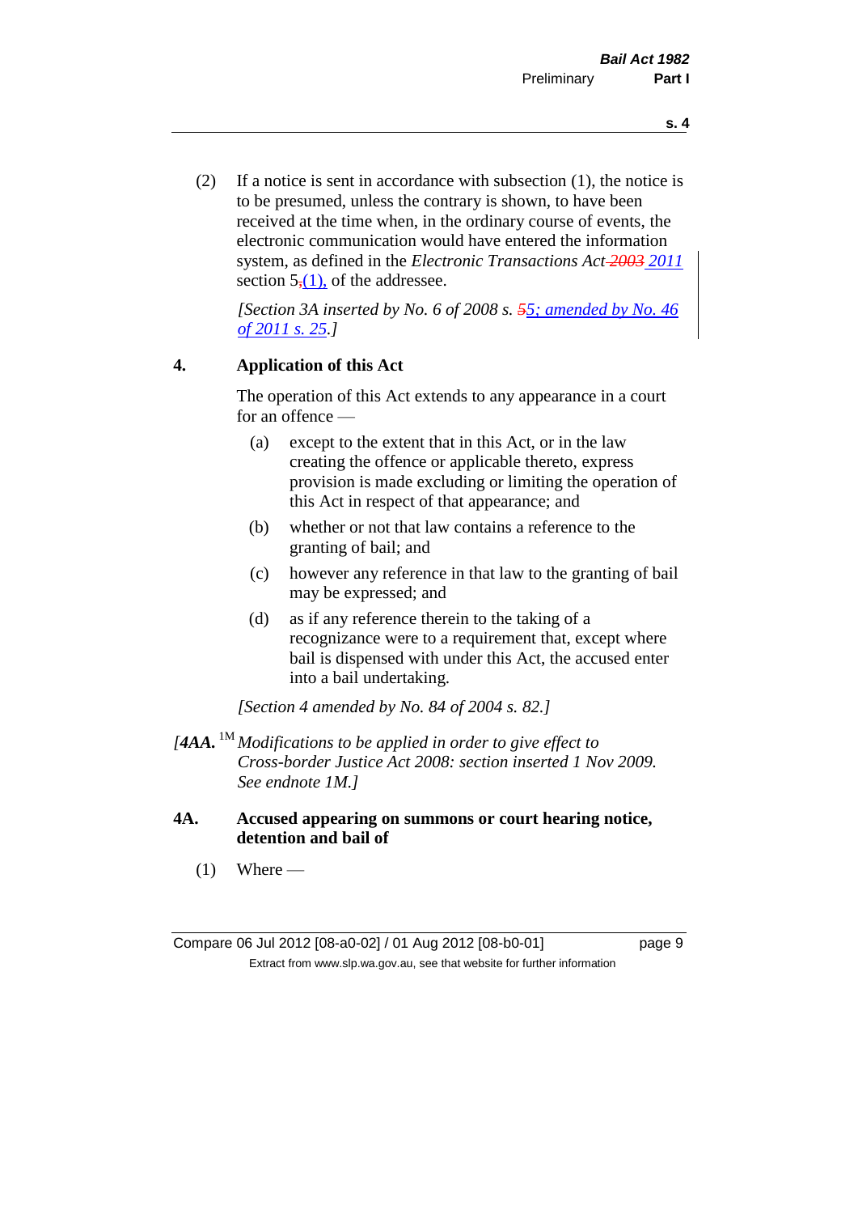(2) If a notice is sent in accordance with subsection (1), the notice is to be presumed, unless the contrary is shown, to have been received at the time when, in the ordinary course of events, the electronic communication would have entered the information system, as defined in the *Electronic Transactions Act* ~~2003~~ 2011 section 5~~,~~(1), of the addressee.

*[Section 3A inserted by No. 6 of 2008 s. ~~5~~5; amended by No. 46 of 2011 s. 25.]*

## 4. Application of this Act

The operation of this Act extends to any appearance in a court for an offence —

(a) except to the extent that in this Act, or in the law creating the offence or applicable thereto, express provision is made excluding or limiting the operation of this Act in respect of that appearance; and

(b) whether or not that law contains a reference to the granting of bail; and

(c) however any reference in that law to the granting of bail may be expressed; and

(d) as if any reference therein to the taking of a recognizance were to a requirement that, except where bail is dispensed with under this Act, the accused enter into a bail undertaking.

*[Section 4 amended by No. 84 of 2004 s. 82.]*

*[**4AA.** [1M] Modifications to be applied in order to give effect to Cross-border Justice Act 2008: section inserted 1 Nov 2009. See endnote 1M.]*

## 4A. Accused appearing on summons or court hearing notice, detention and bail of

(1) Where —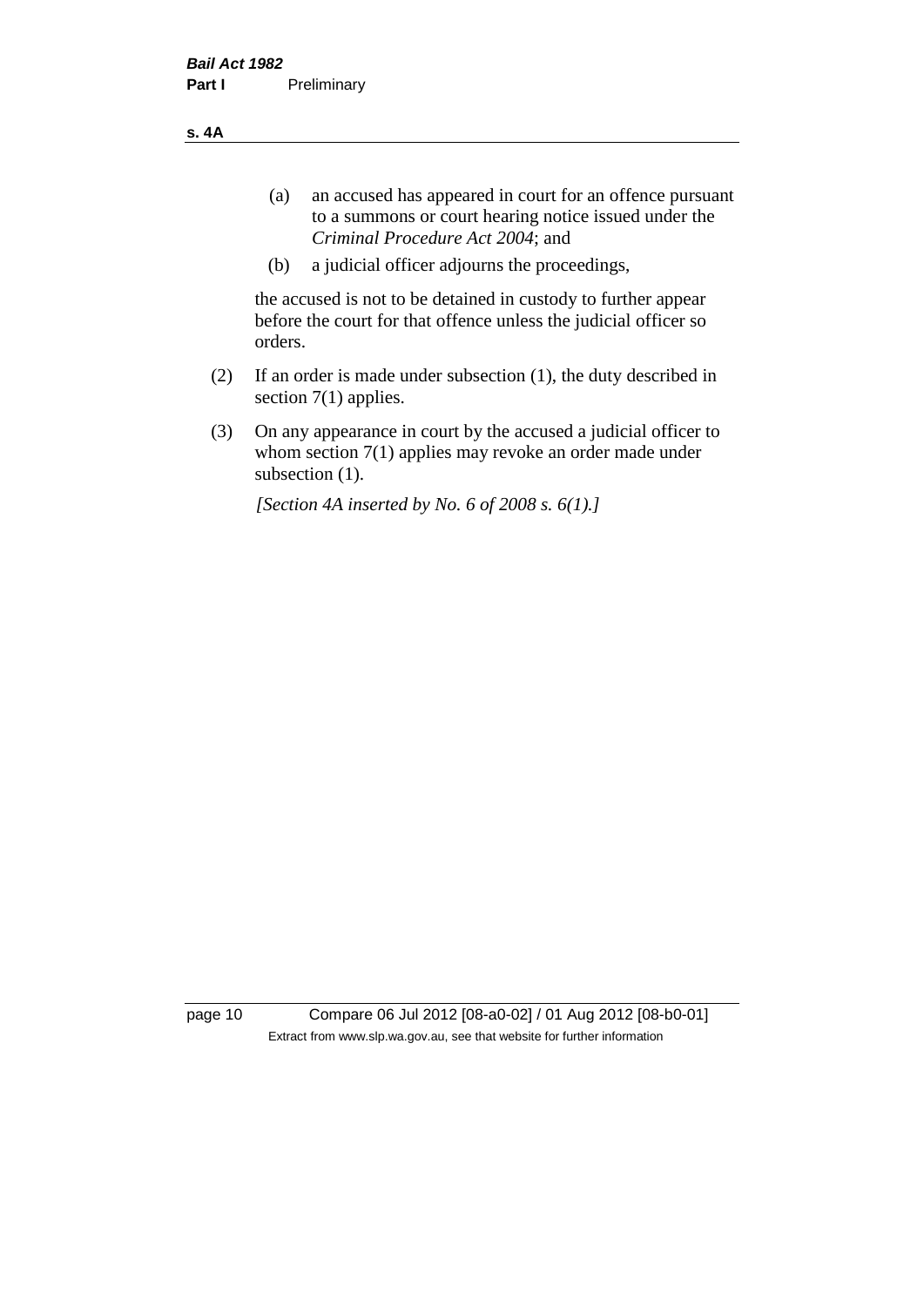(a) an accused has appeared in court for an offence pursuant to a summons or court hearing notice issued under the *Criminal Procedure Act 2004*; and

(b) a judicial officer adjourns the proceedings,

the accused is not to be detained in custody to further appear before the court for that offence unless the judicial officer so orders.

(2) If an order is made under subsection (1), the duty described in section 7(1) applies.

(3) On any appearance in court by the accused a judicial officer to whom section 7(1) applies may revoke an order made under subsection (1).

*[Section 4A inserted by No. 6 of 2008 s. 6(1).]*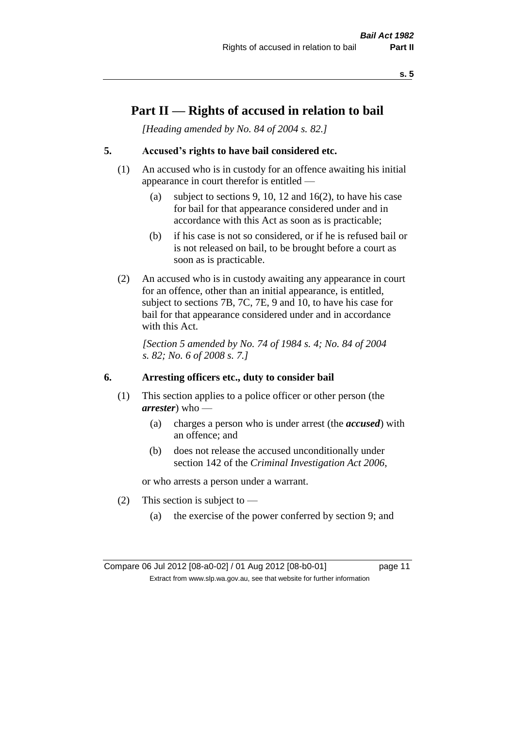# Part II — Rights of accused in relation to bail

*[Heading amended by No. 84 of 2004 s. 82.]*

## 5. Accused's rights to have bail considered etc.

(1) An accused who is in custody for an offence awaiting his initial appearance in court therefor is entitled —

- (a) subject to sections 9, 10, 12 and 16(2), to have his case for bail for that appearance considered under and in accordance with this Act as soon as is practicable;
- (b) if his case is not so considered, or if he is refused bail or is not released on bail, to be brought before a court as soon as is practicable.

(2) An accused who is in custody awaiting any appearance in court for an offence, other than an initial appearance, is entitled, subject to sections 7B, 7C, 7E, 9 and 10, to have his case for bail for that appearance considered under and in accordance with this Act.

*[Section 5 amended by No. 74 of 1984 s. 4; No. 84 of 2004 s. 82; No. 6 of 2008 s. 7.]*

## 6. Arresting officers etc., duty to consider bail

(1) This section applies to a police officer or other person (the ***arrester***) who —

- (a) charges a person who is under arrest (the ***accused***) with an offence; and
- (b) does not release the accused unconditionally under section 142 of the *Criminal Investigation Act 2006*,

or who arrests a person under a warrant.

(2) This section is subject to —

- (a) the exercise of the power conferred by section 9; and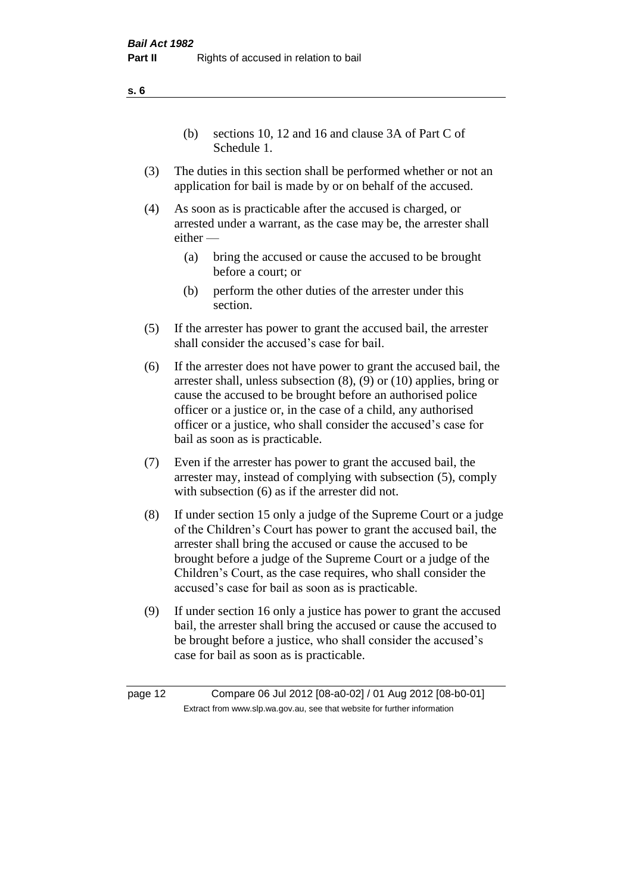(b) sections 10, 12 and 16 and clause 3A of Part C of Schedule 1.

(3) The duties in this section shall be performed whether or not an application for bail is made by or on behalf of the accused.

(4) As soon as is practicable after the accused is charged, or arrested under a warrant, as the case may be, the arrester shall either —

(a) bring the accused or cause the accused to be brought before a court; or

(b) perform the other duties of the arrester under this section.

(5) If the arrester has power to grant the accused bail, the arrester shall consider the accused's case for bail.

(6) If the arrester does not have power to grant the accused bail, the arrester shall, unless subsection (8), (9) or (10) applies, bring or cause the accused to be brought before an authorised police officer or a justice or, in the case of a child, any authorised officer or a justice, who shall consider the accused's case for bail as soon as is practicable.

(7) Even if the arrester has power to grant the accused bail, the arrester may, instead of complying with subsection (5), comply with subsection (6) as if the arrester did not.

(8) If under section 15 only a judge of the Supreme Court or a judge of the Children's Court has power to grant the accused bail, the arrester shall bring the accused or cause the accused to be brought before a judge of the Supreme Court or a judge of the Children's Court, as the case requires, who shall consider the accused's case for bail as soon as is practicable.

(9) If under section 16 only a justice has power to grant the accused bail, the arrester shall bring the accused or cause the accused to be brought before a justice, who shall consider the accused's case for bail as soon as is practicable.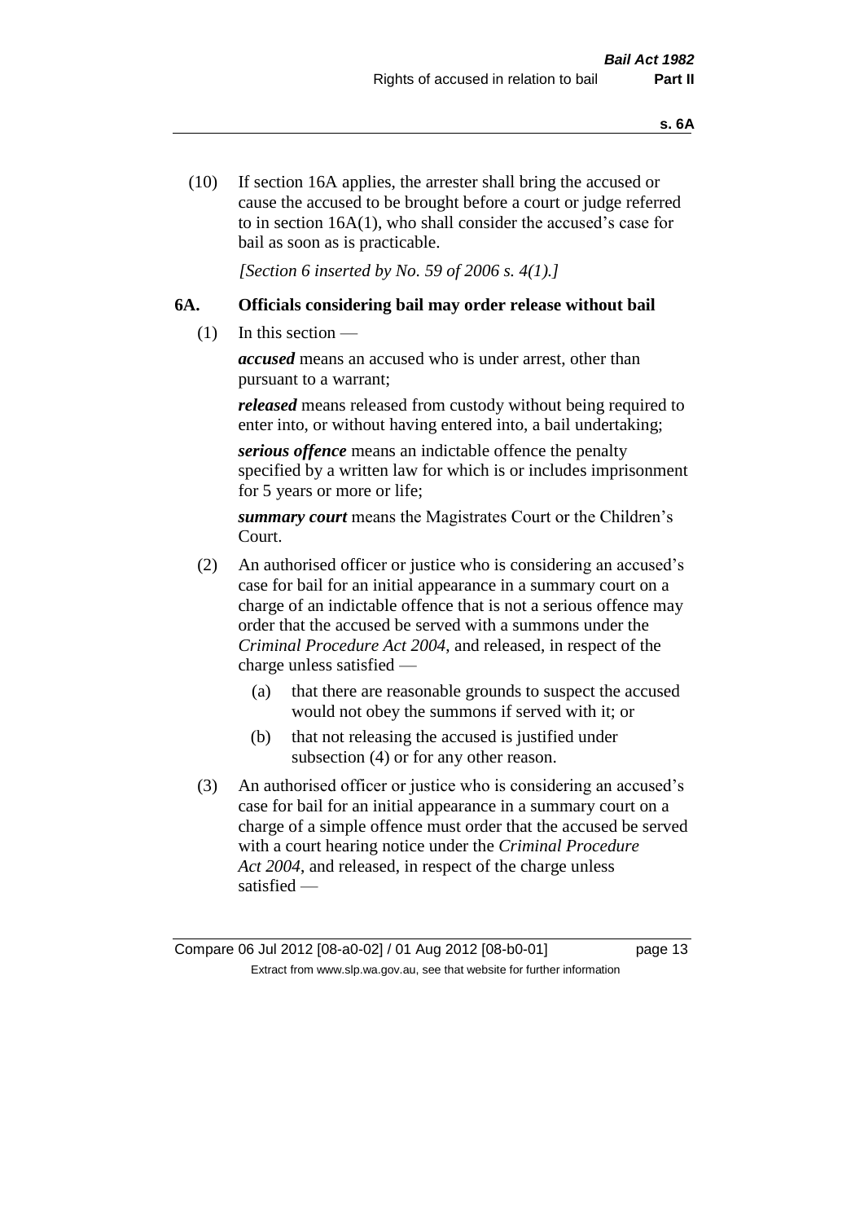(10) If section 16A applies, the arrester shall bring the accused or cause the accused to be brought before a court or judge referred to in section 16A(1), who shall consider the accused's case for bail as soon as is practicable.

*[Section 6 inserted by No. 59 of 2006 s. 4(1).]*

## 6A. Officials considering bail may order release without bail

(1) In this section —

***accused*** means an accused who is under arrest, other than pursuant to a warrant;

***released*** means released from custody without being required to enter into, or without having entered into, a bail undertaking;

***serious offence*** means an indictable offence the penalty specified by a written law for which is or includes imprisonment for 5 years or more or life;

***summary court*** means the Magistrates Court or the Children's Court.

(2) An authorised officer or justice who is considering an accused's case for bail for an initial appearance in a summary court on a charge of an indictable offence that is not a serious offence may order that the accused be served with a summons under the *Criminal Procedure Act 2004*, and released, in respect of the charge unless satisfied —

- (a) that there are reasonable grounds to suspect the accused would not obey the summons if served with it; or
- (b) that not releasing the accused is justified under subsection (4) or for any other reason.

(3) An authorised officer or justice who is considering an accused's case for bail for an initial appearance in a summary court on a charge of a simple offence must order that the accused be served with a court hearing notice under the *Criminal Procedure Act 2004*, and released, in respect of the charge unless satisfied —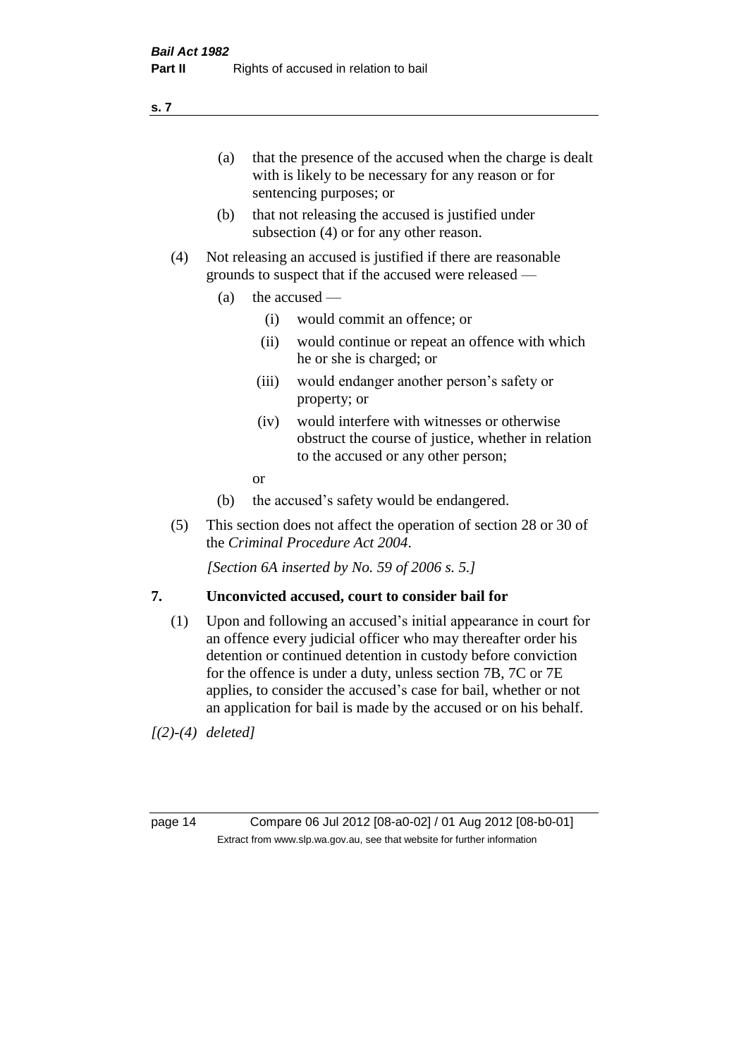(a) that the presence of the accused when the charge is dealt with is likely to be necessary for any reason or for sentencing purposes; or

(b) that not releasing the accused is justified under subsection (4) or for any other reason.

(4) Not releasing an accused is justified if there are reasonable grounds to suspect that if the accused were released —

(a) the accused —

(i) would commit an offence; or

(ii) would continue or repeat an offence with which he or she is charged; or

(iii) would endanger another person's safety or property; or

(iv) would interfere with witnesses or otherwise obstruct the course of justice, whether in relation to the accused or any other person;

or

(b) the accused's safety would be endangered.

(5) This section does not affect the operation of section 28 or 30 of the *Criminal Procedure Act 2004*.

*[Section 6A inserted by No. 59 of 2006 s. 5.]*

## 7. Unconvicted accused, court to consider bail for

(1) Upon and following an accused's initial appearance in court for an offence every judicial officer who may thereafter order his detention or continued detention in custody before conviction for the offence is under a duty, unless section 7B, 7C or 7E applies, to consider the accused's case for bail, whether or not an application for bail is made by the accused or on his behalf.

*[(2)-(4) deleted]*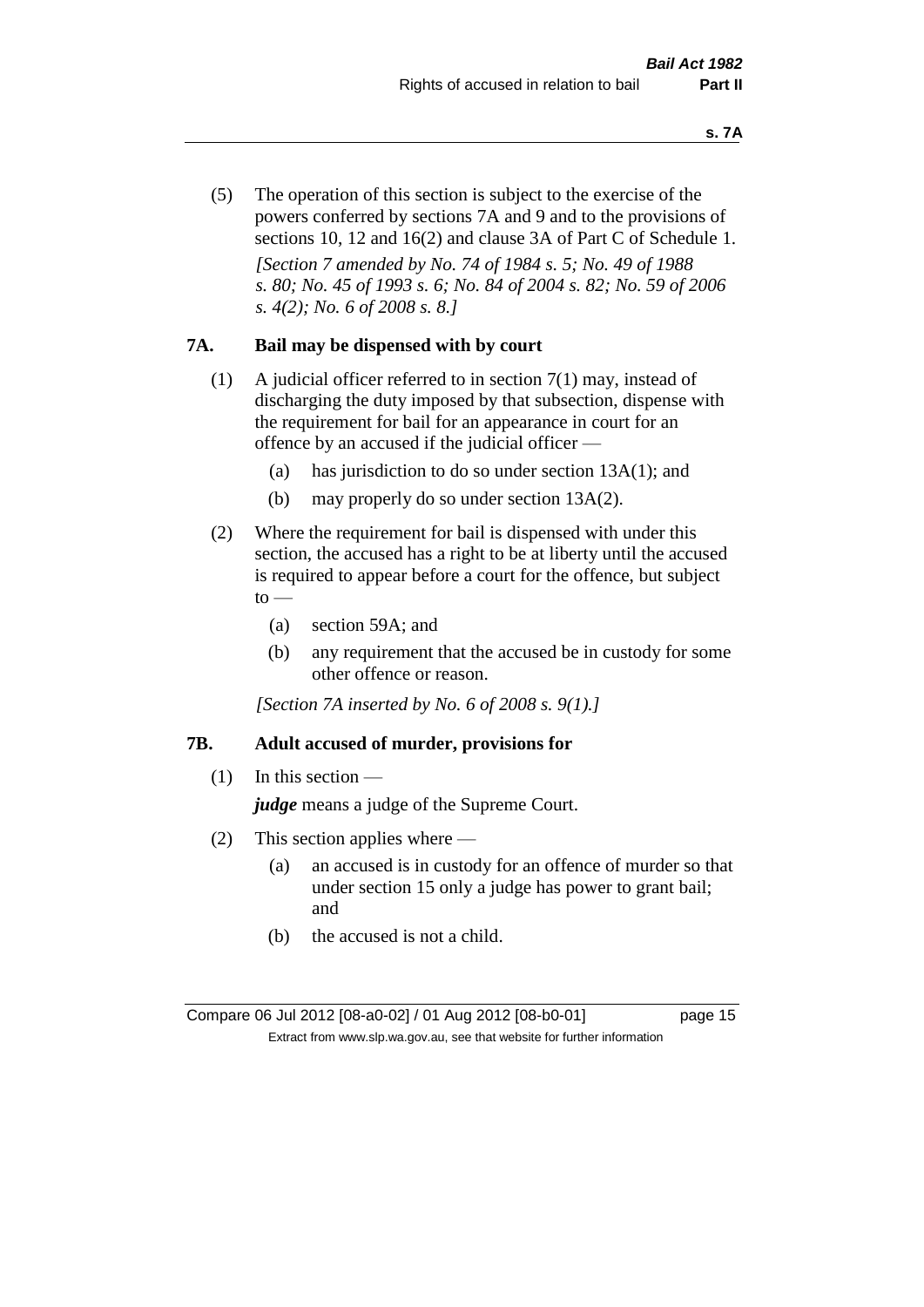(5) The operation of this section is subject to the exercise of the powers conferred by sections 7A and 9 and to the provisions of sections 10, 12 and 16(2) and clause 3A of Part C of Schedule 1.

*[Section 7 amended by No. 74 of 1984 s. 5; No. 49 of 1988 s. 80; No. 45 of 1993 s. 6; No. 84 of 2004 s. 82; No. 59 of 2006 s. 4(2); No. 6 of 2008 s. 8.]*

### 7A. Bail may be dispensed with by court

(1) A judicial officer referred to in section 7(1) may, instead of discharging the duty imposed by that subsection, dispense with the requirement for bail for an appearance in court for an offence by an accused if the judicial officer —

  (a) has jurisdiction to do so under section 13A(1); and

  (b) may properly do so under section 13A(2).

(2) Where the requirement for bail is dispensed with under this section, the accused has a right to be at liberty until the accused is required to appear before a court for the offence, but subject to —

  (a) section 59A; and

  (b) any requirement that the accused be in custody for some other offence or reason.

*[Section 7A inserted by No. 6 of 2008 s. 9(1).]*

### 7B. Adult accused of murder, provisions for

(1) In this section —

***judge*** means a judge of the Supreme Court.

(2) This section applies where —

  (a) an accused is in custody for an offence of murder so that under section 15 only a judge has power to grant bail; and

  (b) the accused is not a child.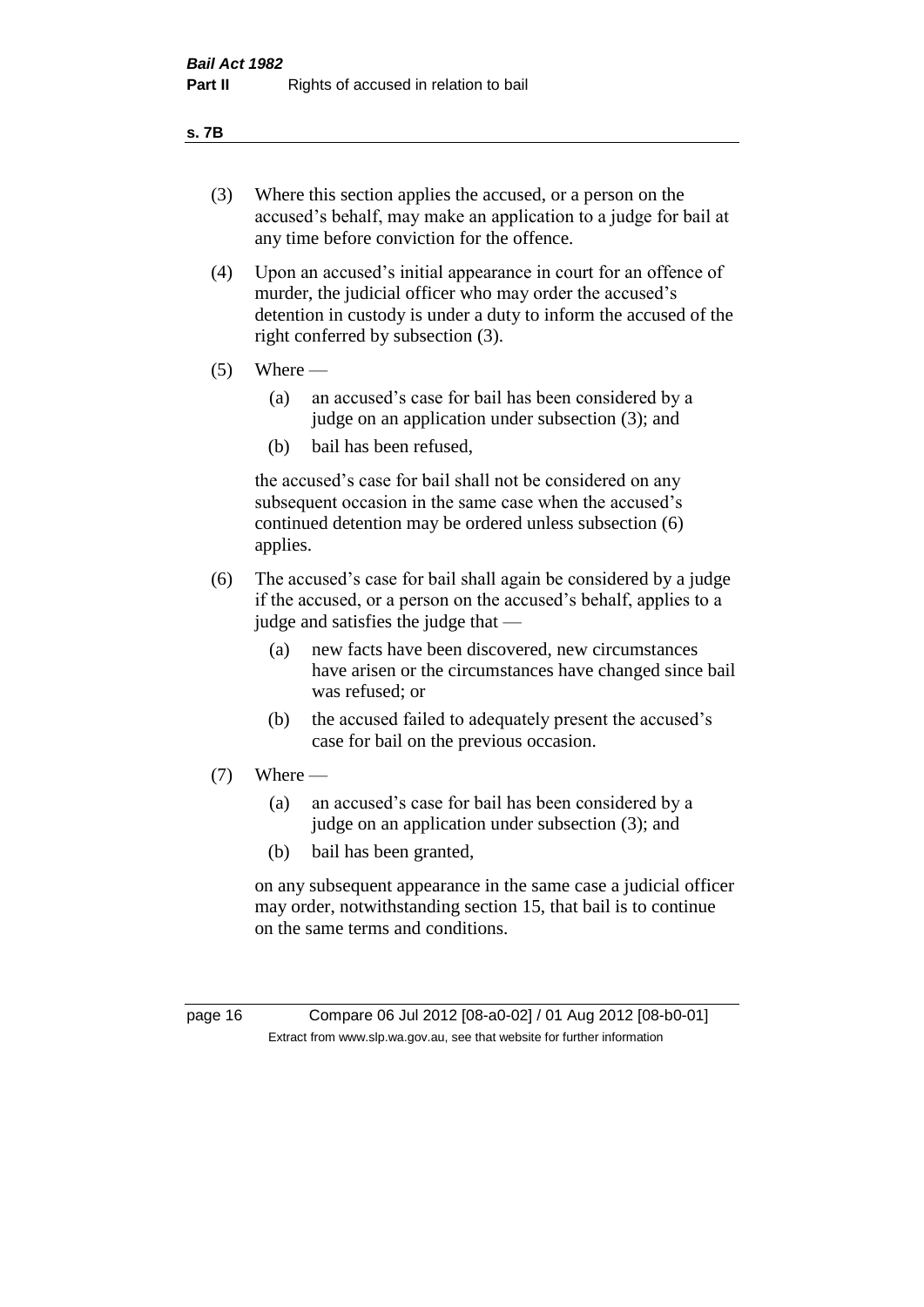(3) Where this section applies the accused, or a person on the accused's behalf, may make an application to a judge for bail at any time before conviction for the offence.

(4) Upon an accused's initial appearance in court for an offence of murder, the judicial officer who may order the accused's detention in custody is under a duty to inform the accused of the right conferred by subsection (3).

(5) Where —

  (a) an accused's case for bail has been considered by a judge on an application under subsection (3); and

  (b) bail has been refused,

  the accused's case for bail shall not be considered on any subsequent occasion in the same case when the accused's continued detention may be ordered unless subsection (6) applies.

(6) The accused's case for bail shall again be considered by a judge if the accused, or a person on the accused's behalf, applies to a judge and satisfies the judge that —

  (a) new facts have been discovered, new circumstances have arisen or the circumstances have changed since bail was refused; or

  (b) the accused failed to adequately present the accused's case for bail on the previous occasion.

(7) Where —

  (a) an accused's case for bail has been considered by a judge on an application under subsection (3); and

  (b) bail has been granted,

  on any subsequent appearance in the same case a judicial officer may order, notwithstanding section 15, that bail is to continue on the same terms and conditions.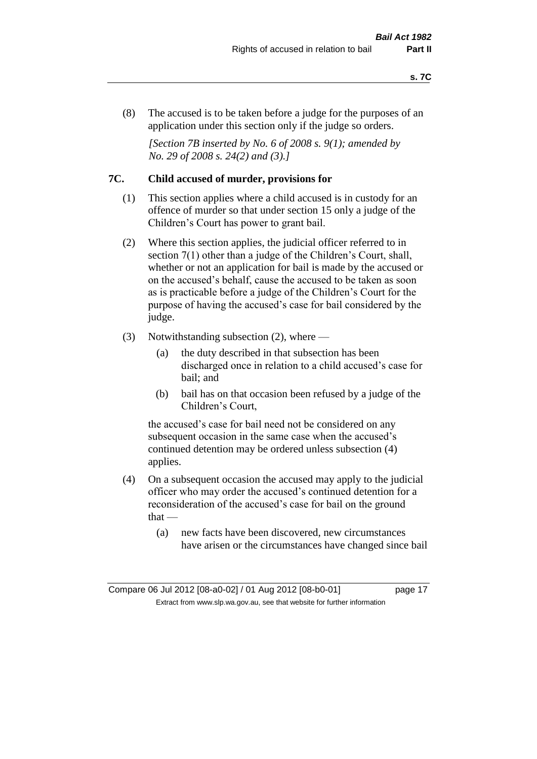(8) The accused is to be taken before a judge for the purposes of an application under this section only if the judge so orders.

*[Section 7B inserted by No. 6 of 2008 s. 9(1); amended by No. 29 of 2008 s. 24(2) and (3).]*

## 7C. Child accused of murder, provisions for

(1) This section applies where a child accused is in custody for an offence of murder so that under section 15 only a judge of the Children's Court has power to grant bail.

(2) Where this section applies, the judicial officer referred to in section 7(1) other than a judge of the Children's Court, shall, whether or not an application for bail is made by the accused or on the accused's behalf, cause the accused to be taken as soon as is practicable before a judge of the Children's Court for the purpose of having the accused's case for bail considered by the judge.

(3) Notwithstanding subsection (2), where —

- (a) the duty described in that subsection has been discharged once in relation to a child accused's case for bail; and
- (b) bail has on that occasion been refused by a judge of the Children's Court,

the accused's case for bail need not be considered on any subsequent occasion in the same case when the accused's continued detention may be ordered unless subsection (4) applies.

(4) On a subsequent occasion the accused may apply to the judicial officer who may order the accused's continued detention for a reconsideration of the accused's case for bail on the ground that —

- (a) new facts have been discovered, new circumstances have arisen or the circumstances have changed since bail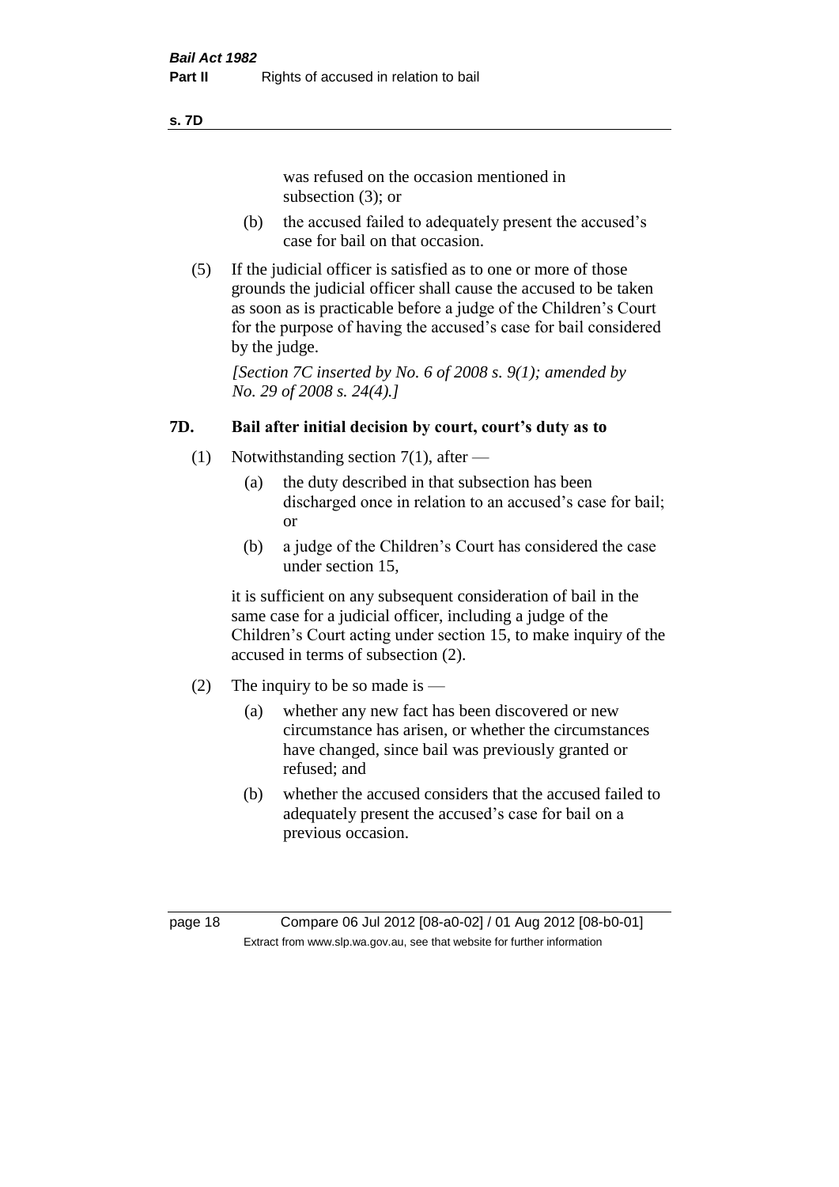was refused on the occasion mentioned in subsection (3); or

(b) the accused failed to adequately present the accused's case for bail on that occasion.

(5) If the judicial officer is satisfied as to one or more of those grounds the judicial officer shall cause the accused to be taken as soon as is practicable before a judge of the Children's Court for the purpose of having the accused's case for bail considered by the judge.

*[Section 7C inserted by No. 6 of 2008 s. 9(1); amended by No. 29 of 2008 s. 24(4).]*

### 7D. Bail after initial decision by court, court's duty as to

(1) Notwithstanding section 7(1), after —

(a) the duty described in that subsection has been discharged once in relation to an accused's case for bail; or

(b) a judge of the Children's Court has considered the case under section 15,

it is sufficient on any subsequent consideration of bail in the same case for a judicial officer, including a judge of the Children's Court acting under section 15, to make inquiry of the accused in terms of subsection (2).

(2) The inquiry to be so made is —

(a) whether any new fact has been discovered or new circumstance has arisen, or whether the circumstances have changed, since bail was previously granted or refused; and

(b) whether the accused considers that the accused failed to adequately present the accused's case for bail on a previous occasion.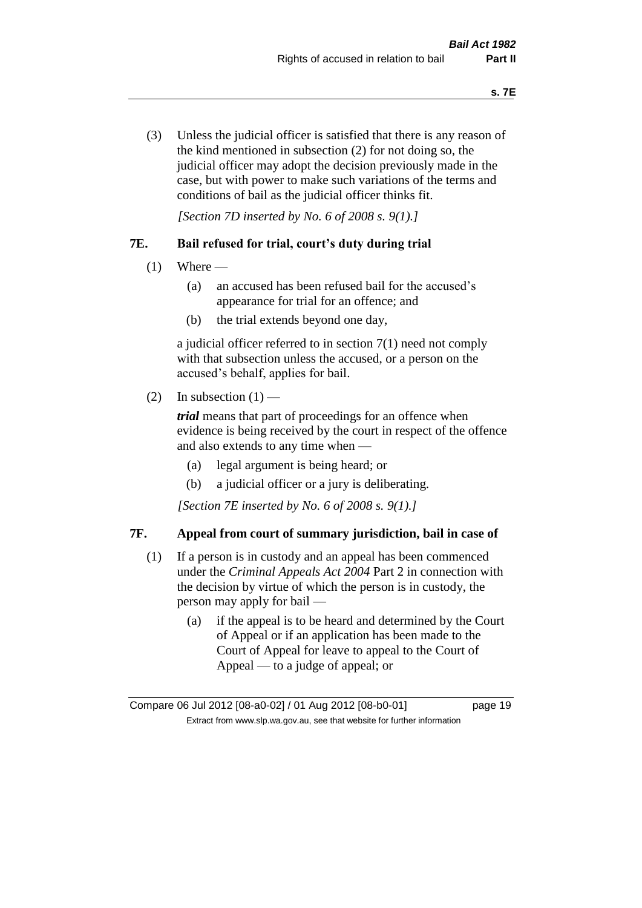(3) Unless the judicial officer is satisfied that there is any reason of the kind mentioned in subsection (2) for not doing so, the judicial officer may adopt the decision previously made in the case, but with power to make such variations of the terms and conditions of bail as the judicial officer thinks fit.

*[Section 7D inserted by No. 6 of 2008 s. 9(1).]*

## 7E. Bail refused for trial, court's duty during trial

(1) Where —

- (a) an accused has been refused bail for the accused's appearance for trial for an offence; and
- (b) the trial extends beyond one day,

a judicial officer referred to in section 7(1) need not comply with that subsection unless the accused, or a person on the accused's behalf, applies for bail.

(2) In subsection (1) —

***trial*** means that part of proceedings for an offence when evidence is being received by the court in respect of the offence and also extends to any time when —

- (a) legal argument is being heard; or
- (b) a judicial officer or a jury is deliberating.

*[Section 7E inserted by No. 6 of 2008 s. 9(1).]*

## 7F. Appeal from court of summary jurisdiction, bail in case of

(1) If a person is in custody and an appeal has been commenced under the *Criminal Appeals Act 2004* Part 2 in connection with the decision by virtue of which the person is in custody, the person may apply for bail —

- (a) if the appeal is to be heard and determined by the Court of Appeal or if an application has been made to the Court of Appeal for leave to appeal to the Court of Appeal — to a judge of appeal; or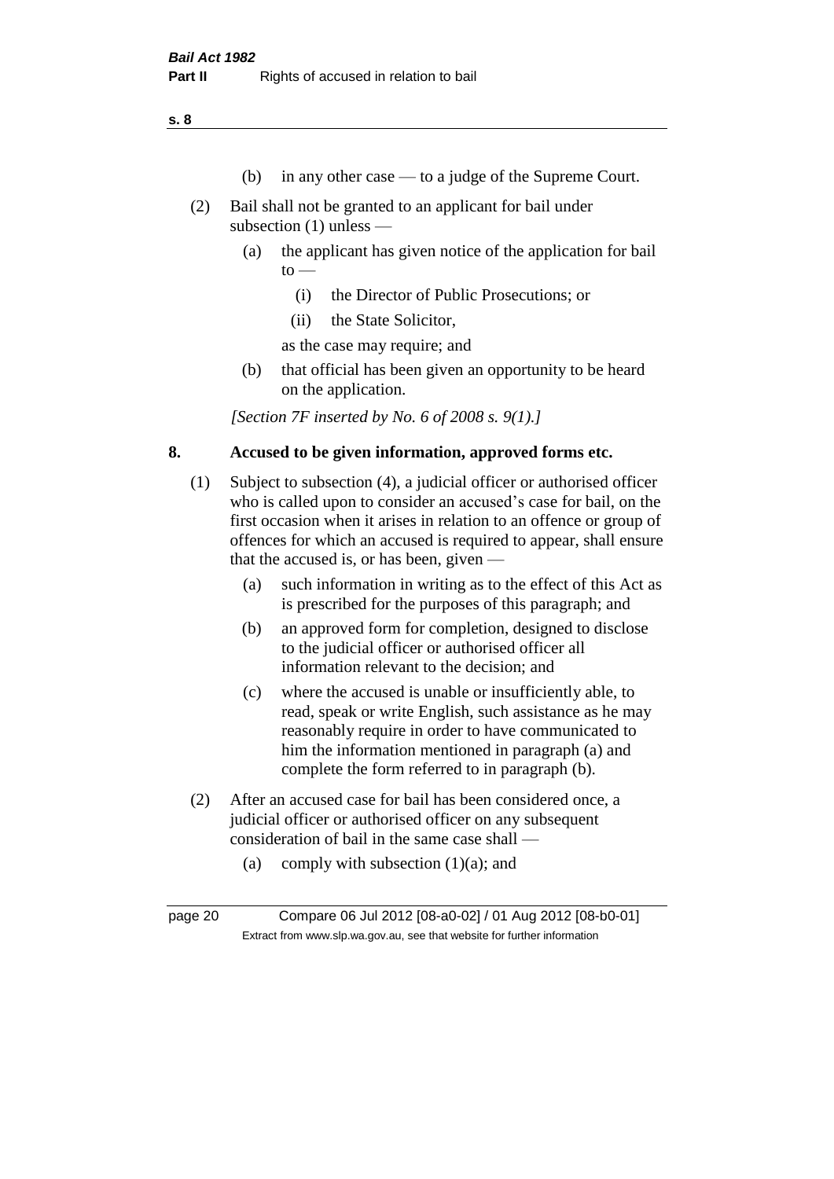(b) in any other case — to a judge of the Supreme Court.

(2) Bail shall not be granted to an applicant for bail under subsection (1) unless —

(a) the applicant has given notice of the application for bail to —

(i) the Director of Public Prosecutions; or

(ii) the State Solicitor,

as the case may require; and

(b) that official has been given an opportunity to be heard on the application.

*[Section 7F inserted by No. 6 of 2008 s. 9(1).]*

## 8. Accused to be given information, approved forms etc.

(1) Subject to subsection (4), a judicial officer or authorised officer who is called upon to consider an accused's case for bail, on the first occasion when it arises in relation to an offence or group of offences for which an accused is required to appear, shall ensure that the accused is, or has been, given —

(a) such information in writing as to the effect of this Act as is prescribed for the purposes of this paragraph; and

(b) an approved form for completion, designed to disclose to the judicial officer or authorised officer all information relevant to the decision; and

(c) where the accused is unable or insufficiently able, to read, speak or write English, such assistance as he may reasonably require in order to have communicated to him the information mentioned in paragraph (a) and complete the form referred to in paragraph (b).

(2) After an accused case for bail has been considered once, a judicial officer or authorised officer on any subsequent consideration of bail in the same case shall —

(a) comply with subsection (1)(a); and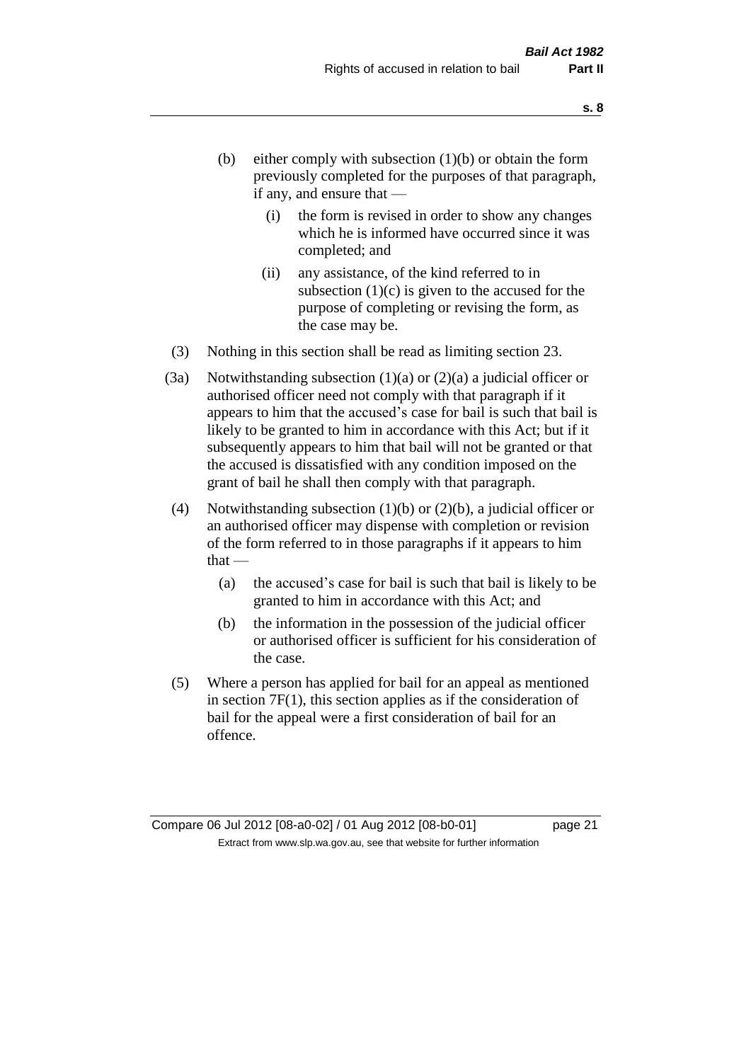(b) either comply with subsection (1)(b) or obtain the form previously completed for the purposes of that paragraph, if any, and ensure that —

  (i) the form is revised in order to show any changes which he is informed have occurred since it was completed; and

  (ii) any assistance, of the kind referred to in subsection (1)(c) is given to the accused for the purpose of completing or revising the form, as the case may be.

(3) Nothing in this section shall be read as limiting section 23.

(3a) Notwithstanding subsection (1)(a) or (2)(a) a judicial officer or authorised officer need not comply with that paragraph if it appears to him that the accused's case for bail is such that bail is likely to be granted to him in accordance with this Act; but if it subsequently appears to him that bail will not be granted or that the accused is dissatisfied with any condition imposed on the grant of bail he shall then comply with that paragraph.

(4) Notwithstanding subsection (1)(b) or (2)(b), a judicial officer or an authorised officer may dispense with completion or revision of the form referred to in those paragraphs if it appears to him that —

  (a) the accused's case for bail is such that bail is likely to be granted to him in accordance with this Act; and

  (b) the information in the possession of the judicial officer or authorised officer is sufficient for his consideration of the case.

(5) Where a person has applied for bail for an appeal as mentioned in section 7F(1), this section applies as if the consideration of bail for the appeal were a first consideration of bail for an offence.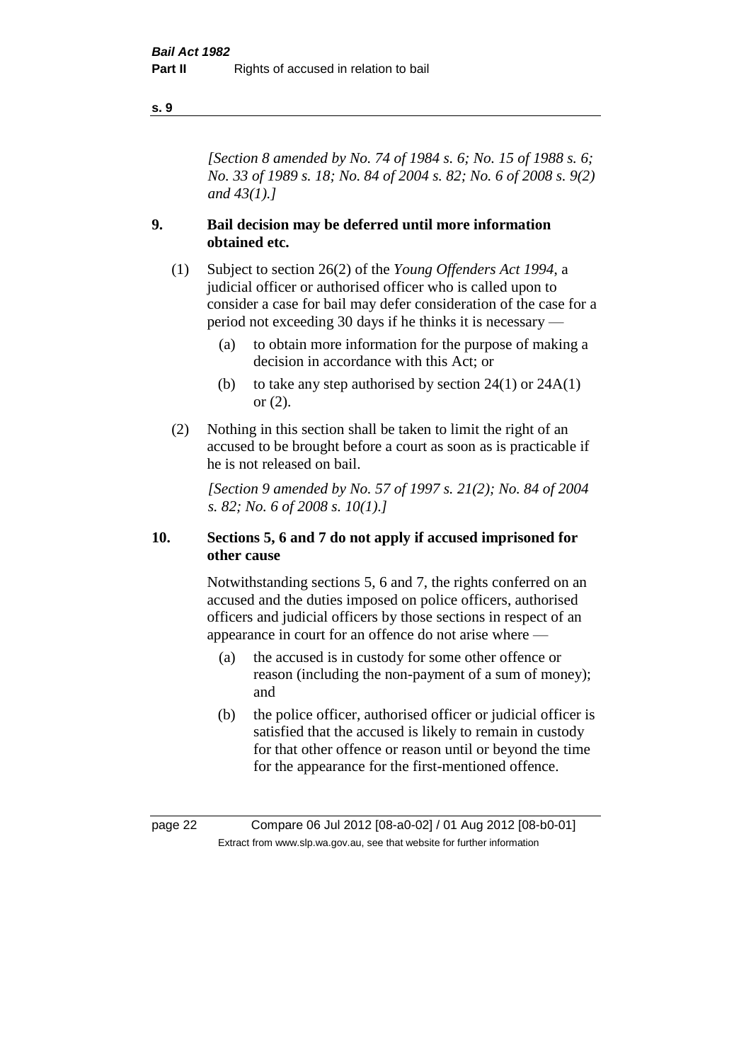*[Section 8 amended by No. 74 of 1984 s. 6; No. 15 of 1988 s. 6; No. 33 of 1989 s. 18; No. 84 of 2004 s. 82; No. 6 of 2008 s. 9(2) and 43(1).]*

## 9. Bail decision may be deferred until more information obtained etc.

(1) Subject to section 26(2) of the *Young Offenders Act 1994*, a judicial officer or authorised officer who is called upon to consider a case for bail may defer consideration of the case for a period not exceeding 30 days if he thinks it is necessary —

- (a) to obtain more information for the purpose of making a decision in accordance with this Act; or
- (b) to take any step authorised by section 24(1) or 24A(1) or (2).

(2) Nothing in this section shall be taken to limit the right of an accused to be brought before a court as soon as is practicable if he is not released on bail.

*[Section 9 amended by No. 57 of 1997 s. 21(2); No. 84 of 2004 s. 82; No. 6 of 2008 s. 10(1).]*

## 10. Sections 5, 6 and 7 do not apply if accused imprisoned for other cause

Notwithstanding sections 5, 6 and 7, the rights conferred on an accused and the duties imposed on police officers, authorised officers and judicial officers by those sections in respect of an appearance in court for an offence do not arise where —

- (a) the accused is in custody for some other offence or reason (including the non-payment of a sum of money); and
- (b) the police officer, authorised officer or judicial officer is satisfied that the accused is likely to remain in custody for that other offence or reason until or beyond the time for the appearance for the first-mentioned offence.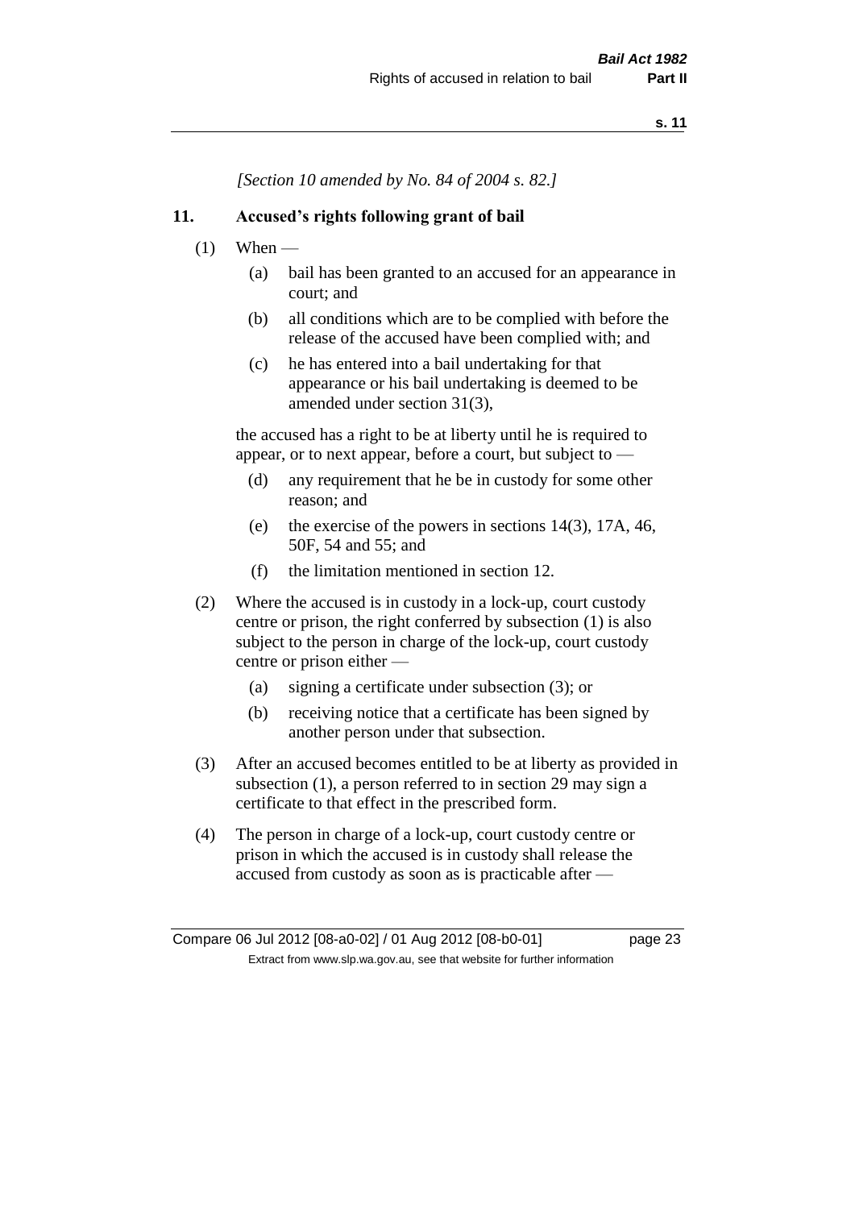*[Section 10 amended by No. 84 of 2004 s. 82.]*

## 11. Accused's rights following grant of bail

(1) When —

- (a) bail has been granted to an accused for an appearance in court; and
- (b) all conditions which are to be complied with before the release of the accused have been complied with; and
- (c) he has entered into a bail undertaking for that appearance or his bail undertaking is deemed to be amended under section 31(3),

the accused has a right to be at liberty until he is required to appear, or to next appear, before a court, but subject to —

- (d) any requirement that he be in custody for some other reason; and
- (e) the exercise of the powers in sections 14(3), 17A, 46, 50F, 54 and 55; and
- (f) the limitation mentioned in section 12.

(2) Where the accused is in custody in a lock-up, court custody centre or prison, the right conferred by subsection (1) is also subject to the person in charge of the lock-up, court custody centre or prison either —

- (a) signing a certificate under subsection (3); or
- (b) receiving notice that a certificate has been signed by another person under that subsection.

(3) After an accused becomes entitled to be at liberty as provided in subsection (1), a person referred to in section 29 may sign a certificate to that effect in the prescribed form.

(4) The person in charge of a lock-up, court custody centre or prison in which the accused is in custody shall release the accused from custody as soon as is practicable after —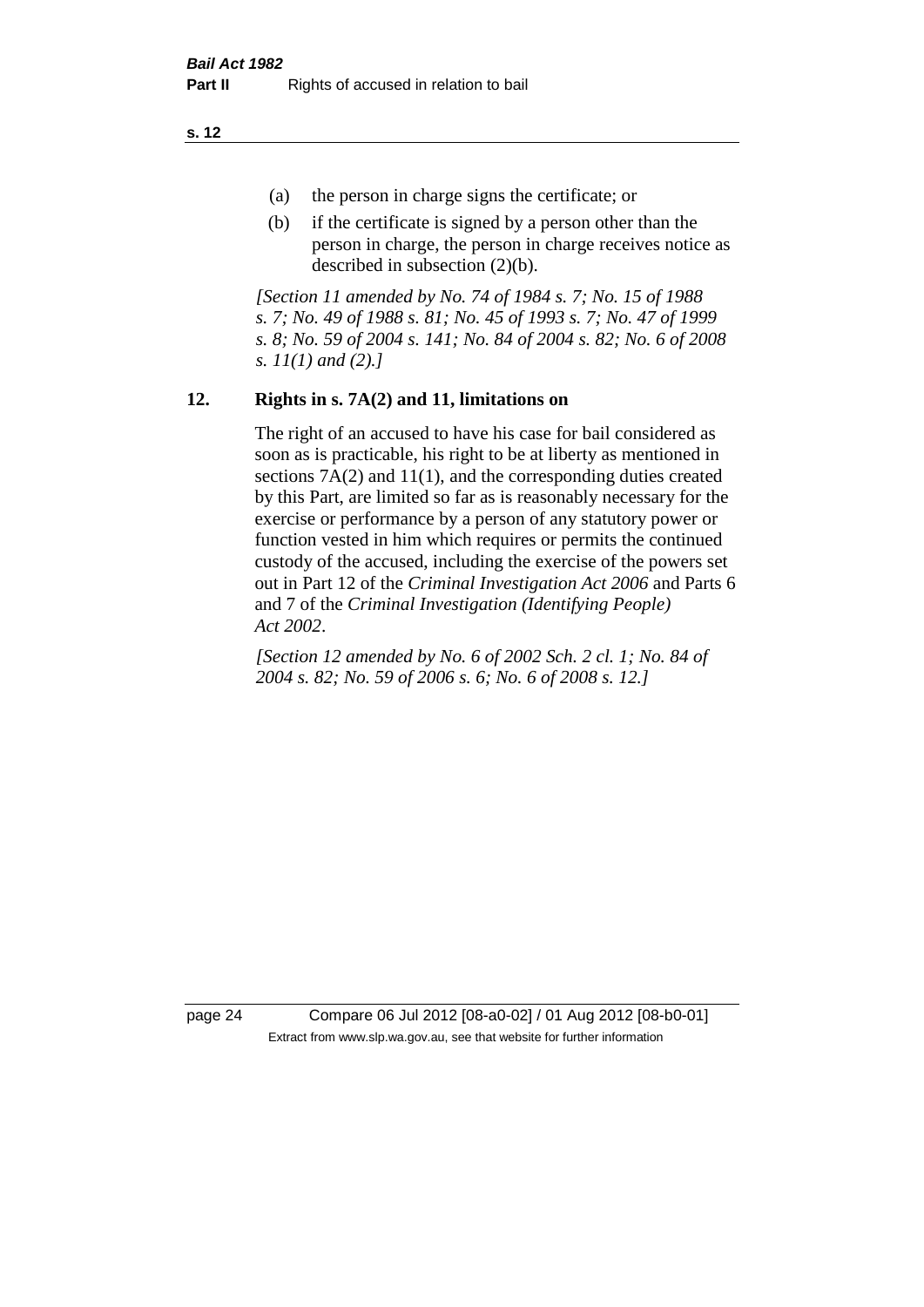(a) the person in charge signs the certificate; or

(b) if the certificate is signed by a person other than the person in charge, the person in charge receives notice as described in subsection (2)(b).

*[Section 11 amended by No. 74 of 1984 s. 7; No. 15 of 1988 s. 7; No. 49 of 1988 s. 81; No. 45 of 1993 s. 7; No. 47 of 1999 s. 8; No. 59 of 2004 s. 141; No. 84 of 2004 s. 82; No. 6 of 2008 s. 11(1) and (2).]*

## 12. Rights in s. 7A(2) and 11, limitations on

The right of an accused to have his case for bail considered as soon as is practicable, his right to be at liberty as mentioned in sections 7A(2) and 11(1), and the corresponding duties created by this Part, are limited so far as is reasonably necessary for the exercise or performance by a person of any statutory power or function vested in him which requires or permits the continued custody of the accused, including the exercise of the powers set out in Part 12 of the *Criminal Investigation Act 2006* and Parts 6 and 7 of the *Criminal Investigation (Identifying People) Act 2002*.

*[Section 12 amended by No. 6 of 2002 Sch. 2 cl. 1; No. 84 of 2004 s. 82; No. 59 of 2006 s. 6; No. 6 of 2008 s. 12.]*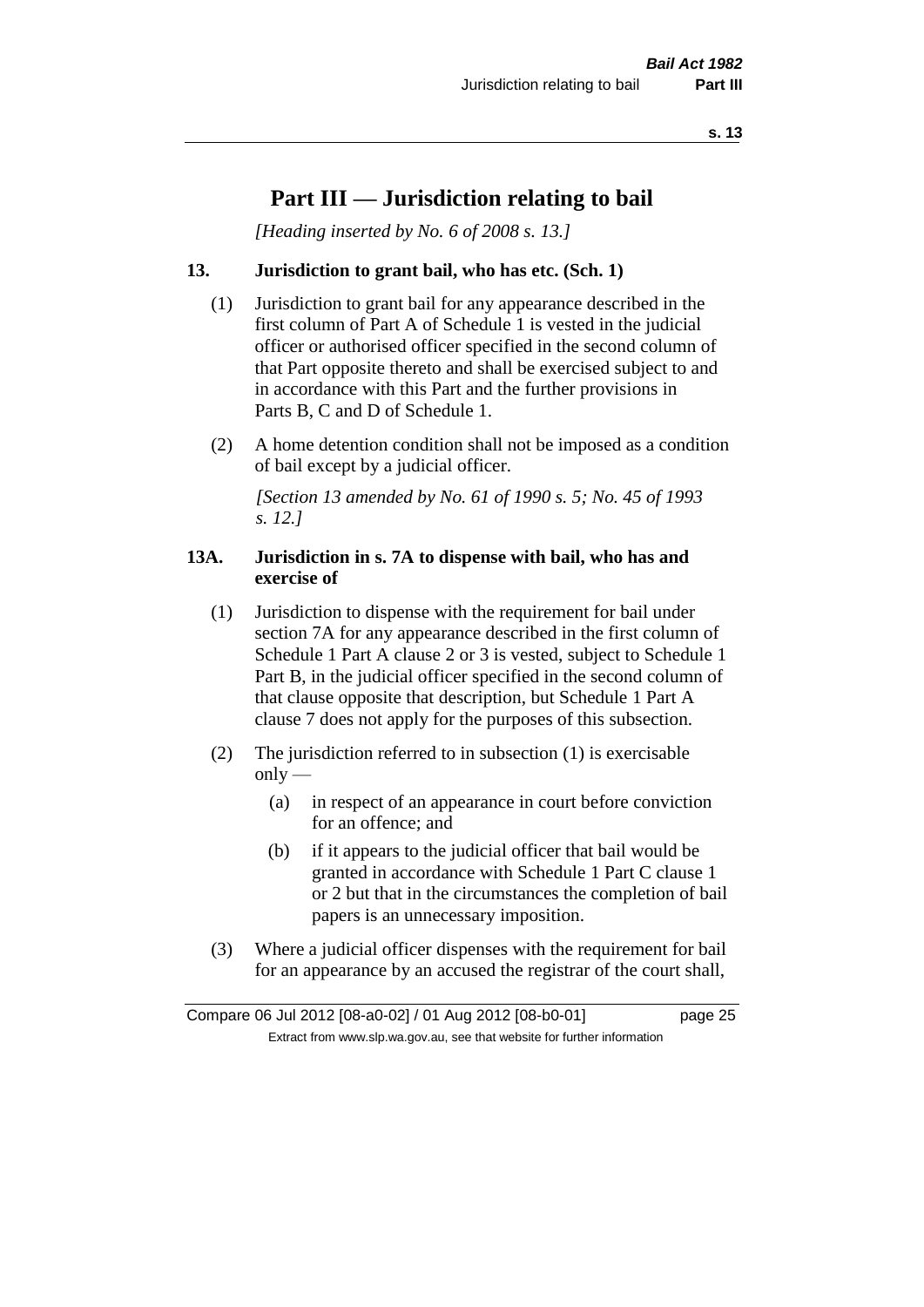# Part III — Jurisdiction relating to bail

*[Heading inserted by No. 6 of 2008 s. 13.]*

### 13. Jurisdiction to grant bail, who has etc. (Sch. 1)

(1) Jurisdiction to grant bail for any appearance described in the first column of Part A of Schedule 1 is vested in the judicial officer or authorised officer specified in the second column of that Part opposite thereto and shall be exercised subject to and in accordance with this Part and the further provisions in Parts B, C and D of Schedule 1.

(2) A home detention condition shall not be imposed as a condition of bail except by a judicial officer.

*[Section 13 amended by No. 61 of 1990 s. 5; No. 45 of 1993 s. 12.]*

### 13A. Jurisdiction in s. 7A to dispense with bail, who has and exercise of

(1) Jurisdiction to dispense with the requirement for bail under section 7A for any appearance described in the first column of Schedule 1 Part A clause 2 or 3 is vested, subject to Schedule 1 Part B, in the judicial officer specified in the second column of that clause opposite that description, but Schedule 1 Part A clause 7 does not apply for the purposes of this subsection.

(2) The jurisdiction referred to in subsection (1) is exercisable only —

- (a) in respect of an appearance in court before conviction for an offence; and
- (b) if it appears to the judicial officer that bail would be granted in accordance with Schedule 1 Part C clause 1 or 2 but that in the circumstances the completion of bail papers is an unnecessary imposition.

(3) Where a judicial officer dispenses with the requirement for bail for an appearance by an accused the registrar of the court shall,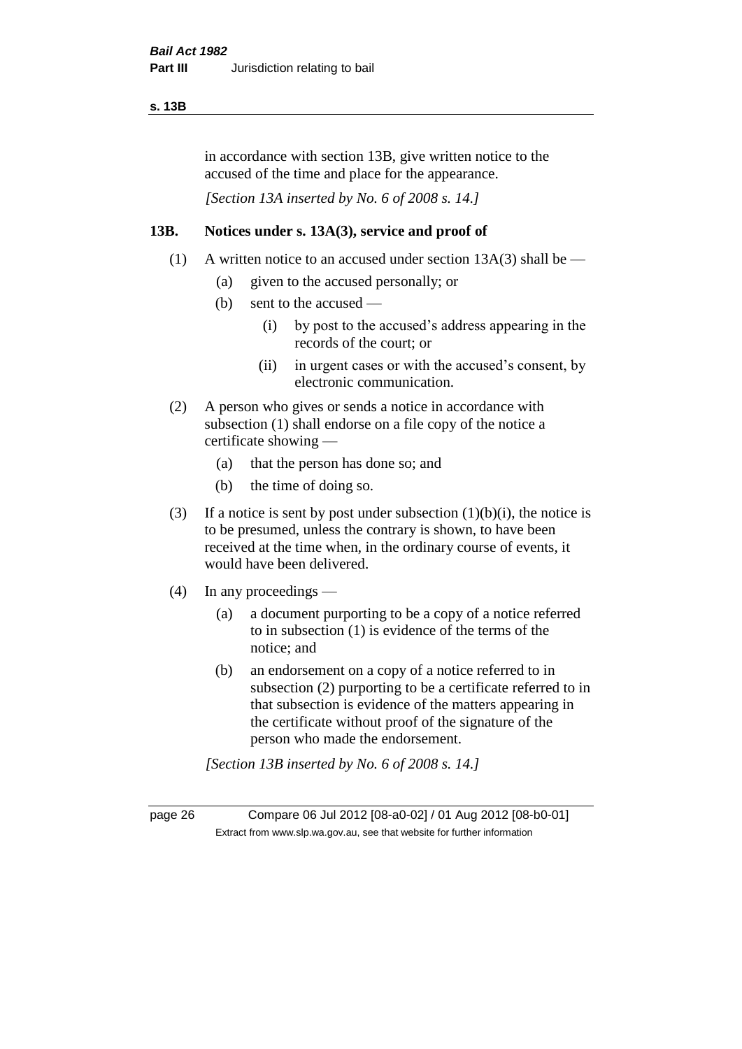in accordance with section 13B, give written notice to the accused of the time and place for the appearance.

*[Section 13A inserted by No. 6 of 2008 s. 14.]*

### 13B. Notices under s. 13A(3), service and proof of

(1) A written notice to an accused under section 13A(3) shall be —

  (a) given to the accused personally; or

  (b) sent to the accused —

    (i) by post to the accused's address appearing in the records of the court; or

    (ii) in urgent cases or with the accused's consent, by electronic communication.

(2) A person who gives or sends a notice in accordance with subsection (1) shall endorse on a file copy of the notice a certificate showing —

  (a) that the person has done so; and

  (b) the time of doing so.

(3) If a notice is sent by post under subsection (1)(b)(i), the notice is to be presumed, unless the contrary is shown, to have been received at the time when, in the ordinary course of events, it would have been delivered.

(4) In any proceedings —

  (a) a document purporting to be a copy of a notice referred to in subsection (1) is evidence of the terms of the notice; and

  (b) an endorsement on a copy of a notice referred to in subsection (2) purporting to be a certificate referred to in that subsection is evidence of the matters appearing in the certificate without proof of the signature of the person who made the endorsement.

*[Section 13B inserted by No. 6 of 2008 s. 14.]*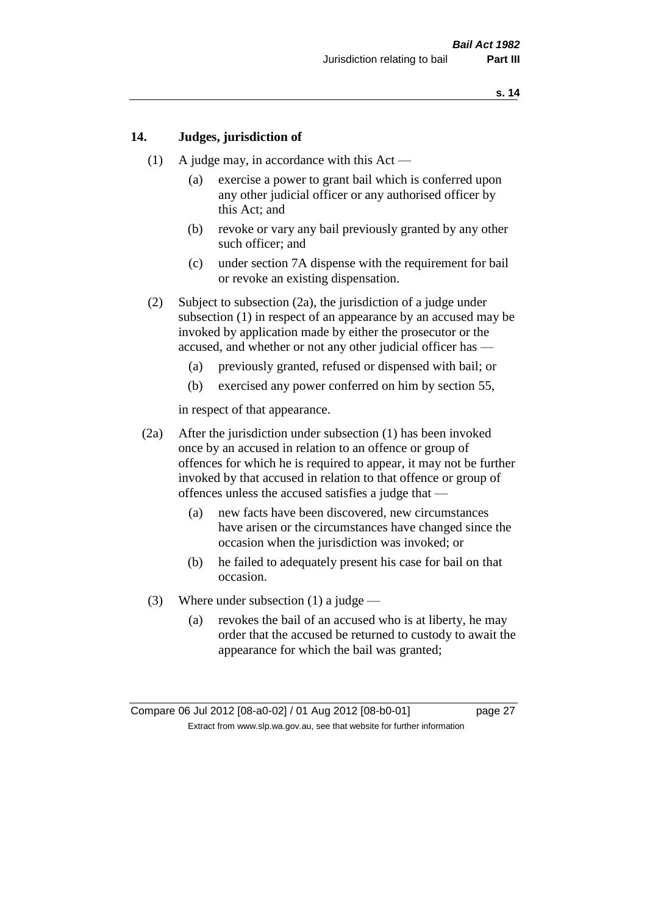## 14. Judges, jurisdiction of

(1) A judge may, in accordance with this Act —

- (a) exercise a power to grant bail which is conferred upon any other judicial officer or any authorised officer by this Act; and
- (b) revoke or vary any bail previously granted by any other such officer; and
- (c) under section 7A dispense with the requirement for bail or revoke an existing dispensation.

(2) Subject to subsection (2a), the jurisdiction of a judge under subsection (1) in respect of an appearance by an accused may be invoked by application made by either the prosecutor or the accused, and whether or not any other judicial officer has —

- (a) previously granted, refused or dispensed with bail; or
- (b) exercised any power conferred on him by section 55,

in respect of that appearance.

(2a) After the jurisdiction under subsection (1) has been invoked once by an accused in relation to an offence or group of offences for which he is required to appear, it may not be further invoked by that accused in relation to that offence or group of offences unless the accused satisfies a judge that —

- (a) new facts have been discovered, new circumstances have arisen or the circumstances have changed since the occasion when the jurisdiction was invoked; or
- (b) he failed to adequately present his case for bail on that occasion.

(3) Where under subsection (1) a judge —

- (a) revokes the bail of an accused who is at liberty, he may order that the accused be returned to custody to await the appearance for which the bail was granted;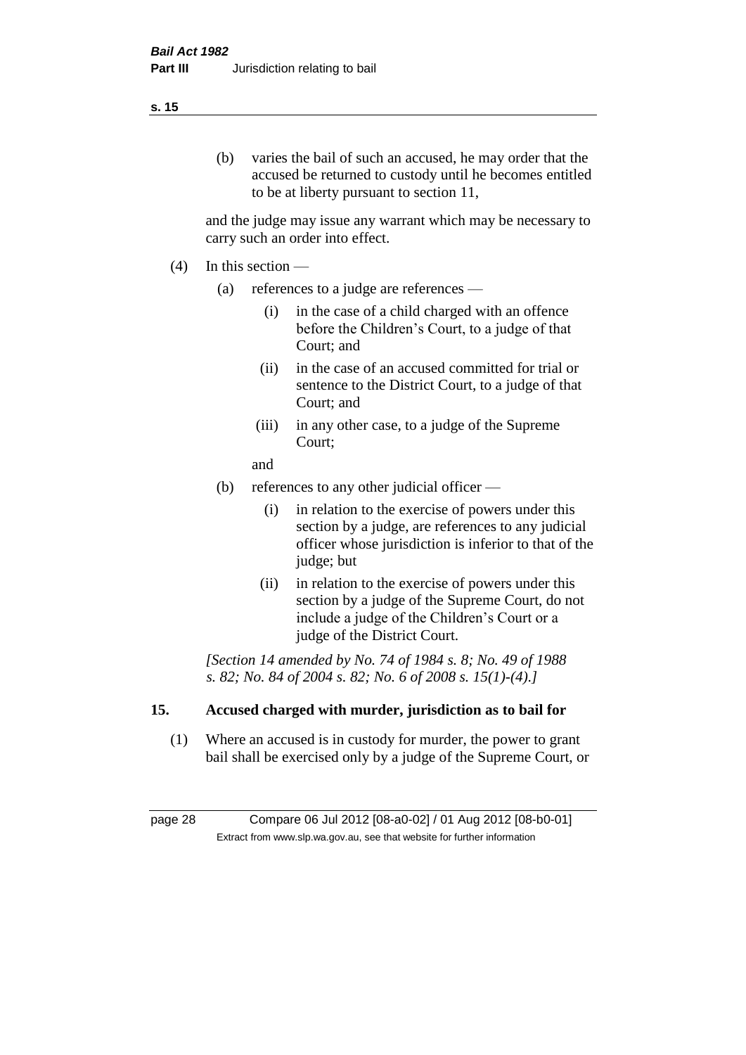(b) varies the bail of such an accused, he may order that the accused be returned to custody until he becomes entitled to be at liberty pursuant to section 11,

and the judge may issue any warrant which may be necessary to carry such an order into effect.

(4) In this section —

(a) references to a judge are references —

(i) in the case of a child charged with an offence before the Children's Court, to a judge of that Court; and

(ii) in the case of an accused committed for trial or sentence to the District Court, to a judge of that Court; and

(iii) in any other case, to a judge of the Supreme Court;

and

(b) references to any other judicial officer —

(i) in relation to the exercise of powers under this section by a judge, are references to any judicial officer whose jurisdiction is inferior to that of the judge; but

(ii) in relation to the exercise of powers under this section by a judge of the Supreme Court, do not include a judge of the Children's Court or a judge of the District Court.

*[Section 14 amended by No. 74 of 1984 s. 8; No. 49 of 1988 s. 82; No. 84 of 2004 s. 82; No. 6 of 2008 s. 15(1)-(4).]*

## 15. Accused charged with murder, jurisdiction as to bail for

(1) Where an accused is in custody for murder, the power to grant bail shall be exercised only by a judge of the Supreme Court, or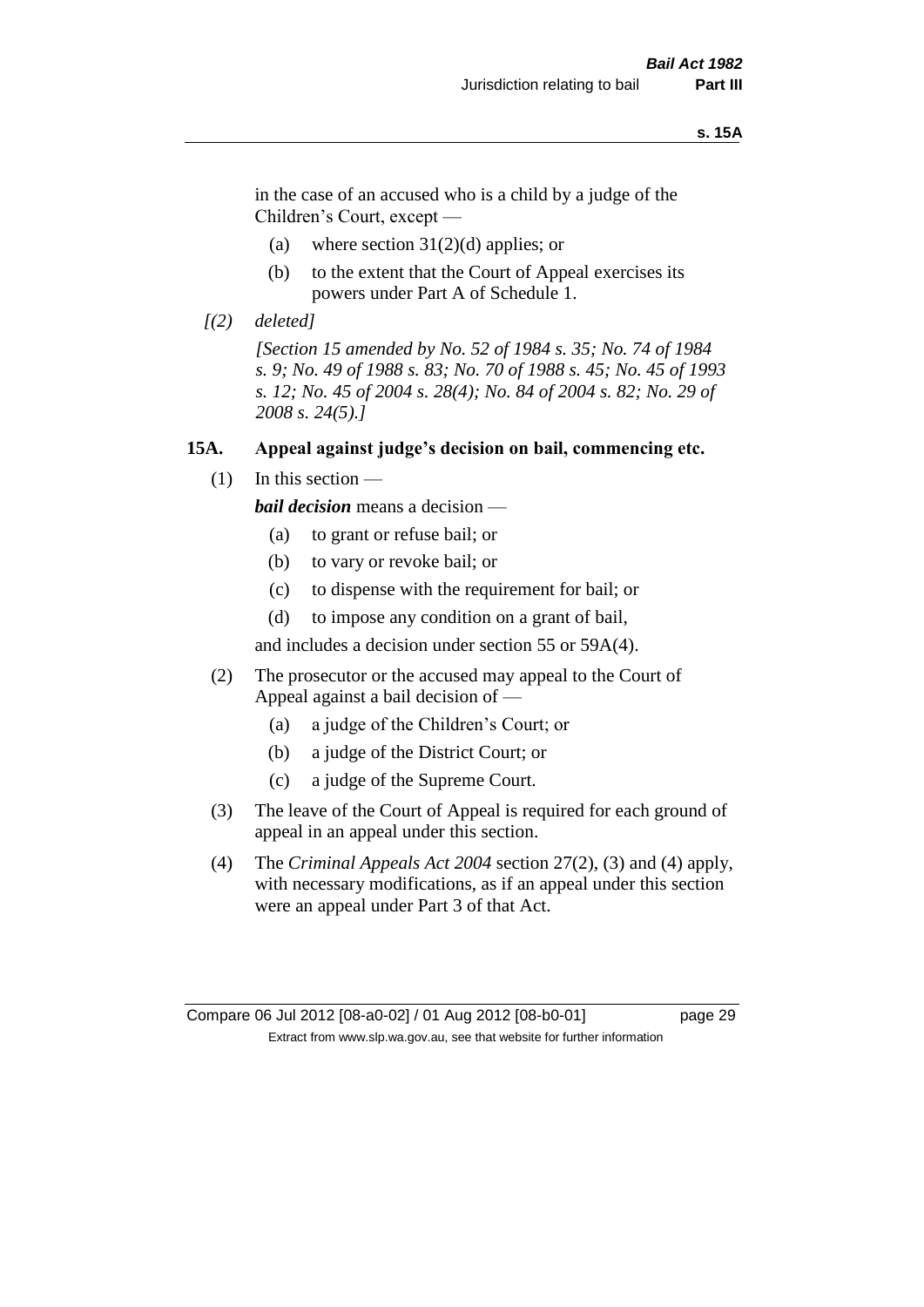in the case of an accused who is a child by a judge of the Children's Court, except —

(a) where section 31(2)(d) applies; or

(b) to the extent that the Court of Appeal exercises its powers under Part A of Schedule 1.

*[(2) deleted]*

*[Section 15 amended by No. 52 of 1984 s. 35; No. 74 of 1984 s. 9; No. 49 of 1988 s. 83; No. 70 of 1988 s. 45; No. 45 of 1993 s. 12; No. 45 of 2004 s. 28(4); No. 84 of 2004 s. 82; No. 29 of 2008 s. 24(5).]*

**15A. Appeal against judge's decision on bail, commencing etc.**

(1) In this section —

***bail decision*** means a decision —

(a) to grant or refuse bail; or

(b) to vary or revoke bail; or

(c) to dispense with the requirement for bail; or

(d) to impose any condition on a grant of bail,

and includes a decision under section 55 or 59A(4).

(2) The prosecutor or the accused may appeal to the Court of Appeal against a bail decision of —

(a) a judge of the Children's Court; or

(b) a judge of the District Court; or

(c) a judge of the Supreme Court.

(3) The leave of the Court of Appeal is required for each ground of appeal in an appeal under this section.

(4) The *Criminal Appeals Act 2004* section 27(2), (3) and (4) apply, with necessary modifications, as if an appeal under this section were an appeal under Part 3 of that Act.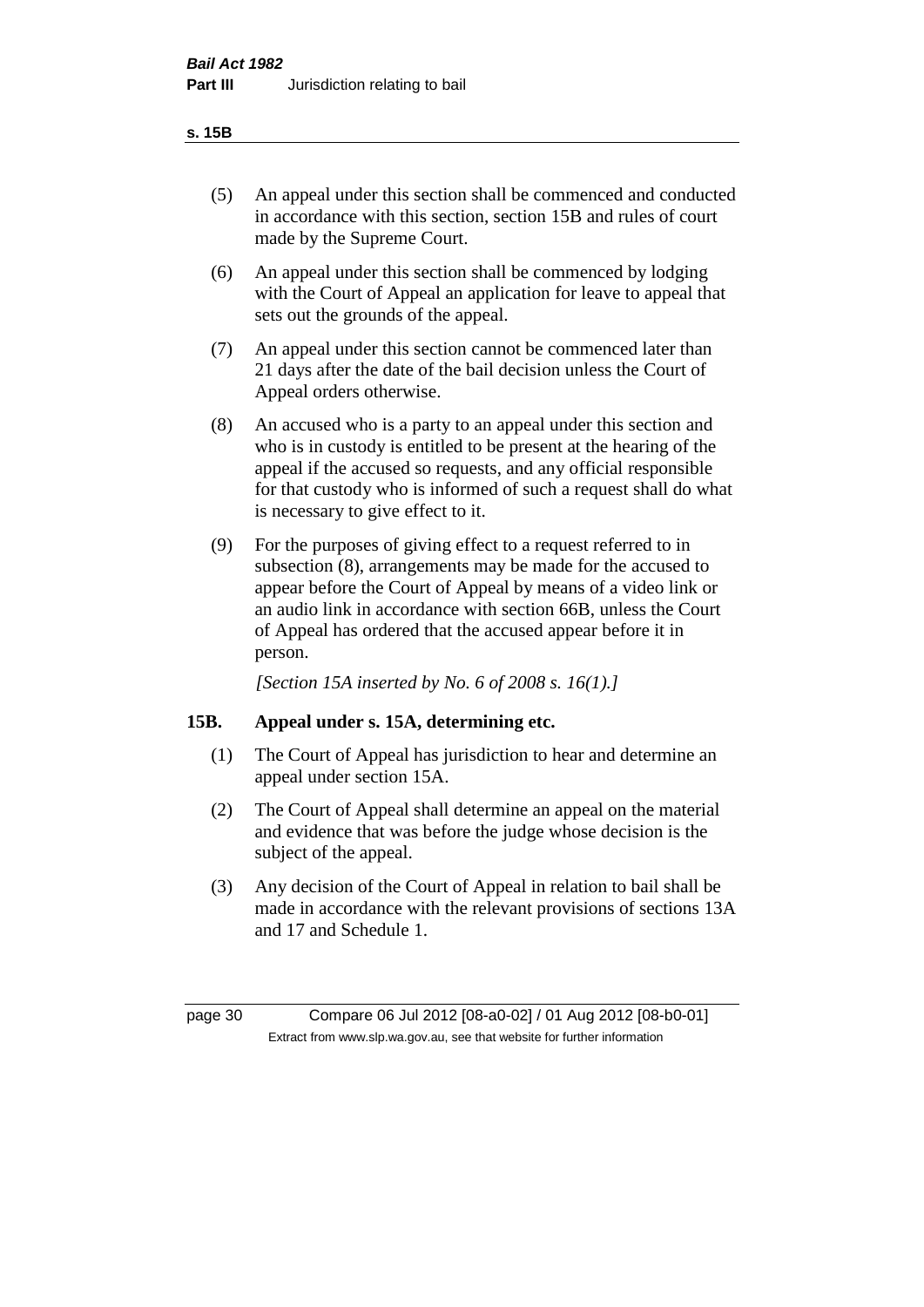(5) An appeal under this section shall be commenced and conducted in accordance with this section, section 15B and rules of court made by the Supreme Court.

(6) An appeal under this section shall be commenced by lodging with the Court of Appeal an application for leave to appeal that sets out the grounds of the appeal.

(7) An appeal under this section cannot be commenced later than 21 days after the date of the bail decision unless the Court of Appeal orders otherwise.

(8) An accused who is a party to an appeal under this section and who is in custody is entitled to be present at the hearing of the appeal if the accused so requests, and any official responsible for that custody who is informed of such a request shall do what is necessary to give effect to it.

(9) For the purposes of giving effect to a request referred to in subsection (8), arrangements may be made for the accused to appear before the Court of Appeal by means of a video link or an audio link in accordance with section 66B, unless the Court of Appeal has ordered that the accused appear before it in person.

*[Section 15A inserted by No. 6 of 2008 s. 16(1).]*

## 15B. Appeal under s. 15A, determining etc.

(1) The Court of Appeal has jurisdiction to hear and determine an appeal under section 15A.

(2) The Court of Appeal shall determine an appeal on the material and evidence that was before the judge whose decision is the subject of the appeal.

(3) Any decision of the Court of Appeal in relation to bail shall be made in accordance with the relevant provisions of sections 13A and 17 and Schedule 1.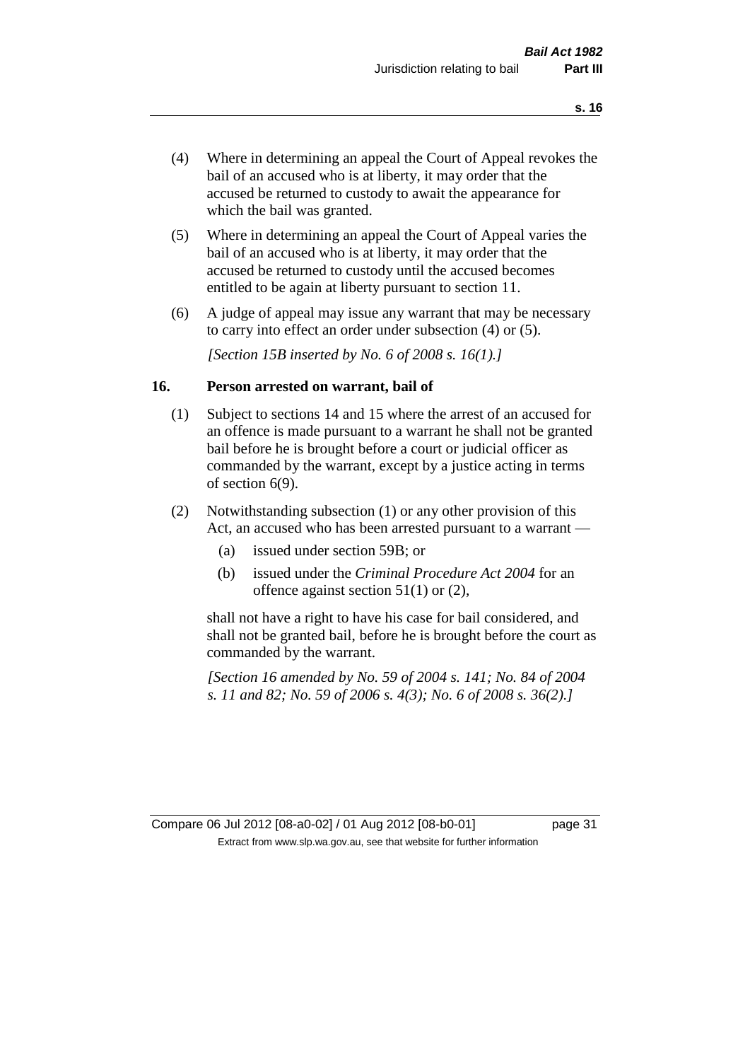(4) Where in determining an appeal the Court of Appeal revokes the bail of an accused who is at liberty, it may order that the accused be returned to custody to await the appearance for which the bail was granted.

(5) Where in determining an appeal the Court of Appeal varies the bail of an accused who is at liberty, it may order that the accused be returned to custody until the accused becomes entitled to be again at liberty pursuant to section 11.

(6) A judge of appeal may issue any warrant that may be necessary to carry into effect an order under subsection (4) or (5).

*[Section 15B inserted by No. 6 of 2008 s. 16(1).]*

### 16. Person arrested on warrant, bail of

(1) Subject to sections 14 and 15 where the arrest of an accused for an offence is made pursuant to a warrant he shall not be granted bail before he is brought before a court or judicial officer as commanded by the warrant, except by a justice acting in terms of section 6(9).

(2) Notwithstanding subsection (1) or any other provision of this Act, an accused who has been arrested pursuant to a warrant —

- (a) issued under section 59B; or
- (b) issued under the *Criminal Procedure Act 2004* for an offence against section 51(1) or (2),

shall not have a right to have his case for bail considered, and shall not be granted bail, before he is brought before the court as commanded by the warrant.

*[Section 16 amended by No. 59 of 2004 s. 141; No. 84 of 2004 s. 11 and 82; No. 59 of 2006 s. 4(3); No. 6 of 2008 s. 36(2).]*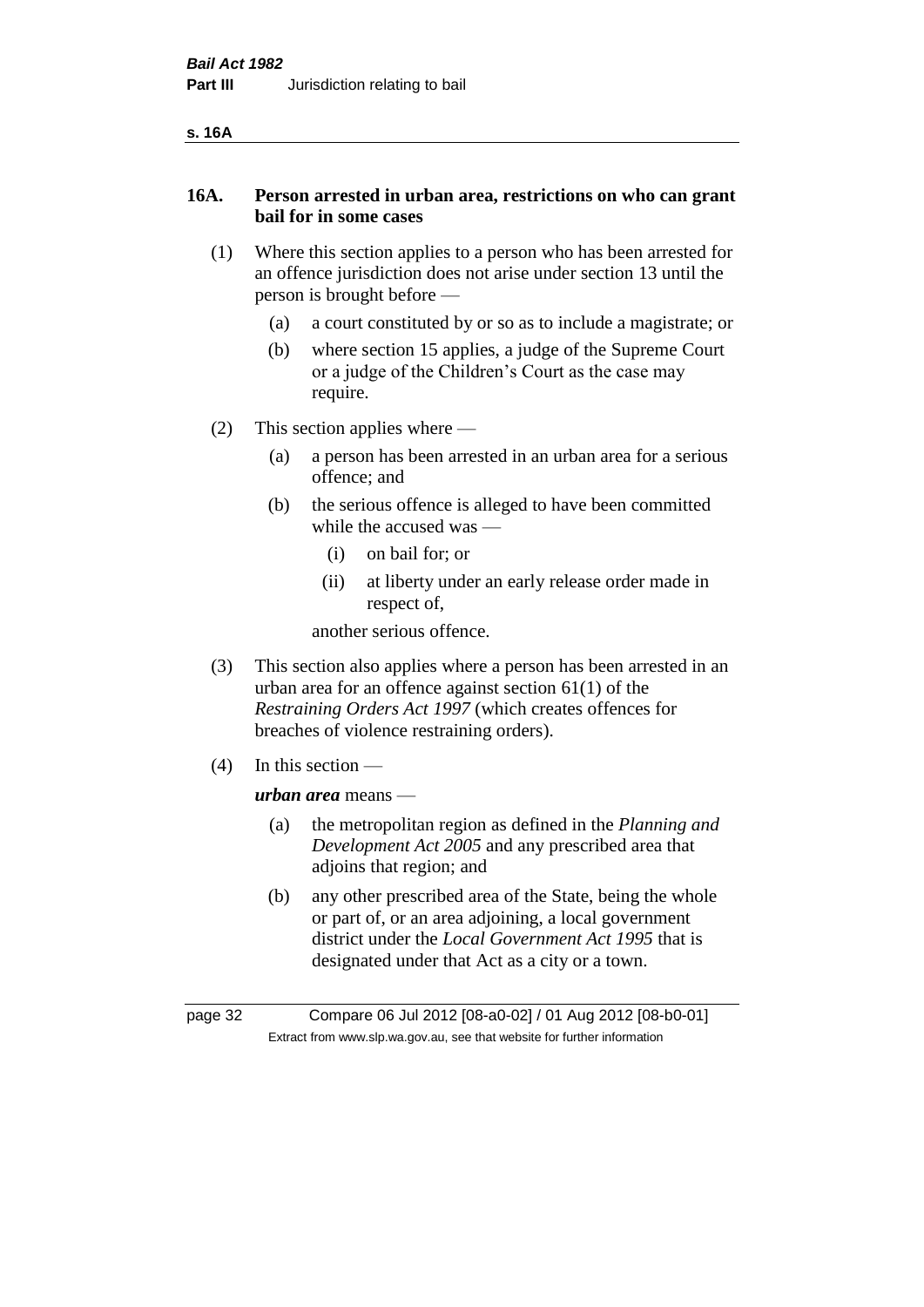## 16A. Person arrested in urban area, restrictions on who can grant bail for in some cases

(1) Where this section applies to a person who has been arrested for an offence jurisdiction does not arise under section 13 until the person is brought before —

(a) a court constituted by or so as to include a magistrate; or

(b) where section 15 applies, a judge of the Supreme Court or a judge of the Children's Court as the case may require.

(2) This section applies where —

(a) a person has been arrested in an urban area for a serious offence; and

(b) the serious offence is alleged to have been committed while the accused was —

(i) on bail for; or

(ii) at liberty under an early release order made in respect of,

another serious offence.

(3) This section also applies where a person has been arrested in an urban area for an offence against section 61(1) of the *Restraining Orders Act 1997* (which creates offences for breaches of violence restraining orders).

(4) In this section —

***urban area*** means —

(a) the metropolitan region as defined in the *Planning and Development Act 2005* and any prescribed area that adjoins that region; and

(b) any other prescribed area of the State, being the whole or part of, or an area adjoining, a local government district under the *Local Government Act 1995* that is designated under that Act as a city or a town.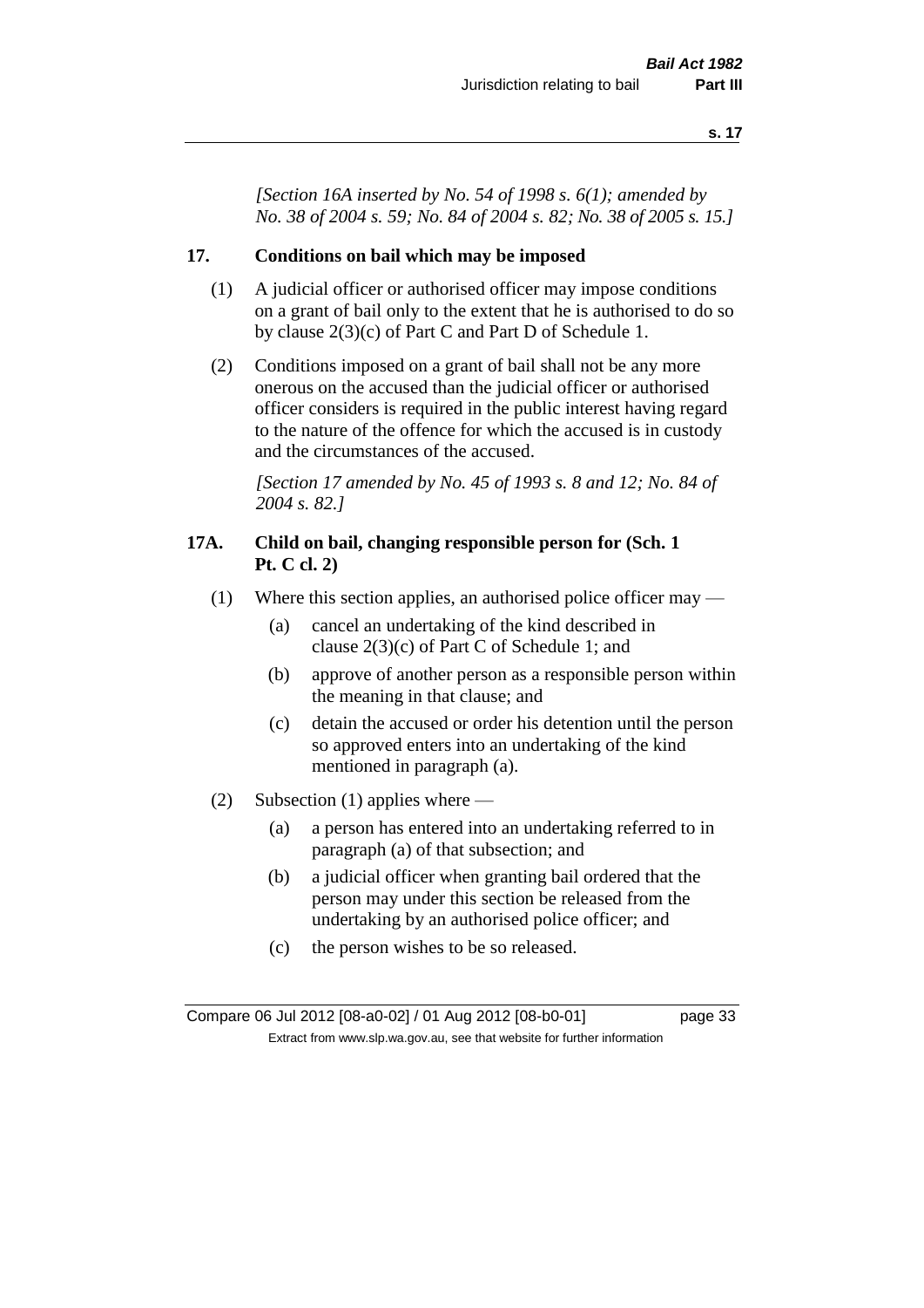*[Section 16A inserted by No. 54 of 1998 s. 6(1); amended by No. 38 of 2004 s. 59; No. 84 of 2004 s. 82; No. 38 of 2005 s. 15.]*

## 17. Conditions on bail which may be imposed

(1) A judicial officer or authorised officer may impose conditions on a grant of bail only to the extent that he is authorised to do so by clause 2(3)(c) of Part C and Part D of Schedule 1.

(2) Conditions imposed on a grant of bail shall not be any more onerous on the accused than the judicial officer or authorised officer considers is required in the public interest having regard to the nature of the offence for which the accused is in custody and the circumstances of the accused.

*[Section 17 amended by No. 45 of 1993 s. 8 and 12; No. 84 of 2004 s. 82.]*

## 17A. Child on bail, changing responsible person for (Sch. 1 Pt. C cl. 2)

(1) Where this section applies, an authorised police officer may —

- (a) cancel an undertaking of the kind described in clause 2(3)(c) of Part C of Schedule 1; and
- (b) approve of another person as a responsible person within the meaning in that clause; and
- (c) detain the accused or order his detention until the person so approved enters into an undertaking of the kind mentioned in paragraph (a).

(2) Subsection (1) applies where —

- (a) a person has entered into an undertaking referred to in paragraph (a) of that subsection; and
- (b) a judicial officer when granting bail ordered that the person may under this section be released from the undertaking by an authorised police officer; and
- (c) the person wishes to be so released.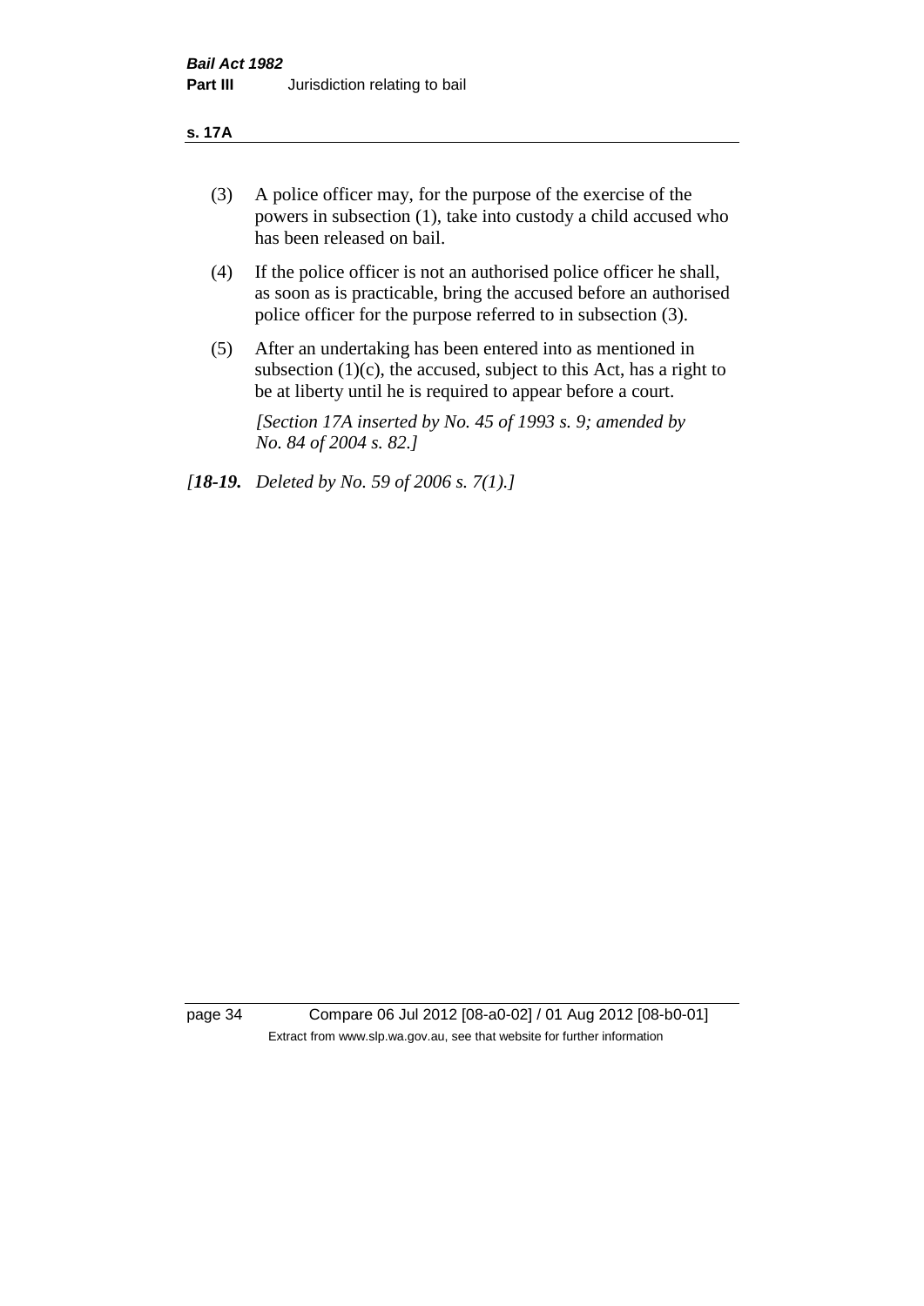(3) A police officer may, for the purpose of the exercise of the powers in subsection (1), take into custody a child accused who has been released on bail.

(4) If the police officer is not an authorised police officer he shall, as soon as is practicable, bring the accused before an authorised police officer for the purpose referred to in subsection (3).

(5) After an undertaking has been entered into as mentioned in subsection (1)(c), the accused, subject to this Act, has a right to be at liberty until he is required to appear before a court.

*[Section 17A inserted by No. 45 of 1993 s. 9; amended by No. 84 of 2004 s. 82.]*

*[**18-19.** Deleted by No. 59 of 2006 s. 7(1).]*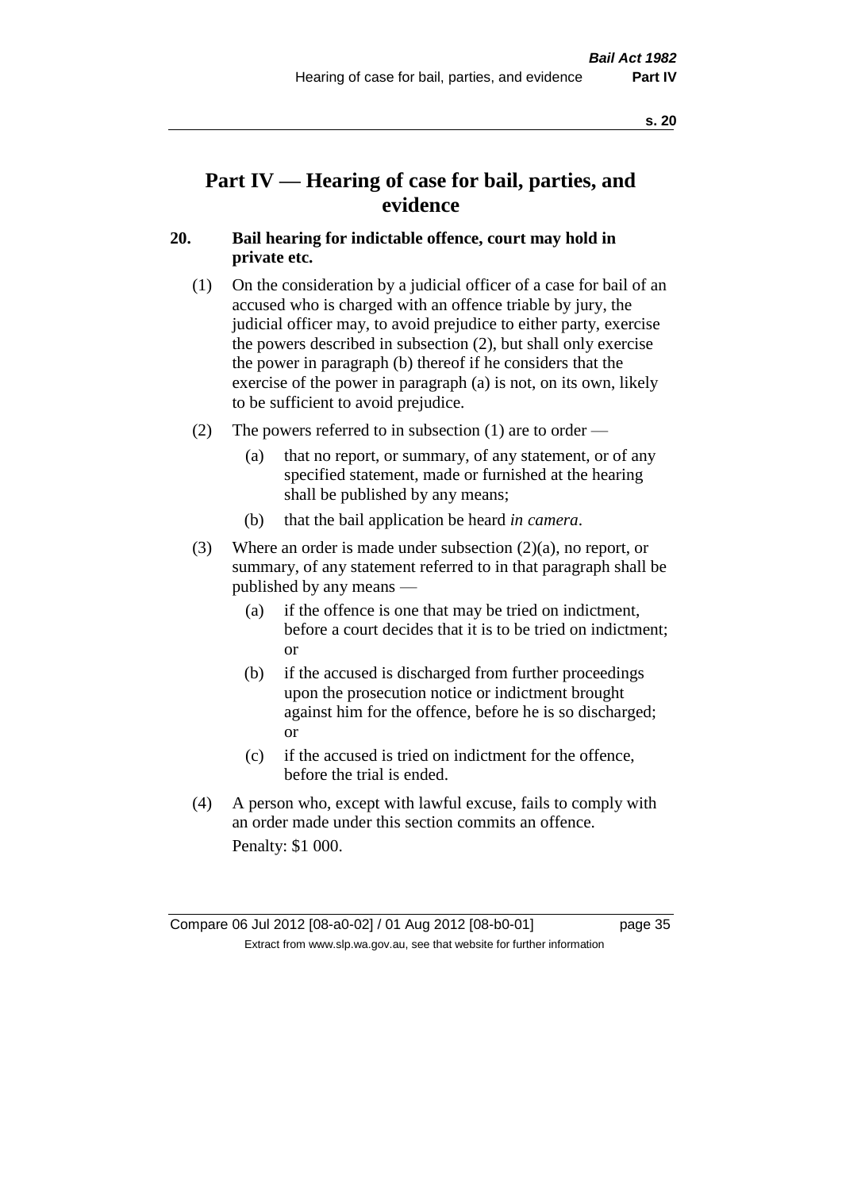# Part IV — Hearing of case for bail, parties, and evidence

## 20. Bail hearing for indictable offence, court may hold in private etc.

(1) On the consideration by a judicial officer of a case for bail of an accused who is charged with an offence triable by jury, the judicial officer may, to avoid prejudice to either party, exercise the powers described in subsection (2), but shall only exercise the power in paragraph (b) thereof if he considers that the exercise of the power in paragraph (a) is not, on its own, likely to be sufficient to avoid prejudice.

(2) The powers referred to in subsection (1) are to order —

- (a) that no report, or summary, of any statement, or of any specified statement, made or furnished at the hearing shall be published by any means;
- (b) that the bail application be heard *in camera*.

(3) Where an order is made under subsection (2)(a), no report, or summary, of any statement referred to in that paragraph shall be published by any means —

- (a) if the offence is one that may be tried on indictment, before a court decides that it is to be tried on indictment; or
- (b) if the accused is discharged from further proceedings upon the prosecution notice or indictment brought against him for the offence, before he is so discharged; or
- (c) if the accused is tried on indictment for the offence, before the trial is ended.

(4) A person who, except with lawful excuse, fails to comply with an order made under this section commits an offence.

Penalty: $1 000.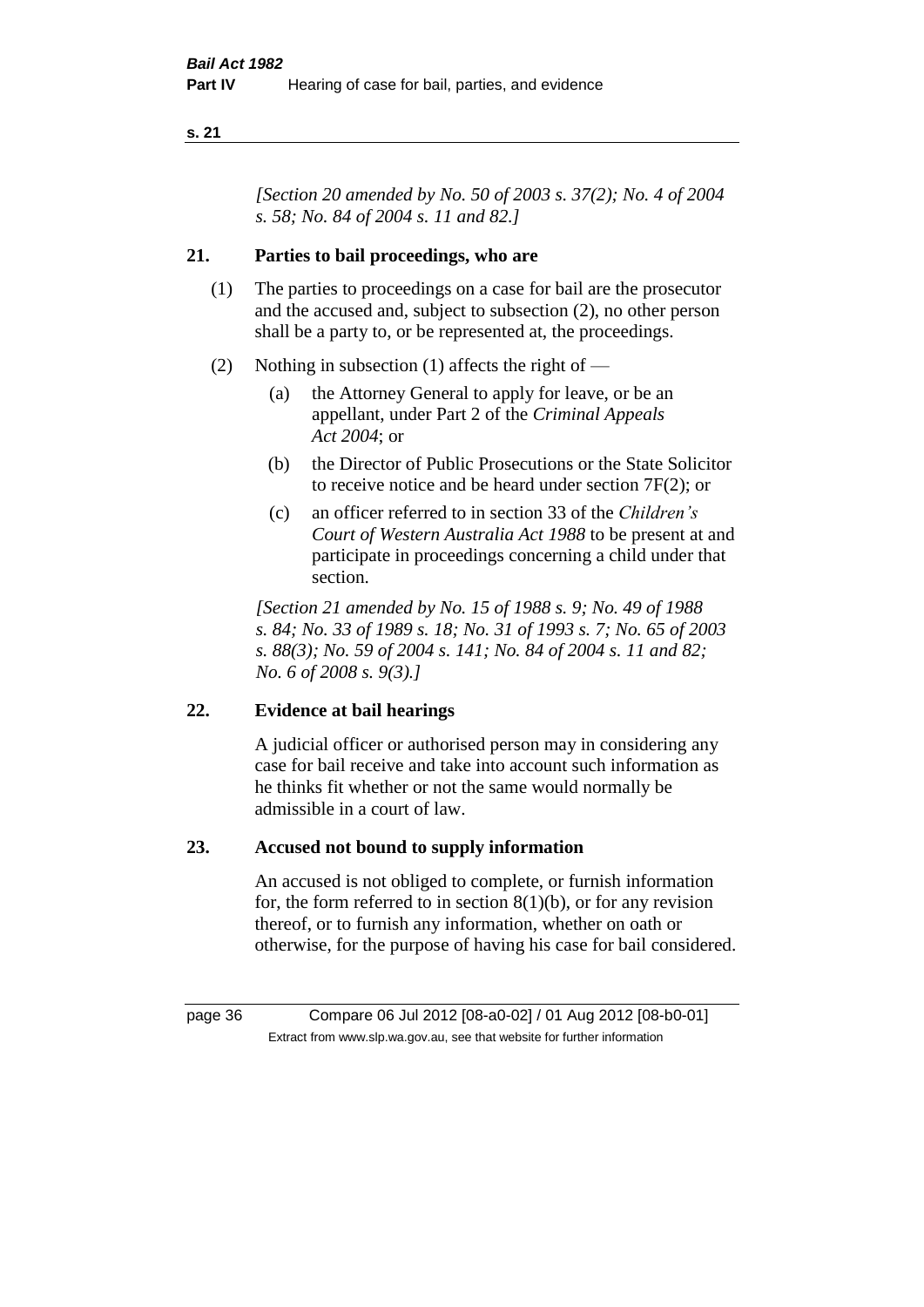*[Section 20 amended by No. 50 of 2003 s. 37(2); No. 4 of 2004 s. 58; No. 84 of 2004 s. 11 and 82.]*

## 21. Parties to bail proceedings, who are

(1) The parties to proceedings on a case for bail are the prosecutor and the accused and, subject to subsection (2), no other person shall be a party to, or be represented at, the proceedings.

(2) Nothing in subsection (1) affects the right of —

  (a) the Attorney General to apply for leave, or be an appellant, under Part 2 of the *Criminal Appeals Act 2004*; or

  (b) the Director of Public Prosecutions or the State Solicitor to receive notice and be heard under section 7F(2); or

  (c) an officer referred to in section 33 of the *Children's Court of Western Australia Act 1988* to be present at and participate in proceedings concerning a child under that section.

*[Section 21 amended by No. 15 of 1988 s. 9; No. 49 of 1988 s. 84; No. 33 of 1989 s. 18; No. 31 of 1993 s. 7; No. 65 of 2003 s. 88(3); No. 59 of 2004 s. 141; No. 84 of 2004 s. 11 and 82; No. 6 of 2008 s. 9(3).]*

## 22. Evidence at bail hearings

A judicial officer or authorised person may in considering any case for bail receive and take into account such information as he thinks fit whether or not the same would normally be admissible in a court of law.

## 23. Accused not bound to supply information

An accused is not obliged to complete, or furnish information for, the form referred to in section 8(1)(b), or for any revision thereof, or to furnish any information, whether on oath or otherwise, for the purpose of having his case for bail considered.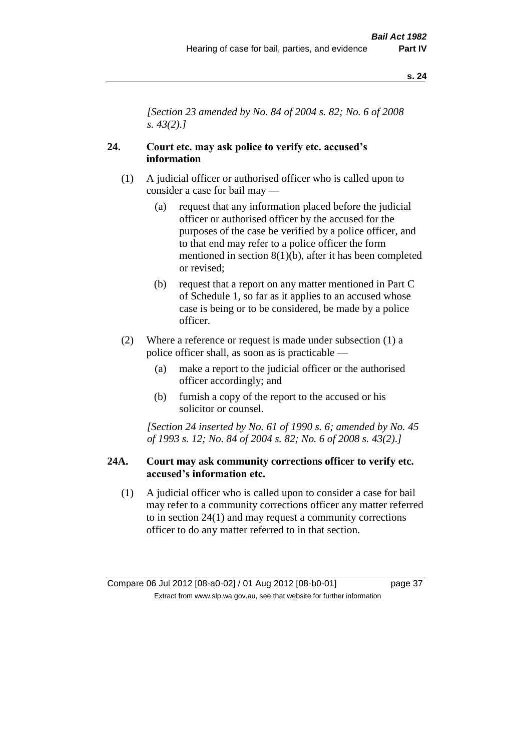*[Section 23 amended by No. 84 of 2004 s. 82; No. 6 of 2008 s. 43(2).]*

## 24. Court etc. may ask police to verify etc. accused's information

(1) A judicial officer or authorised officer who is called upon to consider a case for bail may —

- (a) request that any information placed before the judicial officer or authorised officer by the accused for the purposes of the case be verified by a police officer, and to that end may refer to a police officer the form mentioned in section 8(1)(b), after it has been completed or revised;
- (b) request that a report on any matter mentioned in Part C of Schedule 1, so far as it applies to an accused whose case is being or to be considered, be made by a police officer.

(2) Where a reference or request is made under subsection (1) a police officer shall, as soon as is practicable —

- (a) make a report to the judicial officer or the authorised officer accordingly; and
- (b) furnish a copy of the report to the accused or his solicitor or counsel.

*[Section 24 inserted by No. 61 of 1990 s. 6; amended by No. 45 of 1993 s. 12; No. 84 of 2004 s. 82; No. 6 of 2008 s. 43(2).]*

## 24A. Court may ask community corrections officer to verify etc. accused's information etc.

(1) A judicial officer who is called upon to consider a case for bail may refer to a community corrections officer any matter referred to in section 24(1) and may request a community corrections officer to do any matter referred to in that section.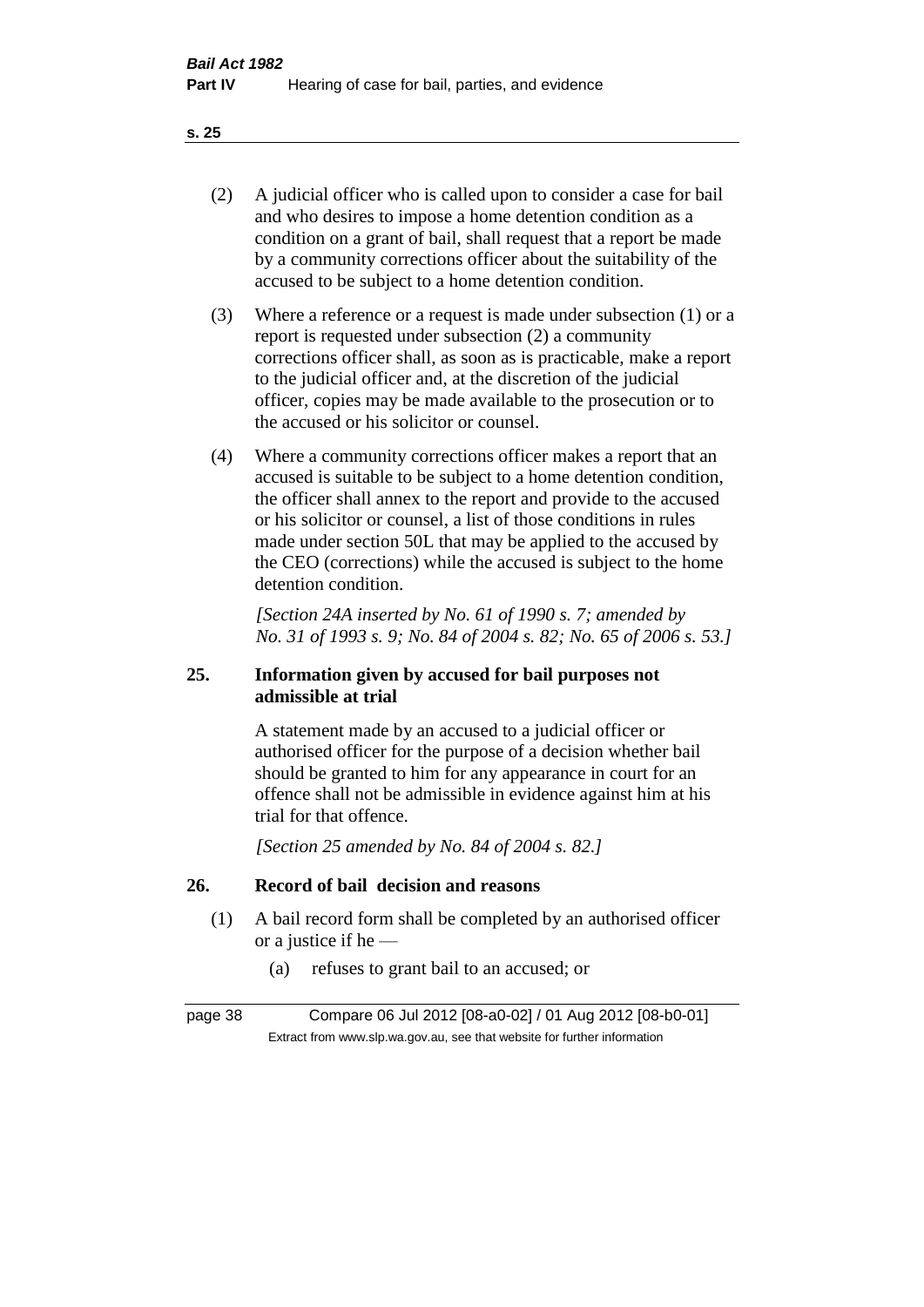(2) A judicial officer who is called upon to consider a case for bail and who desires to impose a home detention condition as a condition on a grant of bail, shall request that a report be made by a community corrections officer about the suitability of the accused to be subject to a home detention condition.

(3) Where a reference or a request is made under subsection (1) or a report is requested under subsection (2) a community corrections officer shall, as soon as is practicable, make a report to the judicial officer and, at the discretion of the judicial officer, copies may be made available to the prosecution or to the accused or his solicitor or counsel.

(4) Where a community corrections officer makes a report that an accused is suitable to be subject to a home detention condition, the officer shall annex to the report and provide to the accused or his solicitor or counsel, a list of those conditions in rules made under section 50L that may be applied to the accused by the CEO (corrections) while the accused is subject to the home detention condition.

*[Section 24A inserted by No. 61 of 1990 s. 7; amended by No. 31 of 1993 s. 9; No. 84 of 2004 s. 82; No. 65 of 2006 s. 53.]*

## 25. Information given by accused for bail purposes not admissible at trial

A statement made by an accused to a judicial officer or authorised officer for the purpose of a decision whether bail should be granted to him for any appearance in court for an offence shall not be admissible in evidence against him at his trial for that offence.

*[Section 25 amended by No. 84 of 2004 s. 82.]*

## 26. Record of bail decision and reasons

(1) A bail record form shall be completed by an authorised officer or a justice if he —

(a) refuses to grant bail to an accused; or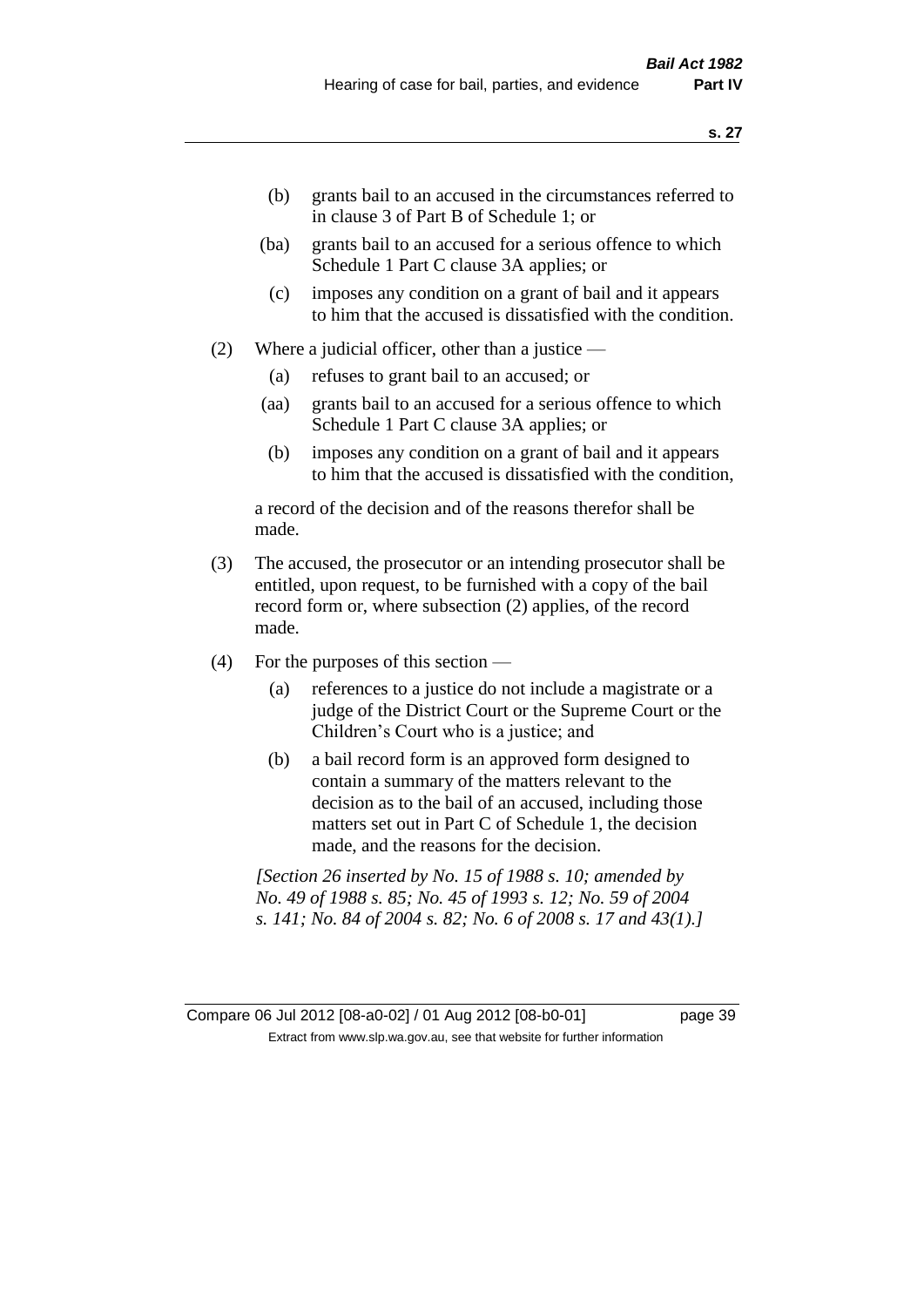- (b) grants bail to an accused in the circumstances referred to in clause 3 of Part B of Schedule 1; or
- (ba) grants bail to an accused for a serious offence to which Schedule 1 Part C clause 3A applies; or
- (c) imposes any condition on a grant of bail and it appears to him that the accused is dissatisfied with the condition.

(2) Where a judicial officer, other than a justice —

- (a) refuses to grant bail to an accused; or
- (aa) grants bail to an accused for a serious offence to which Schedule 1 Part C clause 3A applies; or
- (b) imposes any condition on a grant of bail and it appears to him that the accused is dissatisfied with the condition,

a record of the decision and of the reasons therefor shall be made.

(3) The accused, the prosecutor or an intending prosecutor shall be entitled, upon request, to be furnished with a copy of the bail record form or, where subsection (2) applies, of the record made.

(4) For the purposes of this section —

- (a) references to a justice do not include a magistrate or a judge of the District Court or the Supreme Court or the Children's Court who is a justice; and
- (b) a bail record form is an approved form designed to contain a summary of the matters relevant to the decision as to the bail of an accused, including those matters set out in Part C of Schedule 1, the decision made, and the reasons for the decision.

*[Section 26 inserted by No. 15 of 1988 s. 10; amended by No. 49 of 1988 s. 85; No. 45 of 1993 s. 12; No. 59 of 2004 s. 141; No. 84 of 2004 s. 82; No. 6 of 2008 s. 17 and 43(1).]*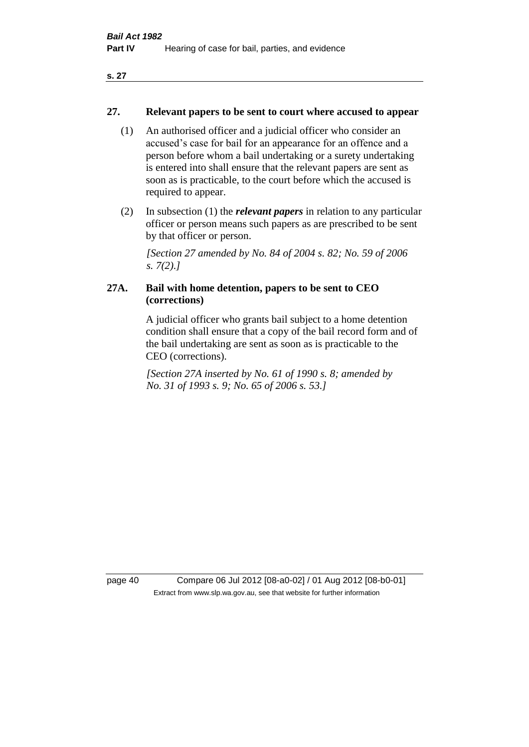## 27. Relevant papers to be sent to court where accused to appear

(1) An authorised officer and a judicial officer who consider an accused's case for bail for an appearance for an offence and a person before whom a bail undertaking or a surety undertaking is entered into shall ensure that the relevant papers are sent as soon as is practicable, to the court before which the accused is required to appear.

(2) In subsection (1) the ***relevant papers*** in relation to any particular officer or person means such papers as are prescribed to be sent by that officer or person.

*[Section 27 amended by No. 84 of 2004 s. 82; No. 59 of 2006 s. 7(2).]*

## 27A. Bail with home detention, papers to be sent to CEO (corrections)

A judicial officer who grants bail subject to a home detention condition shall ensure that a copy of the bail record form and of the bail undertaking are sent as soon as is practicable to the CEO (corrections).

*[Section 27A inserted by No. 61 of 1990 s. 8; amended by No. 31 of 1993 s. 9; No. 65 of 2006 s. 53.]*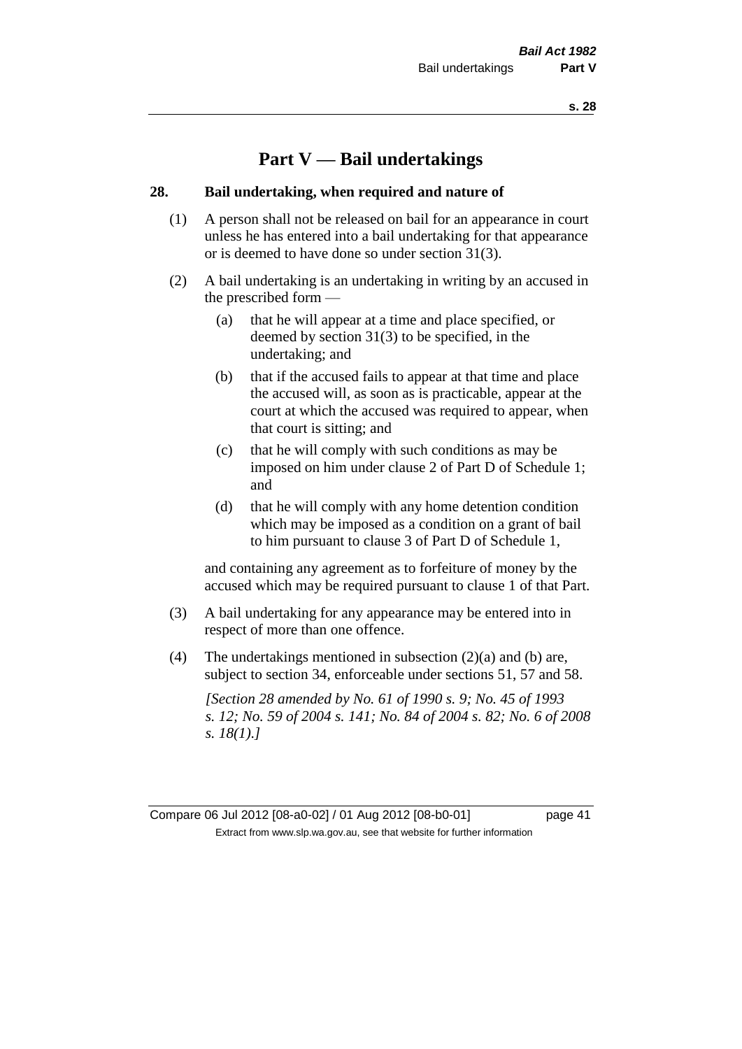# Part V — Bail undertakings

## 28. Bail undertaking, when required and nature of

(1) A person shall not be released on bail for an appearance in court unless he has entered into a bail undertaking for that appearance or is deemed to have done so under section 31(3).

(2) A bail undertaking is an undertaking in writing by an accused in the prescribed form —

(a) that he will appear at a time and place specified, or deemed by section 31(3) to be specified, in the undertaking; and

(b) that if the accused fails to appear at that time and place the accused will, as soon as is practicable, appear at the court at which the accused was required to appear, when that court is sitting; and

(c) that he will comply with such conditions as may be imposed on him under clause 2 of Part D of Schedule 1; and

(d) that he will comply with any home detention condition which may be imposed as a condition on a grant of bail to him pursuant to clause 3 of Part D of Schedule 1,

and containing any agreement as to forfeiture of money by the accused which may be required pursuant to clause 1 of that Part.

(3) A bail undertaking for any appearance may be entered into in respect of more than one offence.

(4) The undertakings mentioned in subsection (2)(a) and (b) are, subject to section 34, enforceable under sections 51, 57 and 58.

*[Section 28 amended by No. 61 of 1990 s. 9; No. 45 of 1993 s. 12; No. 59 of 2004 s. 141; No. 84 of 2004 s. 82; No. 6 of 2008 s. 18(1).]*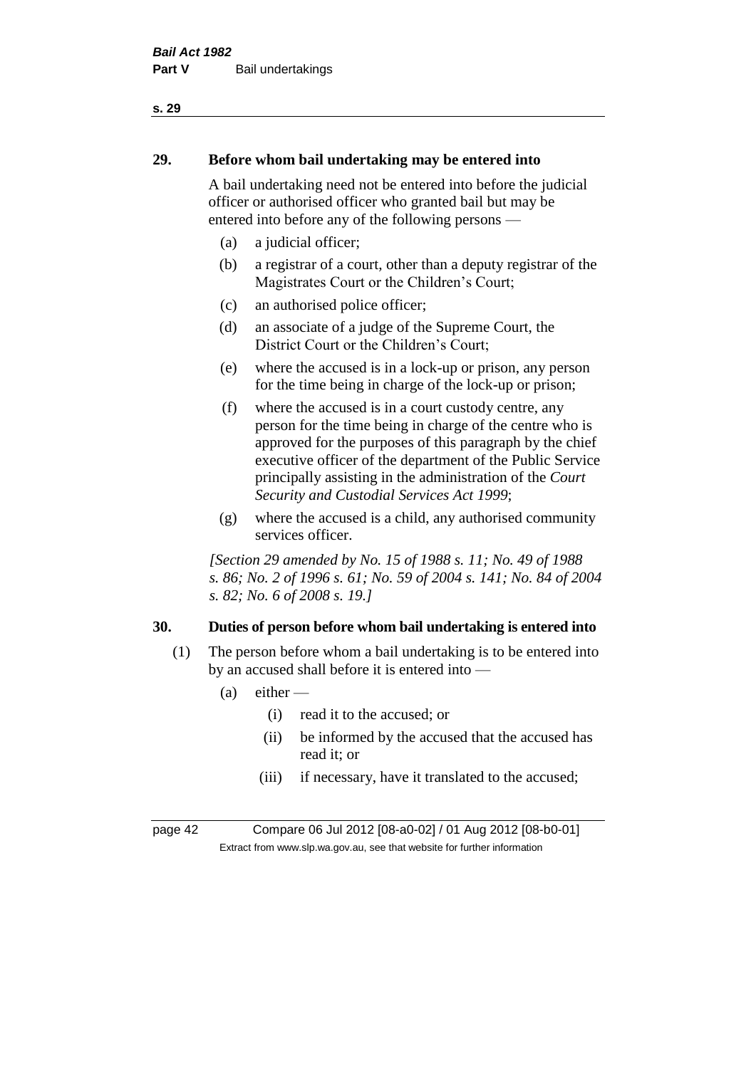## 29. Before whom bail undertaking may be entered into

A bail undertaking need not be entered into before the judicial officer or authorised officer who granted bail but may be entered into before any of the following persons —

(a) a judicial officer;

(b) a registrar of a court, other than a deputy registrar of the Magistrates Court or the Children's Court;

(c) an authorised police officer;

(d) an associate of a judge of the Supreme Court, the District Court or the Children's Court;

(e) where the accused is in a lock-up or prison, any person for the time being in charge of the lock-up or prison;

(f) where the accused is in a court custody centre, any person for the time being in charge of the centre who is approved for the purposes of this paragraph by the chief executive officer of the department of the Public Service principally assisting in the administration of the *Court Security and Custodial Services Act 1999*;

(g) where the accused is a child, any authorised community services officer.

*[Section 29 amended by No. 15 of 1988 s. 11; No. 49 of 1988 s. 86; No. 2 of 1996 s. 61; No. 59 of 2004 s. 141; No. 84 of 2004 s. 82; No. 6 of 2008 s. 19.]*

## 30. Duties of person before whom bail undertaking is entered into

(1) The person before whom a bail undertaking is to be entered into by an accused shall before it is entered into —

(a) either —

(i) read it to the accused; or

(ii) be informed by the accused that the accused has read it; or

(iii) if necessary, have it translated to the accused;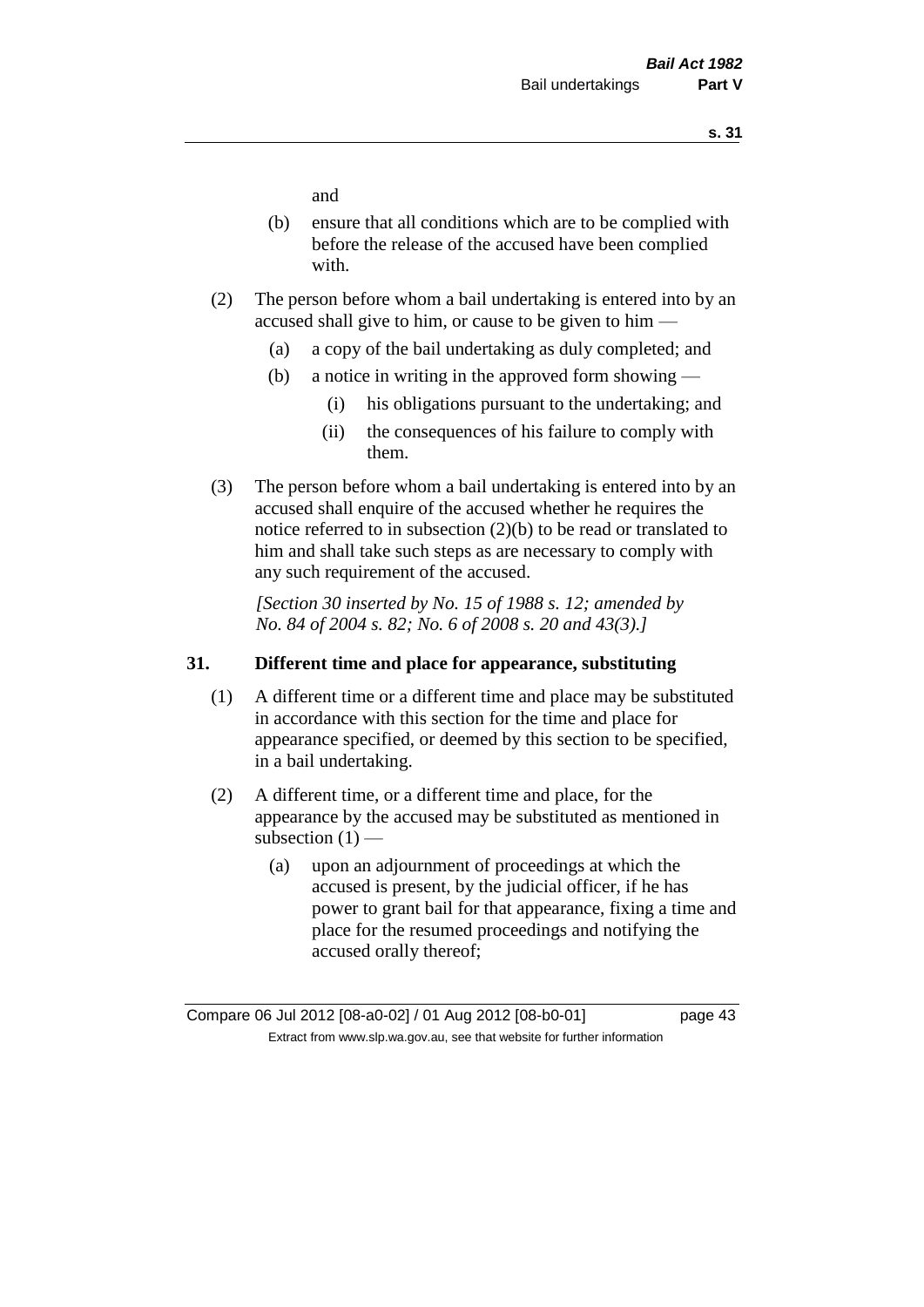and

(b) ensure that all conditions which are to be complied with before the release of the accused have been complied with.

(2) The person before whom a bail undertaking is entered into by an accused shall give to him, or cause to be given to him —

(a) a copy of the bail undertaking as duly completed; and

(b) a notice in writing in the approved form showing —

(i) his obligations pursuant to the undertaking; and

(ii) the consequences of his failure to comply with them.

(3) The person before whom a bail undertaking is entered into by an accused shall enquire of the accused whether he requires the notice referred to in subsection (2)(b) to be read or translated to him and shall take such steps as are necessary to comply with any such requirement of the accused.

*[Section 30 inserted by No. 15 of 1988 s. 12; amended by No. 84 of 2004 s. 82; No. 6 of 2008 s. 20 and 43(3).]*

**31. Different time and place for appearance, substituting**

(1) A different time or a different time and place may be substituted in accordance with this section for the time and place for appearance specified, or deemed by this section to be specified, in a bail undertaking.

(2) A different time, or a different time and place, for the appearance by the accused may be substituted as mentioned in subsection (1) —

(a) upon an adjournment of proceedings at which the accused is present, by the judicial officer, if he has power to grant bail for that appearance, fixing a time and place for the resumed proceedings and notifying the accused orally thereof;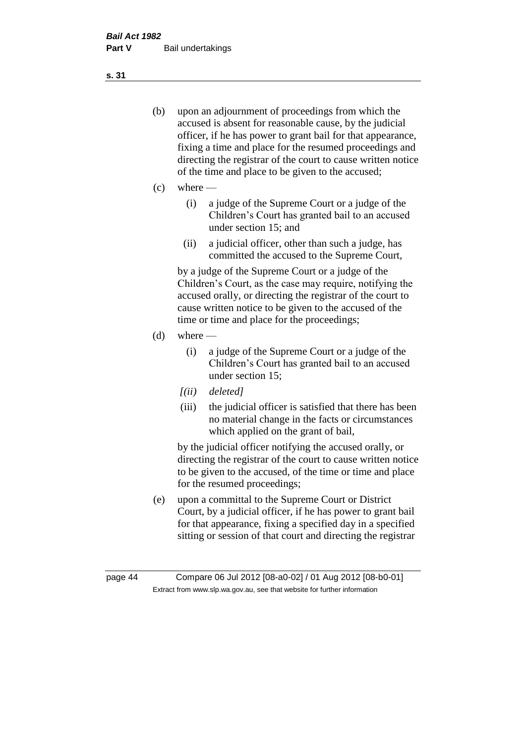(b) upon an adjournment of proceedings from which the accused is absent for reasonable cause, by the judicial officer, if he has power to grant bail for that appearance, fixing a time and place for the resumed proceedings and directing the registrar of the court to cause written notice of the time and place to be given to the accused;

(c) where —

   (i) a judge of the Supreme Court or a judge of the Children's Court has granted bail to an accused under section 15; and

   (ii) a judicial officer, other than such a judge, has committed the accused to the Supreme Court,

   by a judge of the Supreme Court or a judge of the Children's Court, as the case may require, notifying the accused orally, or directing the registrar of the court to cause written notice to be given to the accused of the time or time and place for the proceedings;

(d) where —

   (i) a judge of the Supreme Court or a judge of the Children's Court has granted bail to an accused under section 15;

   *[(ii) deleted]*

   (iii) the judicial officer is satisfied that there has been no material change in the facts or circumstances which applied on the grant of bail,

   by the judicial officer notifying the accused orally, or directing the registrar of the court to cause written notice to be given to the accused, of the time or time and place for the resumed proceedings;

(e) upon a committal to the Supreme Court or District Court, by a judicial officer, if he has power to grant bail for that appearance, fixing a specified day in a specified sitting or session of that court and directing the registrar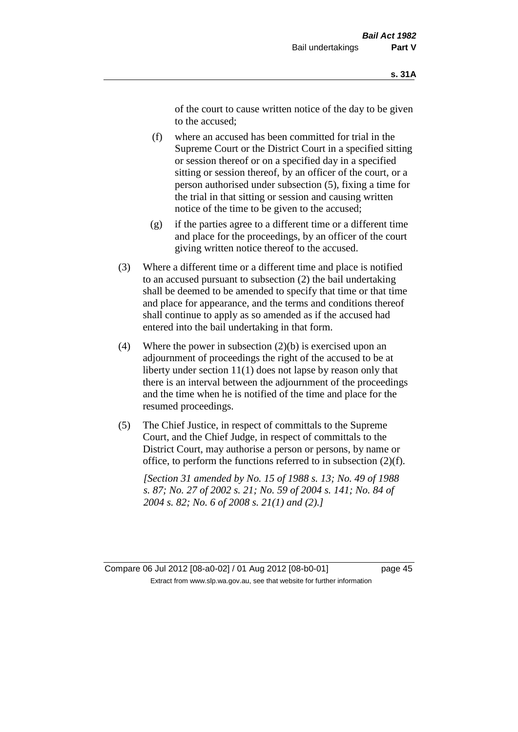of the court to cause written notice of the day to be given to the accused;

(f) where an accused has been committed for trial in the Supreme Court or the District Court in a specified sitting or session thereof or on a specified day in a specified sitting or session thereof, by an officer of the court, or a person authorised under subsection (5), fixing a time for the trial in that sitting or session and causing written notice of the time to be given to the accused;

(g) if the parties agree to a different time or a different time and place for the proceedings, by an officer of the court giving written notice thereof to the accused.

(3) Where a different time or a different time and place is notified to an accused pursuant to subsection (2) the bail undertaking shall be deemed to be amended to specify that time or that time and place for appearance, and the terms and conditions thereof shall continue to apply as so amended as if the accused had entered into the bail undertaking in that form.

(4) Where the power in subsection (2)(b) is exercised upon an adjournment of proceedings the right of the accused to be at liberty under section 11(1) does not lapse by reason only that there is an interval between the adjournment of the proceedings and the time when he is notified of the time and place for the resumed proceedings.

(5) The Chief Justice, in respect of committals to the Supreme Court, and the Chief Judge, in respect of committals to the District Court, may authorise a person or persons, by name or office, to perform the functions referred to in subsection (2)(f).

*[Section 31 amended by No. 15 of 1988 s. 13; No. 49 of 1988 s. 87; No. 27 of 2002 s. 21; No. 59 of 2004 s. 141; No. 84 of 2004 s. 82; No. 6 of 2008 s. 21(1) and (2).]*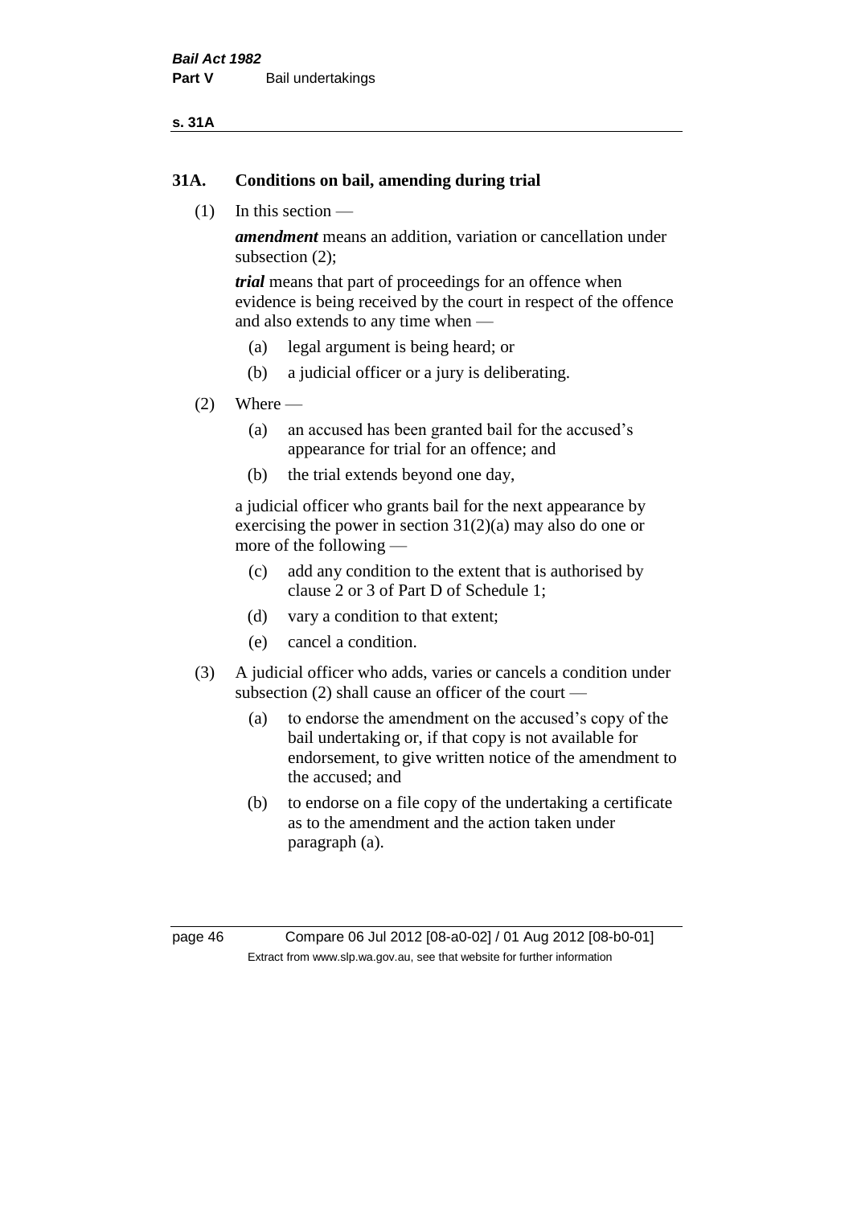## 31A. Conditions on bail, amending during trial

(1) In this section —

*amendment* means an addition, variation or cancellation under subsection (2);

*trial* means that part of proceedings for an offence when evidence is being received by the court in respect of the offence and also extends to any time when —

(a) legal argument is being heard; or

(b) a judicial officer or a jury is deliberating.

(2) Where —

(a) an accused has been granted bail for the accused's appearance for trial for an offence; and

(b) the trial extends beyond one day,

a judicial officer who grants bail for the next appearance by exercising the power in section 31(2)(a) may also do one or more of the following —

(c) add any condition to the extent that is authorised by clause 2 or 3 of Part D of Schedule 1;

(d) vary a condition to that extent;

(e) cancel a condition.

(3) A judicial officer who adds, varies or cancels a condition under subsection (2) shall cause an officer of the court —

(a) to endorse the amendment on the accused's copy of the bail undertaking or, if that copy is not available for endorsement, to give written notice of the amendment to the accused; and

(b) to endorse on a file copy of the undertaking a certificate as to the amendment and the action taken under paragraph (a).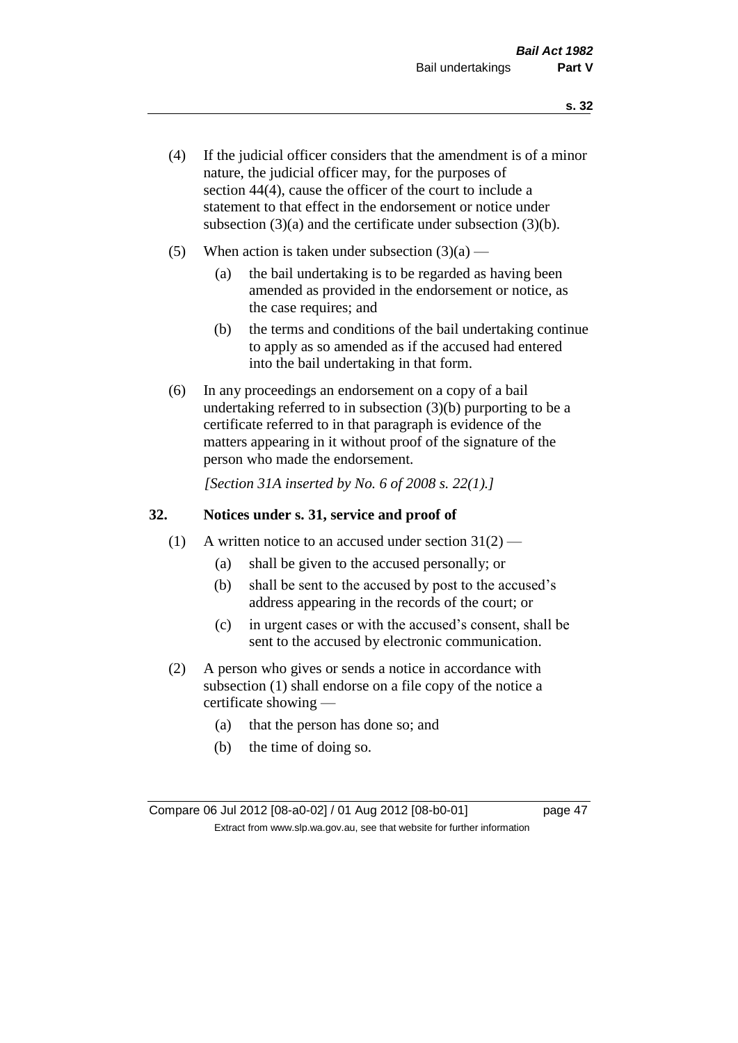(4) If the judicial officer considers that the amendment is of a minor nature, the judicial officer may, for the purposes of section 44(4), cause the officer of the court to include a statement to that effect in the endorsement or notice under subsection (3)(a) and the certificate under subsection (3)(b).

(5) When action is taken under subsection (3)(a) —

  (a) the bail undertaking is to be regarded as having been amended as provided in the endorsement or notice, as the case requires; and

  (b) the terms and conditions of the bail undertaking continue to apply as so amended as if the accused had entered into the bail undertaking in that form.

(6) In any proceedings an endorsement on a copy of a bail undertaking referred to in subsection (3)(b) purporting to be a certificate referred to in that paragraph is evidence of the matters appearing in it without proof of the signature of the person who made the endorsement.

*[Section 31A inserted by No. 6 of 2008 s. 22(1).]*

## 32. Notices under s. 31, service and proof of

(1) A written notice to an accused under section 31(2) —

  (a) shall be given to the accused personally; or

  (b) shall be sent to the accused by post to the accused's address appearing in the records of the court; or

  (c) in urgent cases or with the accused's consent, shall be sent to the accused by electronic communication.

(2) A person who gives or sends a notice in accordance with subsection (1) shall endorse on a file copy of the notice a certificate showing —

  (a) that the person has done so; and

  (b) the time of doing so.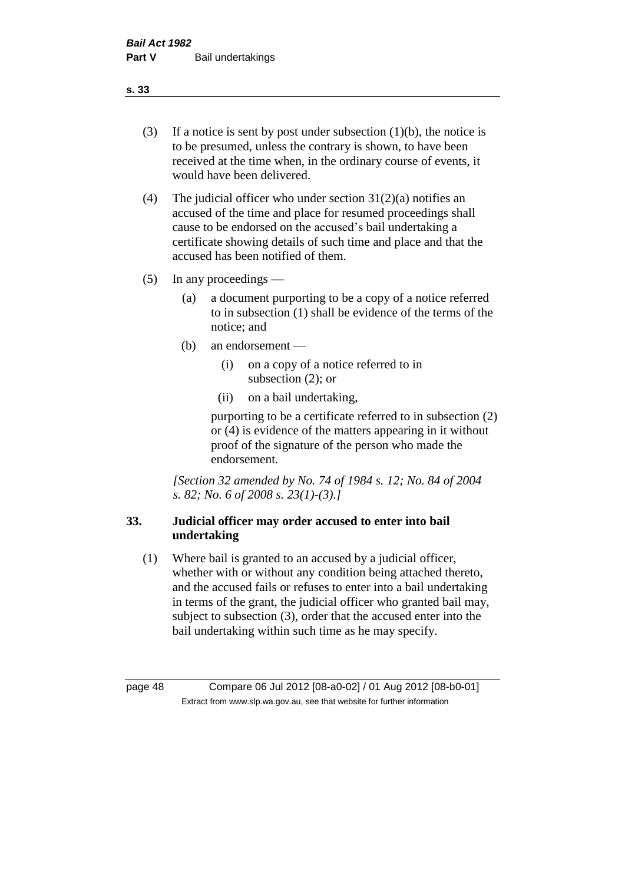(3) If a notice is sent by post under subsection (1)(b), the notice is to be presumed, unless the contrary is shown, to have been received at the time when, in the ordinary course of events, it would have been delivered.

(4) The judicial officer who under section 31(2)(a) notifies an accused of the time and place for resumed proceedings shall cause to be endorsed on the accused's bail undertaking a certificate showing details of such time and place and that the accused has been notified of them.

(5) In any proceedings —

(a) a document purporting to be a copy of a notice referred to in subsection (1) shall be evidence of the terms of the notice; and

(b) an endorsement —

(i) on a copy of a notice referred to in subsection (2); or

(ii) on a bail undertaking,

purporting to be a certificate referred to in subsection (2) or (4) is evidence of the matters appearing in it without proof of the signature of the person who made the endorsement.

*[Section 32 amended by No. 74 of 1984 s. 12; No. 84 of 2004 s. 82; No. 6 of 2008 s. 23(1)-(3).]*

## 33. Judicial officer may order accused to enter into bail undertaking

(1) Where bail is granted to an accused by a judicial officer, whether with or without any condition being attached thereto, and the accused fails or refuses to enter into a bail undertaking in terms of the grant, the judicial officer who granted bail may, subject to subsection (3), order that the accused enter into the bail undertaking within such time as he may specify.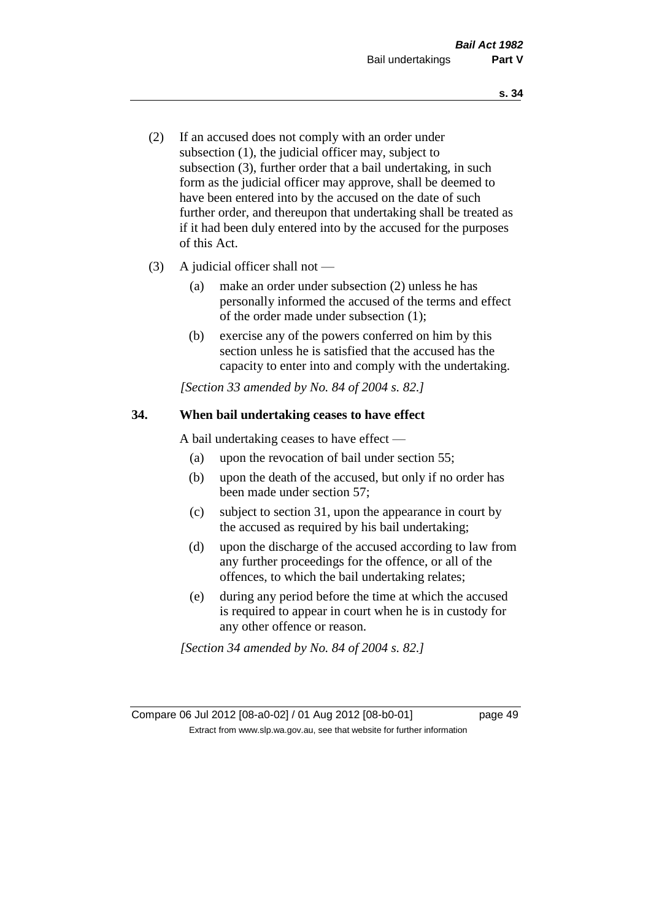(2) If an accused does not comply with an order under subsection (1), the judicial officer may, subject to subsection (3), further order that a bail undertaking, in such form as the judicial officer may approve, shall be deemed to have been entered into by the accused on the date of such further order, and thereupon that undertaking shall be treated as if it had been duly entered into by the accused for the purposes of this Act.

(3) A judicial officer shall not —

(a) make an order under subsection (2) unless he has personally informed the accused of the terms and effect of the order made under subsection (1);

(b) exercise any of the powers conferred on him by this section unless he is satisfied that the accused has the capacity to enter into and comply with the undertaking.

*[Section 33 amended by No. 84 of 2004 s. 82.]*

**34. When bail undertaking ceases to have effect**

A bail undertaking ceases to have effect —

(a) upon the revocation of bail under section 55;

(b) upon the death of the accused, but only if no order has been made under section 57;

(c) subject to section 31, upon the appearance in court by the accused as required by his bail undertaking;

(d) upon the discharge of the accused according to law from any further proceedings for the offence, or all of the offences, to which the bail undertaking relates;

(e) during any period before the time at which the accused is required to appear in court when he is in custody for any other offence or reason.

*[Section 34 amended by No. 84 of 2004 s. 82.]*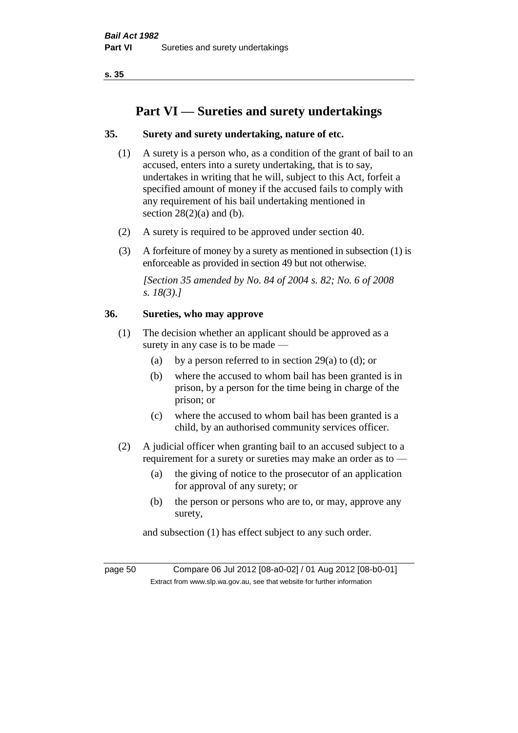# Part VI — Sureties and surety undertakings

## 35. Surety and surety undertaking, nature of etc.

(1) A surety is a person who, as a condition of the grant of bail to an accused, enters into a surety undertaking, that is to say, undertakes in writing that he will, subject to this Act, forfeit a specified amount of money if the accused fails to comply with any requirement of his bail undertaking mentioned in section 28(2)(a) and (b).

(2) A surety is required to be approved under section 40.

(3) A forfeiture of money by a surety as mentioned in subsection (1) is enforceable as provided in section 49 but not otherwise.

*[Section 35 amended by No. 84 of 2004 s. 82; No. 6 of 2008 s. 18(3).]*

## 36. Sureties, who may approve

(1) The decision whether an applicant should be approved as a surety in any case is to be made —

- (a) by a person referred to in section 29(a) to (d); or
- (b) where the accused to whom bail has been granted is in prison, by a person for the time being in charge of the prison; or
- (c) where the accused to whom bail has been granted is a child, by an authorised community services officer.

(2) A judicial officer when granting bail to an accused subject to a requirement for a surety or sureties may make an order as to —

- (a) the giving of notice to the prosecutor of an application for approval of any surety; or
- (b) the person or persons who are to, or may, approve any surety,

and subsection (1) has effect subject to any such order.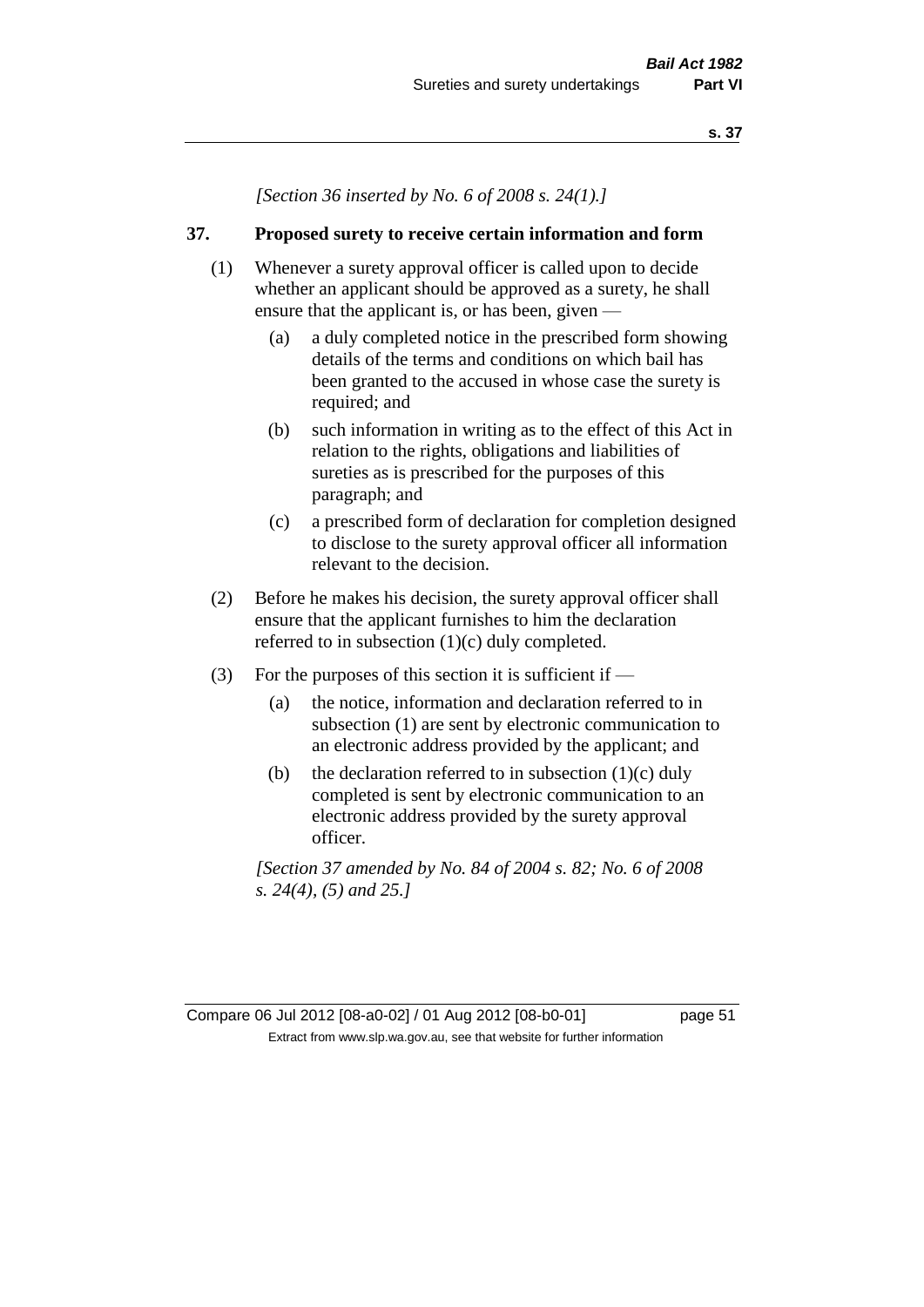*[Section 36 inserted by No. 6 of 2008 s. 24(1).]*

## 37. Proposed surety to receive certain information and form

(1) Whenever a surety approval officer is called upon to decide whether an applicant should be approved as a surety, he shall ensure that the applicant is, or has been, given —

(a) a duly completed notice in the prescribed form showing details of the terms and conditions on which bail has been granted to the accused in whose case the surety is required; and

(b) such information in writing as to the effect of this Act in relation to the rights, obligations and liabilities of sureties as is prescribed for the purposes of this paragraph; and

(c) a prescribed form of declaration for completion designed to disclose to the surety approval officer all information relevant to the decision.

(2) Before he makes his decision, the surety approval officer shall ensure that the applicant furnishes to him the declaration referred to in subsection (1)(c) duly completed.

(3) For the purposes of this section it is sufficient if —

(a) the notice, information and declaration referred to in subsection (1) are sent by electronic communication to an electronic address provided by the applicant; and

(b) the declaration referred to in subsection (1)(c) duly completed is sent by electronic communication to an electronic address provided by the surety approval officer.

*[Section 37 amended by No. 84 of 2004 s. 82; No. 6 of 2008 s. 24(4), (5) and 25.]*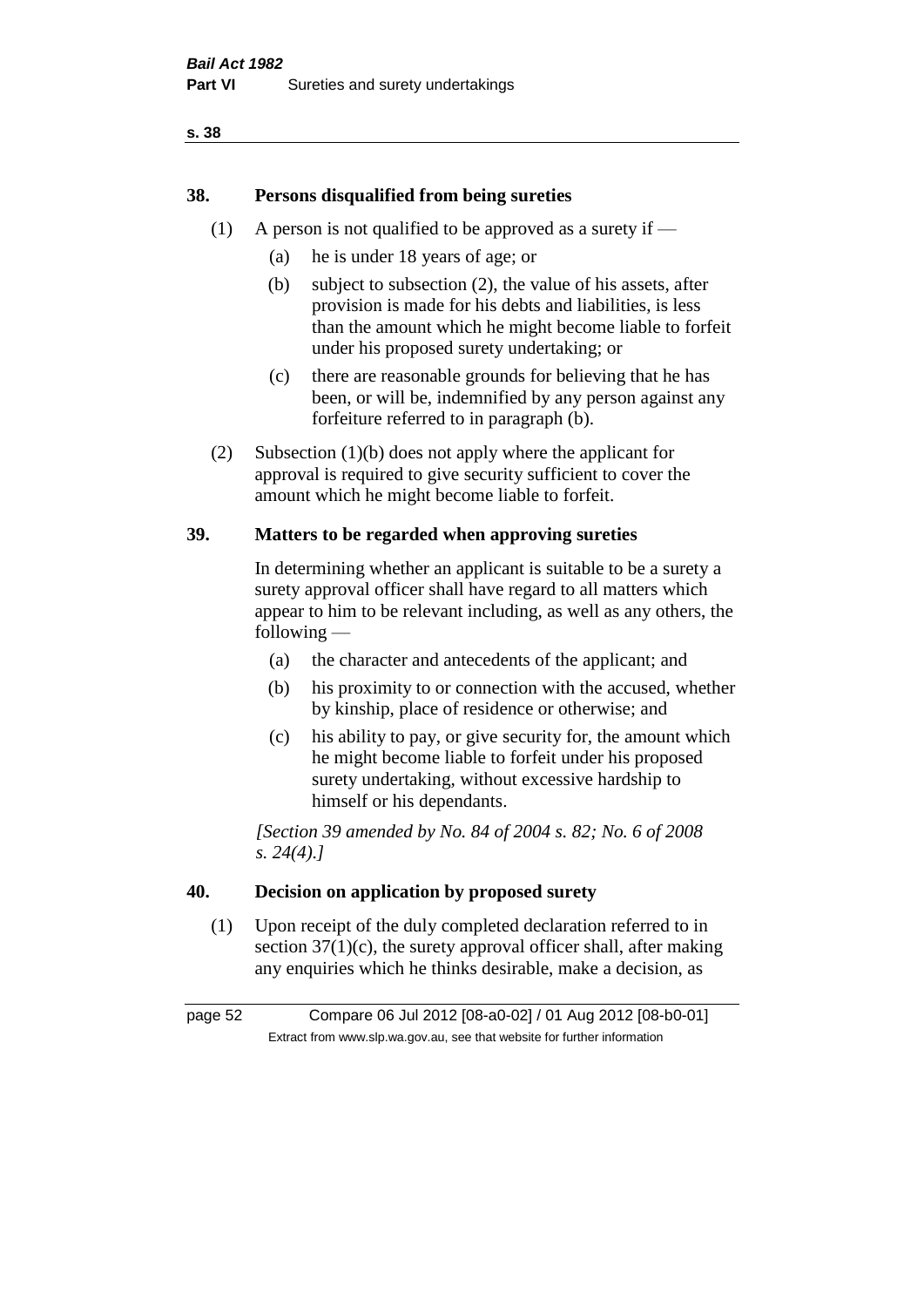## 38. Persons disqualified from being sureties

(1) A person is not qualified to be approved as a surety if —

(a) he is under 18 years of age; or

(b) subject to subsection (2), the value of his assets, after provision is made for his debts and liabilities, is less than the amount which he might become liable to forfeit under his proposed surety undertaking; or

(c) there are reasonable grounds for believing that he has been, or will be, indemnified by any person against any forfeiture referred to in paragraph (b).

(2) Subsection (1)(b) does not apply where the applicant for approval is required to give security sufficient to cover the amount which he might become liable to forfeit.

## 39. Matters to be regarded when approving sureties

In determining whether an applicant is suitable to be a surety a surety approval officer shall have regard to all matters which appear to him to be relevant including, as well as any others, the following —

(a) the character and antecedents of the applicant; and

(b) his proximity to or connection with the accused, whether by kinship, place of residence or otherwise; and

(c) his ability to pay, or give security for, the amount which he might become liable to forfeit under his proposed surety undertaking, without excessive hardship to himself or his dependants.

*[Section 39 amended by No. 84 of 2004 s. 82; No. 6 of 2008 s. 24(4).]*

## 40. Decision on application by proposed surety

(1) Upon receipt of the duly completed declaration referred to in section 37(1)(c), the surety approval officer shall, after making any enquiries which he thinks desirable, make a decision, as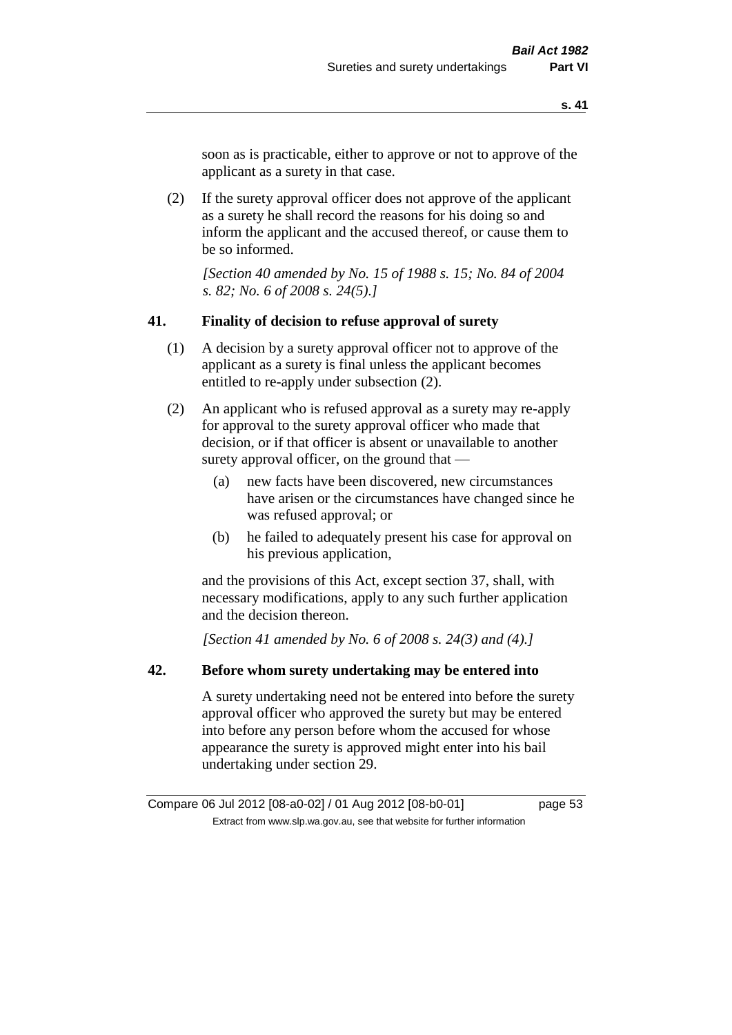soon as is practicable, either to approve or not to approve of the applicant as a surety in that case.

(2) If the surety approval officer does not approve of the applicant as a surety he shall record the reasons for his doing so and inform the applicant and the accused thereof, or cause them to be so informed.

*[Section 40 amended by No. 15 of 1988 s. 15; No. 84 of 2004 s. 82; No. 6 of 2008 s. 24(5).]*

## 41. Finality of decision to refuse approval of surety

(1) A decision by a surety approval officer not to approve of the applicant as a surety is final unless the applicant becomes entitled to re-apply under subsection (2).

(2) An applicant who is refused approval as a surety may re-apply for approval to the surety approval officer who made that decision, or if that officer is absent or unavailable to another surety approval officer, on the ground that —

- (a) new facts have been discovered, new circumstances have arisen or the circumstances have changed since he was refused approval; or
- (b) he failed to adequately present his case for approval on his previous application,

and the provisions of this Act, except section 37, shall, with necessary modifications, apply to any such further application and the decision thereon.

*[Section 41 amended by No. 6 of 2008 s. 24(3) and (4).]*

## 42. Before whom surety undertaking may be entered into

A surety undertaking need not be entered into before the surety approval officer who approved the surety but may be entered into before any person before whom the accused for whose appearance the surety is approved might enter into his bail undertaking under section 29.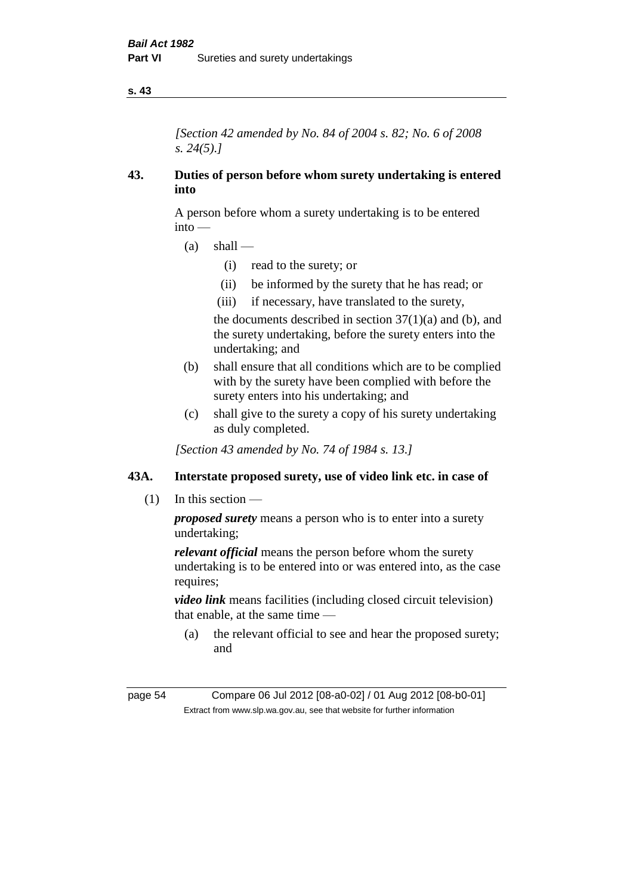*[Section 42 amended by No. 84 of 2004 s. 82; No. 6 of 2008 s. 24(5).]*

## 43. Duties of person before whom surety undertaking is entered into

A person before whom a surety undertaking is to be entered into —

- (a) shall —
  - (i) read to the surety; or
  - (ii) be informed by the surety that he has read; or
  - (iii) if necessary, have translated to the surety,

  the documents described in section 37(1)(a) and (b), and the surety undertaking, before the surety enters into the undertaking; and
- (b) shall ensure that all conditions which are to be complied with by the surety have been complied with before the surety enters into his undertaking; and
- (c) shall give to the surety a copy of his surety undertaking as duly completed.

*[Section 43 amended by No. 74 of 1984 s. 13.]*

## 43A. Interstate proposed surety, use of video link etc. in case of

(1) In this section —

***proposed surety*** means a person who is to enter into a surety undertaking;

***relevant official*** means the person before whom the surety undertaking is to be entered into or was entered into, as the case requires;

***video link*** means facilities (including closed circuit television) that enable, at the same time —

- (a) the relevant official to see and hear the proposed surety; and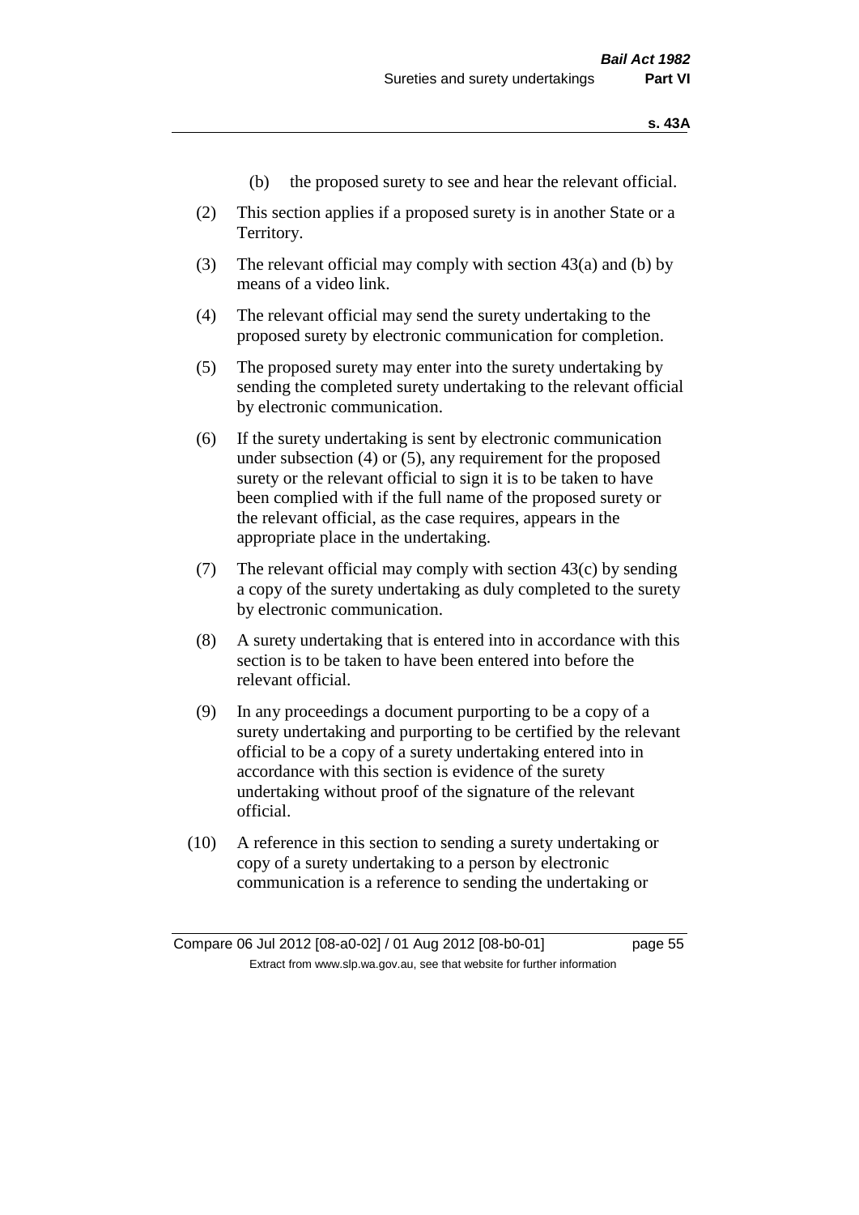(b) the proposed surety to see and hear the relevant official.

(2) This section applies if a proposed surety is in another State or a Territory.

(3) The relevant official may comply with section 43(a) and (b) by means of a video link.

(4) The relevant official may send the surety undertaking to the proposed surety by electronic communication for completion.

(5) The proposed surety may enter into the surety undertaking by sending the completed surety undertaking to the relevant official by electronic communication.

(6) If the surety undertaking is sent by electronic communication under subsection (4) or (5), any requirement for the proposed surety or the relevant official to sign it is to be taken to have been complied with if the full name of the proposed surety or the relevant official, as the case requires, appears in the appropriate place in the undertaking.

(7) The relevant official may comply with section 43(c) by sending a copy of the surety undertaking as duly completed to the surety by electronic communication.

(8) A surety undertaking that is entered into in accordance with this section is to be taken to have been entered into before the relevant official.

(9) In any proceedings a document purporting to be a copy of a surety undertaking and purporting to be certified by the relevant official to be a copy of a surety undertaking entered into in accordance with this section is evidence of the surety undertaking without proof of the signature of the relevant official.

(10) A reference in this section to sending a surety undertaking or copy of a surety undertaking to a person by electronic communication is a reference to sending the undertaking or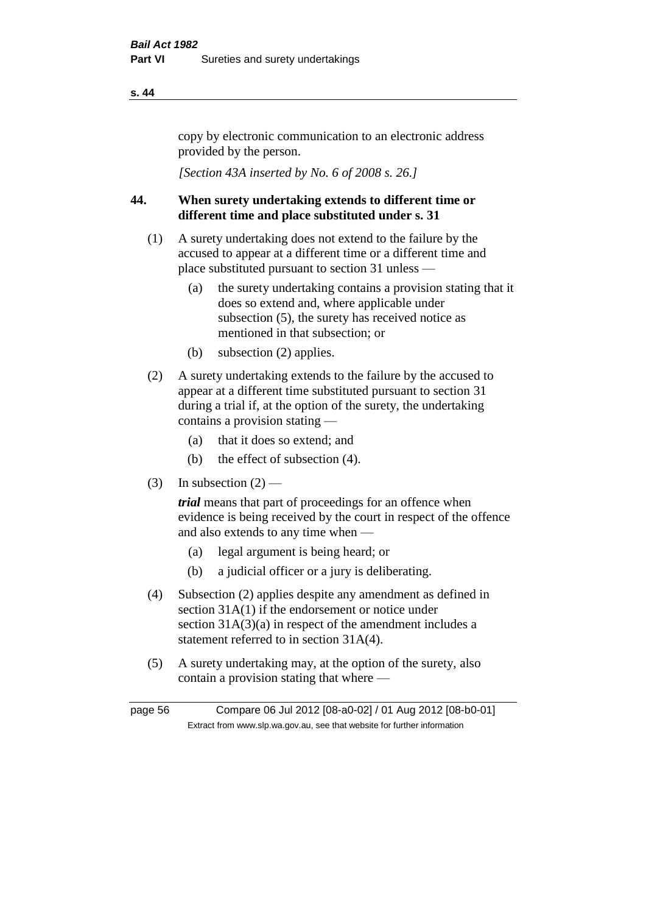copy by electronic communication to an electronic address provided by the person.

*[Section 43A inserted by No. 6 of 2008 s. 26.]*

## 44. When surety undertaking extends to different time or different time and place substituted under s. 31

(1) A surety undertaking does not extend to the failure by the accused to appear at a different time or a different time and place substituted pursuant to section 31 unless —

- (a) the surety undertaking contains a provision stating that it does so extend and, where applicable under subsection (5), the surety has received notice as mentioned in that subsection; or
- (b) subsection (2) applies.

(2) A surety undertaking extends to the failure by the accused to appear at a different time substituted pursuant to section 31 during a trial if, at the option of the surety, the undertaking contains a provision stating —

- (a) that it does so extend; and
- (b) the effect of subsection (4).

(3) In subsection (2) —

***trial*** means that part of proceedings for an offence when evidence is being received by the court in respect of the offence and also extends to any time when —

- (a) legal argument is being heard; or
- (b) a judicial officer or a jury is deliberating.

(4) Subsection (2) applies despite any amendment as defined in section 31A(1) if the endorsement or notice under section 31A(3)(a) in respect of the amendment includes a statement referred to in section 31A(4).

(5) A surety undertaking may, at the option of the surety, also contain a provision stating that where —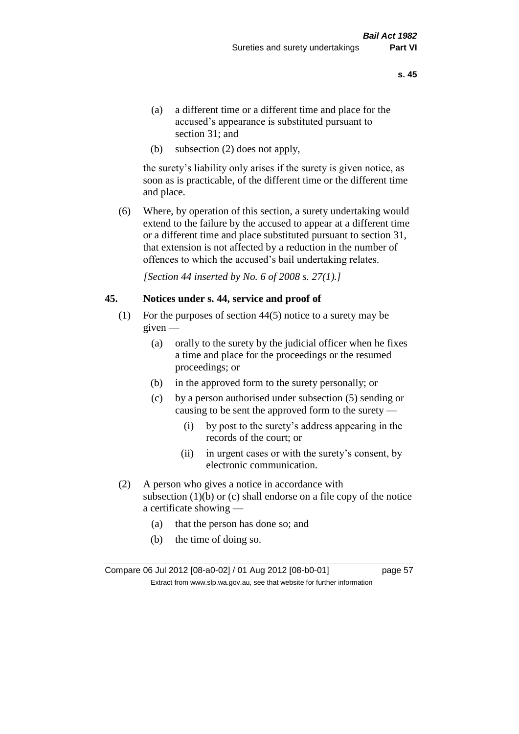(a) a different time or a different time and place for the accused's appearance is substituted pursuant to section 31; and

(b) subsection (2) does not apply,

the surety's liability only arises if the surety is given notice, as soon as is practicable, of the different time or the different time and place.

(6) Where, by operation of this section, a surety undertaking would extend to the failure by the accused to appear at a different time or a different time and place substituted pursuant to section 31, that extension is not affected by a reduction in the number of offences to which the accused's bail undertaking relates.

*[Section 44 inserted by No. 6 of 2008 s. 27(1).]*

## 45. Notices under s. 44, service and proof of

(1) For the purposes of section 44(5) notice to a surety may be given —

(a) orally to the surety by the judicial officer when he fixes a time and place for the proceedings or the resumed proceedings; or

(b) in the approved form to the surety personally; or

(c) by a person authorised under subsection (5) sending or causing to be sent the approved form to the surety —

(i) by post to the surety's address appearing in the records of the court; or

(ii) in urgent cases or with the surety's consent, by electronic communication.

(2) A person who gives a notice in accordance with subsection (1)(b) or (c) shall endorse on a file copy of the notice a certificate showing —

(a) that the person has done so; and

(b) the time of doing so.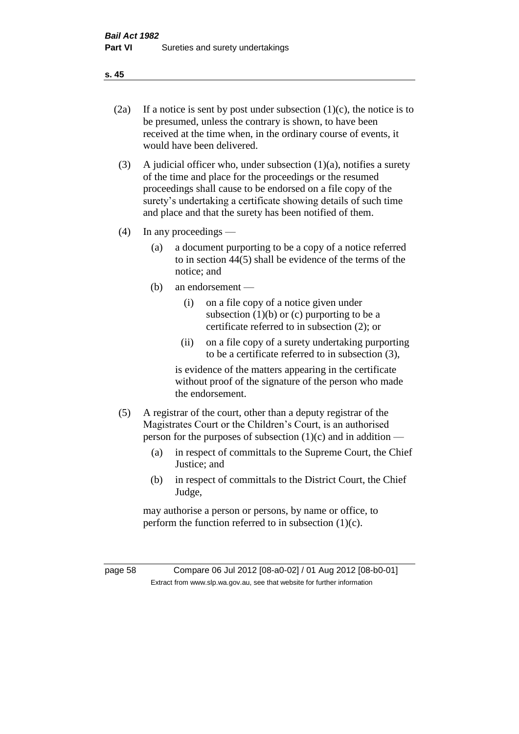(2a) If a notice is sent by post under subsection (1)(c), the notice is to be presumed, unless the contrary is shown, to have been received at the time when, in the ordinary course of events, it would have been delivered.

(3) A judicial officer who, under subsection (1)(a), notifies a surety of the time and place for the proceedings or the resumed proceedings shall cause to be endorsed on a file copy of the surety's undertaking a certificate showing details of such time and place and that the surety has been notified of them.

(4) In any proceedings —

   (a) a document purporting to be a copy of a notice referred to in section 44(5) shall be evidence of the terms of the notice; and

   (b) an endorsement —

      (i) on a file copy of a notice given under subsection (1)(b) or (c) purporting to be a certificate referred to in subsection (2); or

      (ii) on a file copy of a surety undertaking purporting to be a certificate referred to in subsection (3),

   is evidence of the matters appearing in the certificate without proof of the signature of the person who made the endorsement.

(5) A registrar of the court, other than a deputy registrar of the Magistrates Court or the Children's Court, is an authorised person for the purposes of subsection (1)(c) and in addition —

   (a) in respect of committals to the Supreme Court, the Chief Justice; and

   (b) in respect of committals to the District Court, the Chief Judge,

   may authorise a person or persons, by name or office, to perform the function referred to in subsection (1)(c).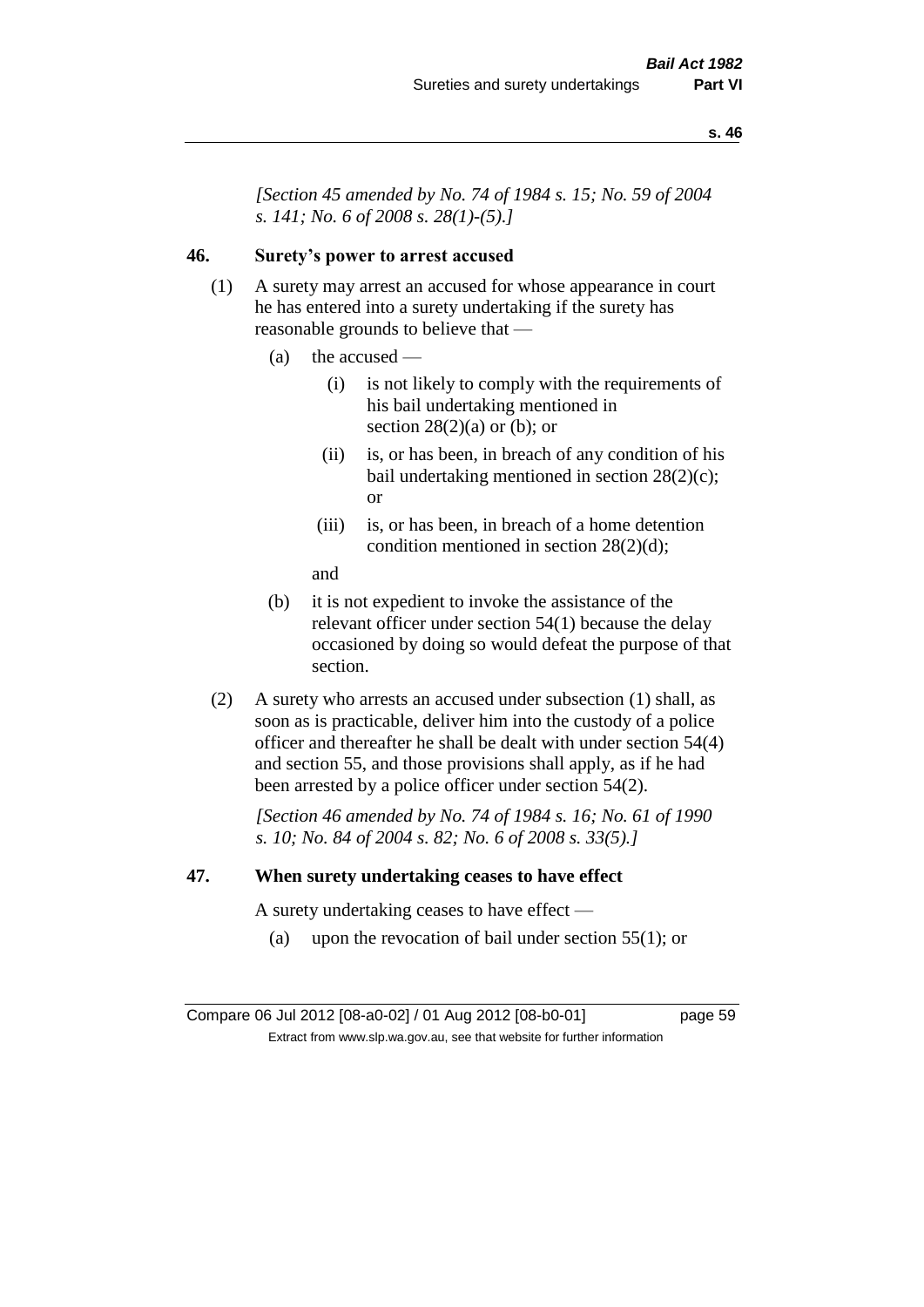*[Section 45 amended by No. 74 of 1984 s. 15; No. 59 of 2004 s. 141; No. 6 of 2008 s. 28(1)-(5).]*

## 46. Surety's power to arrest accused

(1) A surety may arrest an accused for whose appearance in court he has entered into a surety undertaking if the surety has reasonable grounds to believe that —

- (a) the accused —
  - (i) is not likely to comply with the requirements of his bail undertaking mentioned in section 28(2)(a) or (b); or
  - (ii) is, or has been, in breach of any condition of his bail undertaking mentioned in section 28(2)(c); or
  - (iii) is, or has been, in breach of a home detention condition mentioned in section 28(2)(d);

  and
- (b) it is not expedient to invoke the assistance of the relevant officer under section 54(1) because the delay occasioned by doing so would defeat the purpose of that section.

(2) A surety who arrests an accused under subsection (1) shall, as soon as is practicable, deliver him into the custody of a police officer and thereafter he shall be dealt with under section 54(4) and section 55, and those provisions shall apply, as if he had been arrested by a police officer under section 54(2).

*[Section 46 amended by No. 74 of 1984 s. 16; No. 61 of 1990 s. 10; No. 84 of 2004 s. 82; No. 6 of 2008 s. 33(5).]*

## 47. When surety undertaking ceases to have effect

A surety undertaking ceases to have effect —

- (a) upon the revocation of bail under section 55(1); or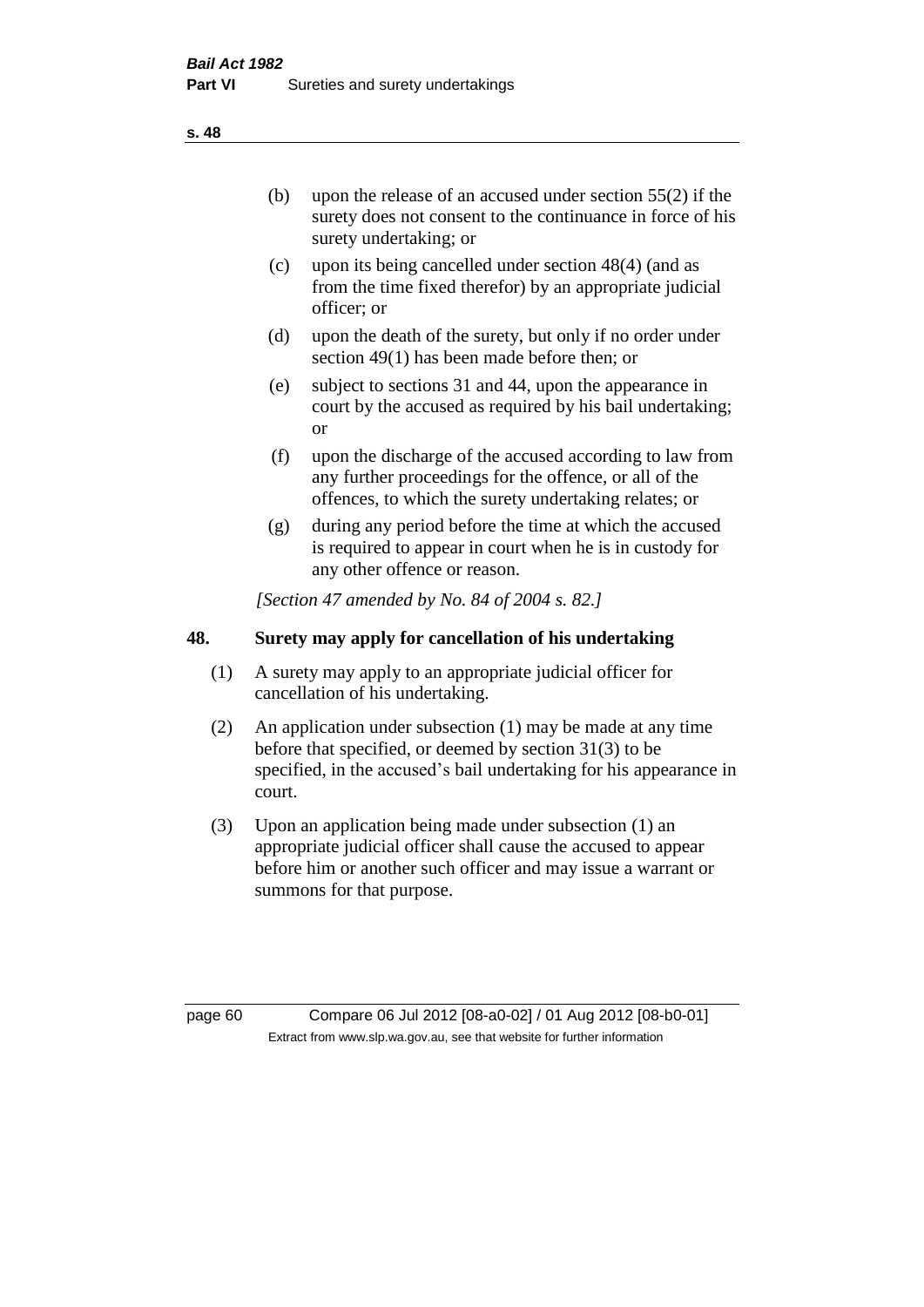- (b) upon the release of an accused under section 55(2) if the surety does not consent to the continuance in force of his surety undertaking; or
- (c) upon its being cancelled under section 48(4) (and as from the time fixed therefor) by an appropriate judicial officer; or
- (d) upon the death of the surety, but only if no order under section 49(1) has been made before then; or
- (e) subject to sections 31 and 44, upon the appearance in court by the accused as required by his bail undertaking; or
- (f) upon the discharge of the accused according to law from any further proceedings for the offence, or all of the offences, to which the surety undertaking relates; or
- (g) during any period before the time at which the accused is required to appear in court when he is in custody for any other offence or reason.

*[Section 47 amended by No. 84 of 2004 s. 82.]*

## 48. Surety may apply for cancellation of his undertaking

(1) A surety may apply to an appropriate judicial officer for cancellation of his undertaking.

(2) An application under subsection (1) may be made at any time before that specified, or deemed by section 31(3) to be specified, in the accused's bail undertaking for his appearance in court.

(3) Upon an application being made under subsection (1) an appropriate judicial officer shall cause the accused to appear before him or another such officer and may issue a warrant or summons for that purpose.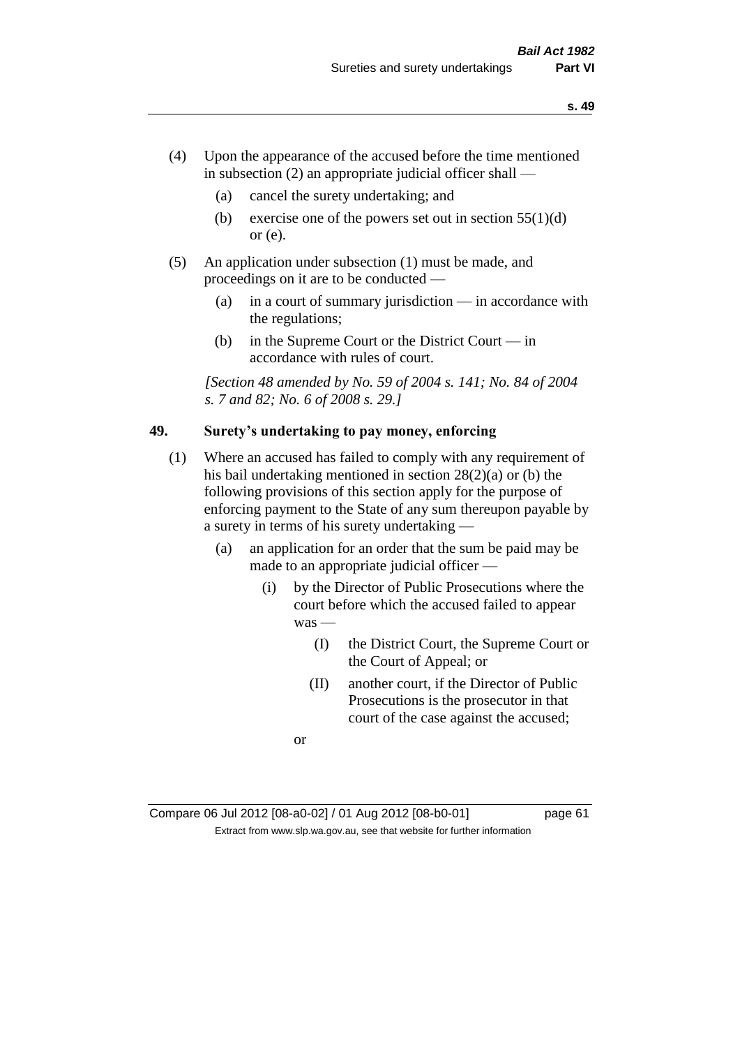(4) Upon the appearance of the accused before the time mentioned in subsection (2) an appropriate judicial officer shall —

  (a) cancel the surety undertaking; and

  (b) exercise one of the powers set out in section 55(1)(d) or (e).

(5) An application under subsection (1) must be made, and proceedings on it are to be conducted —

  (a) in a court of summary jurisdiction — in accordance with the regulations;

  (b) in the Supreme Court or the District Court — in accordance with rules of court.

*[Section 48 amended by No. 59 of 2004 s. 141; No. 84 of 2004 s. 7 and 82; No. 6 of 2008 s. 29.]*

### 49. Surety's undertaking to pay money, enforcing

(1) Where an accused has failed to comply with any requirement of his bail undertaking mentioned in section 28(2)(a) or (b) the following provisions of this section apply for the purpose of enforcing payment to the State of any sum thereupon payable by a surety in terms of his surety undertaking —

  (a) an application for an order that the sum be paid may be made to an appropriate judicial officer —

    (i) by the Director of Public Prosecutions where the court before which the accused failed to appear was —

      (I) the District Court, the Supreme Court or the Court of Appeal; or

      (II) another court, if the Director of Public Prosecutions is the prosecutor in that court of the case against the accused;

    or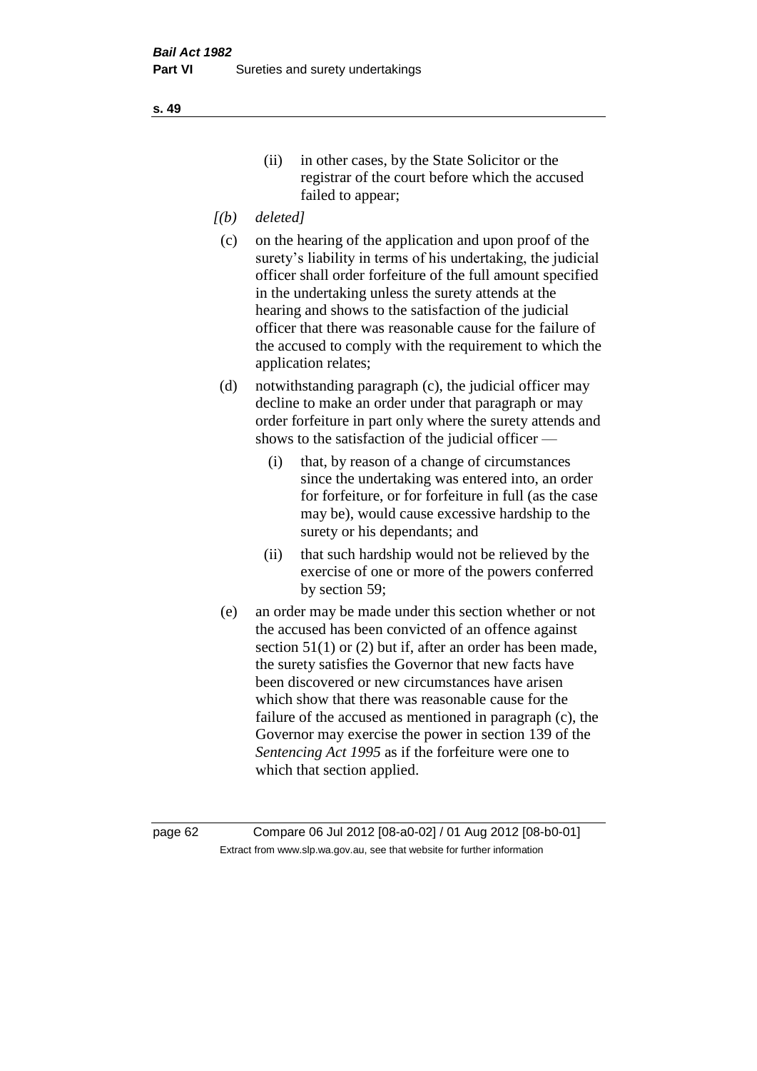(ii) in other cases, by the State Solicitor or the registrar of the court before which the accused failed to appear;

*[(b) deleted]*

(c) on the hearing of the application and upon proof of the surety's liability in terms of his undertaking, the judicial officer shall order forfeiture of the full amount specified in the undertaking unless the surety attends at the hearing and shows to the satisfaction of the judicial officer that there was reasonable cause for the failure of the accused to comply with the requirement to which the application relates;

(d) notwithstanding paragraph (c), the judicial officer may decline to make an order under that paragraph or may order forfeiture in part only where the surety attends and shows to the satisfaction of the judicial officer —

  (i) that, by reason of a change of circumstances since the undertaking was entered into, an order for forfeiture, or for forfeiture in full (as the case may be), would cause excessive hardship to the surety or his dependants; and

  (ii) that such hardship would not be relieved by the exercise of one or more of the powers conferred by section 59;

(e) an order may be made under this section whether or not the accused has been convicted of an offence against section 51(1) or (2) but if, after an order has been made, the surety satisfies the Governor that new facts have been discovered or new circumstances have arisen which show that there was reasonable cause for the failure of the accused as mentioned in paragraph (c), the Governor may exercise the power in section 139 of the *Sentencing Act 1995* as if the forfeiture were one to which that section applied.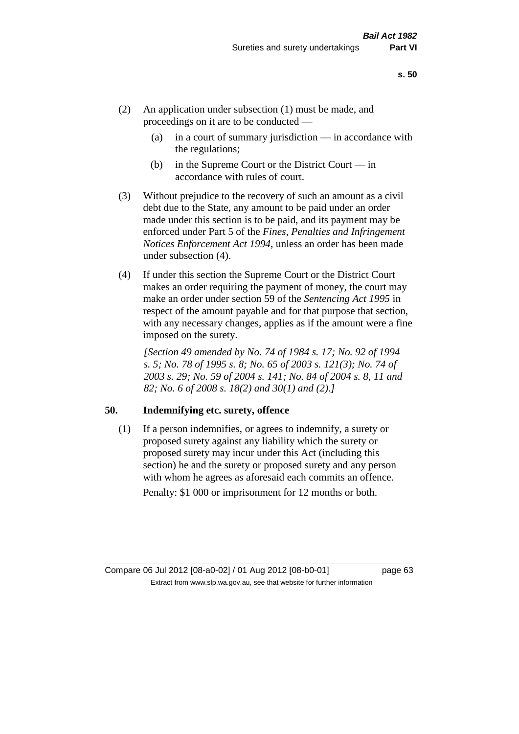(2) An application under subsection (1) must be made, and proceedings on it are to be conducted —

(a) in a court of summary jurisdiction — in accordance with the regulations;

(b) in the Supreme Court or the District Court — in accordance with rules of court.

(3) Without prejudice to the recovery of such an amount as a civil debt due to the State, any amount to be paid under an order made under this section is to be paid, and its payment may be enforced under Part 5 of the *Fines, Penalties and Infringement Notices Enforcement Act 1994*, unless an order has been made under subsection (4).

(4) If under this section the Supreme Court or the District Court makes an order requiring the payment of money, the court may make an order under section 59 of the *Sentencing Act 1995* in respect of the amount payable and for that purpose that section, with any necessary changes, applies as if the amount were a fine imposed on the surety.

*[Section 49 amended by No. 74 of 1984 s. 17; No. 92 of 1994 s. 5; No. 78 of 1995 s. 8; No. 65 of 2003 s. 121(3); No. 74 of 2003 s. 29; No. 59 of 2004 s. 141; No. 84 of 2004 s. 8, 11 and 82; No. 6 of 2008 s. 18(2) and 30(1) and (2).]*

### 50. Indemnifying etc. surety, offence

(1) If a person indemnifies, or agrees to indemnify, a surety or proposed surety against any liability which the surety or proposed surety may incur under this Act (including this section) he and the surety or proposed surety and any person with whom he agrees as aforesaid each commits an offence.

Penalty: $1 000 or imprisonment for 12 months or both.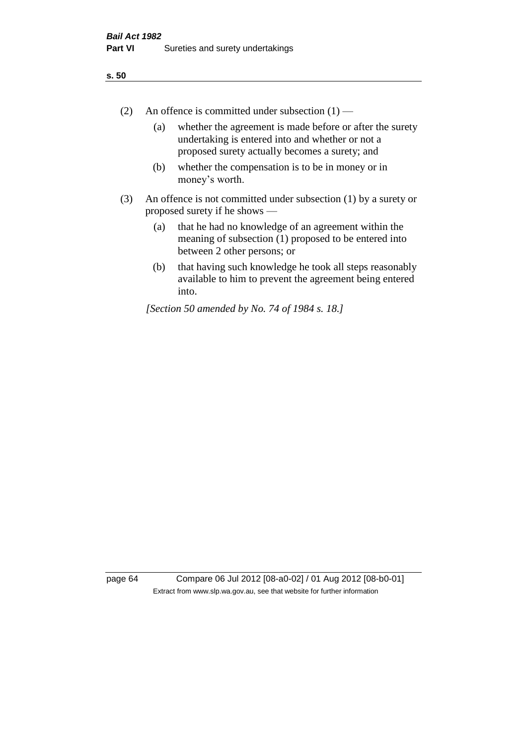(2) An offence is committed under subsection (1) —

(a) whether the agreement is made before or after the surety undertaking is entered into and whether or not a proposed surety actually becomes a surety; and

(b) whether the compensation is to be in money or in money's worth.

(3) An offence is not committed under subsection (1) by a surety or proposed surety if he shows —

(a) that he had no knowledge of an agreement within the meaning of subsection (1) proposed to be entered into between 2 other persons; or

(b) that having such knowledge he took all steps reasonably available to him to prevent the agreement being entered into.

*[Section 50 amended by No. 74 of 1984 s. 18.]*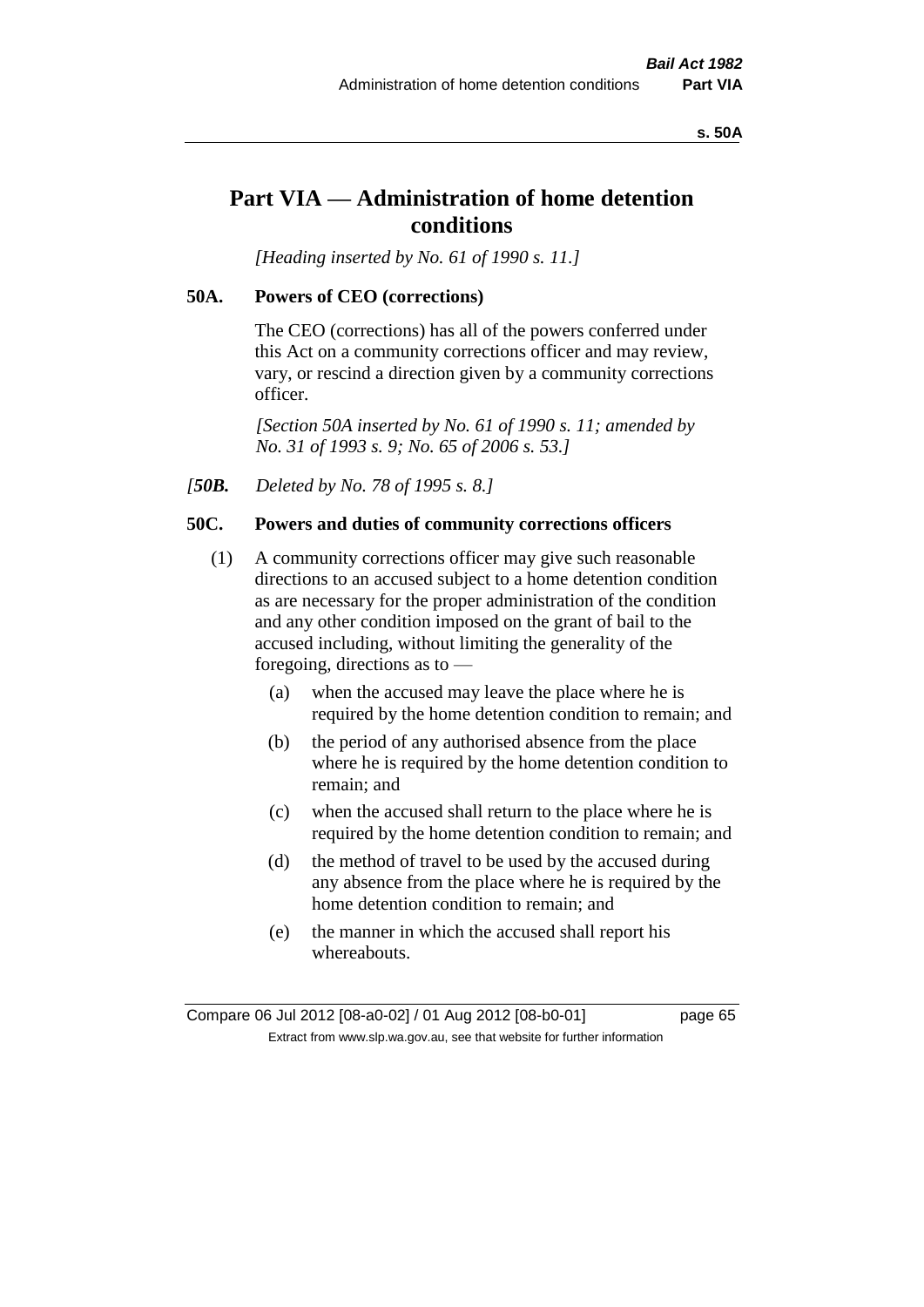# Part VIA — Administration of home detention conditions

*[Heading inserted by No. 61 of 1990 s. 11.]*

### 50A. Powers of CEO (corrections)

The CEO (corrections) has all of the powers conferred under this Act on a community corrections officer and may review, vary, or rescind a direction given by a community corrections officer.

*[Section 50A inserted by No. 61 of 1990 s. 11; amended by No. 31 of 1993 s. 9; No. 65 of 2006 s. 53.]*

*[**50B.** Deleted by No. 78 of 1995 s. 8.]*

### 50C. Powers and duties of community corrections officers

(1) A community corrections officer may give such reasonable directions to an accused subject to a home detention condition as are necessary for the proper administration of the condition and any other condition imposed on the grant of bail to the accused including, without limiting the generality of the foregoing, directions as to —

- (a) when the accused may leave the place where he is required by the home detention condition to remain; and
- (b) the period of any authorised absence from the place where he is required by the home detention condition to remain; and
- (c) when the accused shall return to the place where he is required by the home detention condition to remain; and
- (d) the method of travel to be used by the accused during any absence from the place where he is required by the home detention condition to remain; and
- (e) the manner in which the accused shall report his whereabouts.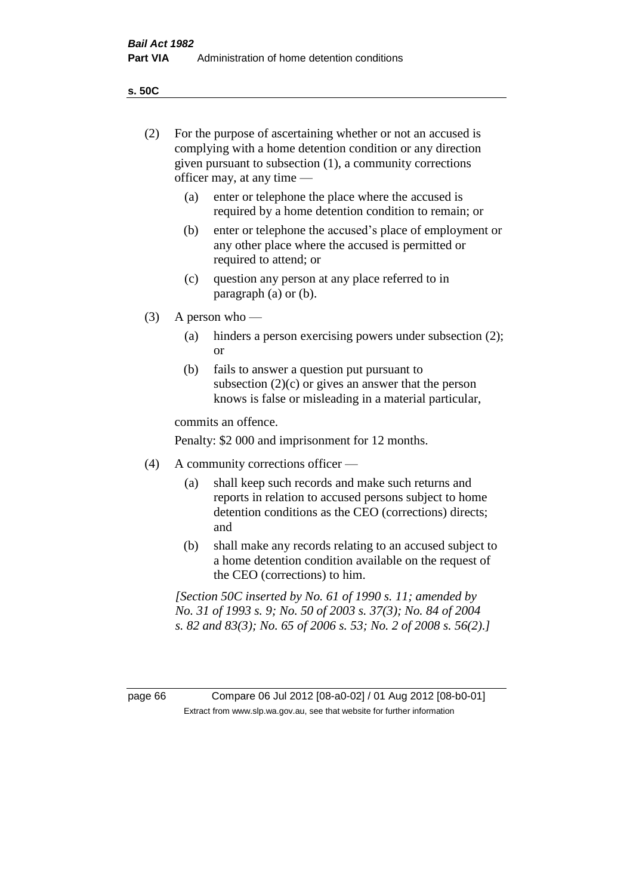(2) For the purpose of ascertaining whether or not an accused is complying with a home detention condition or any direction given pursuant to subsection (1), a community corrections officer may, at any time —

   (a) enter or telephone the place where the accused is required by a home detention condition to remain; or

   (b) enter or telephone the accused's place of employment or any other place where the accused is permitted or required to attend; or

   (c) question any person at any place referred to in paragraph (a) or (b).

(3) A person who —

   (a) hinders a person exercising powers under subsection (2); or

   (b) fails to answer a question put pursuant to subsection (2)(c) or gives an answer that the person knows is false or misleading in a material particular,

   commits an offence.

   Penalty: $2 000 and imprisonment for 12 months.

(4) A community corrections officer —

   (a) shall keep such records and make such returns and reports in relation to accused persons subject to home detention conditions as the CEO (corrections) directs; and

   (b) shall make any records relating to an accused subject to a home detention condition available on the request of the CEO (corrections) to him.

*[Section 50C inserted by No. 61 of 1990 s. 11; amended by No. 31 of 1993 s. 9; No. 50 of 2003 s. 37(3); No. 84 of 2004 s. 82 and 83(3); No. 65 of 2006 s. 53; No. 2 of 2008 s. 56(2).]*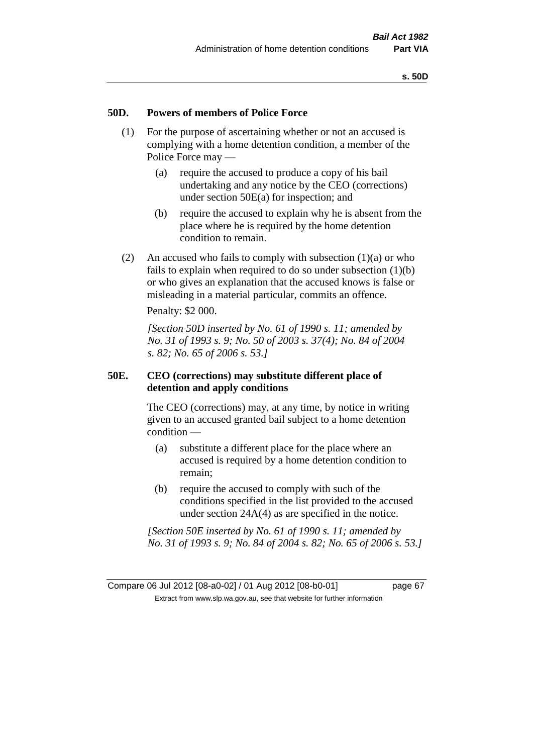## 50D. Powers of members of Police Force

(1) For the purpose of ascertaining whether or not an accused is complying with a home detention condition, a member of the Police Force may —

   (a) require the accused to produce a copy of his bail undertaking and any notice by the CEO (corrections) under section 50E(a) for inspection; and

   (b) require the accused to explain why he is absent from the place where he is required by the home detention condition to remain.

(2) An accused who fails to comply with subsection (1)(a) or who fails to explain when required to do so under subsection (1)(b) or who gives an explanation that the accused knows is false or misleading in a material particular, commits an offence.

Penalty: $2 000.

*[Section 50D inserted by No. 61 of 1990 s. 11; amended by No. 31 of 1993 s. 9; No. 50 of 2003 s. 37(4); No. 84 of 2004 s. 82; No. 65 of 2006 s. 53.]*

## 50E. CEO (corrections) may substitute different place of detention and apply conditions

The CEO (corrections) may, at any time, by notice in writing given to an accused granted bail subject to a home detention condition —

   (a) substitute a different place for the place where an accused is required by a home detention condition to remain;

   (b) require the accused to comply with such of the conditions specified in the list provided to the accused under section 24A(4) as are specified in the notice.

*[Section 50E inserted by No. 61 of 1990 s. 11; amended by No. 31 of 1993 s. 9; No. 84 of 2004 s. 82; No. 65 of 2006 s. 53.]*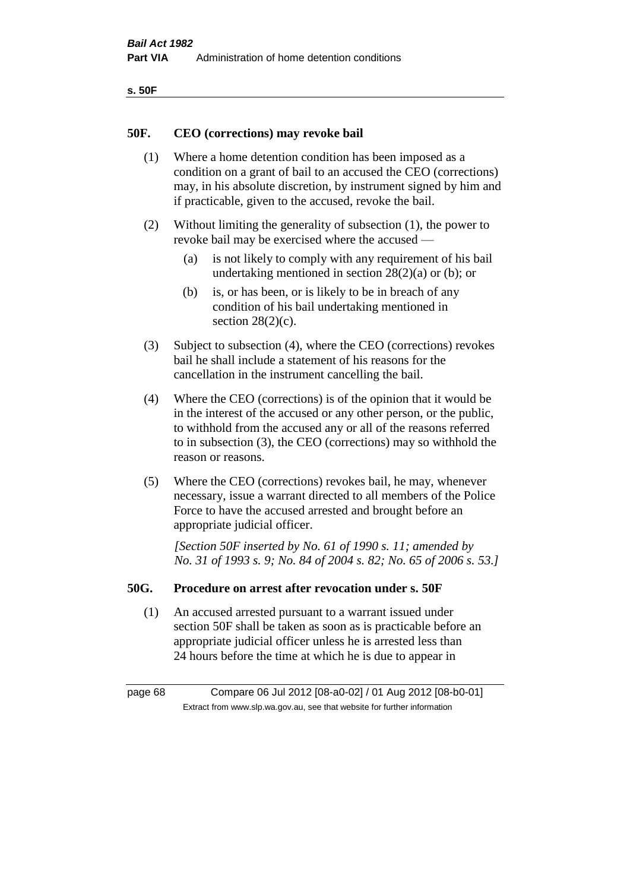## 50F. CEO (corrections) may revoke bail

(1) Where a home detention condition has been imposed as a condition on a grant of bail to an accused the CEO (corrections) may, in his absolute discretion, by instrument signed by him and if practicable, given to the accused, revoke the bail.

(2) Without limiting the generality of subsection (1), the power to revoke bail may be exercised where the accused —

(a) is not likely to comply with any requirement of his bail undertaking mentioned in section 28(2)(a) or (b); or

(b) is, or has been, or is likely to be in breach of any condition of his bail undertaking mentioned in section 28(2)(c).

(3) Subject to subsection (4), where the CEO (corrections) revokes bail he shall include a statement of his reasons for the cancellation in the instrument cancelling the bail.

(4) Where the CEO (corrections) is of the opinion that it would be in the interest of the accused or any other person, or the public, to withhold from the accused any or all of the reasons referred to in subsection (3), the CEO (corrections) may so withhold the reason or reasons.

(5) Where the CEO (corrections) revokes bail, he may, whenever necessary, issue a warrant directed to all members of the Police Force to have the accused arrested and brought before an appropriate judicial officer.

*[Section 50F inserted by No. 61 of 1990 s. 11; amended by No. 31 of 1993 s. 9; No. 84 of 2004 s. 82; No. 65 of 2006 s. 53.]*

## 50G. Procedure on arrest after revocation under s. 50F

(1) An accused arrested pursuant to a warrant issued under section 50F shall be taken as soon as is practicable before an appropriate judicial officer unless he is arrested less than 24 hours before the time at which he is due to appear in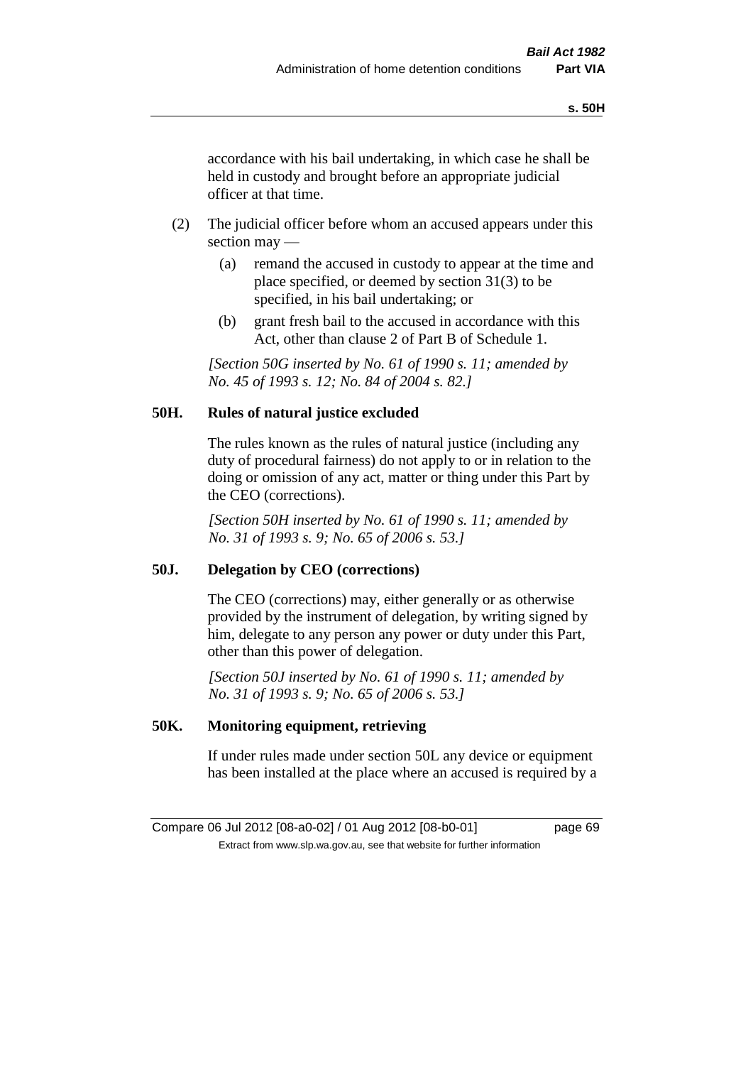accordance with his bail undertaking, in which case he shall be held in custody and brought before an appropriate judicial officer at that time.

(2) The judicial officer before whom an accused appears under this section may —

(a) remand the accused in custody to appear at the time and place specified, or deemed by section 31(3) to be specified, in his bail undertaking; or

(b) grant fresh bail to the accused in accordance with this Act, other than clause 2 of Part B of Schedule 1.

*[Section 50G inserted by No. 61 of 1990 s. 11; amended by No. 45 of 1993 s. 12; No. 84 of 2004 s. 82.]*

## 50H. Rules of natural justice excluded

The rules known as the rules of natural justice (including any duty of procedural fairness) do not apply to or in relation to the doing or omission of any act, matter or thing under this Part by the CEO (corrections).

*[Section 50H inserted by No. 61 of 1990 s. 11; amended by No. 31 of 1993 s. 9; No. 65 of 2006 s. 53.]*

## 50J. Delegation by CEO (corrections)

The CEO (corrections) may, either generally or as otherwise provided by the instrument of delegation, by writing signed by him, delegate to any person any power or duty under this Part, other than this power of delegation.

*[Section 50J inserted by No. 61 of 1990 s. 11; amended by No. 31 of 1993 s. 9; No. 65 of 2006 s. 53.]*

## 50K. Monitoring equipment, retrieving

If under rules made under section 50L any device or equipment has been installed at the place where an accused is required by a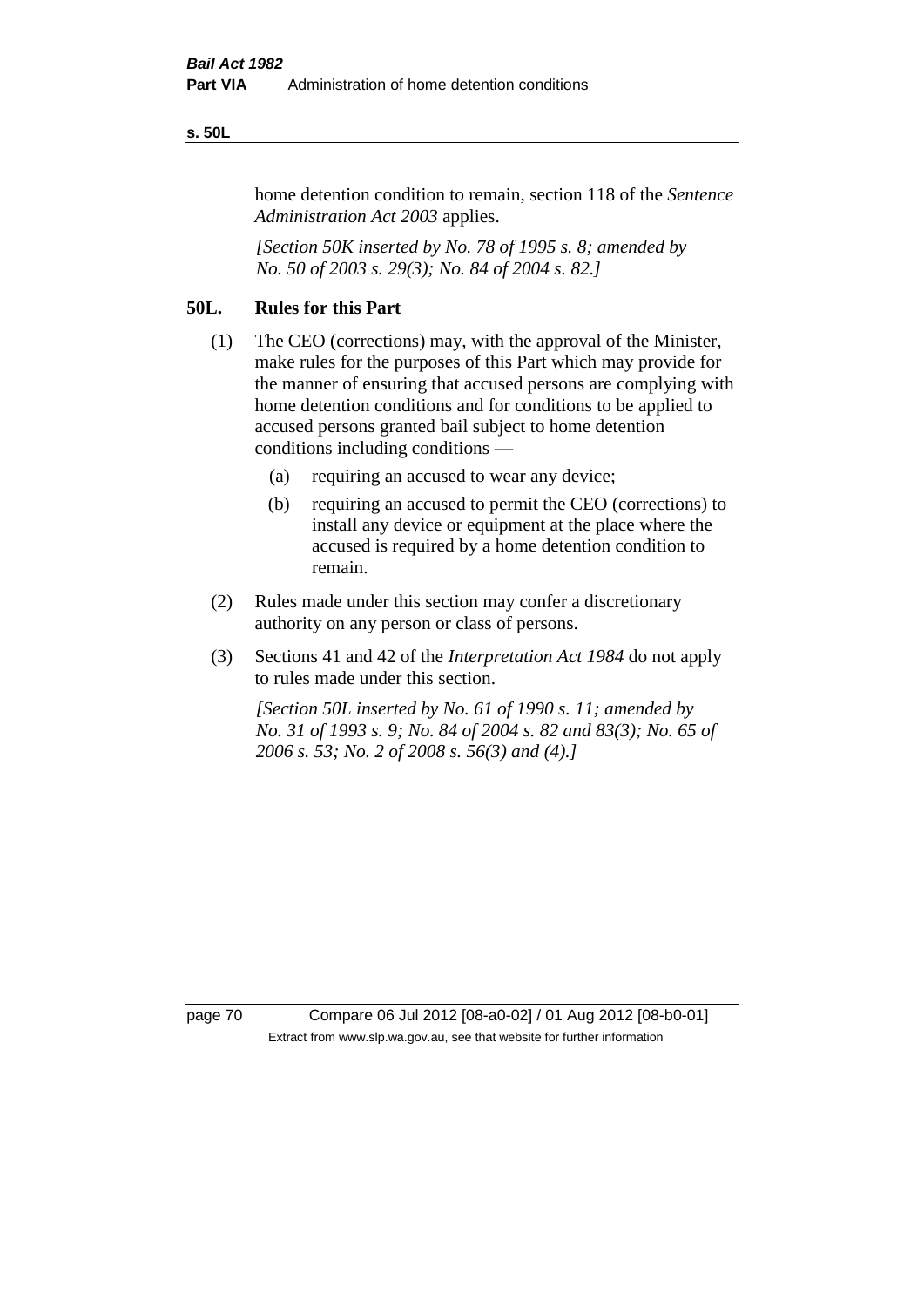home detention condition to remain, section 118 of the *Sentence Administration Act 2003* applies.

*[Section 50K inserted by No. 78 of 1995 s. 8; amended by No. 50 of 2003 s. 29(3); No. 84 of 2004 s. 82.]*

## 50L. Rules for this Part

(1) The CEO (corrections) may, with the approval of the Minister, make rules for the purposes of this Part which may provide for the manner of ensuring that accused persons are complying with home detention conditions and for conditions to be applied to accused persons granted bail subject to home detention conditions including conditions —

- (a) requiring an accused to wear any device;
- (b) requiring an accused to permit the CEO (corrections) to install any device or equipment at the place where the accused is required by a home detention condition to remain.

(2) Rules made under this section may confer a discretionary authority on any person or class of persons.

(3) Sections 41 and 42 of the *Interpretation Act 1984* do not apply to rules made under this section.

*[Section 50L inserted by No. 61 of 1990 s. 11; amended by No. 31 of 1993 s. 9; No. 84 of 2004 s. 82 and 83(3); No. 65 of 2006 s. 53; No. 2 of 2008 s. 56(3) and (4).]*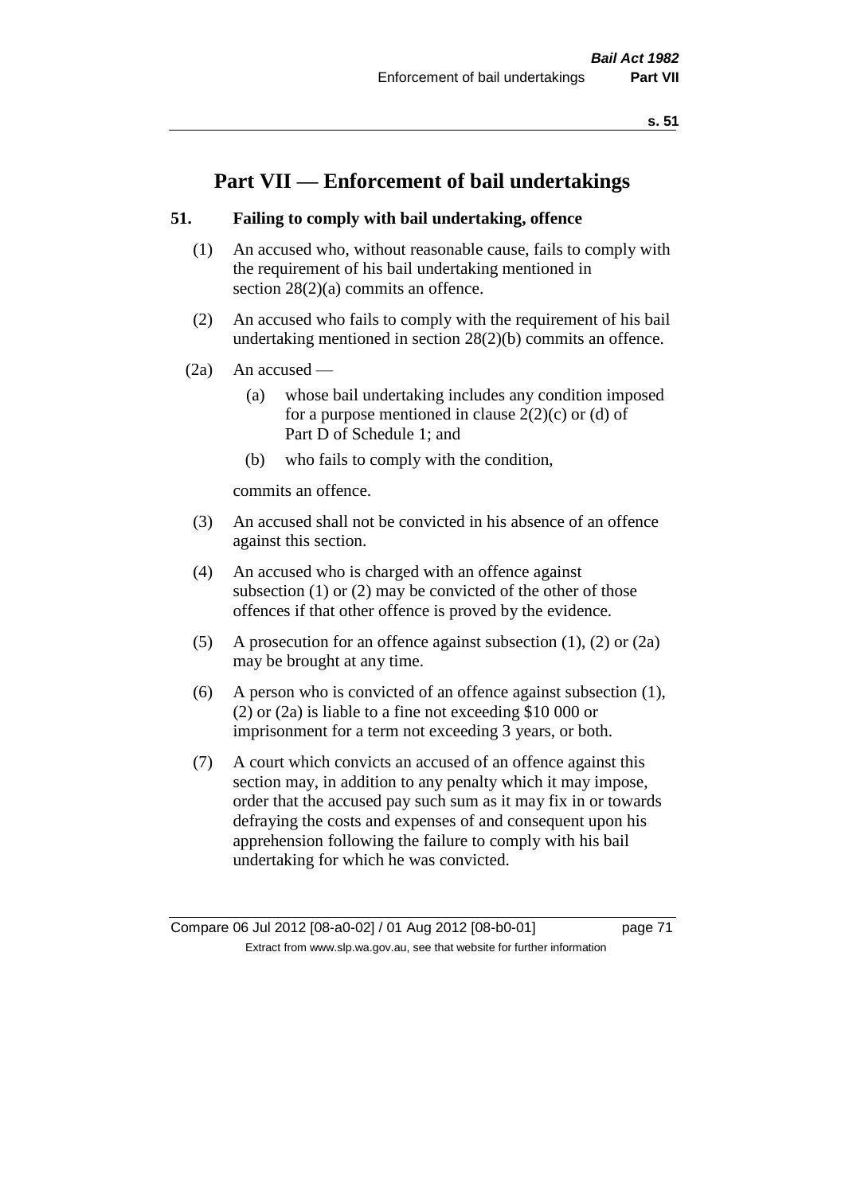# Part VII — Enforcement of bail undertakings

## 51. Failing to comply with bail undertaking, offence

(1) An accused who, without reasonable cause, fails to comply with the requirement of his bail undertaking mentioned in section 28(2)(a) commits an offence.

(2) An accused who fails to comply with the requirement of his bail undertaking mentioned in section 28(2)(b) commits an offence.

(2a) An accused —

- (a) whose bail undertaking includes any condition imposed for a purpose mentioned in clause 2(2)(c) or (d) of Part D of Schedule 1; and
- (b) who fails to comply with the condition,

commits an offence.

(3) An accused shall not be convicted in his absence of an offence against this section.

(4) An accused who is charged with an offence against subsection (1) or (2) may be convicted of the other of those offences if that other offence is proved by the evidence.

(5) A prosecution for an offence against subsection (1), (2) or (2a) may be brought at any time.

(6) A person who is convicted of an offence against subsection (1), (2) or (2a) is liable to a fine not exceeding $10 000 or imprisonment for a term not exceeding 3 years, or both.

(7) A court which convicts an accused of an offence against this section may, in addition to any penalty which it may impose, order that the accused pay such sum as it may fix in or towards defraying the costs and expenses of and consequent upon his apprehension following the failure to comply with his bail undertaking for which he was convicted.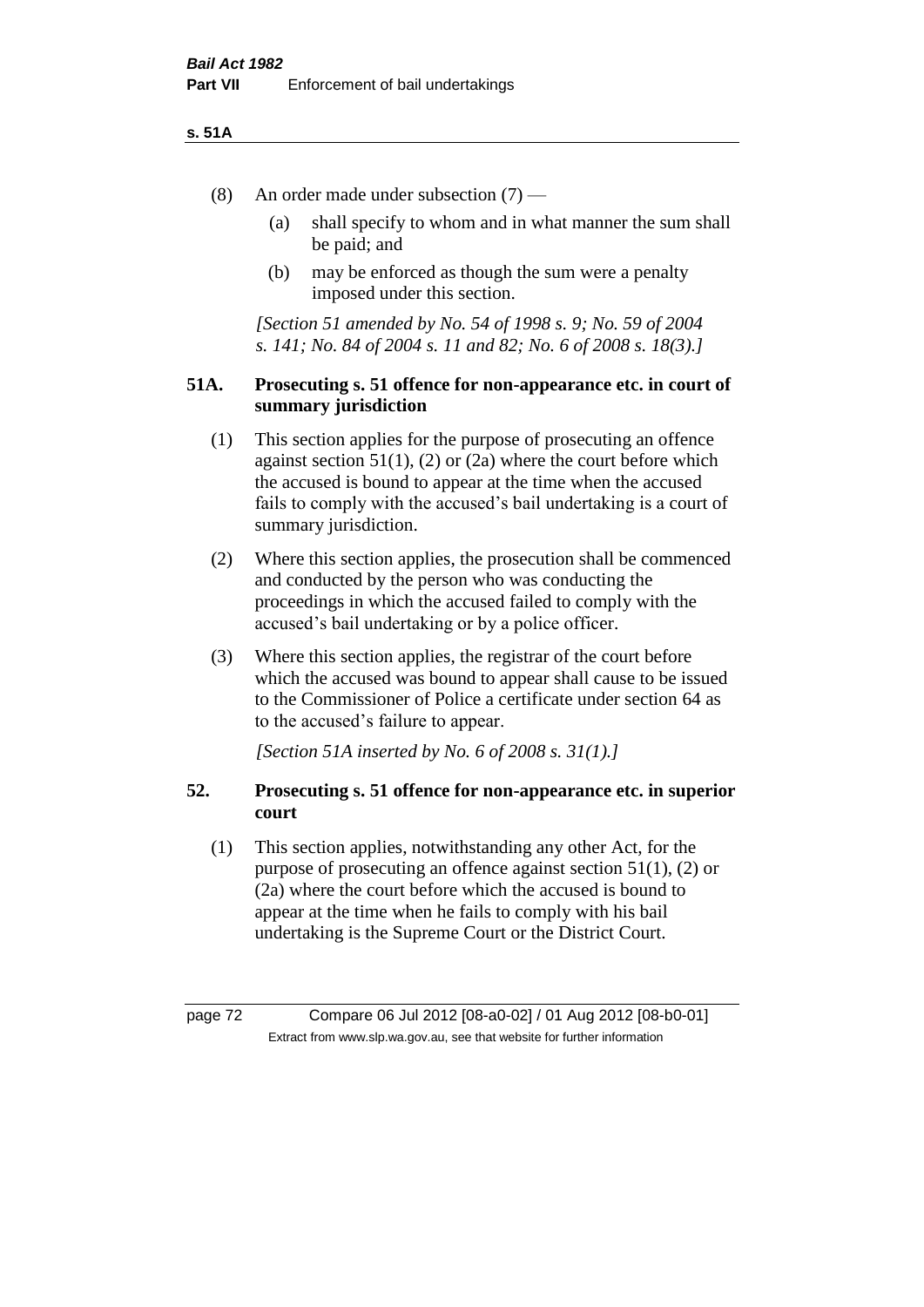(8) An order made under subsection (7) —

(a) shall specify to whom and in what manner the sum shall be paid; and

(b) may be enforced as though the sum were a penalty imposed under this section.

*[Section 51 amended by No. 54 of 1998 s. 9; No. 59 of 2004 s. 141; No. 84 of 2004 s. 11 and 82; No. 6 of 2008 s. 18(3).]*

### 51A. Prosecuting s. 51 offence for non-appearance etc. in court of summary jurisdiction

(1) This section applies for the purpose of prosecuting an offence against section 51(1), (2) or (2a) where the court before which the accused is bound to appear at the time when the accused fails to comply with the accused's bail undertaking is a court of summary jurisdiction.

(2) Where this section applies, the prosecution shall be commenced and conducted by the person who was conducting the proceedings in which the accused failed to comply with the accused's bail undertaking or by a police officer.

(3) Where this section applies, the registrar of the court before which the accused was bound to appear shall cause to be issued to the Commissioner of Police a certificate under section 64 as to the accused's failure to appear.

*[Section 51A inserted by No. 6 of 2008 s. 31(1).]*

### 52. Prosecuting s. 51 offence for non-appearance etc. in superior court

(1) This section applies, notwithstanding any other Act, for the purpose of prosecuting an offence against section 51(1), (2) or (2a) where the court before which the accused is bound to appear at the time when he fails to comply with his bail undertaking is the Supreme Court or the District Court.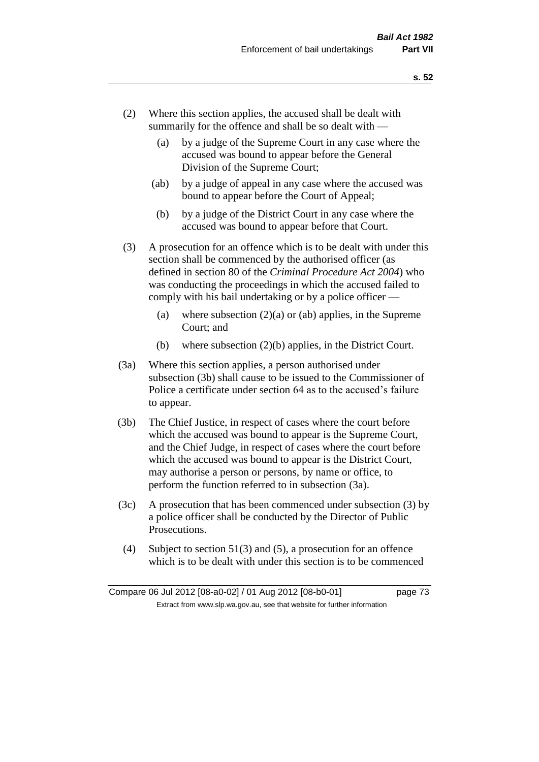(2) Where this section applies, the accused shall be dealt with summarily for the offence and shall be so dealt with —

(a) by a judge of the Supreme Court in any case where the accused was bound to appear before the General Division of the Supreme Court;

(ab) by a judge of appeal in any case where the accused was bound to appear before the Court of Appeal;

(b) by a judge of the District Court in any case where the accused was bound to appear before that Court.

(3) A prosecution for an offence which is to be dealt with under this section shall be commenced by the authorised officer (as defined in section 80 of the *Criminal Procedure Act 2004*) who was conducting the proceedings in which the accused failed to comply with his bail undertaking or by a police officer —

(a) where subsection (2)(a) or (ab) applies, in the Supreme Court; and

(b) where subsection (2)(b) applies, in the District Court.

(3a) Where this section applies, a person authorised under subsection (3b) shall cause to be issued to the Commissioner of Police a certificate under section 64 as to the accused's failure to appear.

(3b) The Chief Justice, in respect of cases where the court before which the accused was bound to appear is the Supreme Court, and the Chief Judge, in respect of cases where the court before which the accused was bound to appear is the District Court, may authorise a person or persons, by name or office, to perform the function referred to in subsection (3a).

(3c) A prosecution that has been commenced under subsection (3) by a police officer shall be conducted by the Director of Public Prosecutions.

(4) Subject to section 51(3) and (5), a prosecution for an offence which is to be dealt with under this section is to be commenced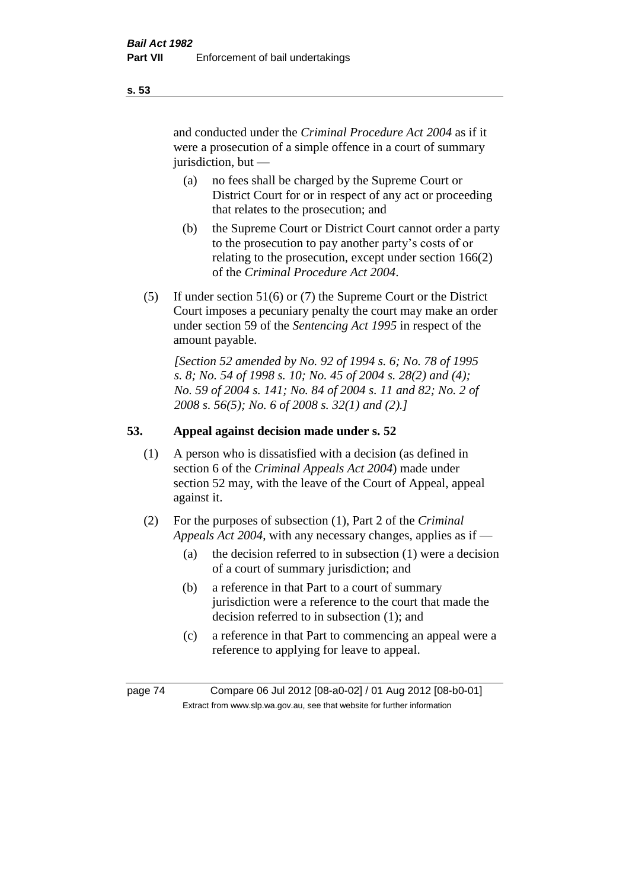and conducted under the *Criminal Procedure Act 2004* as if it were a prosecution of a simple offence in a court of summary jurisdiction, but —

(a) no fees shall be charged by the Supreme Court or District Court for or in respect of any act or proceeding that relates to the prosecution; and

(b) the Supreme Court or District Court cannot order a party to the prosecution to pay another party's costs of or relating to the prosecution, except under section 166(2) of the *Criminal Procedure Act 2004*.

(5) If under section 51(6) or (7) the Supreme Court or the District Court imposes a pecuniary penalty the court may make an order under section 59 of the *Sentencing Act 1995* in respect of the amount payable.

*[Section 52 amended by No. 92 of 1994 s. 6; No. 78 of 1995 s. 8; No. 54 of 1998 s. 10; No. 45 of 2004 s. 28(2) and (4); No. 59 of 2004 s. 141; No. 84 of 2004 s. 11 and 82; No. 2 of 2008 s. 56(5); No. 6 of 2008 s. 32(1) and (2).]*

## 53. Appeal against decision made under s. 52

(1) A person who is dissatisfied with a decision (as defined in section 6 of the *Criminal Appeals Act 2004*) made under section 52 may, with the leave of the Court of Appeal, appeal against it.

(2) For the purposes of subsection (1), Part 2 of the *Criminal Appeals Act 2004*, with any necessary changes, applies as if —

(a) the decision referred to in subsection (1) were a decision of a court of summary jurisdiction; and

(b) a reference in that Part to a court of summary jurisdiction were a reference to the court that made the decision referred to in subsection (1); and

(c) a reference in that Part to commencing an appeal were a reference to applying for leave to appeal.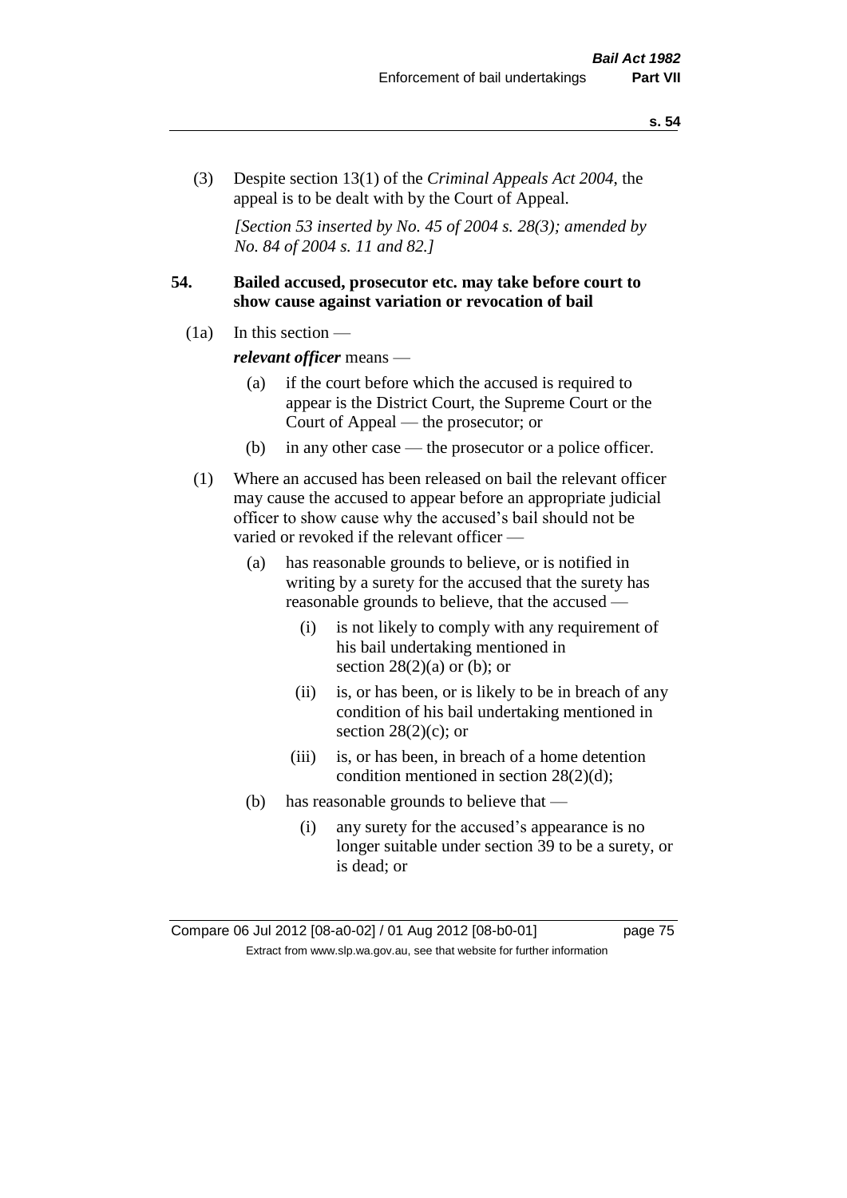(3) Despite section 13(1) of the *Criminal Appeals Act 2004*, the appeal is to be dealt with by the Court of Appeal.

*[Section 53 inserted by No. 45 of 2004 s. 28(3); amended by No. 84 of 2004 s. 11 and 82.]*

## 54. Bailed accused, prosecutor etc. may take before court to show cause against variation or revocation of bail

(1a) In this section —

***relevant officer*** means —

- (a) if the court before which the accused is required to appear is the District Court, the Supreme Court or the Court of Appeal — the prosecutor; or
- (b) in any other case — the prosecutor or a police officer.

(1) Where an accused has been released on bail the relevant officer may cause the accused to appear before an appropriate judicial officer to show cause why the accused's bail should not be varied or revoked if the relevant officer —

- (a) has reasonable grounds to believe, or is notified in writing by a surety for the accused that the surety has reasonable grounds to believe, that the accused —
  - (i) is not likely to comply with any requirement of his bail undertaking mentioned in section 28(2)(a) or (b); or
  - (ii) is, or has been, or is likely to be in breach of any condition of his bail undertaking mentioned in section 28(2)(c); or
  - (iii) is, or has been, in breach of a home detention condition mentioned in section 28(2)(d);
- (b) has reasonable grounds to believe that —
  - (i) any surety for the accused's appearance is no longer suitable under section 39 to be a surety, or is dead; or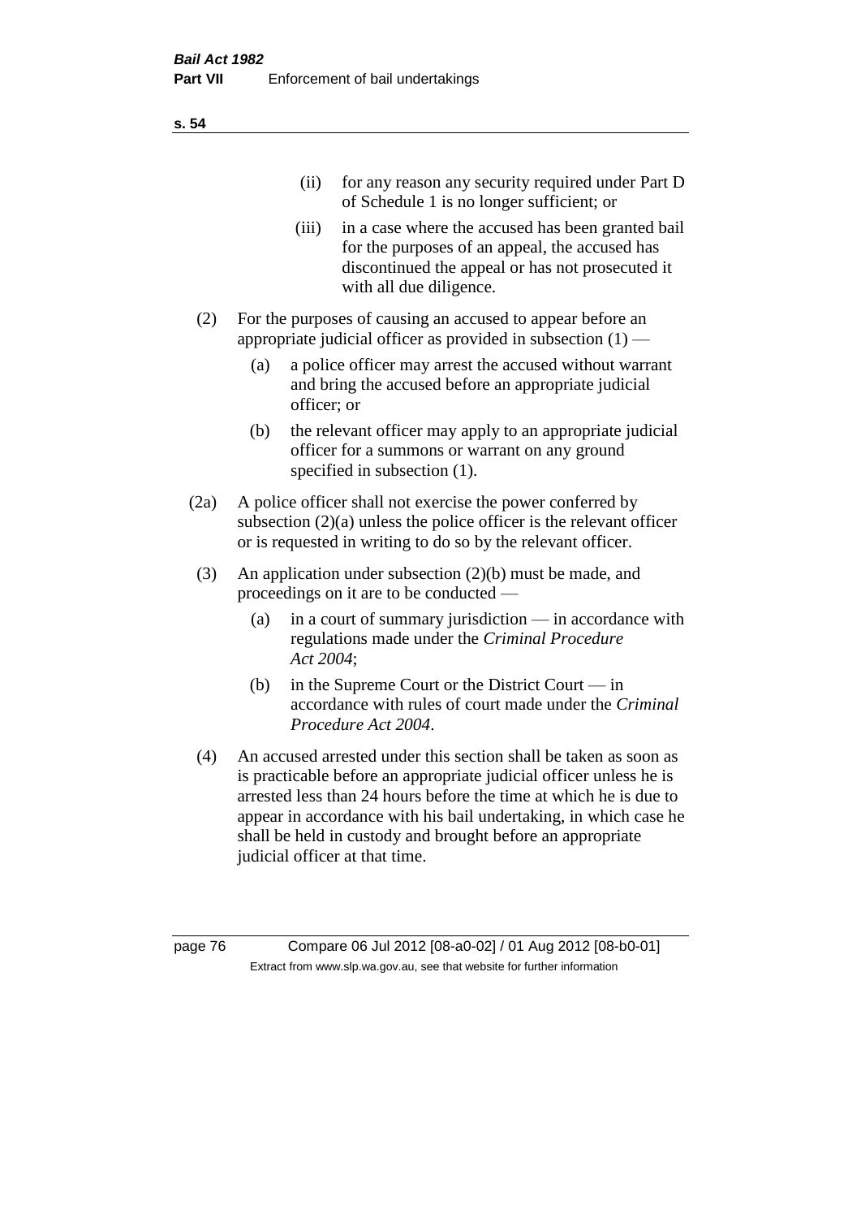(ii) for any reason any security required under Part D of Schedule 1 is no longer sufficient; or

(iii) in a case where the accused has been granted bail for the purposes of an appeal, the accused has discontinued the appeal or has not prosecuted it with all due diligence.

(2) For the purposes of causing an accused to appear before an appropriate judicial officer as provided in subsection (1) —

(a) a police officer may arrest the accused without warrant and bring the accused before an appropriate judicial officer; or

(b) the relevant officer may apply to an appropriate judicial officer for a summons or warrant on any ground specified in subsection (1).

(2a) A police officer shall not exercise the power conferred by subsection (2)(a) unless the police officer is the relevant officer or is requested in writing to do so by the relevant officer.

(3) An application under subsection (2)(b) must be made, and proceedings on it are to be conducted —

(a) in a court of summary jurisdiction — in accordance with regulations made under the *Criminal Procedure Act 2004*;

(b) in the Supreme Court or the District Court — in accordance with rules of court made under the *Criminal Procedure Act 2004*.

(4) An accused arrested under this section shall be taken as soon as is practicable before an appropriate judicial officer unless he is arrested less than 24 hours before the time at which he is due to appear in accordance with his bail undertaking, in which case he shall be held in custody and brought before an appropriate judicial officer at that time.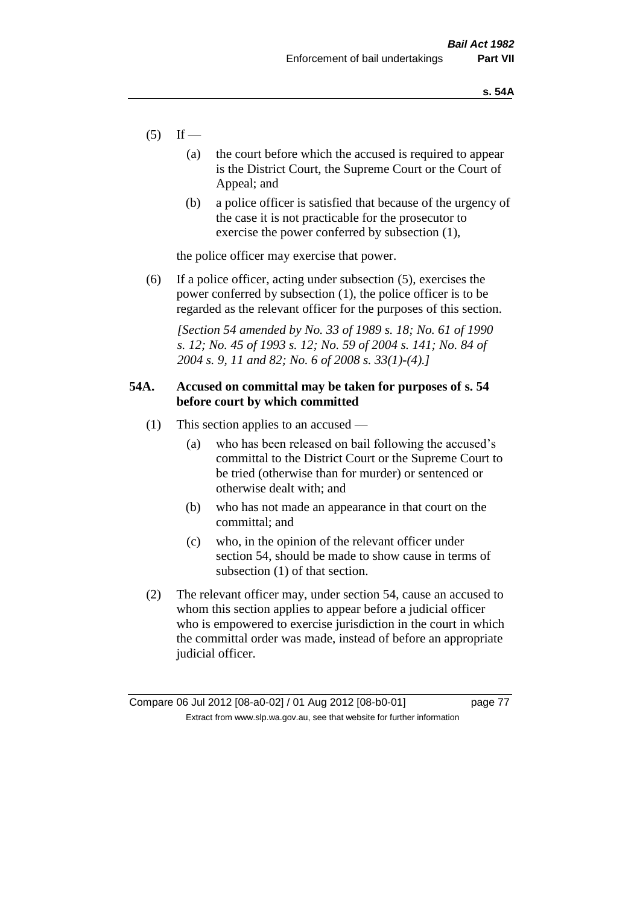(5) If —

(a) the court before which the accused is required to appear is the District Court, the Supreme Court or the Court of Appeal; and

(b) a police officer is satisfied that because of the urgency of the case it is not practicable for the prosecutor to exercise the power conferred by subsection (1),

the police officer may exercise that power.

(6) If a police officer, acting under subsection (5), exercises the power conferred by subsection (1), the police officer is to be regarded as the relevant officer for the purposes of this section.

*[Section 54 amended by No. 33 of 1989 s. 18; No. 61 of 1990 s. 12; No. 45 of 1993 s. 12; No. 59 of 2004 s. 141; No. 84 of 2004 s. 9, 11 and 82; No. 6 of 2008 s. 33(1)-(4).]*

**54A. Accused on committal may be taken for purposes of s. 54 before court by which committed**

(1) This section applies to an accused —

(a) who has been released on bail following the accused's committal to the District Court or the Supreme Court to be tried (otherwise than for murder) or sentenced or otherwise dealt with; and

(b) who has not made an appearance in that court on the committal; and

(c) who, in the opinion of the relevant officer under section 54, should be made to show cause in terms of subsection (1) of that section.

(2) The relevant officer may, under section 54, cause an accused to whom this section applies to appear before a judicial officer who is empowered to exercise jurisdiction in the court in which the committal order was made, instead of before an appropriate judicial officer.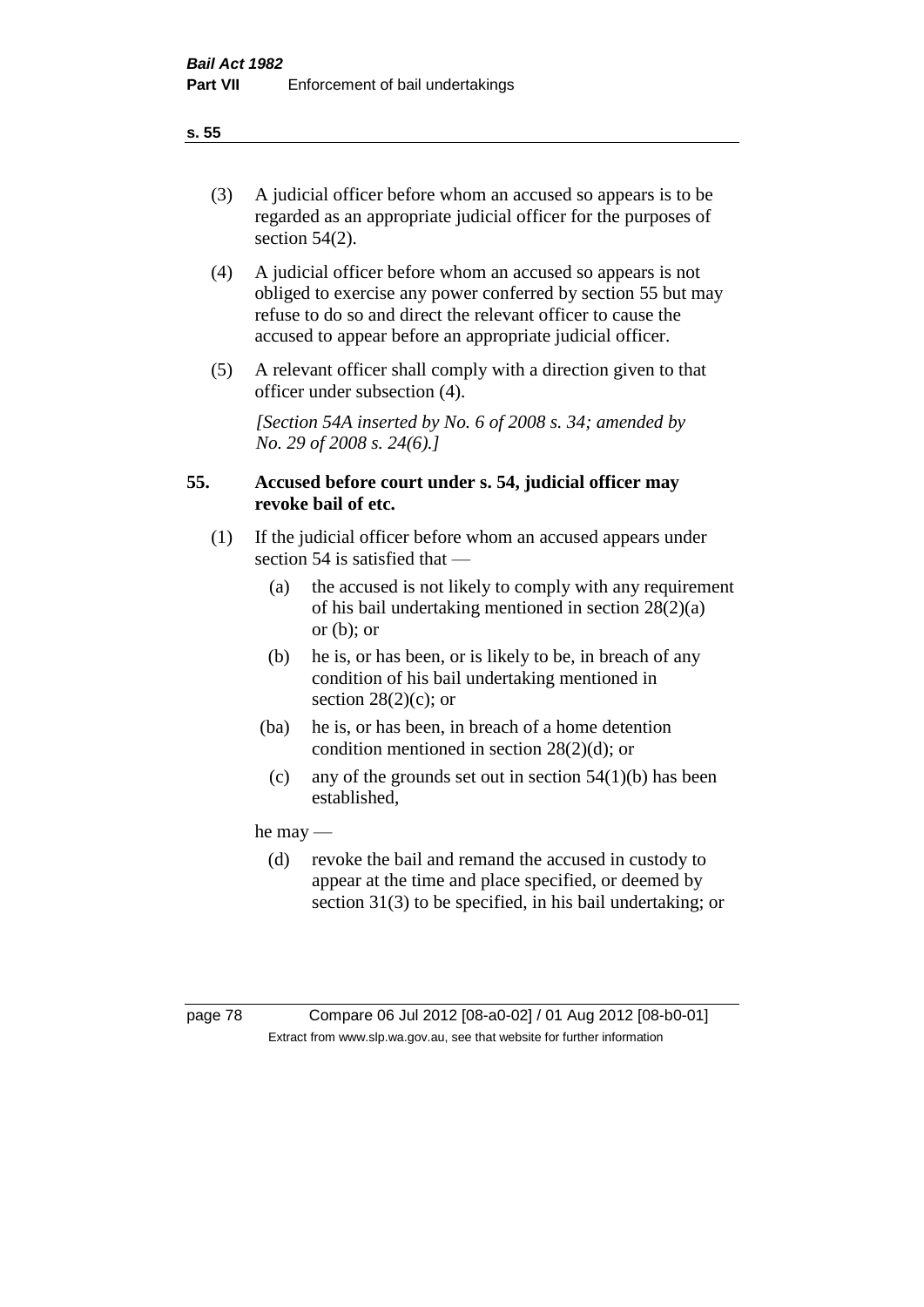(3) A judicial officer before whom an accused so appears is to be regarded as an appropriate judicial officer for the purposes of section 54(2).

(4) A judicial officer before whom an accused so appears is not obliged to exercise any power conferred by section 55 but may refuse to do so and direct the relevant officer to cause the accused to appear before an appropriate judicial officer.

(5) A relevant officer shall comply with a direction given to that officer under subsection (4).

*[Section 54A inserted by No. 6 of 2008 s. 34; amended by No. 29 of 2008 s. 24(6).]*

### 55. Accused before court under s. 54, judicial officer may revoke bail of etc.

(1) If the judicial officer before whom an accused appears under section 54 is satisfied that —

- (a) the accused is not likely to comply with any requirement of his bail undertaking mentioned in section 28(2)(a) or (b); or
- (b) he is, or has been, or is likely to be, in breach of any condition of his bail undertaking mentioned in section 28(2)(c); or
- (ba) he is, or has been, in breach of a home detention condition mentioned in section 28(2)(d); or
- (c) any of the grounds set out in section 54(1)(b) has been established,

he may —

- (d) revoke the bail and remand the accused in custody to appear at the time and place specified, or deemed by section 31(3) to be specified, in his bail undertaking; or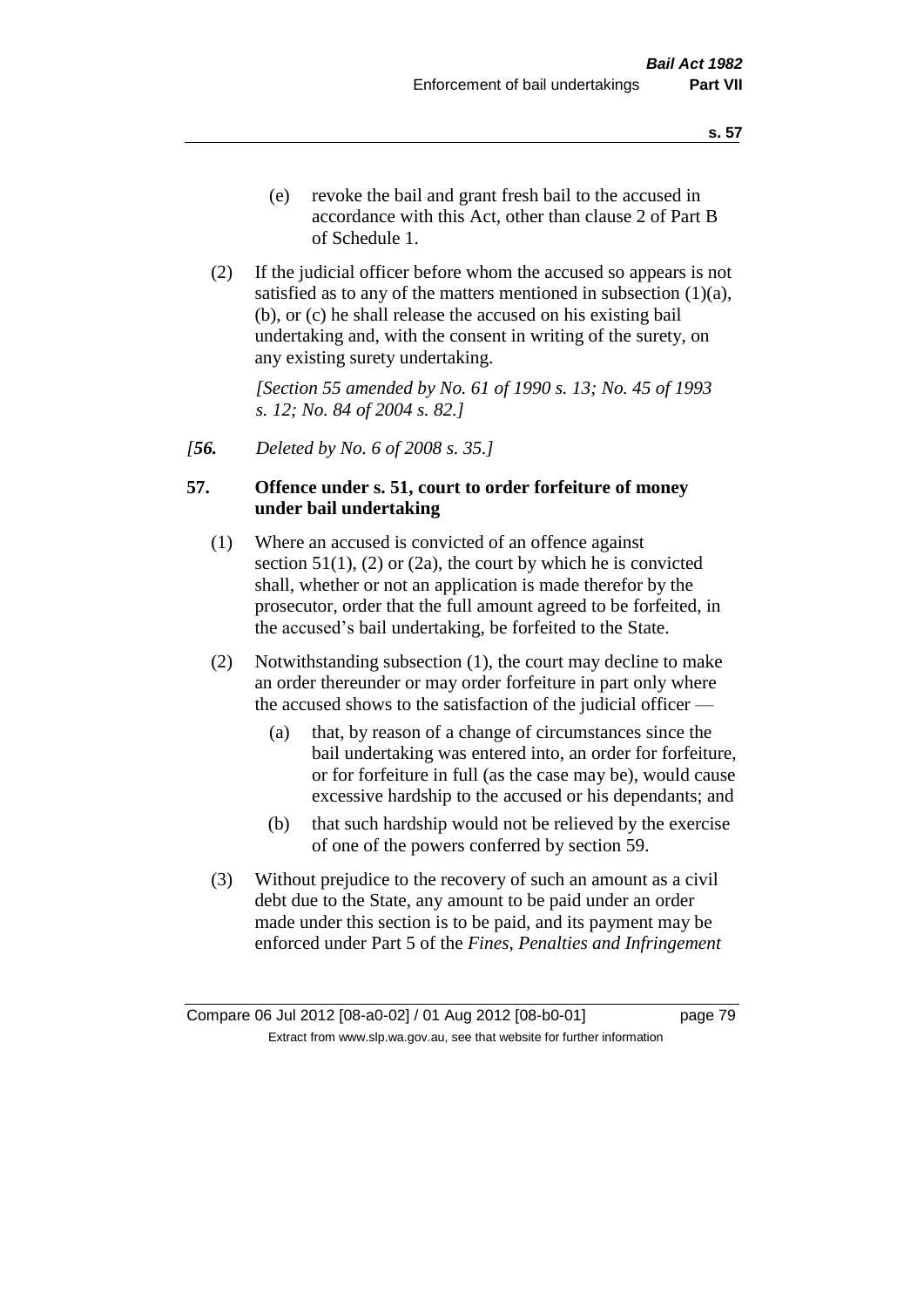(e) revoke the bail and grant fresh bail to the accused in accordance with this Act, other than clause 2 of Part B of Schedule 1.

(2) If the judicial officer before whom the accused so appears is not satisfied as to any of the matters mentioned in subsection (1)(a), (b), or (c) he shall release the accused on his existing bail undertaking and, with the consent in writing of the surety, on any existing surety undertaking.

*[Section 55 amended by No. 61 of 1990 s. 13; No. 45 of 1993 s. 12; No. 84 of 2004 s. 82.]*

*[**56.** Deleted by No. 6 of 2008 s. 35.]*

**57. Offence under s. 51, court to order forfeiture of money under bail undertaking**

(1) Where an accused is convicted of an offence against section 51(1), (2) or (2a), the court by which he is convicted shall, whether or not an application is made therefor by the prosecutor, order that the full amount agreed to be forfeited, in the accused's bail undertaking, be forfeited to the State.

(2) Notwithstanding subsection (1), the court may decline to make an order thereunder or may order forfeiture in part only where the accused shows to the satisfaction of the judicial officer —

(a) that, by reason of a change of circumstances since the bail undertaking was entered into, an order for forfeiture, or for forfeiture in full (as the case may be), would cause excessive hardship to the accused or his dependants; and

(b) that such hardship would not be relieved by the exercise of one of the powers conferred by section 59.

(3) Without prejudice to the recovery of such an amount as a civil debt due to the State, any amount to be paid under an order made under this section is to be paid, and its payment may be enforced under Part 5 of the *Fines, Penalties and Infringement*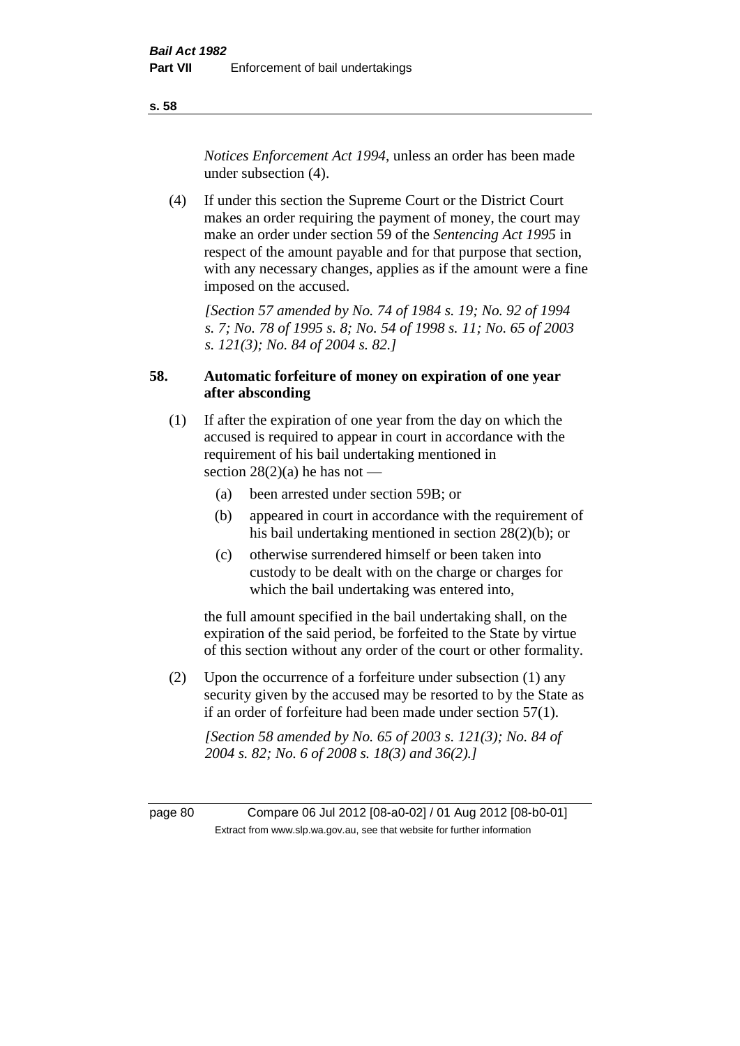*Notices Enforcement Act 1994*, unless an order has been made under subsection (4).

(4) If under this section the Supreme Court or the District Court makes an order requiring the payment of money, the court may make an order under section 59 of the *Sentencing Act 1995* in respect of the amount payable and for that purpose that section, with any necessary changes, applies as if the amount were a fine imposed on the accused.

*[Section 57 amended by No. 74 of 1984 s. 19; No. 92 of 1994 s. 7; No. 78 of 1995 s. 8; No. 54 of 1998 s. 11; No. 65 of 2003 s. 121(3); No. 84 of 2004 s. 82.]*

### 58. Automatic forfeiture of money on expiration of one year after absconding

(1) If after the expiration of one year from the day on which the accused is required to appear in court in accordance with the requirement of his bail undertaking mentioned in section 28(2)(a) he has not —

- (a) been arrested under section 59B; or
- (b) appeared in court in accordance with the requirement of his bail undertaking mentioned in section 28(2)(b); or
- (c) otherwise surrendered himself or been taken into custody to be dealt with on the charge or charges for which the bail undertaking was entered into,

the full amount specified in the bail undertaking shall, on the expiration of the said period, be forfeited to the State by virtue of this section without any order of the court or other formality.

(2) Upon the occurrence of a forfeiture under subsection (1) any security given by the accused may be resorted to by the State as if an order of forfeiture had been made under section 57(1).

*[Section 58 amended by No. 65 of 2003 s. 121(3); No. 84 of 2004 s. 82; No. 6 of 2008 s. 18(3) and 36(2).]*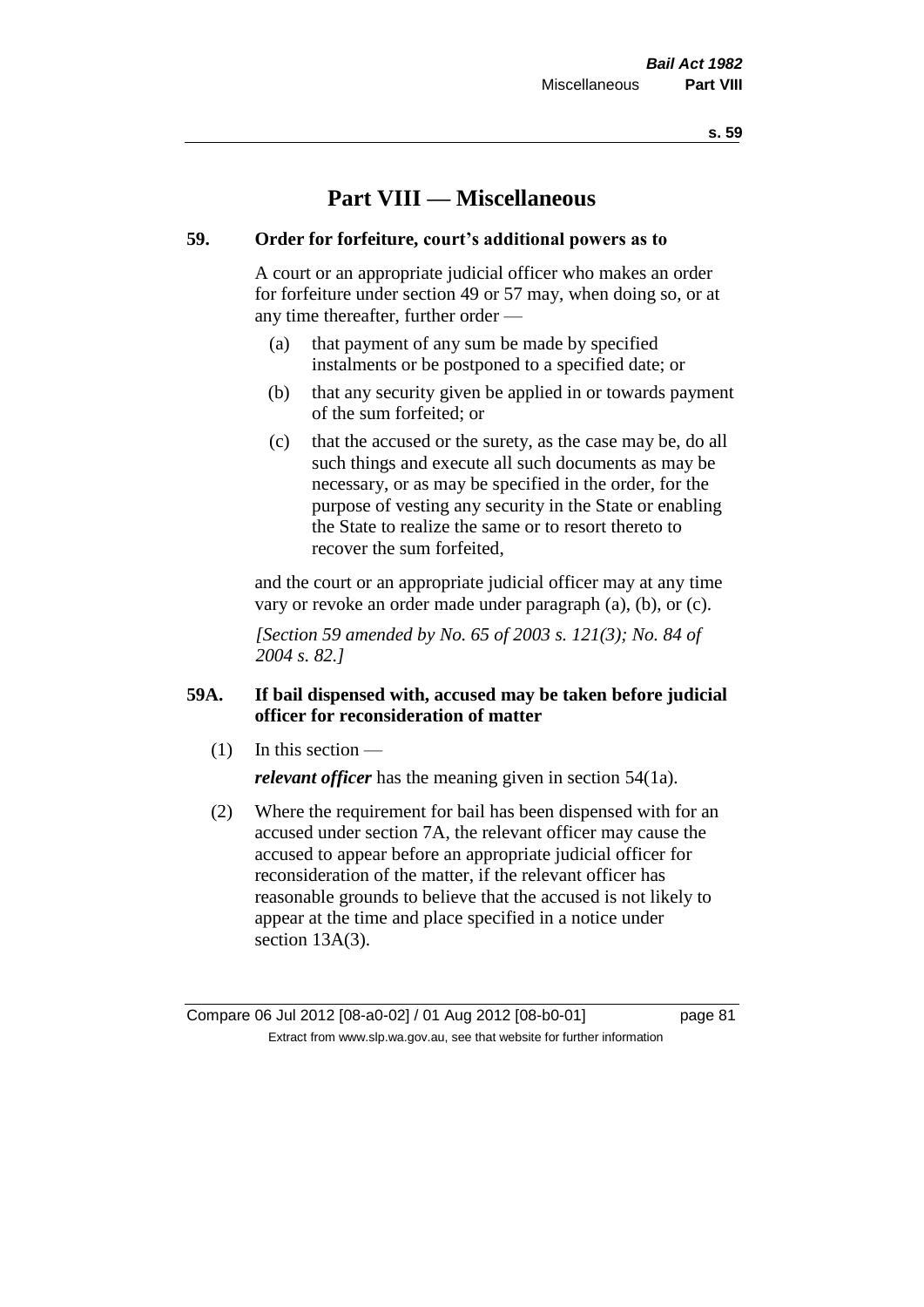# Part VIII — Miscellaneous

### 59. Order for forfeiture, court's additional powers as to

A court or an appropriate judicial officer who makes an order for forfeiture under section 49 or 57 may, when doing so, or at any time thereafter, further order —

(a) that payment of any sum be made by specified instalments or be postponed to a specified date; or

(b) that any security given be applied in or towards payment of the sum forfeited; or

(c) that the accused or the surety, as the case may be, do all such things and execute all such documents as may be necessary, or as may be specified in the order, for the purpose of vesting any security in the State or enabling the State to realize the same or to resort thereto to recover the sum forfeited,

and the court or an appropriate judicial officer may at any time vary or revoke an order made under paragraph (a), (b), or (c).

*[Section 59 amended by No. 65 of 2003 s. 121(3); No. 84 of 2004 s. 82.]*

### 59A. If bail dispensed with, accused may be taken before judicial officer for reconsideration of matter

(1) In this section —

***relevant officer*** has the meaning given in section 54(1a).

(2) Where the requirement for bail has been dispensed with for an accused under section 7A, the relevant officer may cause the accused to appear before an appropriate judicial officer for reconsideration of the matter, if the relevant officer has reasonable grounds to believe that the accused is not likely to appear at the time and place specified in a notice under section 13A(3).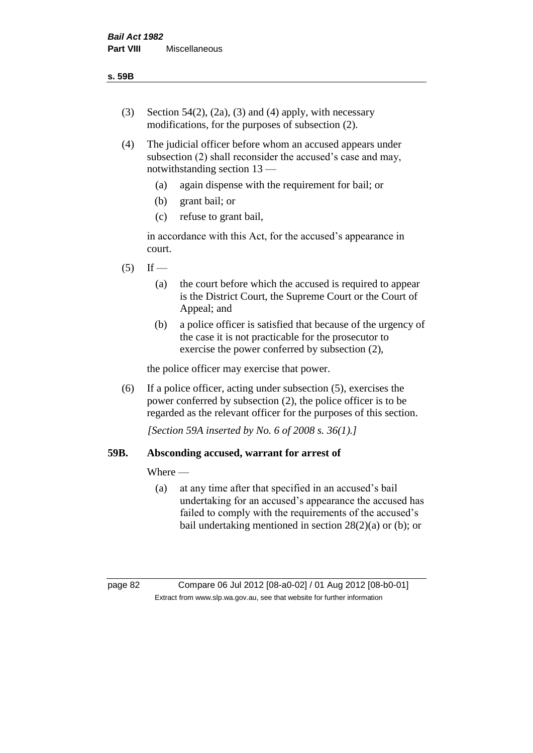(3) Section 54(2), (2a), (3) and (4) apply, with necessary modifications, for the purposes of subsection (2).

(4) The judicial officer before whom an accused appears under subsection (2) shall reconsider the accused's case and may, notwithstanding section 13 —

  (a) again dispense with the requirement for bail; or

  (b) grant bail; or

  (c) refuse to grant bail,

in accordance with this Act, for the accused's appearance in court.

(5) If —

  (a) the court before which the accused is required to appear is the District Court, the Supreme Court or the Court of Appeal; and

  (b) a police officer is satisfied that because of the urgency of the case it is not practicable for the prosecutor to exercise the power conferred by subsection (2),

the police officer may exercise that power.

(6) If a police officer, acting under subsection (5), exercises the power conferred by subsection (2), the police officer is to be regarded as the relevant officer for the purposes of this section.

*[Section 59A inserted by No. 6 of 2008 s. 36(1).]*

### 59B. Absconding accused, warrant for arrest of

Where —

  (a) at any time after that specified in an accused's bail undertaking for an accused's appearance the accused has failed to comply with the requirements of the accused's bail undertaking mentioned in section 28(2)(a) or (b); or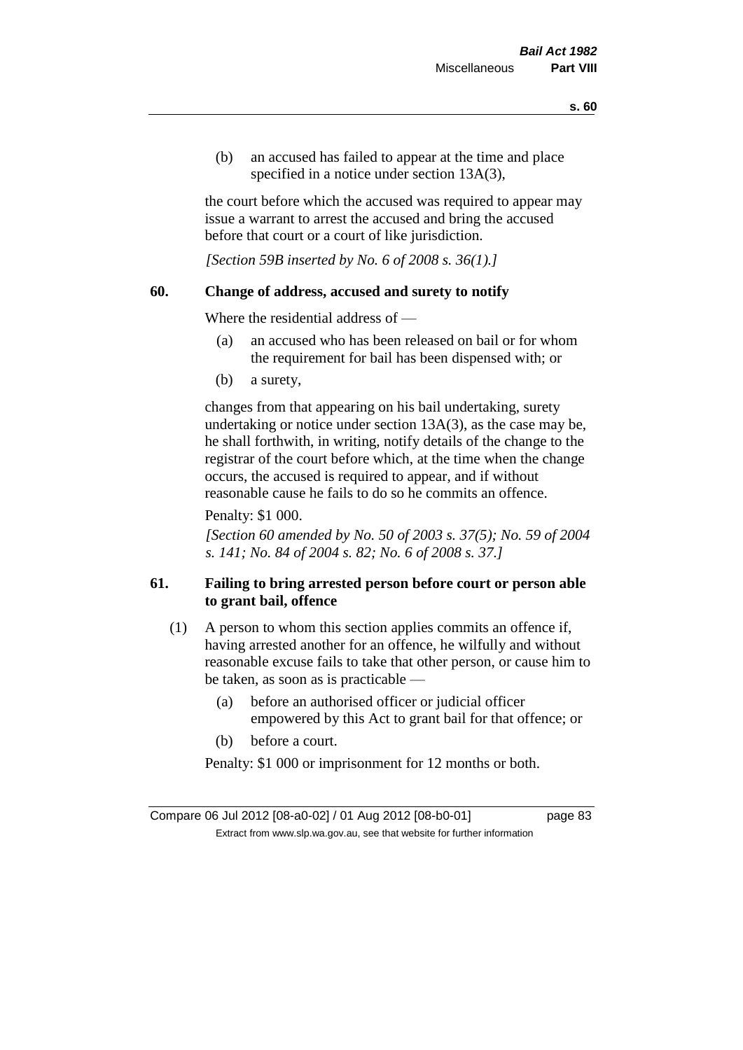(b) an accused has failed to appear at the time and place specified in a notice under section 13A(3),

the court before which the accused was required to appear may issue a warrant to arrest the accused and bring the accused before that court or a court of like jurisdiction.

*[Section 59B inserted by No. 6 of 2008 s. 36(1).]*

### 60. Change of address, accused and surety to notify

Where the residential address of —

(a) an accused who has been released on bail or for whom the requirement for bail has been dispensed with; or

(b) a surety,

changes from that appearing on his bail undertaking, surety undertaking or notice under section 13A(3), as the case may be, he shall forthwith, in writing, notify details of the change to the registrar of the court before which, at the time when the change occurs, the accused is required to appear, and if without reasonable cause he fails to do so he commits an offence.

Penalty: $1 000.

*[Section 60 amended by No. 50 of 2003 s. 37(5); No. 59 of 2004 s. 141; No. 84 of 2004 s. 82; No. 6 of 2008 s. 37.]*

### 61. Failing to bring arrested person before court or person able to grant bail, offence

(1) A person to whom this section applies commits an offence if, having arrested another for an offence, he wilfully and without reasonable excuse fails to take that other person, or cause him to be taken, as soon as is practicable —

(a) before an authorised officer or judicial officer empowered by this Act to grant bail for that offence; or

(b) before a court.

Penalty: $1 000 or imprisonment for 12 months or both.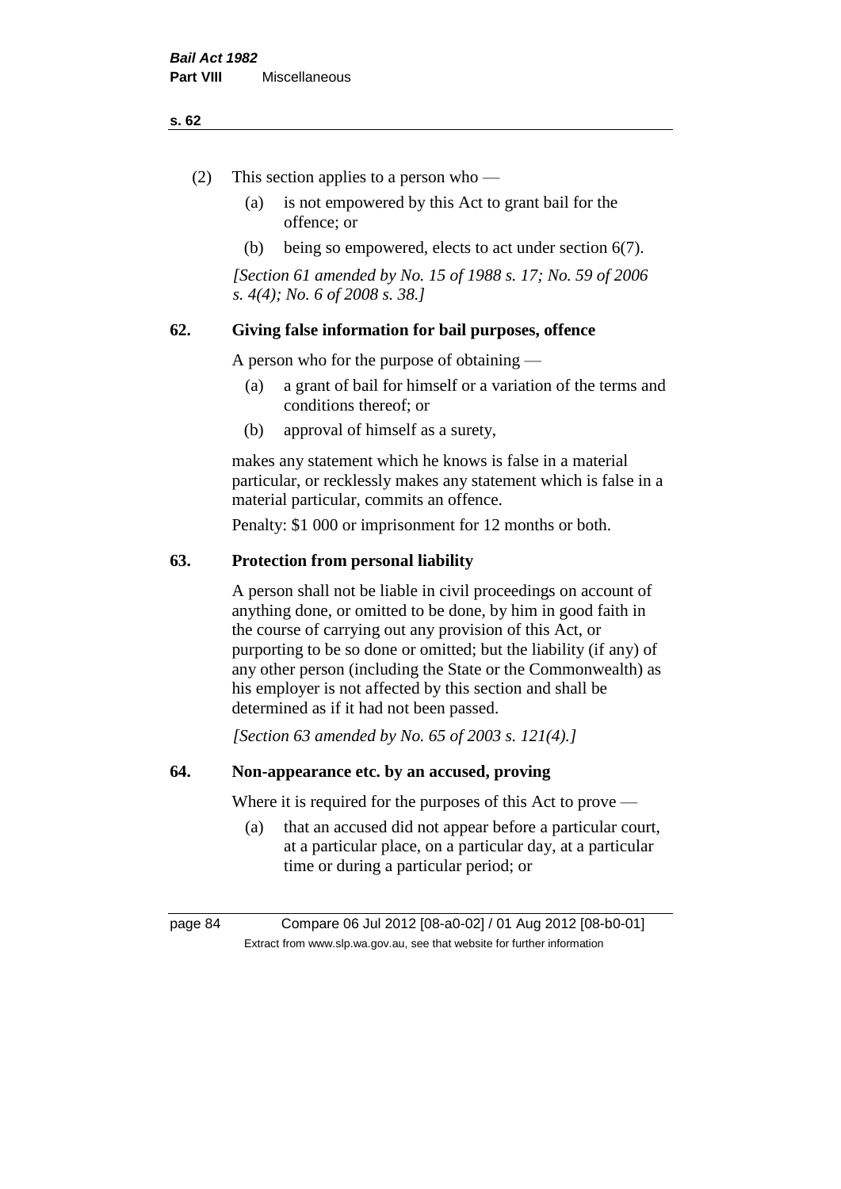(2) This section applies to a person who —

(a) is not empowered by this Act to grant bail for the offence; or

(b) being so empowered, elects to act under section 6(7).

*[Section 61 amended by No. 15 of 1988 s. 17; No. 59 of 2006 s. 4(4); No. 6 of 2008 s. 38.]*

## 62. Giving false information for bail purposes, offence

A person who for the purpose of obtaining —

(a) a grant of bail for himself or a variation of the terms and conditions thereof; or

(b) approval of himself as a surety,

makes any statement which he knows is false in a material particular, or recklessly makes any statement which is false in a material particular, commits an offence.

Penalty: $1 000 or imprisonment for 12 months or both.

## 63. Protection from personal liability

A person shall not be liable in civil proceedings on account of anything done, or omitted to be done, by him in good faith in the course of carrying out any provision of this Act, or purporting to be so done or omitted; but the liability (if any) of any other person (including the State or the Commonwealth) as his employer is not affected by this section and shall be determined as if it had not been passed.

*[Section 63 amended by No. 65 of 2003 s. 121(4).]*

## 64. Non-appearance etc. by an accused, proving

Where it is required for the purposes of this Act to prove —

(a) that an accused did not appear before a particular court, at a particular place, on a particular day, at a particular time or during a particular period; or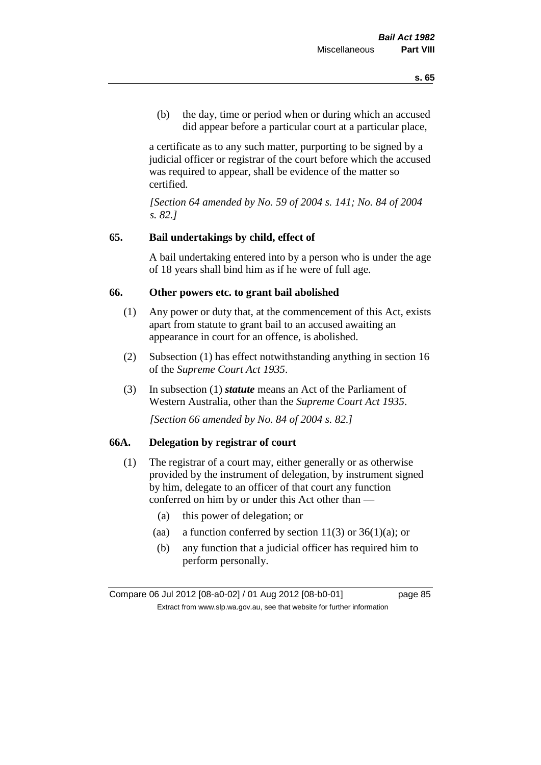(b) the day, time or period when or during which an accused did appear before a particular court at a particular place,

a certificate as to any such matter, purporting to be signed by a judicial officer or registrar of the court before which the accused was required to appear, shall be evidence of the matter so certified.

*[Section 64 amended by No. 59 of 2004 s. 141; No. 84 of 2004 s. 82.]*

## 65. Bail undertakings by child, effect of

A bail undertaking entered into by a person who is under the age of 18 years shall bind him as if he were of full age.

## 66. Other powers etc. to grant bail abolished

(1) Any power or duty that, at the commencement of this Act, exists apart from statute to grant bail to an accused awaiting an appearance in court for an offence, is abolished.

(2) Subsection (1) has effect notwithstanding anything in section 16 of the *Supreme Court Act 1935*.

(3) In subsection (1) ***statute*** means an Act of the Parliament of Western Australia, other than the *Supreme Court Act 1935*.

*[Section 66 amended by No. 84 of 2004 s. 82.]*

## 66A. Delegation by registrar of court

(1) The registrar of a court may, either generally or as otherwise provided by the instrument of delegation, by instrument signed by him, delegate to an officer of that court any function conferred on him by or under this Act other than —

- (a) this power of delegation; or
- (aa) a function conferred by section 11(3) or 36(1)(a); or
- (b) any function that a judicial officer has required him to perform personally.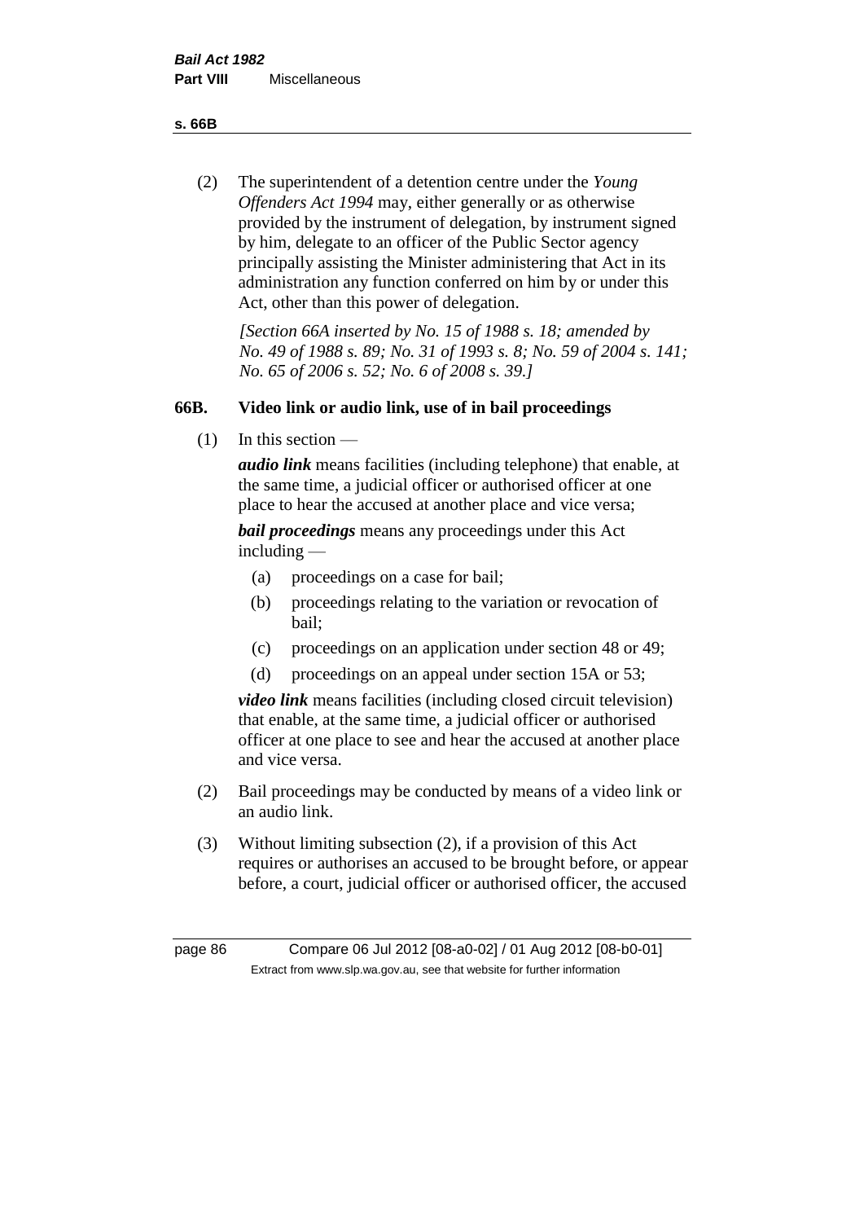(2) The superintendent of a detention centre under the *Young Offenders Act 1994* may, either generally or as otherwise provided by the instrument of delegation, by instrument signed by him, delegate to an officer of the Public Sector agency principally assisting the Minister administering that Act in its administration any function conferred on him by or under this Act, other than this power of delegation.

*[Section 66A inserted by No. 15 of 1988 s. 18; amended by No. 49 of 1988 s. 89; No. 31 of 1993 s. 8; No. 59 of 2004 s. 141; No. 65 of 2006 s. 52; No. 6 of 2008 s. 39.]*

### 66B. Video link or audio link, use of in bail proceedings

(1) In this section —

***audio link*** means facilities (including telephone) that enable, at the same time, a judicial officer or authorised officer at one place to hear the accused at another place and vice versa;

***bail proceedings*** means any proceedings under this Act including —

- (a) proceedings on a case for bail;
- (b) proceedings relating to the variation or revocation of bail;
- (c) proceedings on an application under section 48 or 49;
- (d) proceedings on an appeal under section 15A or 53;

***video link*** means facilities (including closed circuit television) that enable, at the same time, a judicial officer or authorised officer at one place to see and hear the accused at another place and vice versa.

(2) Bail proceedings may be conducted by means of a video link or an audio link.

(3) Without limiting subsection (2), if a provision of this Act requires or authorises an accused to be brought before, or appear before, a court, judicial officer or authorised officer, the accused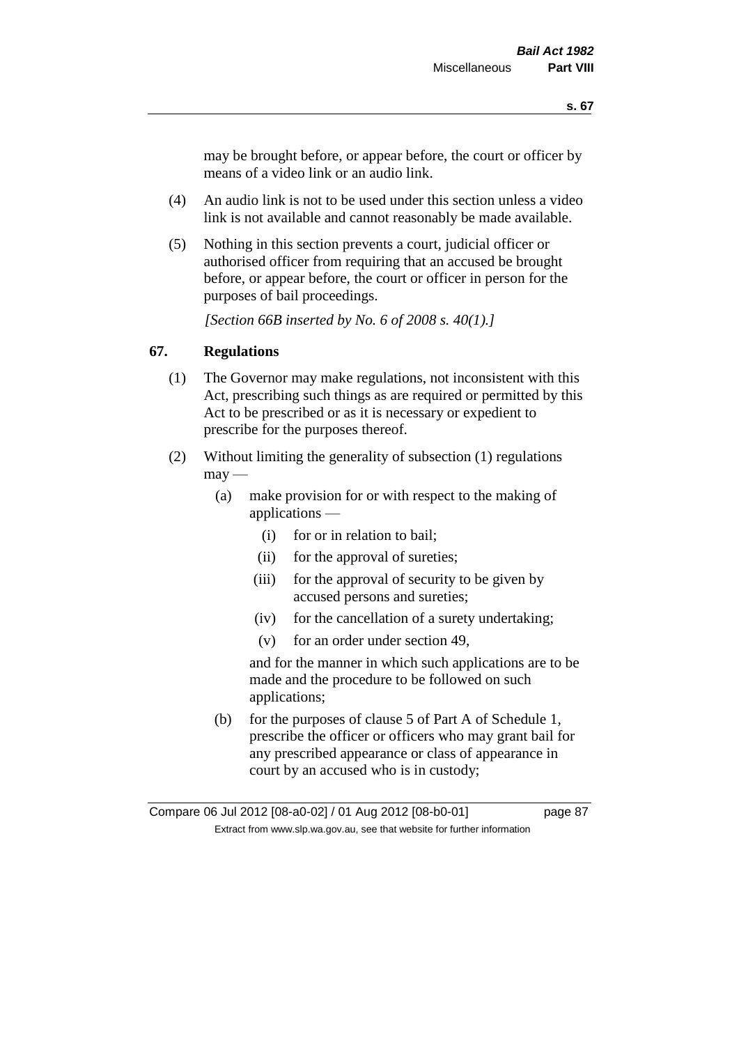may be brought before, or appear before, the court or officer by means of a video link or an audio link.

(4) An audio link is not to be used under this section unless a video link is not available and cannot reasonably be made available.

(5) Nothing in this section prevents a court, judicial officer or authorised officer from requiring that an accused be brought before, or appear before, the court or officer in person for the purposes of bail proceedings.

*[Section 66B inserted by No. 6 of 2008 s. 40(1).]*

## 67. Regulations

(1) The Governor may make regulations, not inconsistent with this Act, prescribing such things as are required or permitted by this Act to be prescribed or as it is necessary or expedient to prescribe for the purposes thereof.

(2) Without limiting the generality of subsection (1) regulations may —

(a) make provision for or with respect to the making of applications —

(i) for or in relation to bail;

(ii) for the approval of sureties;

(iii) for the approval of security to be given by accused persons and sureties;

(iv) for the cancellation of a surety undertaking;

(v) for an order under section 49,

and for the manner in which such applications are to be made and the procedure to be followed on such applications;

(b) for the purposes of clause 5 of Part A of Schedule 1, prescribe the officer or officers who may grant bail for any prescribed appearance or class of appearance in court by an accused who is in custody;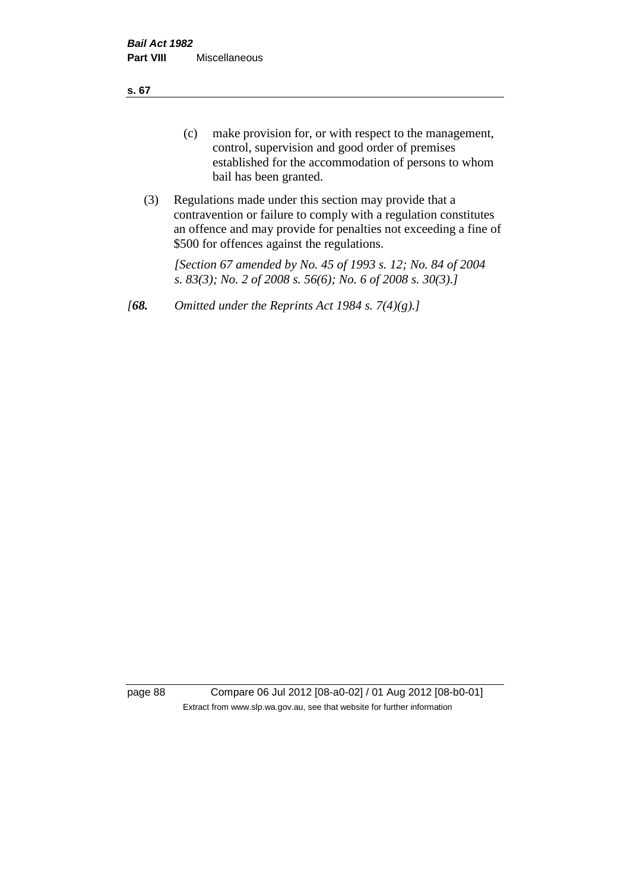(c) make provision for, or with respect to the management, control, supervision and good order of premises established for the accommodation of persons to whom bail has been granted.

(3) Regulations made under this section may provide that a contravention or failure to comply with a regulation constitutes an offence and may provide for penalties not exceeding a fine of $500 for offences against the regulations.

*[Section 67 amended by No. 45 of 1993 s. 12; No. 84 of 2004 s. 83(3); No. 2 of 2008 s. 56(6); No. 6 of 2008 s. 30(3).]*

*[**68.** Omitted under the Reprints Act 1984 s. 7(4)(g).]*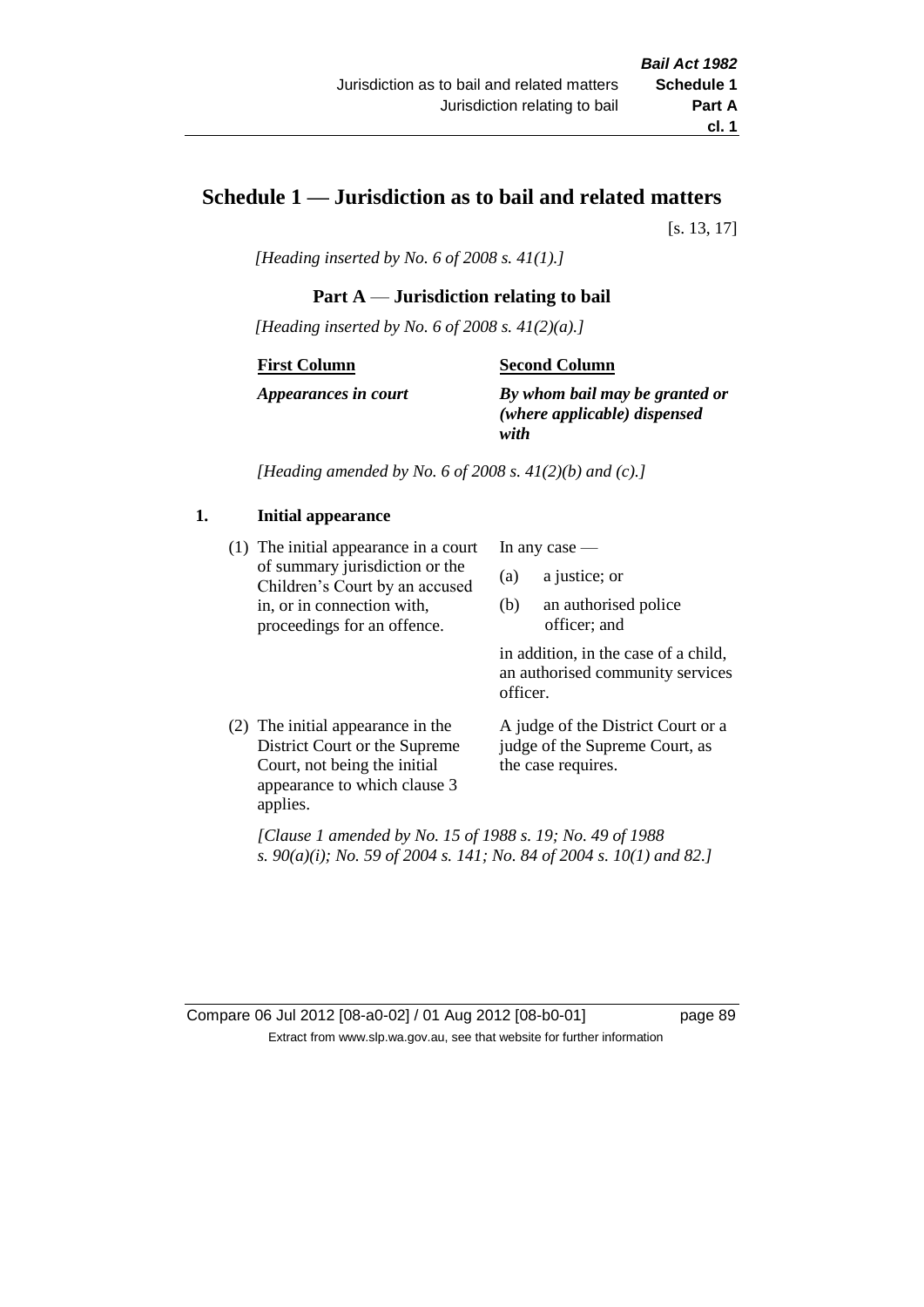# Schedule 1 — Jurisdiction as to bail and related matters

[s. 13, 17]

*[Heading inserted by No. 6 of 2008 s. 41(1).]*

## Part A — Jurisdiction relating to bail

*[Heading inserted by No. 6 of 2008 s. 41(2)(a).]*

| First Column | Second Column |
|---|---|
| ***Appearances in court*** | ***By whom bail may be granted or (where applicable) dispensed with*** |

*[Heading amended by No. 6 of 2008 s. 41(2)(b) and (c).]*

### 1. Initial appearance

| | |
|---|---|
| (1) The initial appearance in a court of summary jurisdiction or the Children's Court by an accused in, or in connection with, proceedings for an offence. | In any case — (a) a justice; or (b) an authorised police officer; and in addition, in the case of a child, an authorised community services officer. |
| (2) The initial appearance in the District Court or the Supreme Court, not being the initial appearance to which clause 3 applies. | A judge of the District Court or a judge of the Supreme Court, as the case requires. |

*[Clause 1 amended by No. 15 of 1988 s. 19; No. 49 of 1988 s. 90(a)(i); No. 59 of 2004 s. 141; No. 84 of 2004 s. 10(1) and 82.]*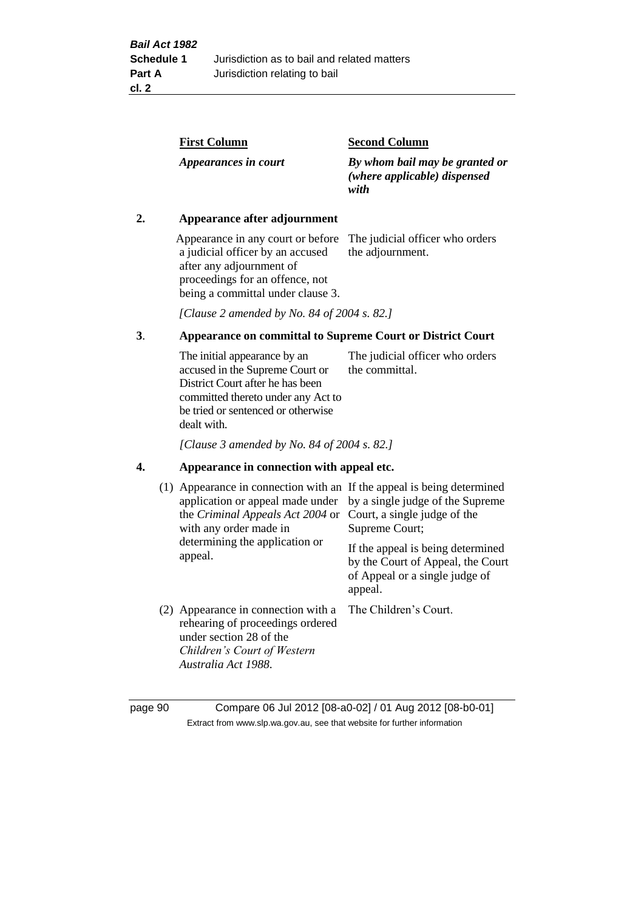| First Column | Second Column |
| --- | --- |
| *Appearances in court* | *By whom bail may be granted or (where applicable) dispensed with* |

**2. Appearance after adjournment**

| | |
| --- | --- |
| Appearance in any court or before a judicial officer by an accused after any adjournment of proceedings for an offence, not being a committal under clause 3. | The judicial officer who orders the adjournment. |

*[Clause 2 amended by No. 84 of 2004 s. 82.]*

**3. Appearance on committal to Supreme Court or District Court**

| | |
| --- | --- |
| The initial appearance by an accused in the Supreme Court or District Court after he has been committed thereto under any Act to be tried or sentenced or otherwise dealt with. | The judicial officer who orders the committal. |

*[Clause 3 amended by No. 84 of 2004 s. 82.]*

**4. Appearance in connection with appeal etc.**

| | |
| --- | --- |
| (1) Appearance in connection with an application or appeal made under the *Criminal Appeals Act 2004* or with any order made in determining the application or appeal. | If the appeal is being determined by a single judge of the Supreme Court, a single judge of the Supreme Court; If the appeal is being determined by the Court of Appeal, the Court of Appeal or a single judge of appeal. |
| (2) Appearance in connection with a rehearing of proceedings ordered under section 28 of the *Children's Court of Western Australia Act 1988*. | The Children's Court. |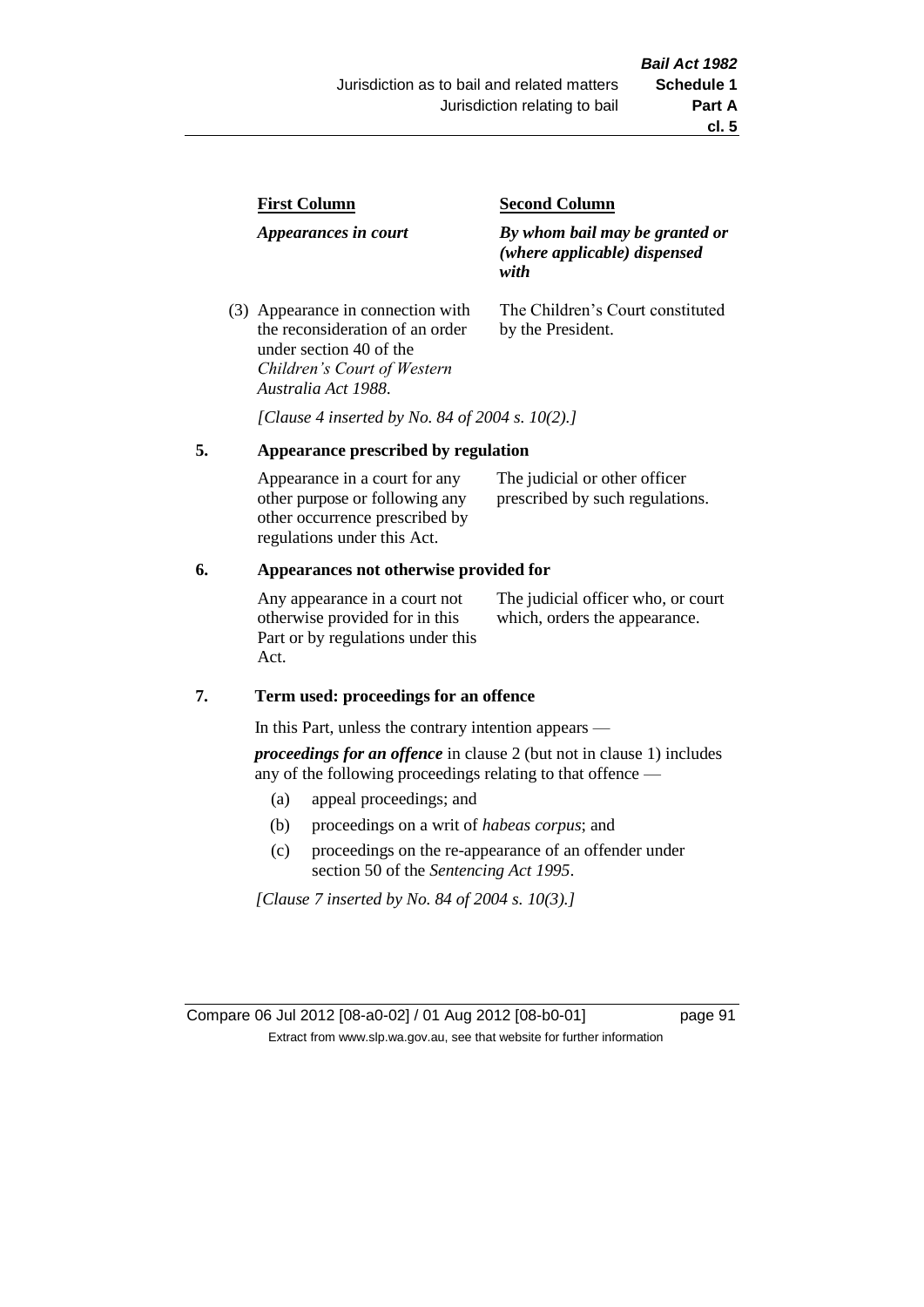| First Column | Second Column |
|---|---|
| *Appearances in court* | *By whom bail may be granted or (where applicable) dispensed with* |
| (3) Appearance in connection with the reconsideration of an order under section 40 of the *Children's Court of Western Australia Act 1988*. | The Children's Court constituted by the President. |

*[Clause 4 inserted by No. 84 of 2004 s. 10(2).]*

## 5. Appearance prescribed by regulation

| | |
|---|---|
| Appearance in a court for any other purpose or following any other occurrence prescribed by regulations under this Act. | The judicial or other officer prescribed by such regulations. |

## 6. Appearances not otherwise provided for

| | |
|---|---|
| Any appearance in a court not otherwise provided for in this Part or by regulations under this Act. | The judicial officer who, or court which, orders the appearance. |

## 7. Term used: proceedings for an offence

In this Part, unless the contrary intention appears —

***proceedings for an offence*** in clause 2 (but not in clause 1) includes any of the following proceedings relating to that offence —

(a) appeal proceedings; and

(b) proceedings on a writ of *habeas corpus*; and

(c) proceedings on the re-appearance of an offender under section 50 of the *Sentencing Act 1995*.

*[Clause 7 inserted by No. 84 of 2004 s. 10(3).]*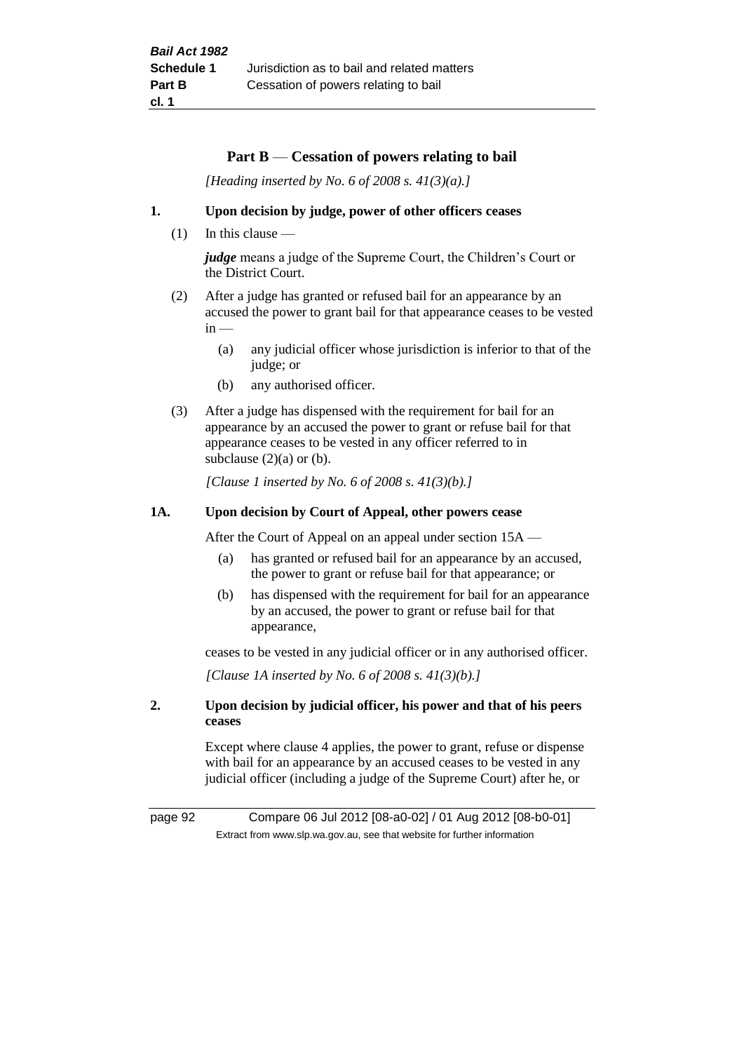## Part B — Cessation of powers relating to bail

*[Heading inserted by No. 6 of 2008 s. 41(3)(a).]*

### 1. Upon decision by judge, power of other officers ceases

(1) In this clause —

***judge*** means a judge of the Supreme Court, the Children's Court or the District Court.

(2) After a judge has granted or refused bail for an appearance by an accused the power to grant bail for that appearance ceases to be vested in —

(a) any judicial officer whose jurisdiction is inferior to that of the judge; or

(b) any authorised officer.

(3) After a judge has dispensed with the requirement for bail for an appearance by an accused the power to grant or refuse bail for that appearance ceases to be vested in any officer referred to in subclause (2)(a) or (b).

*[Clause 1 inserted by No. 6 of 2008 s. 41(3)(b).]*

### 1A. Upon decision by Court of Appeal, other powers cease

After the Court of Appeal on an appeal under section 15A —

(a) has granted or refused bail for an appearance by an accused, the power to grant or refuse bail for that appearance; or

(b) has dispensed with the requirement for bail for an appearance by an accused, the power to grant or refuse bail for that appearance,

ceases to be vested in any judicial officer or in any authorised officer.

*[Clause 1A inserted by No. 6 of 2008 s. 41(3)(b).]*

### 2. Upon decision by judicial officer, his power and that of his peers ceases

Except where clause 4 applies, the power to grant, refuse or dispense with bail for an appearance by an accused ceases to be vested in any judicial officer (including a judge of the Supreme Court) after he, or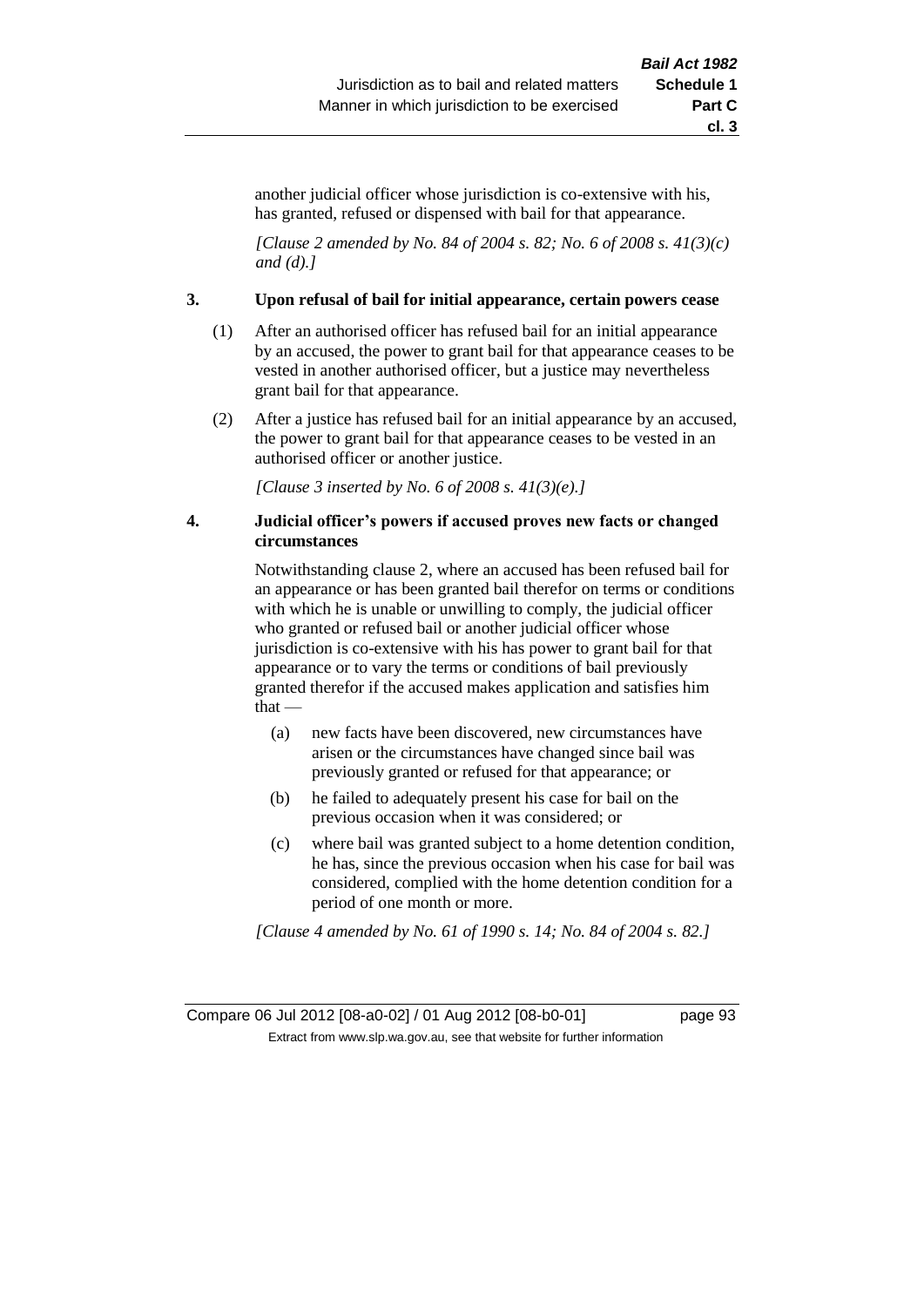another judicial officer whose jurisdiction is co-extensive with his, has granted, refused or dispensed with bail for that appearance.

*[Clause 2 amended by No. 84 of 2004 s. 82; No. 6 of 2008 s. 41(3)(c) and (d).]*

**3. Upon refusal of bail for initial appearance, certain powers cease**

(1) After an authorised officer has refused bail for an initial appearance by an accused, the power to grant bail for that appearance ceases to be vested in another authorised officer, but a justice may nevertheless grant bail for that appearance.

(2) After a justice has refused bail for an initial appearance by an accused, the power to grant bail for that appearance ceases to be vested in an authorised officer or another justice.

*[Clause 3 inserted by No. 6 of 2008 s. 41(3)(e).]*

**4. Judicial officer's powers if accused proves new facts or changed circumstances**

Notwithstanding clause 2, where an accused has been refused bail for an appearance or has been granted bail therefor on terms or conditions with which he is unable or unwilling to comply, the judicial officer who granted or refused bail or another judicial officer whose jurisdiction is co-extensive with his has power to grant bail for that appearance or to vary the terms or conditions of bail previously granted therefor if the accused makes application and satisfies him that —

(a) new facts have been discovered, new circumstances have arisen or the circumstances have changed since bail was previously granted or refused for that appearance; or

(b) he failed to adequately present his case for bail on the previous occasion when it was considered; or

(c) where bail was granted subject to a home detention condition, he has, since the previous occasion when his case for bail was considered, complied with the home detention condition for a period of one month or more.

*[Clause 4 amended by No. 61 of 1990 s. 14; No. 84 of 2004 s. 82.]*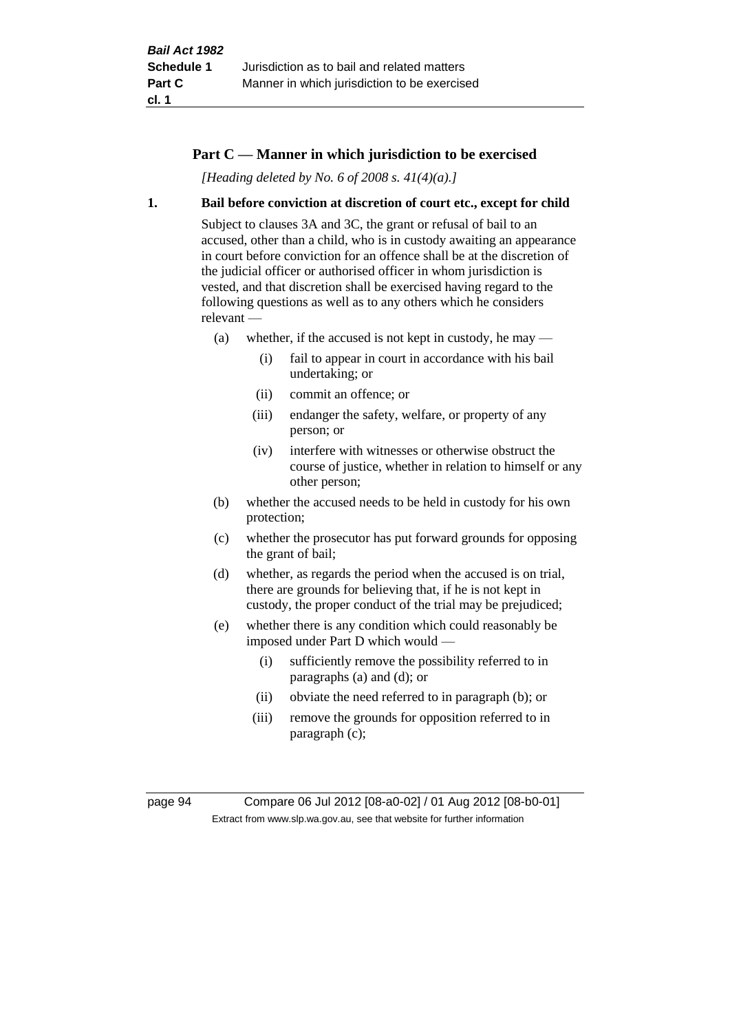## Part C — Manner in which jurisdiction to be exercised

*[Heading deleted by No. 6 of 2008 s. 41(4)(a).]*

**1. Bail before conviction at discretion of court etc., except for child**

Subject to clauses 3A and 3C, the grant or refusal of bail to an accused, other than a child, who is in custody awaiting an appearance in court before conviction for an offence shall be at the discretion of the judicial officer or authorised officer in whom jurisdiction is vested, and that discretion shall be exercised having regard to the following questions as well as to any others which he considers relevant —

- (a) whether, if the accused is not kept in custody, he may —
  - (i) fail to appear in court in accordance with his bail undertaking; or
  - (ii) commit an offence; or
  - (iii) endanger the safety, welfare, or property of any person; or
  - (iv) interfere with witnesses or otherwise obstruct the course of justice, whether in relation to himself or any other person;
- (b) whether the accused needs to be held in custody for his own protection;
- (c) whether the prosecutor has put forward grounds for opposing the grant of bail;
- (d) whether, as regards the period when the accused is on trial, there are grounds for believing that, if he is not kept in custody, the proper conduct of the trial may be prejudiced;
- (e) whether there is any condition which could reasonably be imposed under Part D which would —
  - (i) sufficiently remove the possibility referred to in paragraphs (a) and (d); or
  - (ii) obviate the need referred to in paragraph (b); or
  - (iii) remove the grounds for opposition referred to in paragraph (c);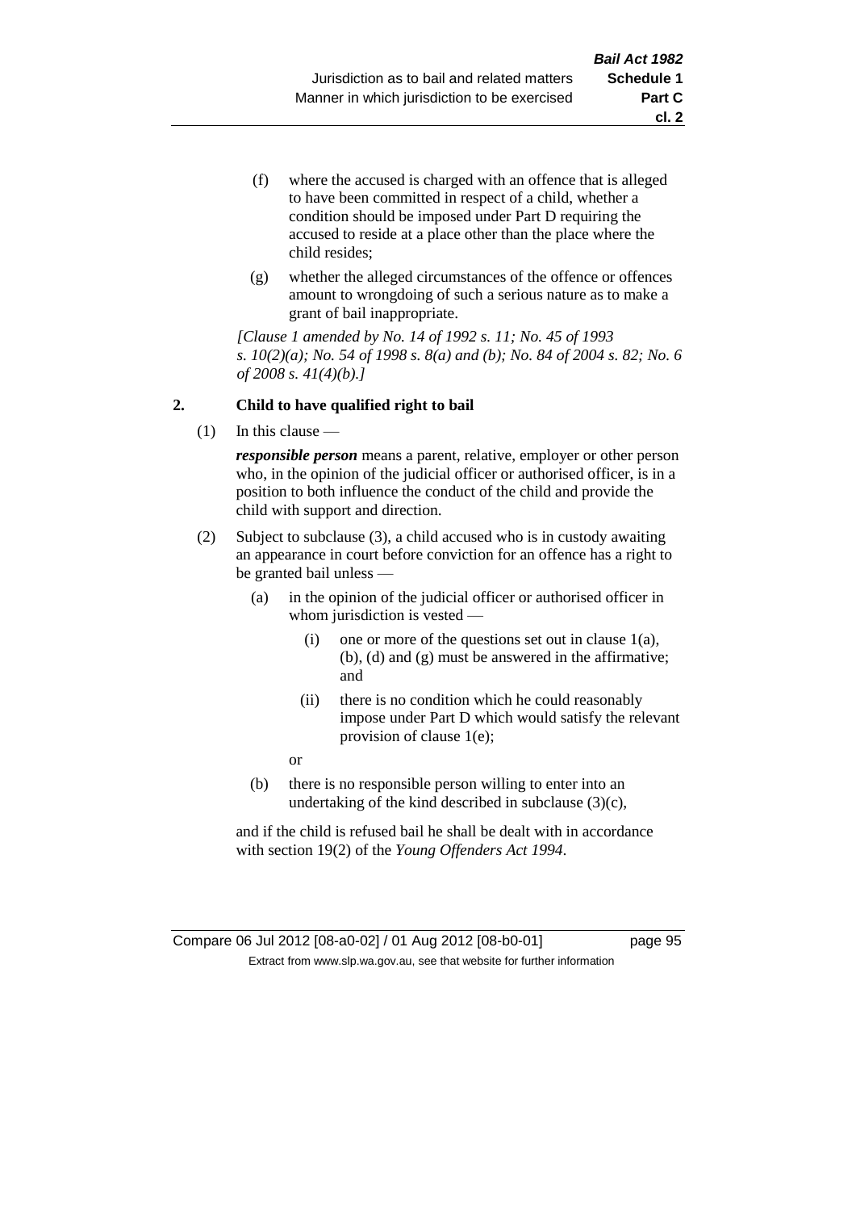(f) where the accused is charged with an offence that is alleged to have been committed in respect of a child, whether a condition should be imposed under Part D requiring the accused to reside at a place other than the place where the child resides;

(g) whether the alleged circumstances of the offence or offences amount to wrongdoing of such a serious nature as to make a grant of bail inappropriate.

*[Clause 1 amended by No. 14 of 1992 s. 11; No. 45 of 1993 s. 10(2)(a); No. 54 of 1998 s. 8(a) and (b); No. 84 of 2004 s. 82; No. 6 of 2008 s. 41(4)(b).]*

**2. Child to have qualified right to bail**

(1) In this clause —

***responsible person*** means a parent, relative, employer or other person who, in the opinion of the judicial officer or authorised officer, is in a position to both influence the conduct of the child and provide the child with support and direction.

(2) Subject to subclause (3), a child accused who is in custody awaiting an appearance in court before conviction for an offence has a right to be granted bail unless —

(a) in the opinion of the judicial officer or authorised officer in whom jurisdiction is vested —

(i) one or more of the questions set out in clause 1(a), (b), (d) and (g) must be answered in the affirmative; and

(ii) there is no condition which he could reasonably impose under Part D which would satisfy the relevant provision of clause 1(e);

or

(b) there is no responsible person willing to enter into an undertaking of the kind described in subclause (3)(c),

and if the child is refused bail he shall be dealt with in accordance with section 19(2) of the *Young Offenders Act 1994*.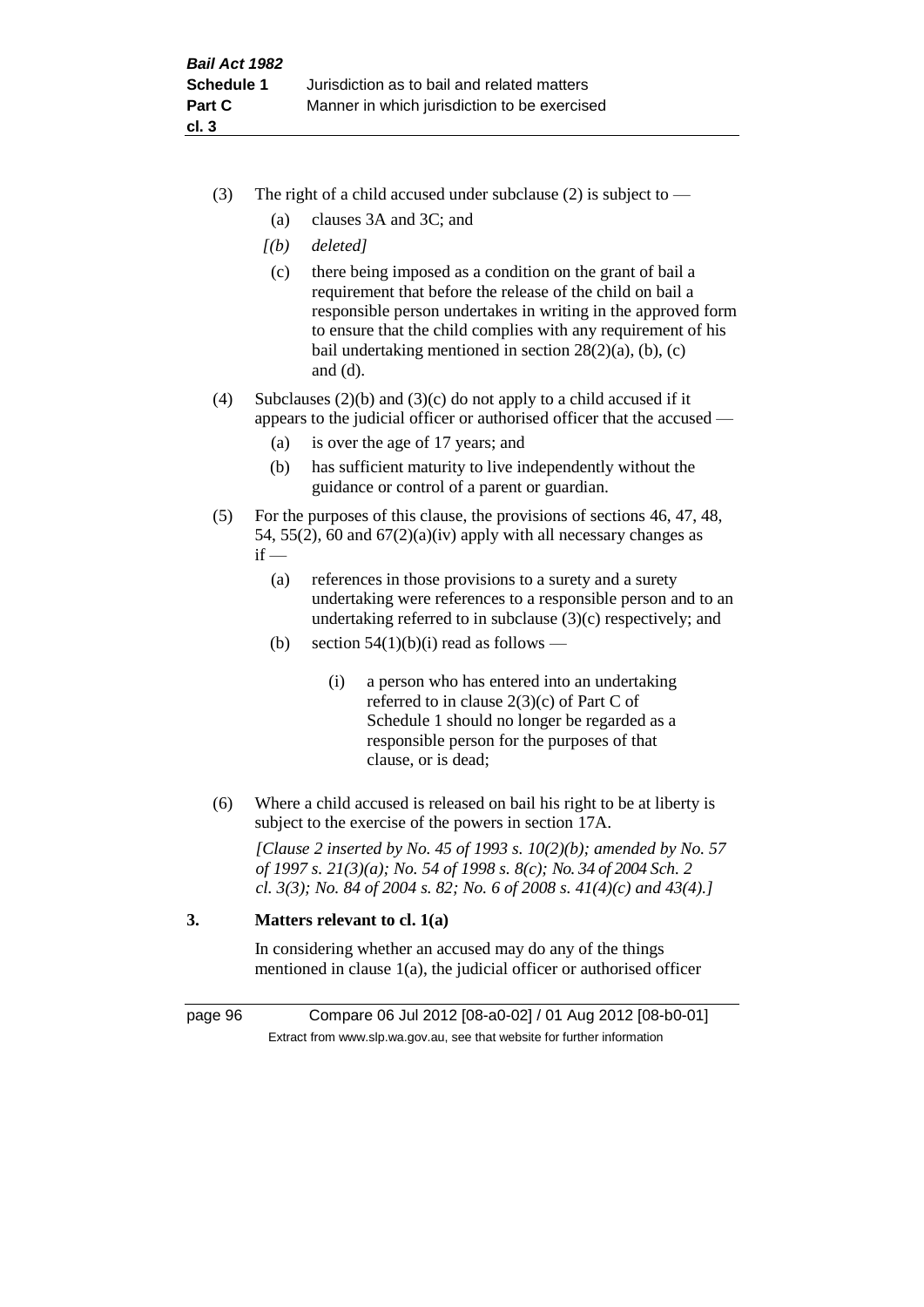(3) The right of a child accused under subclause (2) is subject to —

(a) clauses 3A and 3C; and

*[(b) deleted]*

(c) there being imposed as a condition on the grant of bail a requirement that before the release of the child on bail a responsible person undertakes in writing in the approved form to ensure that the child complies with any requirement of his bail undertaking mentioned in section 28(2)(a), (b), (c) and (d).

(4) Subclauses (2)(b) and (3)(c) do not apply to a child accused if it appears to the judicial officer or authorised officer that the accused —

(a) is over the age of 17 years; and

(b) has sufficient maturity to live independently without the guidance or control of a parent or guardian.

(5) For the purposes of this clause, the provisions of sections 46, 47, 48, 54, 55(2), 60 and 67(2)(a)(iv) apply with all necessary changes as if —

(a) references in those provisions to a surety and a surety undertaking were references to a responsible person and to an undertaking referred to in subclause (3)(c) respectively; and

(b) section 54(1)(b)(i) read as follows —

> (i) a person who has entered into an undertaking referred to in clause 2(3)(c) of Part C of Schedule 1 should no longer be regarded as a responsible person for the purposes of that clause, or is dead;

(6) Where a child accused is released on bail his right to be at liberty is subject to the exercise of the powers in section 17A.

*[Clause 2 inserted by No. 45 of 1993 s. 10(2)(b); amended by No. 57 of 1997 s. 21(3)(a); No. 54 of 1998 s. 8(c); No. 34 of 2004 Sch. 2 cl. 3(3); No. 84 of 2004 s. 82; No. 6 of 2008 s. 41(4)(c) and 43(4).]*

### 3. Matters relevant to cl. 1(a)

In considering whether an accused may do any of the things mentioned in clause 1(a), the judicial officer or authorised officer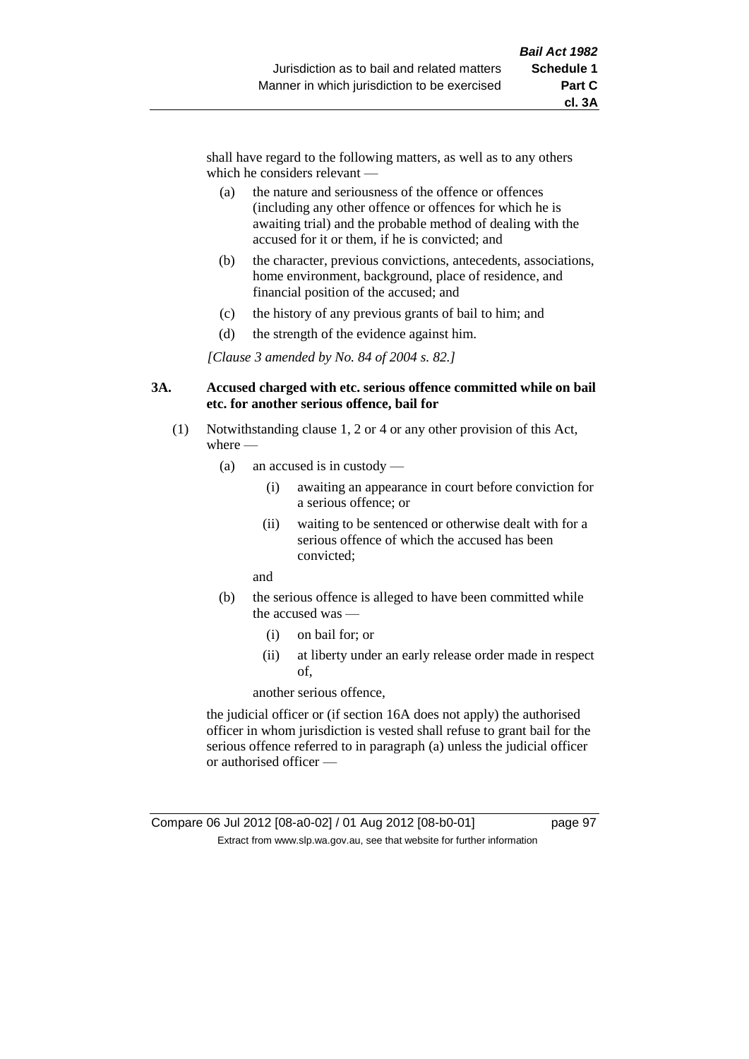shall have regard to the following matters, as well as to any others which he considers relevant —

(a) the nature and seriousness of the offence or offences (including any other offence or offences for which he is awaiting trial) and the probable method of dealing with the accused for it or them, if he is convicted; and

(b) the character, previous convictions, antecedents, associations, home environment, background, place of residence, and financial position of the accused; and

(c) the history of any previous grants of bail to him; and

(d) the strength of the evidence against him.

*[Clause 3 amended by No. 84 of 2004 s. 82.]*

**3A. Accused charged with etc. serious offence committed while on bail etc. for another serious offence, bail for**

(1) Notwithstanding clause 1, 2 or 4 or any other provision of this Act, where —

(a) an accused is in custody —

(i) awaiting an appearance in court before conviction for a serious offence; or

(ii) waiting to be sentenced or otherwise dealt with for a serious offence of which the accused has been convicted;

and

(b) the serious offence is alleged to have been committed while the accused was —

(i) on bail for; or

(ii) at liberty under an early release order made in respect of,

another serious offence,

the judicial officer or (if section 16A does not apply) the authorised officer in whom jurisdiction is vested shall refuse to grant bail for the serious offence referred to in paragraph (a) unless the judicial officer or authorised officer —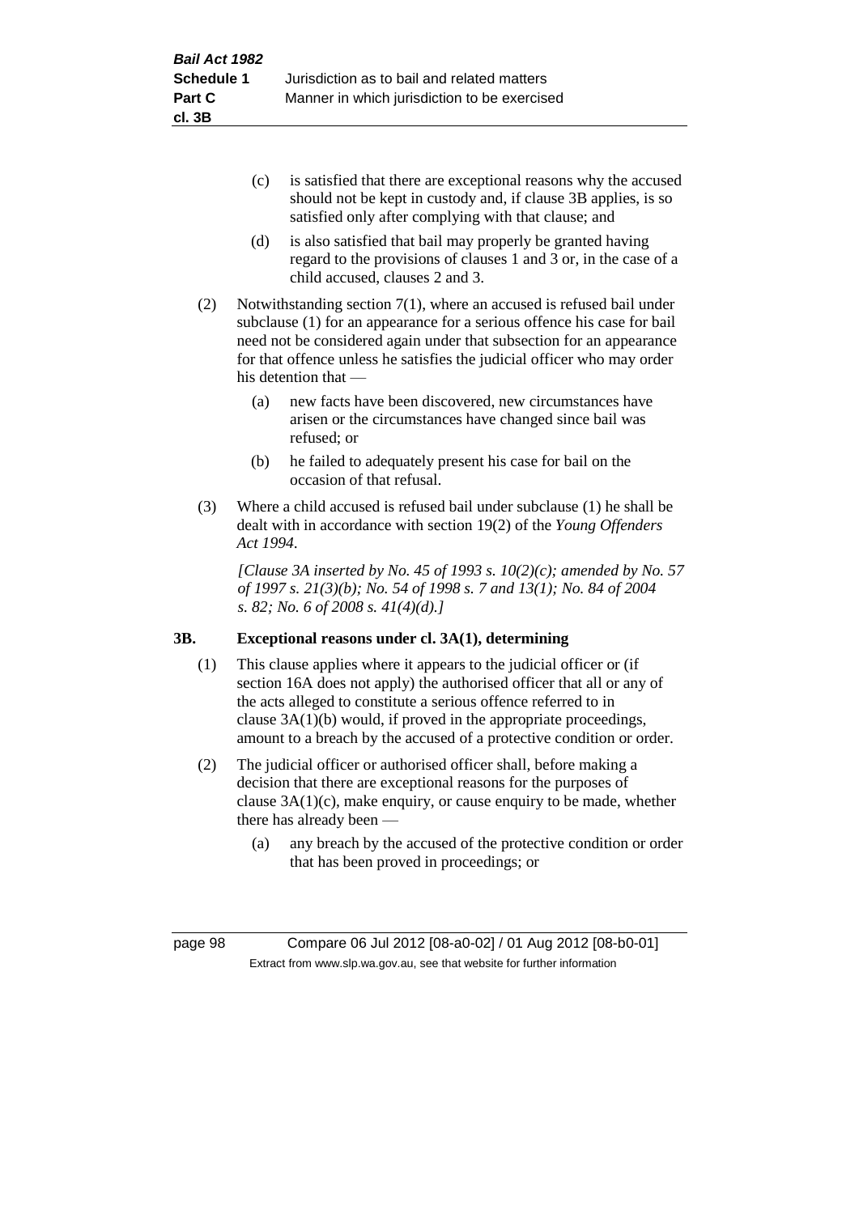(c) is satisfied that there are exceptional reasons why the accused should not be kept in custody and, if clause 3B applies, is so satisfied only after complying with that clause; and

(d) is also satisfied that bail may properly be granted having regard to the provisions of clauses 1 and 3 or, in the case of a child accused, clauses 2 and 3.

(2) Notwithstanding section 7(1), where an accused is refused bail under subclause (1) for an appearance for a serious offence his case for bail need not be considered again under that subsection for an appearance for that offence unless he satisfies the judicial officer who may order his detention that —

(a) new facts have been discovered, new circumstances have arisen or the circumstances have changed since bail was refused; or

(b) he failed to adequately present his case for bail on the occasion of that refusal.

(3) Where a child accused is refused bail under subclause (1) he shall be dealt with in accordance with section 19(2) of the *Young Offenders Act 1994*.

*[Clause 3A inserted by No. 45 of 1993 s. 10(2)(c); amended by No. 57 of 1997 s. 21(3)(b); No. 54 of 1998 s. 7 and 13(1); No. 84 of 2004 s. 82; No. 6 of 2008 s. 41(4)(d).]*

**3B. Exceptional reasons under cl. 3A(1), determining**

(1) This clause applies where it appears to the judicial officer or (if section 16A does not apply) the authorised officer that all or any of the acts alleged to constitute a serious offence referred to in clause 3A(1)(b) would, if proved in the appropriate proceedings, amount to a breach by the accused of a protective condition or order.

(2) The judicial officer or authorised officer shall, before making a decision that there are exceptional reasons for the purposes of clause 3A(1)(c), make enquiry, or cause enquiry to be made, whether there has already been —

(a) any breach by the accused of the protective condition or order that has been proved in proceedings; or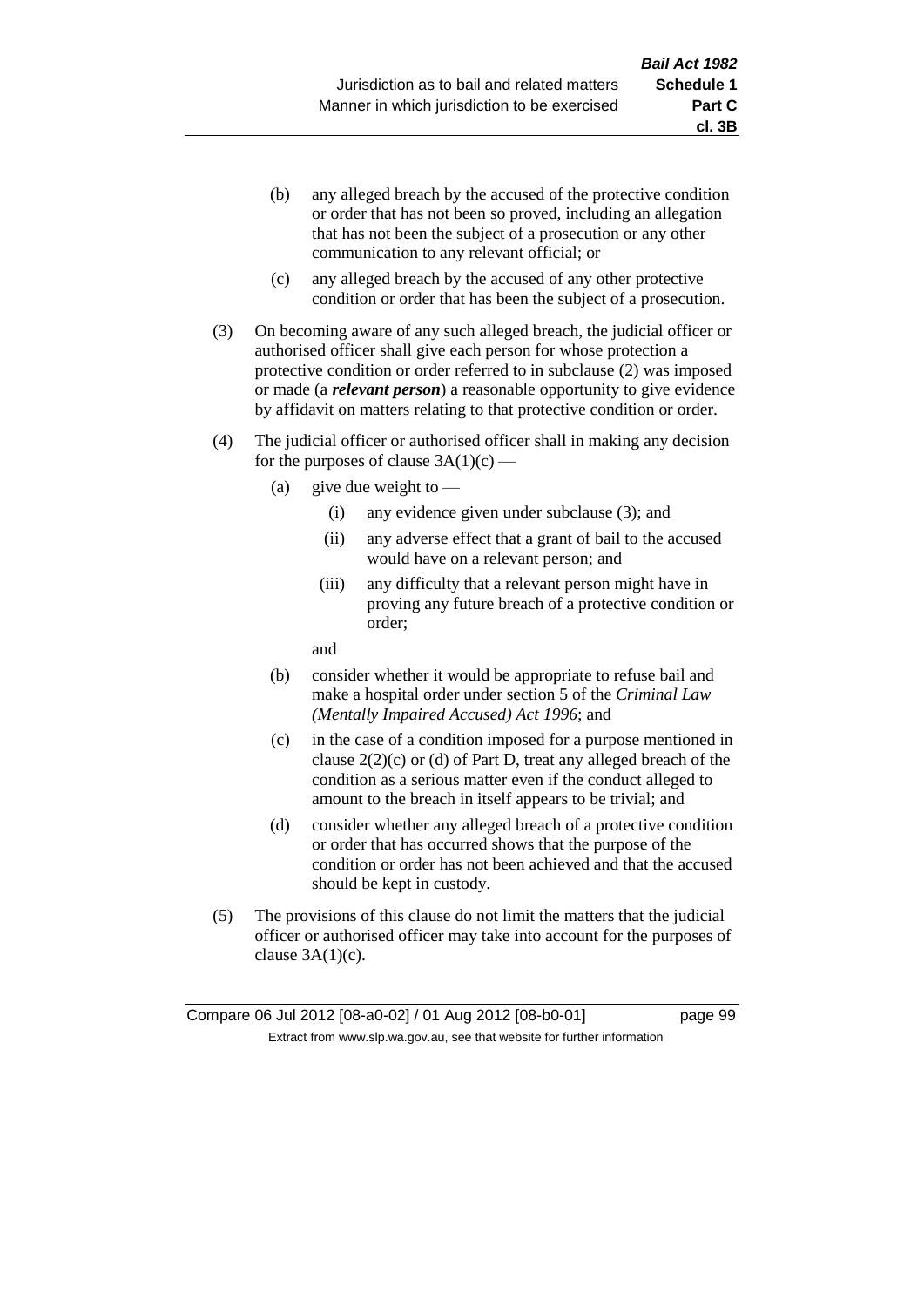(b) any alleged breach by the accused of the protective condition or order that has not been so proved, including an allegation that has not been the subject of a prosecution or any other communication to any relevant official; or

(c) any alleged breach by the accused of any other protective condition or order that has been the subject of a prosecution.

(3) On becoming aware of any such alleged breach, the judicial officer or authorised officer shall give each person for whose protection a protective condition or order referred to in subclause (2) was imposed or made (a ***relevant person***) a reasonable opportunity to give evidence by affidavit on matters relating to that protective condition or order.

(4) The judicial officer or authorised officer shall in making any decision for the purposes of clause 3A(1)(c) —

(a) give due weight to —

(i) any evidence given under subclause (3); and

(ii) any adverse effect that a grant of bail to the accused would have on a relevant person; and

(iii) any difficulty that a relevant person might have in proving any future breach of a protective condition or order;

and

(b) consider whether it would be appropriate to refuse bail and make a hospital order under section 5 of the *Criminal Law (Mentally Impaired Accused) Act 1996*; and

(c) in the case of a condition imposed for a purpose mentioned in clause 2(2)(c) or (d) of Part D, treat any alleged breach of the condition as a serious matter even if the conduct alleged to amount to the breach in itself appears to be trivial; and

(d) consider whether any alleged breach of a protective condition or order that has occurred shows that the purpose of the condition or order has not been achieved and that the accused should be kept in custody.

(5) The provisions of this clause do not limit the matters that the judicial officer or authorised officer may take into account for the purposes of clause 3A(1)(c).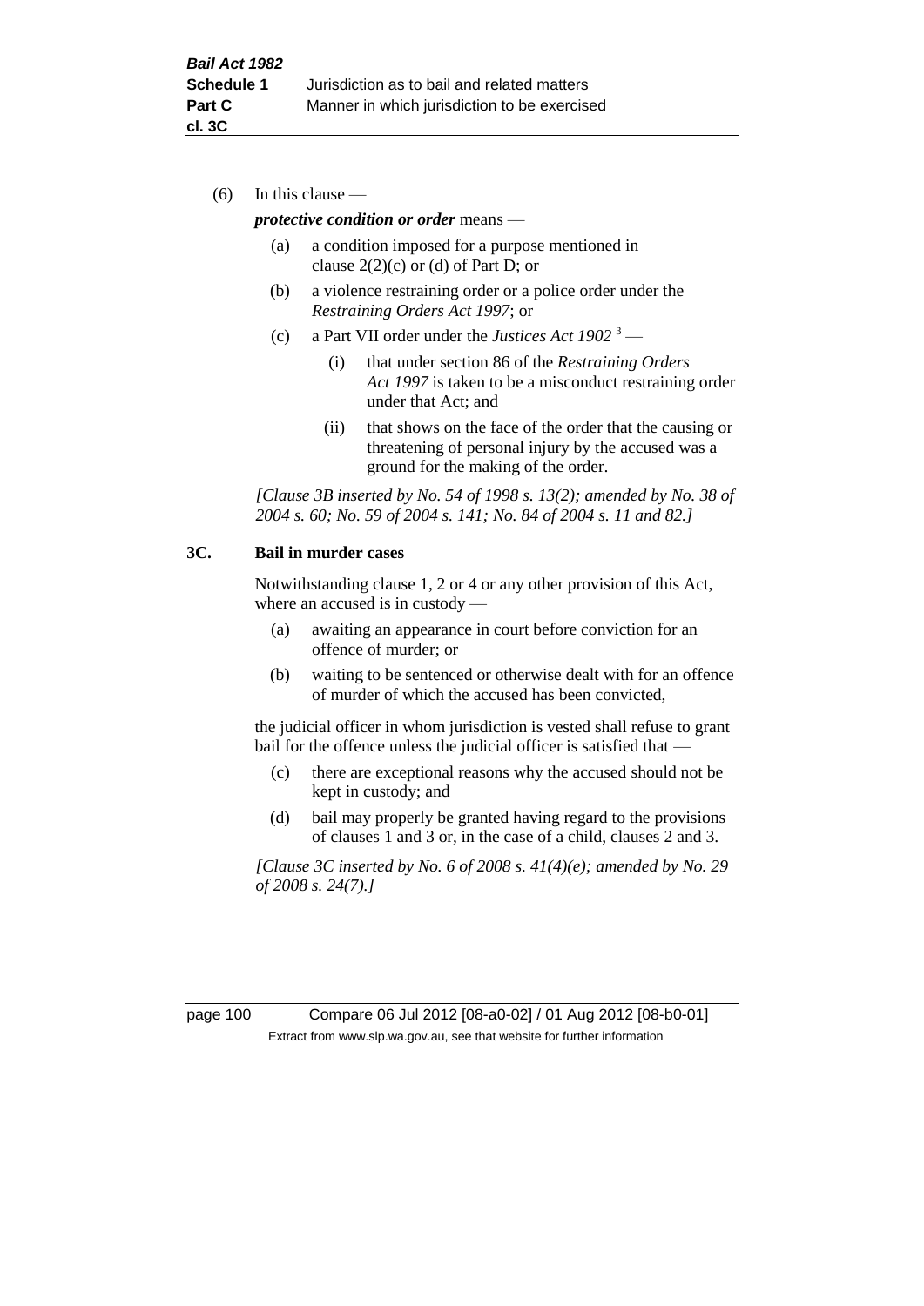(6) In this clause —

***protective condition or order*** means —

(a) a condition imposed for a purpose mentioned in clause 2(2)(c) or (d) of Part D; or

(b) a violence restraining order or a police order under the *Restraining Orders Act 1997*; or

(c) a Part VII order under the *Justices Act 1902* [3] —

  (i) that under section 86 of the *Restraining Orders Act 1997* is taken to be a misconduct restraining order under that Act; and

  (ii) that shows on the face of the order that the causing or threatening of personal injury by the accused was a ground for the making of the order.

*[Clause 3B inserted by No. 54 of 1998 s. 13(2); amended by No. 38 of 2004 s. 60; No. 59 of 2004 s. 141; No. 84 of 2004 s. 11 and 82.]*

### 3C. Bail in murder cases

Notwithstanding clause 1, 2 or 4 or any other provision of this Act, where an accused is in custody —

(a) awaiting an appearance in court before conviction for an offence of murder; or

(b) waiting to be sentenced or otherwise dealt with for an offence of murder of which the accused has been convicted,

the judicial officer in whom jurisdiction is vested shall refuse to grant bail for the offence unless the judicial officer is satisfied that —

(c) there are exceptional reasons why the accused should not be kept in custody; and

(d) bail may properly be granted having regard to the provisions of clauses 1 and 3 or, in the case of a child, clauses 2 and 3.

*[Clause 3C inserted by No. 6 of 2008 s. 41(4)(e); amended by No. 29 of 2008 s. 24(7).]*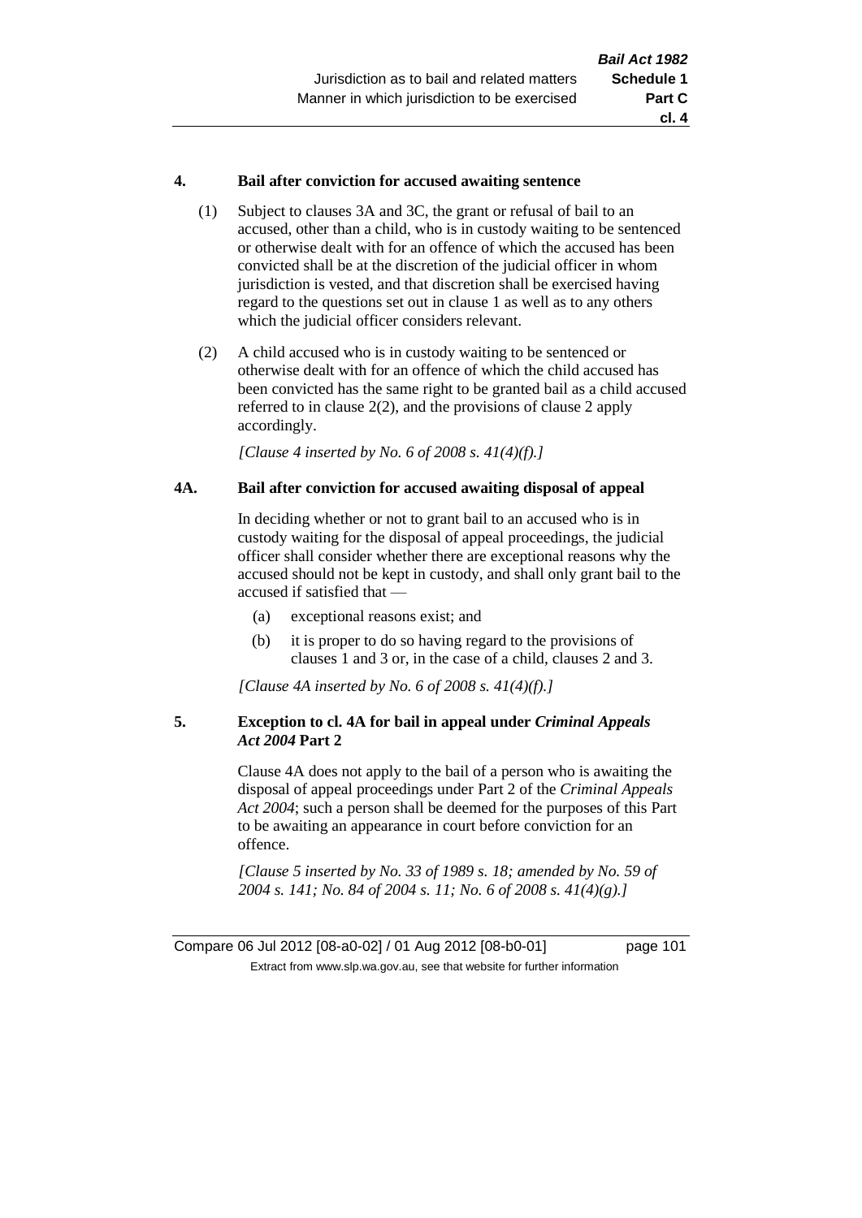#### 4. Bail after conviction for accused awaiting sentence

(1) Subject to clauses 3A and 3C, the grant or refusal of bail to an accused, other than a child, who is in custody waiting to be sentenced or otherwise dealt with for an offence of which the accused has been convicted shall be at the discretion of the judicial officer in whom jurisdiction is vested, and that discretion shall be exercised having regard to the questions set out in clause 1 as well as to any others which the judicial officer considers relevant.

(2) A child accused who is in custody waiting to be sentenced or otherwise dealt with for an offence of which the child accused has been convicted has the same right to be granted bail as a child accused referred to in clause 2(2), and the provisions of clause 2 apply accordingly.

*[Clause 4 inserted by No. 6 of 2008 s. 41(4)(f).]*

#### 4A. Bail after conviction for accused awaiting disposal of appeal

In deciding whether or not to grant bail to an accused who is in custody waiting for the disposal of appeal proceedings, the judicial officer shall consider whether there are exceptional reasons why the accused should not be kept in custody, and shall only grant bail to the accused if satisfied that —

(a) exceptional reasons exist; and

(b) it is proper to do so having regard to the provisions of clauses 1 and 3 or, in the case of a child, clauses 2 and 3.

*[Clause 4A inserted by No. 6 of 2008 s. 41(4)(f).]*

#### 5. Exception to cl. 4A for bail in appeal under *Criminal Appeals Act 2004* Part 2

Clause 4A does not apply to the bail of a person who is awaiting the disposal of appeal proceedings under Part 2 of the *Criminal Appeals Act 2004*; such a person shall be deemed for the purposes of this Part to be awaiting an appearance in court before conviction for an offence.

*[Clause 5 inserted by No. 33 of 1989 s. 18; amended by No. 59 of 2004 s. 141; No. 84 of 2004 s. 11; No. 6 of 2008 s. 41(4)(g).]*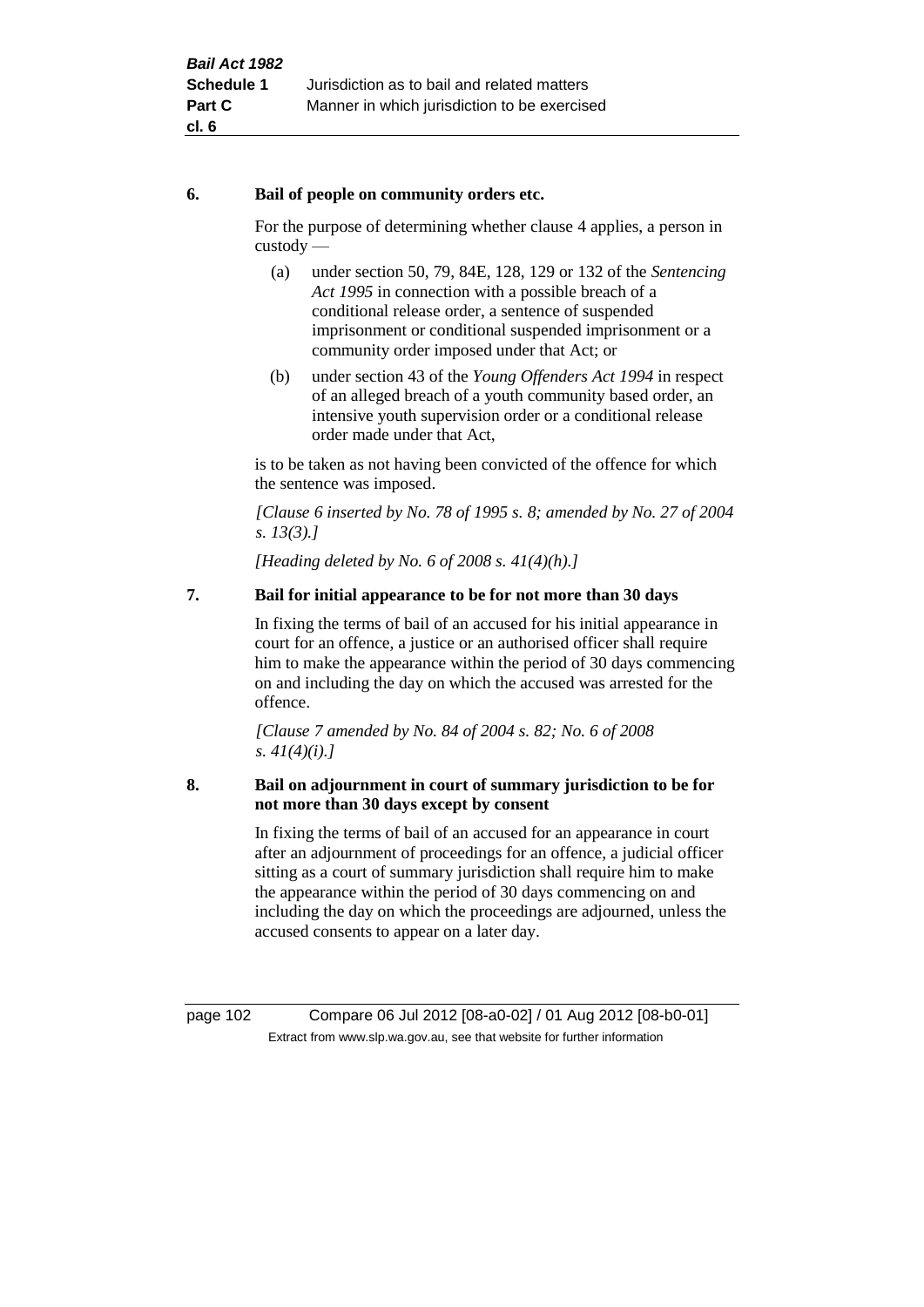### 6. Bail of people on community orders etc.

For the purpose of determining whether clause 4 applies, a person in custody —

(a) under section 50, 79, 84E, 128, 129 or 132 of the *Sentencing Act 1995* in connection with a possible breach of a conditional release order, a sentence of suspended imprisonment or conditional suspended imprisonment or a community order imposed under that Act; or

(b) under section 43 of the *Young Offenders Act 1994* in respect of an alleged breach of a youth community based order, an intensive youth supervision order or a conditional release order made under that Act,

is to be taken as not having been convicted of the offence for which the sentence was imposed.

*[Clause 6 inserted by No. 78 of 1995 s. 8; amended by No. 27 of 2004 s. 13(3).]*

*[Heading deleted by No. 6 of 2008 s. 41(4)(h).]*

### 7. Bail for initial appearance to be for not more than 30 days

In fixing the terms of bail of an accused for his initial appearance in court for an offence, a justice or an authorised officer shall require him to make the appearance within the period of 30 days commencing on and including the day on which the accused was arrested for the offence.

*[Clause 7 amended by No. 84 of 2004 s. 82; No. 6 of 2008 s. 41(4)(i).]*

### 8. Bail on adjournment in court of summary jurisdiction to be for not more than 30 days except by consent

In fixing the terms of bail of an accused for an appearance in court after an adjournment of proceedings for an offence, a judicial officer sitting as a court of summary jurisdiction shall require him to make the appearance within the period of 30 days commencing on and including the day on which the proceedings are adjourned, unless the accused consents to appear on a later day.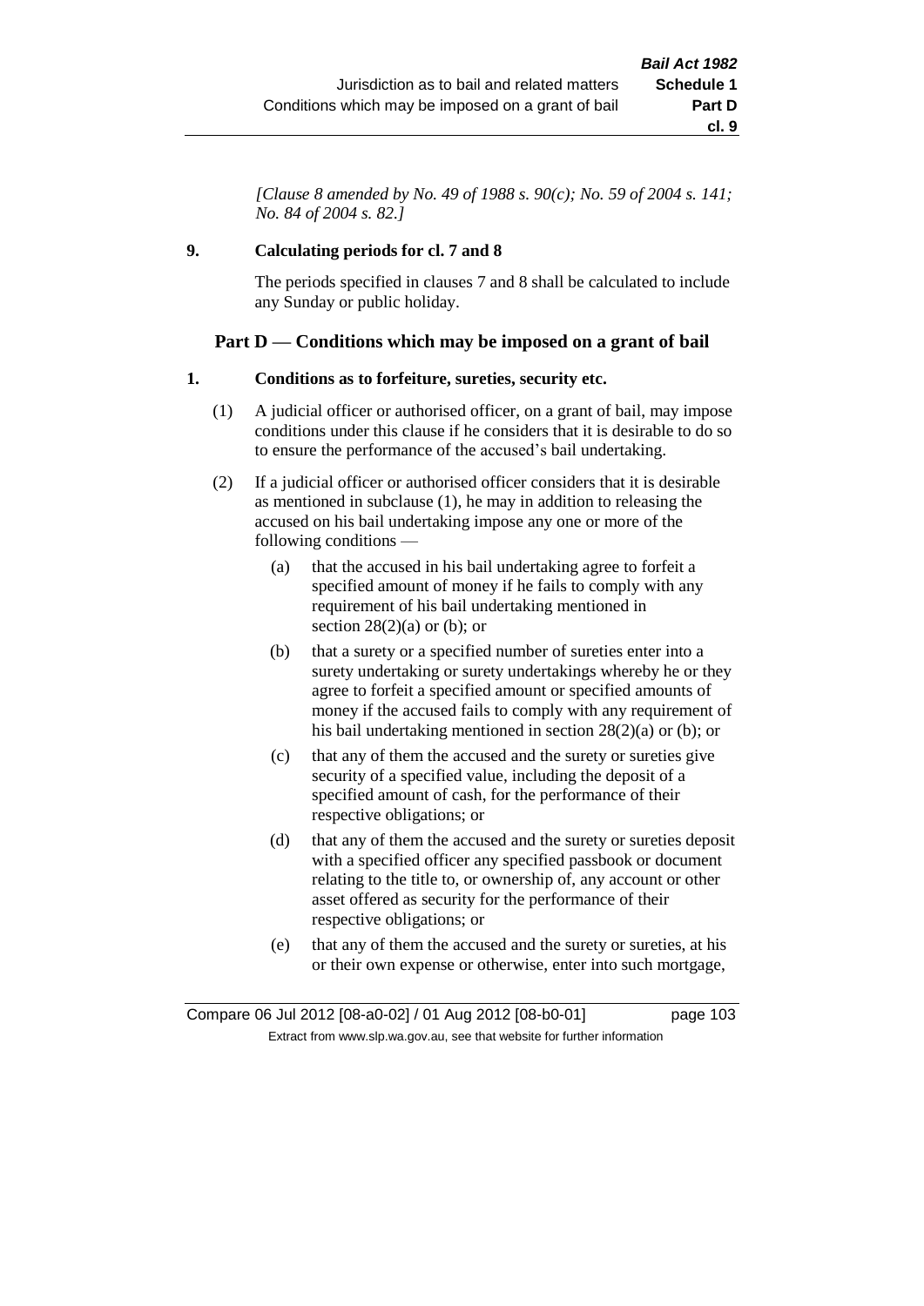*[Clause 8 amended by No. 49 of 1988 s. 90(c); No. 59 of 2004 s. 141; No. 84 of 2004 s. 82.]*

**9. Calculating periods for cl. 7 and 8**

The periods specified in clauses 7 and 8 shall be calculated to include any Sunday or public holiday.

## Part D — Conditions which may be imposed on a grant of bail

**1. Conditions as to forfeiture, sureties, security etc.**

(1) A judicial officer or authorised officer, on a grant of bail, may impose conditions under this clause if he considers that it is desirable to do so to ensure the performance of the accused's bail undertaking.

(2) If a judicial officer or authorised officer considers that it is desirable as mentioned in subclause (1), he may in addition to releasing the accused on his bail undertaking impose any one or more of the following conditions —

(a) that the accused in his bail undertaking agree to forfeit a specified amount of money if he fails to comply with any requirement of his bail undertaking mentioned in section 28(2)(a) or (b); or

(b) that a surety or a specified number of sureties enter into a surety undertaking or surety undertakings whereby he or they agree to forfeit a specified amount or specified amounts of money if the accused fails to comply with any requirement of his bail undertaking mentioned in section 28(2)(a) or (b); or

(c) that any of them the accused and the surety or sureties give security of a specified value, including the deposit of a specified amount of cash, for the performance of their respective obligations; or

(d) that any of them the accused and the surety or sureties deposit with a specified officer any specified passbook or document relating to the title to, or ownership of, any account or other asset offered as security for the performance of their respective obligations; or

(e) that any of them the accused and the surety or sureties, at his or their own expense or otherwise, enter into such mortgage,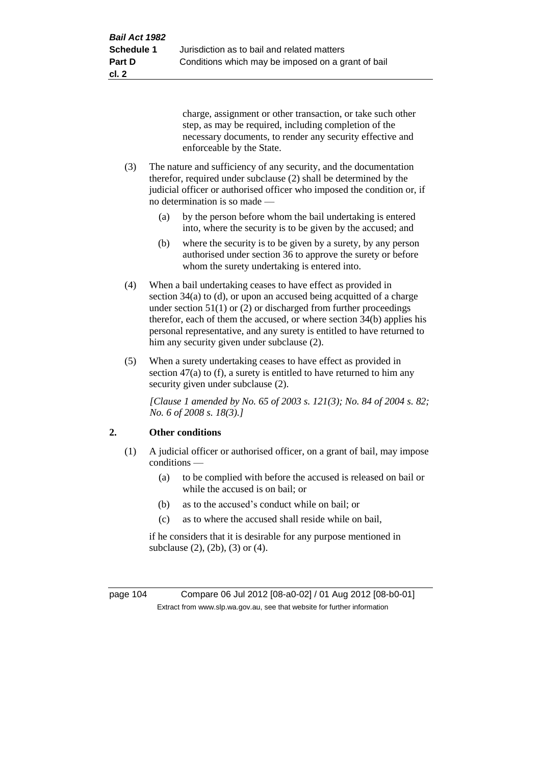charge, assignment or other transaction, or take such other step, as may be required, including completion of the necessary documents, to render any security effective and enforceable by the State.

(3) The nature and sufficiency of any security, and the documentation therefor, required under subclause (2) shall be determined by the judicial officer or authorised officer who imposed the condition or, if no determination is so made —

(a) by the person before whom the bail undertaking is entered into, where the security is to be given by the accused; and

(b) where the security is to be given by a surety, by any person authorised under section 36 to approve the surety or before whom the surety undertaking is entered into.

(4) When a bail undertaking ceases to have effect as provided in section 34(a) to (d), or upon an accused being acquitted of a charge under section 51(1) or (2) or discharged from further proceedings therefor, each of them the accused, or where section 34(b) applies his personal representative, and any surety is entitled to have returned to him any security given under subclause (2).

(5) When a surety undertaking ceases to have effect as provided in section 47(a) to (f), a surety is entitled to have returned to him any security given under subclause (2).

*[Clause 1 amended by No. 65 of 2003 s. 121(3); No. 84 of 2004 s. 82; No. 6 of 2008 s. 18(3).]*

## 2. Other conditions

(1) A judicial officer or authorised officer, on a grant of bail, may impose conditions —

(a) to be complied with before the accused is released on bail or while the accused is on bail; or

(b) as to the accused's conduct while on bail; or

(c) as to where the accused shall reside while on bail,

if he considers that it is desirable for any purpose mentioned in subclause (2), (2b), (3) or (4).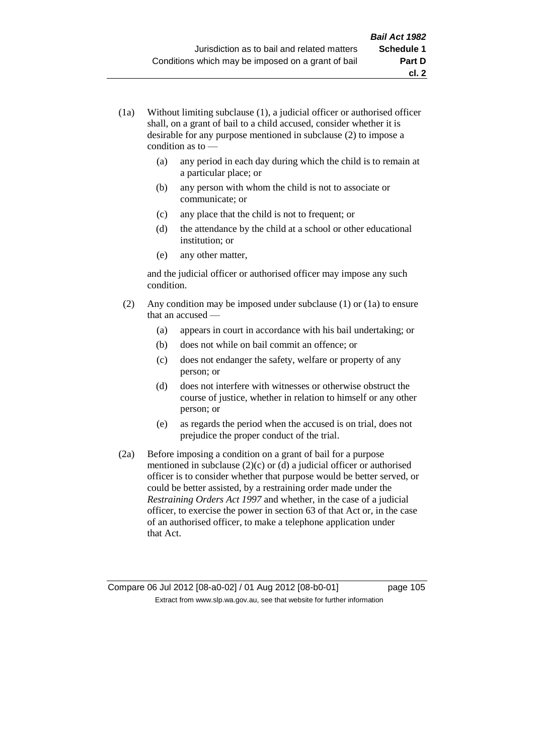(1a) Without limiting subclause (1), a judicial officer or authorised officer shall, on a grant of bail to a child accused, consider whether it is desirable for any purpose mentioned in subclause (2) to impose a condition as to —

   (a) any period in each day during which the child is to remain at a particular place; or

   (b) any person with whom the child is not to associate or communicate; or

   (c) any place that the child is not to frequent; or

   (d) the attendance by the child at a school or other educational institution; or

   (e) any other matter,

   and the judicial officer or authorised officer may impose any such condition.

(2) Any condition may be imposed under subclause (1) or (1a) to ensure that an accused —

   (a) appears in court in accordance with his bail undertaking; or

   (b) does not while on bail commit an offence; or

   (c) does not endanger the safety, welfare or property of any person; or

   (d) does not interfere with witnesses or otherwise obstruct the course of justice, whether in relation to himself or any other person; or

   (e) as regards the period when the accused is on trial, does not prejudice the proper conduct of the trial.

(2a) Before imposing a condition on a grant of bail for a purpose mentioned in subclause (2)(c) or (d) a judicial officer or authorised officer is to consider whether that purpose would be better served, or could be better assisted, by a restraining order made under the *Restraining Orders Act 1997* and whether, in the case of a judicial officer, to exercise the power in section 63 of that Act or, in the case of an authorised officer, to make a telephone application under that Act.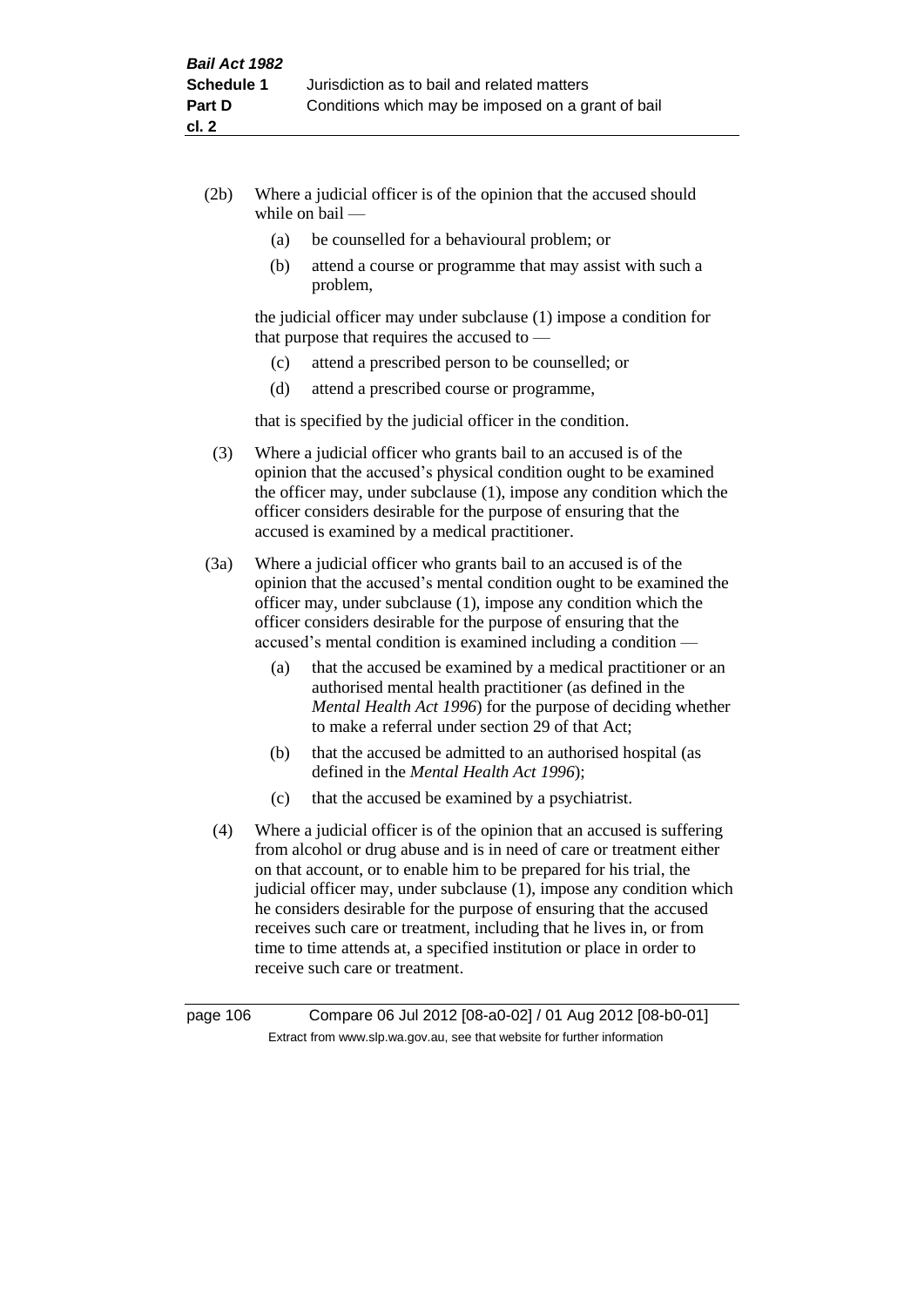(2b) Where a judicial officer is of the opinion that the accused should while on bail —

(a) be counselled for a behavioural problem; or

(b) attend a course or programme that may assist with such a problem,

the judicial officer may under subclause (1) impose a condition for that purpose that requires the accused to —

(c) attend a prescribed person to be counselled; or

(d) attend a prescribed course or programme,

that is specified by the judicial officer in the condition.

(3) Where a judicial officer who grants bail to an accused is of the opinion that the accused's physical condition ought to be examined the officer may, under subclause (1), impose any condition which the officer considers desirable for the purpose of ensuring that the accused is examined by a medical practitioner.

(3a) Where a judicial officer who grants bail to an accused is of the opinion that the accused's mental condition ought to be examined the officer may, under subclause (1), impose any condition which the officer considers desirable for the purpose of ensuring that the accused's mental condition is examined including a condition —

(a) that the accused be examined by a medical practitioner or an authorised mental health practitioner (as defined in the *Mental Health Act 1996*) for the purpose of deciding whether to make a referral under section 29 of that Act;

(b) that the accused be admitted to an authorised hospital (as defined in the *Mental Health Act 1996*);

(c) that the accused be examined by a psychiatrist.

(4) Where a judicial officer is of the opinion that an accused is suffering from alcohol or drug abuse and is in need of care or treatment either on that account, or to enable him to be prepared for his trial, the judicial officer may, under subclause (1), impose any condition which he considers desirable for the purpose of ensuring that the accused receives such care or treatment, including that he lives in, or from time to time attends at, a specified institution or place in order to receive such care or treatment.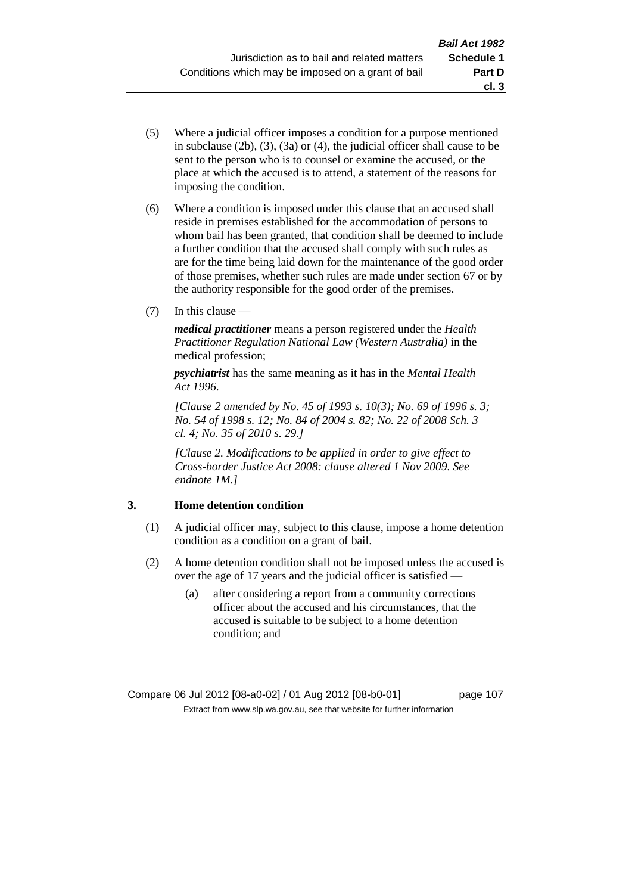(5) Where a judicial officer imposes a condition for a purpose mentioned in subclause (2b), (3), (3a) or (4), the judicial officer shall cause to be sent to the person who is to counsel or examine the accused, or the place at which the accused is to attend, a statement of the reasons for imposing the condition.

(6) Where a condition is imposed under this clause that an accused shall reside in premises established for the accommodation of persons to whom bail has been granted, that condition shall be deemed to include a further condition that the accused shall comply with such rules as are for the time being laid down for the maintenance of the good order of those premises, whether such rules are made under section 67 or by the authority responsible for the good order of the premises.

(7) In this clause —

***medical practitioner*** means a person registered under the *Health Practitioner Regulation National Law (Western Australia)* in the medical profession;

***psychiatrist*** has the same meaning as it has in the *Mental Health Act 1996*.

*[Clause 2 amended by No. 45 of 1993 s. 10(3); No. 69 of 1996 s. 3; No. 54 of 1998 s. 12; No. 84 of 2004 s. 82; No. 22 of 2008 Sch. 3 cl. 4; No. 35 of 2010 s. 29.]*

*[Clause 2. Modifications to be applied in order to give effect to Cross-border Justice Act 2008: clause altered 1 Nov 2009. See endnote 1M.]*

### 3. Home detention condition

(1) A judicial officer may, subject to this clause, impose a home detention condition as a condition on a grant of bail.

(2) A home detention condition shall not be imposed unless the accused is over the age of 17 years and the judicial officer is satisfied —

(a) after considering a report from a community corrections officer about the accused and his circumstances, that the accused is suitable to be subject to a home detention condition; and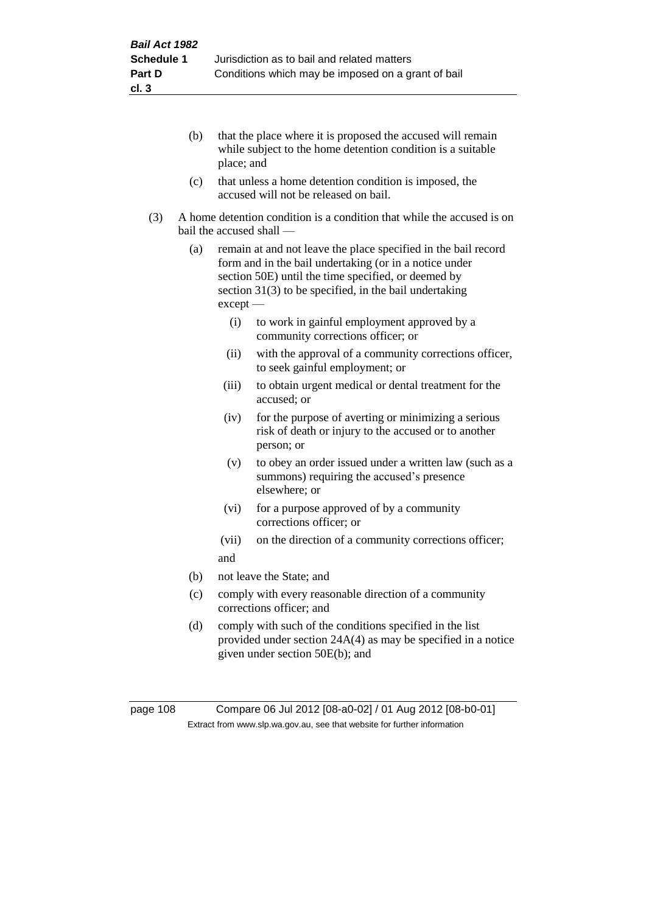(b) that the place where it is proposed the accused will remain while subject to the home detention condition is a suitable place; and

(c) that unless a home detention condition is imposed, the accused will not be released on bail.

(3) A home detention condition is a condition that while the accused is on bail the accused shall —

(a) remain at and not leave the place specified in the bail record form and in the bail undertaking (or in a notice under section 50E) until the time specified, or deemed by section 31(3) to be specified, in the bail undertaking except —

(i) to work in gainful employment approved by a community corrections officer; or

(ii) with the approval of a community corrections officer, to seek gainful employment; or

(iii) to obtain urgent medical or dental treatment for the accused; or

(iv) for the purpose of averting or minimizing a serious risk of death or injury to the accused or to another person; or

(v) to obey an order issued under a written law (such as a summons) requiring the accused's presence elsewhere; or

(vi) for a purpose approved of by a community corrections officer; or

(vii) on the direction of a community corrections officer;

and

(b) not leave the State; and

(c) comply with every reasonable direction of a community corrections officer; and

(d) comply with such of the conditions specified in the list provided under section 24A(4) as may be specified in a notice given under section 50E(b); and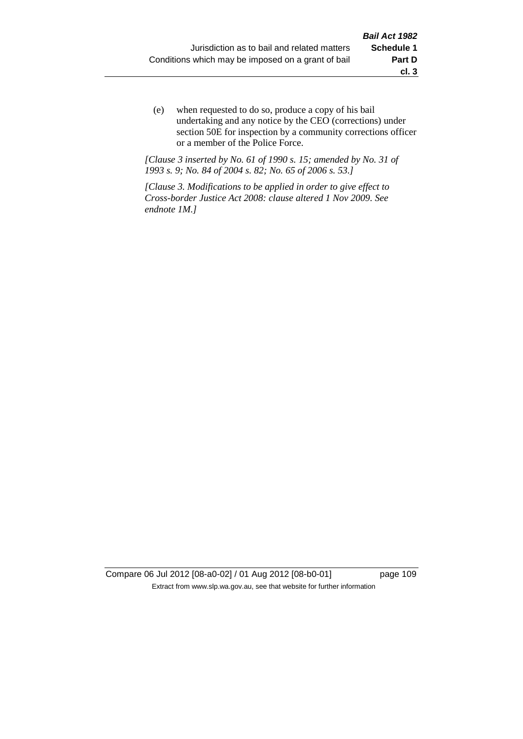(e) when requested to do so, produce a copy of his bail undertaking and any notice by the CEO (corrections) under section 50E for inspection by a community corrections officer or a member of the Police Force.

*[Clause 3 inserted by No. 61 of 1990 s. 15; amended by No. 31 of 1993 s. 9; No. 84 of 2004 s. 82; No. 65 of 2006 s. 53.]*

*[Clause 3. Modifications to be applied in order to give effect to Cross-border Justice Act 2008: clause altered 1 Nov 2009. See endnote 1M.]*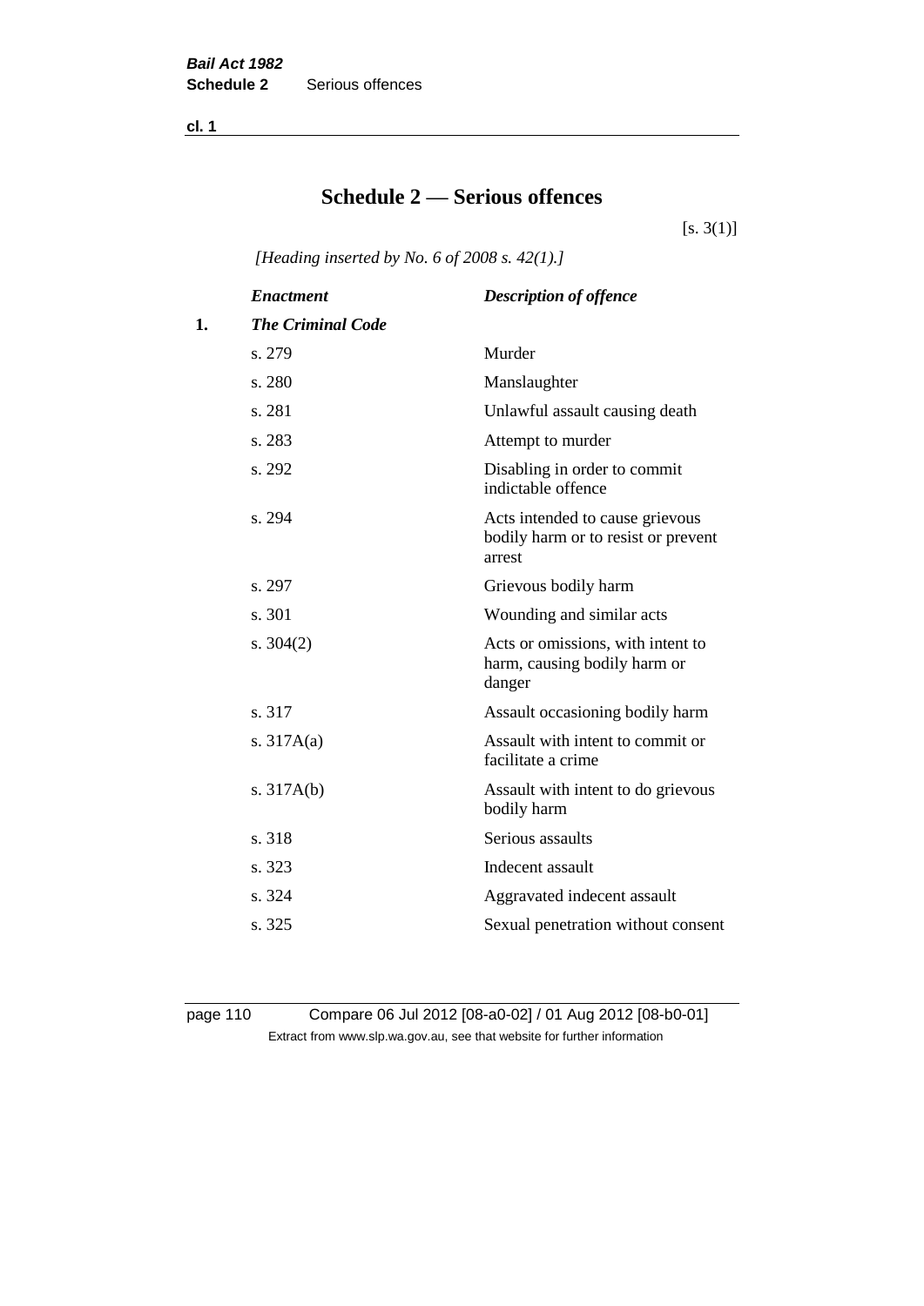# Schedule 2 — Serious offences

[s. 3(1)]

*[Heading inserted by No. 6 of 2008 s. 42(1).]*

| | *Enactment* | *Description of offence* |
|---|---|---|
| **1.** | ***The Criminal Code*** | |
| | s. 279 | Murder |
| | s. 280 | Manslaughter |
| | s. 281 | Unlawful assault causing death |
| | s. 283 | Attempt to murder |
| | s. 292 | Disabling in order to commit indictable offence |
| | s. 294 | Acts intended to cause grievous bodily harm or to resist or prevent arrest |
| | s. 297 | Grievous bodily harm |
| | s. 301 | Wounding and similar acts |
| | s. 304(2) | Acts or omissions, with intent to harm, causing bodily harm or danger |
| | s. 317 | Assault occasioning bodily harm |
| | s. 317A(a) | Assault with intent to commit or facilitate a crime |
| | s. 317A(b) | Assault with intent to do grievous bodily harm |
| | s. 318 | Serious assaults |
| | s. 323 | Indecent assault |
| | s. 324 | Aggravated indecent assault |
| | s. 325 | Sexual penetration without consent |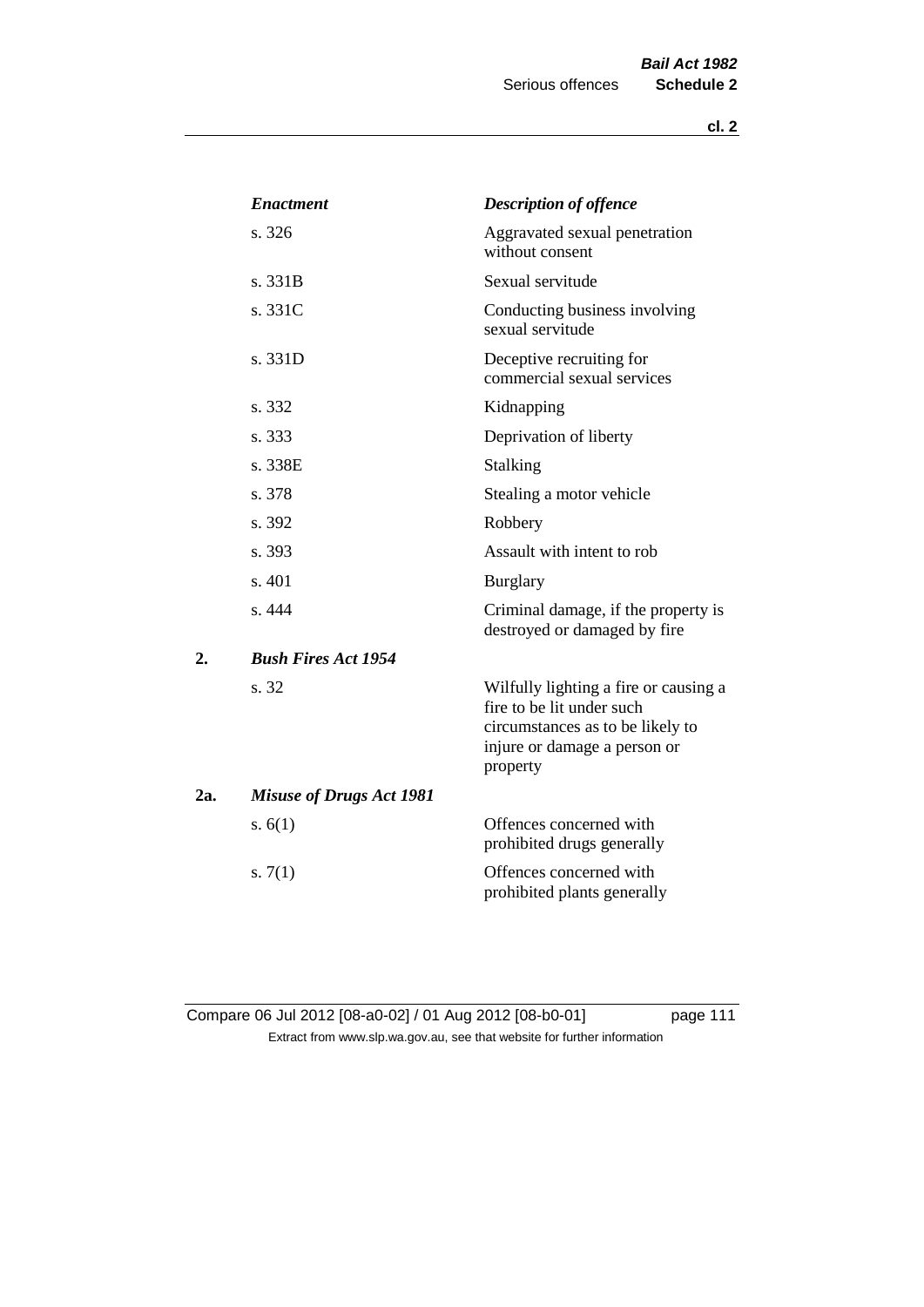| | *Enactment* | *Description of offence* |
|---|---|---|
| | s. 326 | Aggravated sexual penetration without consent |
| | s. 331B | Sexual servitude |
| | s. 331C | Conducting business involving sexual servitude |
| | s. 331D | Deceptive recruiting for commercial sexual services |
| | s. 332 | Kidnapping |
| | s. 333 | Deprivation of liberty |
| | s. 338E | Stalking |
| | s. 378 | Stealing a motor vehicle |
| | s. 392 | Robbery |
| | s. 393 | Assault with intent to rob |
| | s. 401 | Burglary |
| | s. 444 | Criminal damage, if the property is destroyed or damaged by fire |
| **2.** | ***Bush Fires Act 1954*** | |
| | s. 32 | Wilfully lighting a fire or causing a fire to be lit under such circumstances as to be likely to injure or damage a person or property |
| **2a.** | ***Misuse of Drugs Act 1981*** | |
| | s. 6(1) | Offences concerned with prohibited drugs generally |
| | s. 7(1) | Offences concerned with prohibited plants generally |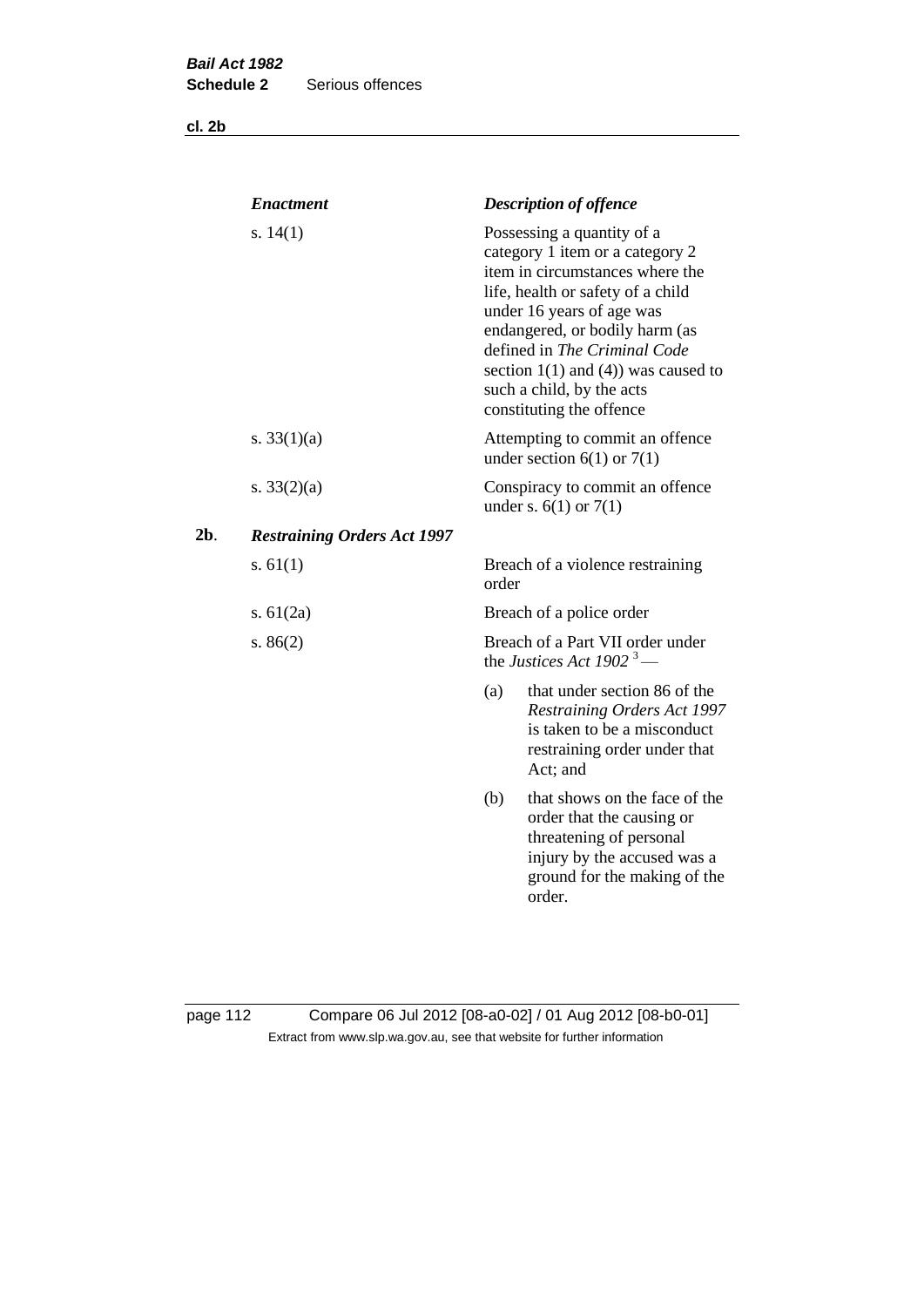| *Enactment* | *Description of offence* |
|---|---|
| s. 14(1) | Possessing a quantity of a category 1 item or a category 2 item in circumstances where the life, health or safety of a child under 16 years of age was endangered, or bodily harm (as defined in *The Criminal Code* section 1(1) and (4)) was caused to such a child, by the acts constituting the offence |
| s. 33(1)(a) | Attempting to commit an offence under section 6(1) or 7(1) |
| s. 33(2)(a) | Conspiracy to commit an offence under s. 6(1) or 7(1) |

**2b**. ***Restraining Orders Act 1997***

| *Enactment* | *Description of offence* |
|---|---|
| s. 61(1) | Breach of a violence restraining order |
| s. 61(2a) | Breach of a police order |
| s. 86(2) | Breach of a Part VII order under the *Justices Act 1902* [3] — (a) that under section 86 of the *Restraining Orders Act 1997* is taken to be a misconduct restraining order under that Act; and (b) that shows on the face of the order that the causing or threatening of personal injury by the accused was a ground for the making of the order. |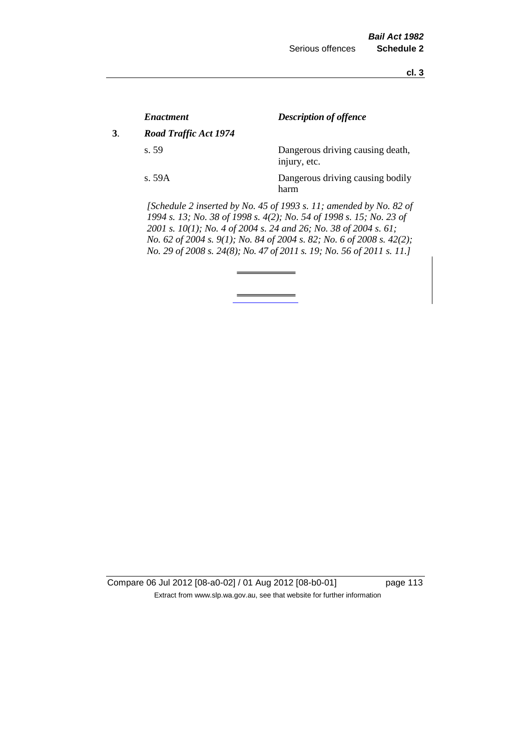| | *Enactment* | *Description of offence* |
|---|---|---|
| **3**. | ***Road Traffic Act 1974*** | |
| | s. 59 | Dangerous driving causing death, injury, etc. |
| | s. 59A | Dangerous driving causing bodily harm |

*[Schedule 2 inserted by No. 45 of 1993 s. 11; amended by No. 82 of 1994 s. 13; No. 38 of 1998 s. 4(2); No. 54 of 1998 s. 15; No. 23 of 2001 s. 10(1); No. 4 of 2004 s. 24 and 26; No. 38 of 2004 s. 61; No. 62 of 2004 s. 9(1); No. 84 of 2004 s. 82; No. 6 of 2008 s. 42(2); No. 29 of 2008 s. 24(8); No. 47 of 2011 s. 19; No. 56 of 2011 s. 11.]*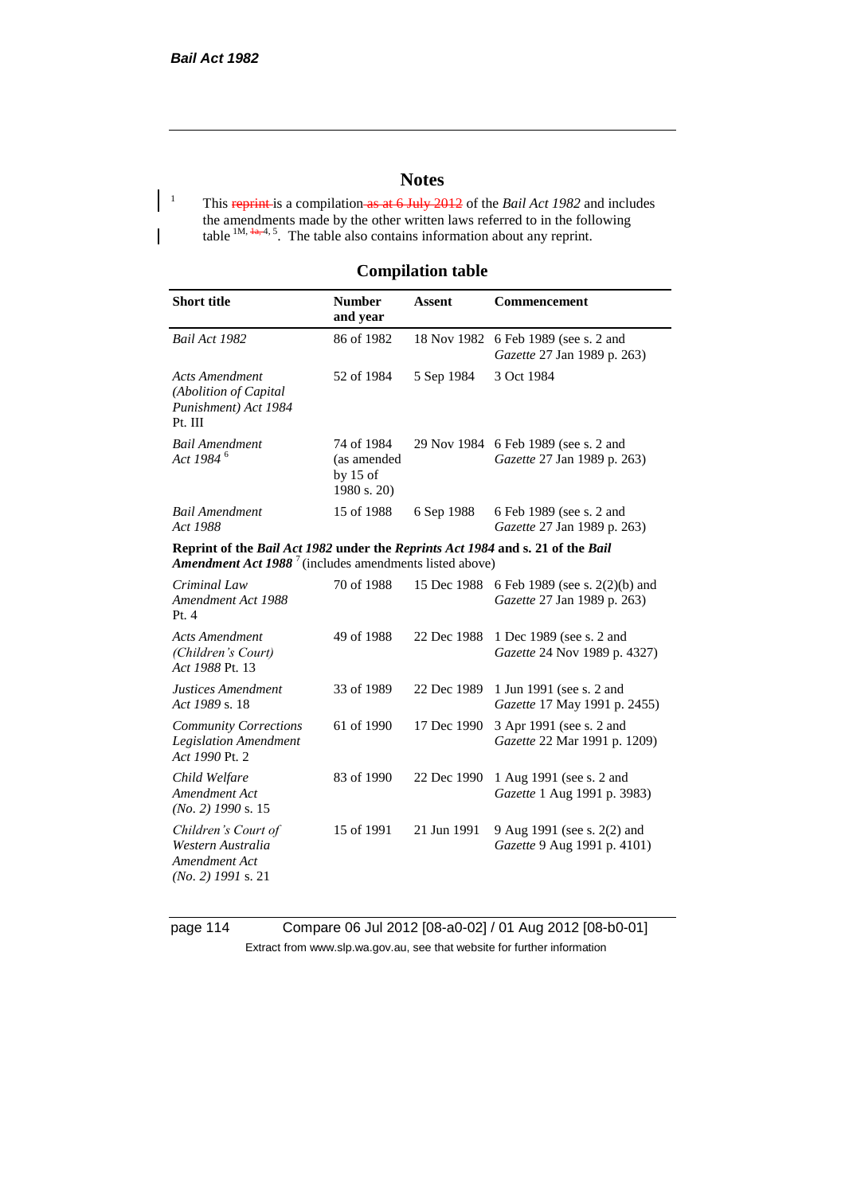# Notes

[1] This ~~reprint~~ is a compilation ~~as at 6 July 2012~~ of the *Bail Act 1982* and includes the amendments made by the other written laws referred to in the following table [1M, ~~1a,~~ 4, 5]. The table also contains information about any reprint.

## Compilation table

| Short title | Number and year | Assent | Commencement |
|---|---|---|---|
| *Bail Act 1982* | 86 of 1982 | 18 Nov 1982 | 6 Feb 1989 (see s. 2 and *Gazette* 27 Jan 1989 p. 263) |
| *Acts Amendment (Abolition of Capital Punishment) Act 1984* Pt. III | 52 of 1984 | 5 Sep 1984 | 3 Oct 1984 |
| *Bail Amendment Act 1984* [6] | 74 of 1984 (as amended by 15 of 1980 s. 20) | 29 Nov 1984 | 6 Feb 1989 (see s. 2 and *Gazette* 27 Jan 1989 p. 263) |
| *Bail Amendment Act 1988* | 15 of 1988 | 6 Sep 1988 | 6 Feb 1989 (see s. 2 and *Gazette* 27 Jan 1989 p. 263) |
| **Reprint of the *Bail Act 1982* under the *Reprints Act 1984* and s. 21 of the *Bail Amendment Act 1988*** [7] (includes amendments listed above) | | | |
| *Criminal Law Amendment Act 1988* Pt. 4 | 70 of 1988 | 15 Dec 1988 | 6 Feb 1989 (see s. 2(2)(b) and *Gazette* 27 Jan 1989 p. 263) |
| *Acts Amendment (Children's Court) Act 1988* Pt. 13 | 49 of 1988 | 22 Dec 1988 | 1 Dec 1989 (see s. 2 and *Gazette* 24 Nov 1989 p. 4327) |
| *Justices Amendment Act 1989* s. 18 | 33 of 1989 | 22 Dec 1989 | 1 Jun 1991 (see s. 2 and *Gazette* 17 May 1991 p. 2455) |
| *Community Corrections Legislation Amendment Act 1990* Pt. 2 | 61 of 1990 | 17 Dec 1990 | 3 Apr 1991 (see s. 2 and *Gazette* 22 Mar 1991 p. 1209) |
| *Child Welfare Amendment Act (No. 2) 1990* s. 15 | 83 of 1990 | 22 Dec 1990 | 1 Aug 1991 (see s. 2 and *Gazette* 1 Aug 1991 p. 3983) |
| *Children's Court of Western Australia Amendment Act (No. 2) 1991* s. 21 | 15 of 1991 | 21 Jun 1991 | 9 Aug 1991 (see s. 2(2) and *Gazette* 9 Aug 1991 p. 4101) |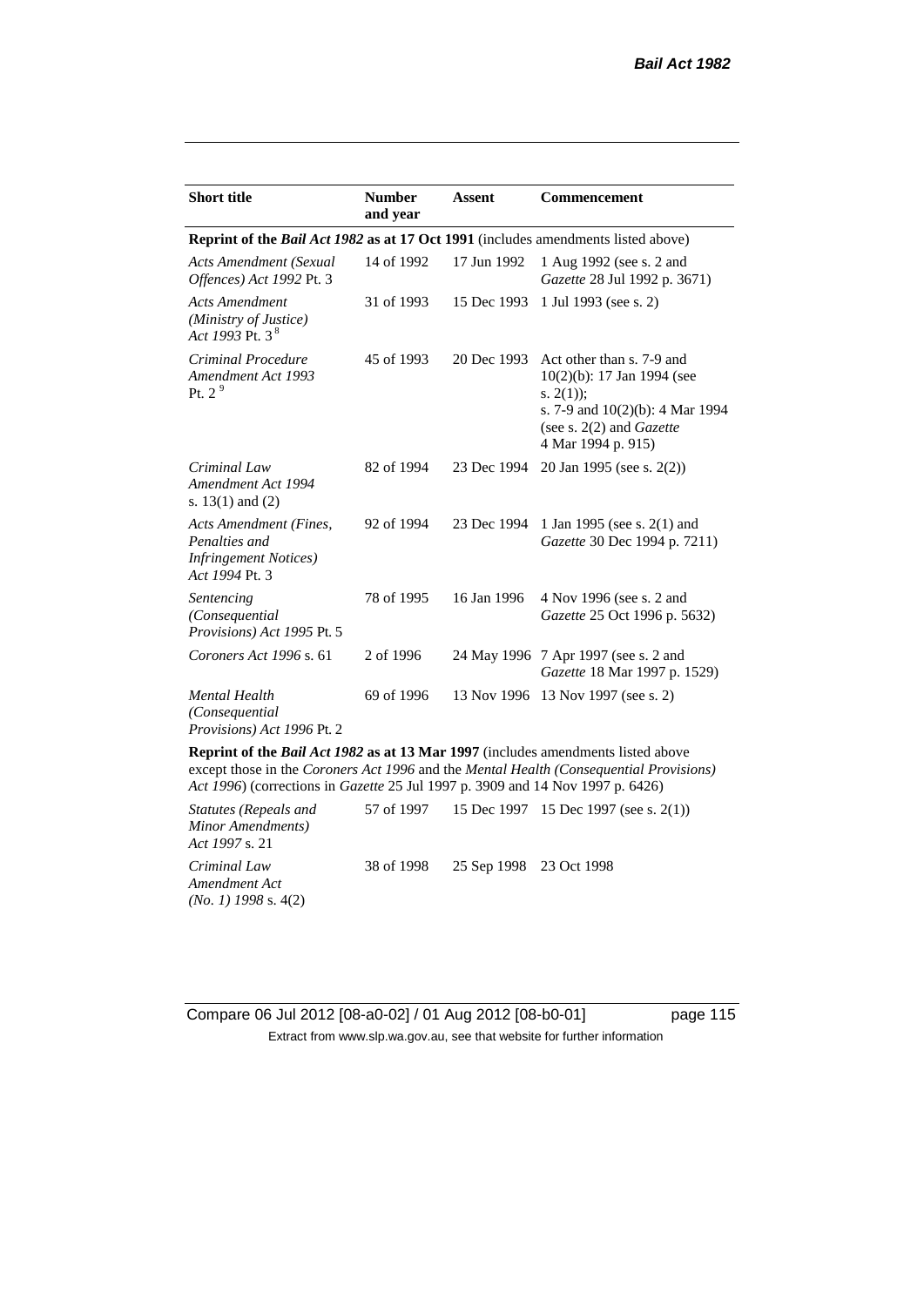| Short title | Number and year | Assent | Commencement |
|---|---|---|---|
| **Reprint of the *Bail Act 1982* as at 17 Oct 1991** (includes amendments listed above) | | | |
| *Acts Amendment (Sexual Offences) Act 1992* Pt. 3 | 14 of 1992 | 17 Jun 1992 | 1 Aug 1992 (see s. 2 and *Gazette* 28 Jul 1992 p. 3671) |
| *Acts Amendment (Ministry of Justice) Act 1993* Pt. 3 [8] | 31 of 1993 | 15 Dec 1993 | 1 Jul 1993 (see s. 2) |
| *Criminal Procedure Amendment Act 1993* Pt. 2 [9] | 45 of 1993 | 20 Dec 1993 | Act other than s. 7-9 and 10(2)(b): 17 Jan 1994 (see s. 2(1)); s. 7-9 and 10(2)(b): 4 Mar 1994 (see s. 2(2) and *Gazette* 4 Mar 1994 p. 915) |
| *Criminal Law Amendment Act 1994* s. 13(1) and (2) | 82 of 1994 | 23 Dec 1994 | 20 Jan 1995 (see s. 2(2)) |
| *Acts Amendment (Fines, Penalties and Infringement Notices) Act 1994* Pt. 3 | 92 of 1994 | 23 Dec 1994 | 1 Jan 1995 (see s. 2(1) and *Gazette* 30 Dec 1994 p. 7211) |
| *Sentencing (Consequential Provisions) Act 1995* Pt. 5 | 78 of 1995 | 16 Jan 1996 | 4 Nov 1996 (see s. 2 and *Gazette* 25 Oct 1996 p. 5632) |
| *Coroners Act 1996* s. 61 | 2 of 1996 | 24 May 1996 | 7 Apr 1997 (see s. 2 and *Gazette* 18 Mar 1997 p. 1529) |
| *Mental Health (Consequential Provisions) Act 1996* Pt. 2 | 69 of 1996 | 13 Nov 1996 | 13 Nov 1997 (see s. 2) |
| **Reprint of the *Bail Act 1982* as at 13 Mar 1997** (includes amendments listed above except those in the *Coroners Act 1996* and the *Mental Health (Consequential Provisions) Act 1996*) (corrections in *Gazette* 25 Jul 1997 p. 3909 and 14 Nov 1997 p. 6426) | | | |
| *Statutes (Repeals and Minor Amendments) Act 1997* s. 21 | 57 of 1997 | 15 Dec 1997 | 15 Dec 1997 (see s. 2(1)) |
| *Criminal Law Amendment Act (No. 1) 1998* s. 4(2) | 38 of 1998 | 25 Sep 1998 | 23 Oct 1998 |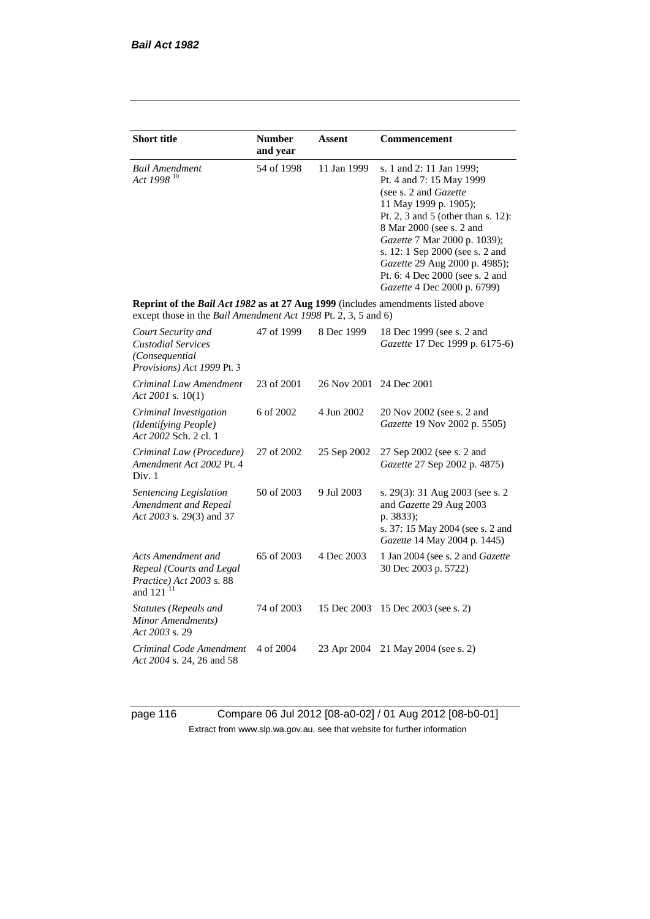| Short title | Number and year | Assent | Commencement |
|---|---|---|---|
| *Bail Amendment Act 1998* [10] | 54 of 1998 | 11 Jan 1999 | s. 1 and 2: 11 Jan 1999; Pt. 4 and 7: 15 May 1999 (see s. 2 and *Gazette* 11 May 1999 p. 1905); Pt. 2, 3 and 5 (other than s. 12): 8 Mar 2000 (see s. 2 and *Gazette* 7 Mar 2000 p. 1039); s. 12: 1 Sep 2000 (see s. 2 and *Gazette* 29 Aug 2000 p. 4985); Pt. 6: 4 Dec 2000 (see s. 2 and *Gazette* 4 Dec 2000 p. 6799) |
| **Reprint of the *Bail Act 1982* as at 27 Aug 1999** (includes amendments listed above except those in the *Bail Amendment Act 1998* Pt. 2, 3, 5 and 6) | | | |
| *Court Security and Custodial Services (Consequential Provisions) Act 1999* Pt. 3 | 47 of 1999 | 8 Dec 1999 | 18 Dec 1999 (see s. 2 and *Gazette* 17 Dec 1999 p. 6175-6) |
| *Criminal Law Amendment Act 2001* s. 10(1) | 23 of 2001 | 26 Nov 2001 | 24 Dec 2001 |
| *Criminal Investigation (Identifying People) Act 2002* Sch. 2 cl. 1 | 6 of 2002 | 4 Jun 2002 | 20 Nov 2002 (see s. 2 and *Gazette* 19 Nov 2002 p. 5505) |
| *Criminal Law (Procedure) Amendment Act 2002* Pt. 4 Div. 1 | 27 of 2002 | 25 Sep 2002 | 27 Sep 2002 (see s. 2 and *Gazette* 27 Sep 2002 p. 4875) |
| *Sentencing Legislation Amendment and Repeal Act 2003* s. 29(3) and 37 | 50 of 2003 | 9 Jul 2003 | s. 29(3): 31 Aug 2003 (see s. 2 and *Gazette* 29 Aug 2003 p. 3833); s. 37: 15 May 2004 (see s. 2 and *Gazette* 14 May 2004 p. 1445) |
| *Acts Amendment and Repeal (Courts and Legal Practice) Act 2003* s. 88 and 121 [11] | 65 of 2003 | 4 Dec 2003 | 1 Jan 2004 (see s. 2 and *Gazette* 30 Dec 2003 p. 5722) |
| *Statutes (Repeals and Minor Amendments) Act 2003* s. 29 | 74 of 2003 | 15 Dec 2003 | 15 Dec 2003 (see s. 2) |
| *Criminal Code Amendment Act 2004* s. 24, 26 and 58 | 4 of 2004 | 23 Apr 2004 | 21 May 2004 (see s. 2) |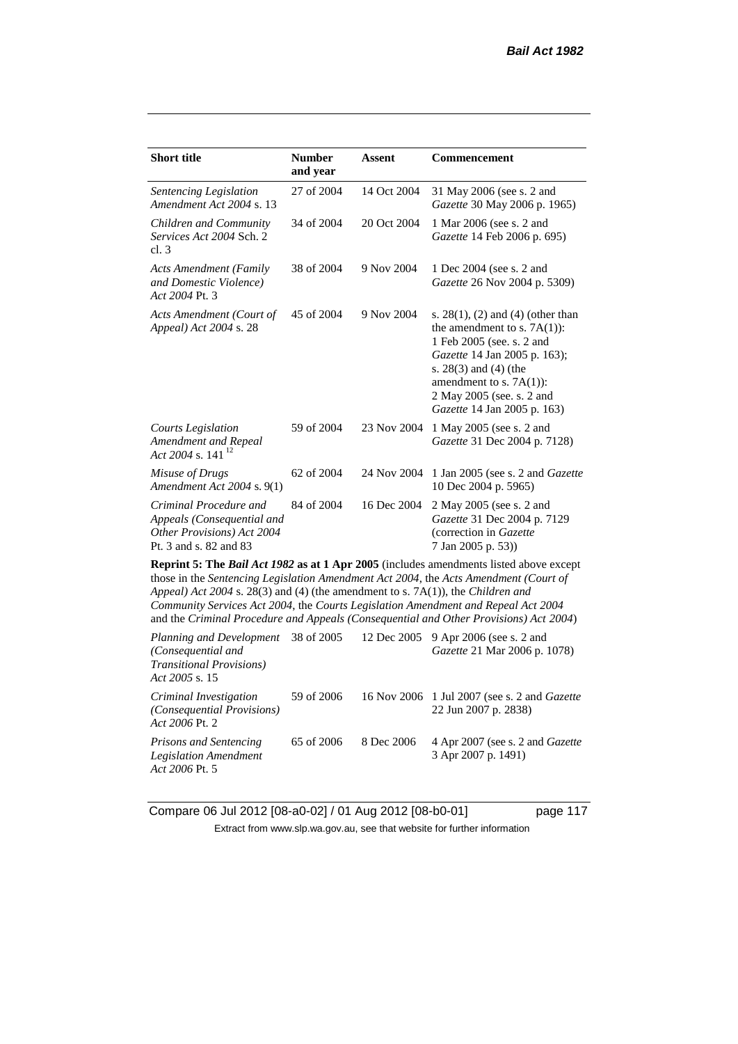| Short title | Number and year | Assent | Commencement |
|---|---|---|---|
| *Sentencing Legislation Amendment Act 2004* s. 13 | 27 of 2004 | 14 Oct 2004 | 31 May 2006 (see s. 2 and *Gazette* 30 May 2006 p. 1965) |
| *Children and Community Services Act 2004* Sch. 2 cl. 3 | 34 of 2004 | 20 Oct 2004 | 1 Mar 2006 (see s. 2 and *Gazette* 14 Feb 2006 p. 695) |
| *Acts Amendment (Family and Domestic Violence) Act 2004* Pt. 3 | 38 of 2004 | 9 Nov 2004 | 1 Dec 2004 (see s. 2 and *Gazette* 26 Nov 2004 p. 5309) |
| *Acts Amendment (Court of Appeal) Act 2004* s. 28 | 45 of 2004 | 9 Nov 2004 | s. 28(1), (2) and (4) (other than the amendment to s. 7A(1)): 1 Feb 2005 (see. s. 2 and *Gazette* 14 Jan 2005 p. 163); s. 28(3) and (4) (the amendment to s. 7A(1)): 2 May 2005 (see. s. 2 and *Gazette* 14 Jan 2005 p. 163) |
| *Courts Legislation Amendment and Repeal Act 2004* s. 141 [12] | 59 of 2004 | 23 Nov 2004 | 1 May 2005 (see s. 2 and *Gazette* 31 Dec 2004 p. 7128) |
| *Misuse of Drugs Amendment Act 2004* s. 9(1) | 62 of 2004 | 24 Nov 2004 | 1 Jan 2005 (see s. 2 and *Gazette* 10 Dec 2004 p. 5965) |
| *Criminal Procedure and Appeals (Consequential and Other Provisions) Act 2004* Pt. 3 and s. 82 and 83 | 84 of 2004 | 16 Dec 2004 | 2 May 2005 (see s. 2 and *Gazette* 31 Dec 2004 p. 7129 (correction in *Gazette* 7 Jan 2005 p. 53)) |
| **Reprint 5: The *Bail Act 1982* as at 1 Apr 2005** (includes amendments listed above except those in the *Sentencing Legislation Amendment Act 2004*, the *Acts Amendment (Court of Appeal) Act 2004* s. 28(3) and (4) (the amendment to s. 7A(1)), the *Children and Community Services Act 2004*, the *Courts Legislation Amendment and Repeal Act 2004* and the *Criminal Procedure and Appeals (Consequential and Other Provisions) Act 2004*) | | | |
| *Planning and Development (Consequential and Transitional Provisions) Act 2005* s. 15 | 38 of 2005 | 12 Dec 2005 | 9 Apr 2006 (see s. 2 and *Gazette* 21 Mar 2006 p. 1078) |
| *Criminal Investigation (Consequential Provisions) Act 2006* Pt. 2 | 59 of 2006 | 16 Nov 2006 | 1 Jul 2007 (see s. 2 and *Gazette* 22 Jun 2007 p. 2838) |
| *Prisons and Sentencing Legislation Amendment Act 2006* Pt. 5 | 65 of 2006 | 8 Dec 2006 | 4 Apr 2007 (see s. 2 and *Gazette* 3 Apr 2007 p. 1491) |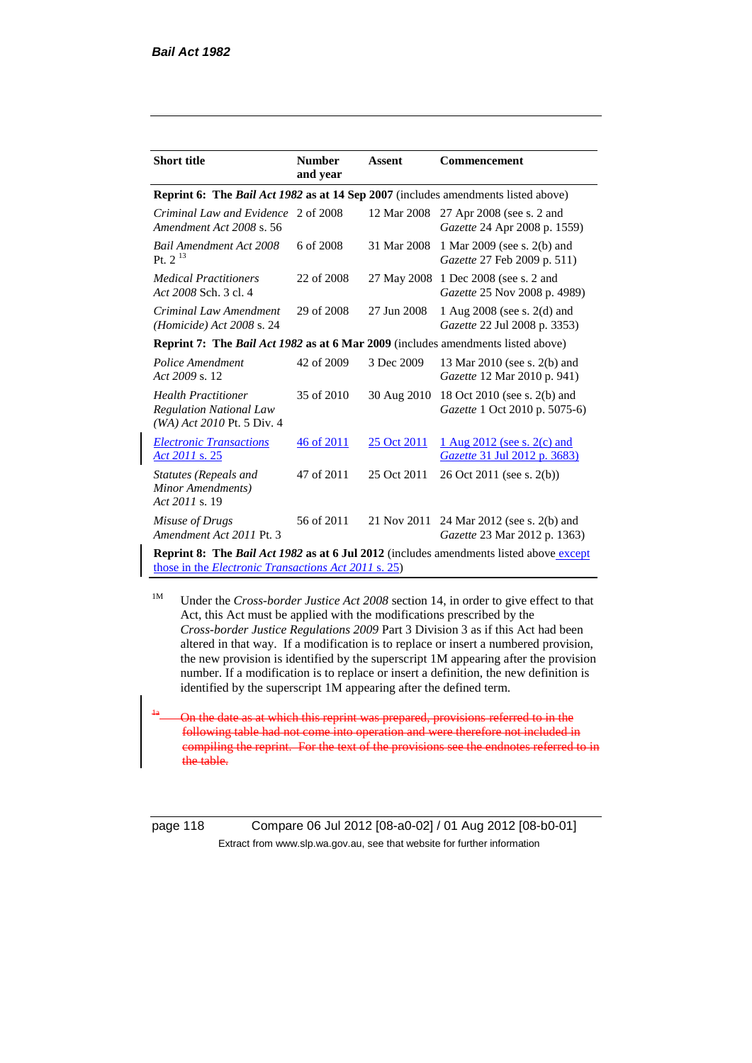| Short title | Number and year | Assent | Commencement |
|---|---|---|---|
| **Reprint 6: The *Bail Act 1982* as at 14 Sep 2007** (includes amendments listed above) | | | |
| *Criminal Law and Evidence Amendment Act 2008* s. 56 | 2 of 2008 | 12 Mar 2008 | 27 Apr 2008 (see s. 2 and *Gazette* 24 Apr 2008 p. 1559) |
| *Bail Amendment Act 2008* Pt. 2 [13] | 6 of 2008 | 31 Mar 2008 | 1 Mar 2009 (see s. 2(b) and *Gazette* 27 Feb 2009 p. 511) |
| *Medical Practitioners Act 2008* Sch. 3 cl. 4 | 22 of 2008 | 27 May 2008 | 1 Dec 2008 (see s. 2 and *Gazette* 25 Nov 2008 p. 4989) |
| *Criminal Law Amendment (Homicide) Act 2008* s. 24 | 29 of 2008 | 27 Jun 2008 | 1 Aug 2008 (see s. 2(d) and *Gazette* 22 Jul 2008 p. 3353) |
| **Reprint 7: The *Bail Act 1982* as at 6 Mar 2009** (includes amendments listed above) | | | |
| *Police Amendment Act 2009* s. 12 | 42 of 2009 | 3 Dec 2009 | 13 Mar 2010 (see s. 2(b) and *Gazette* 12 Mar 2010 p. 941) |
| *Health Practitioner Regulation National Law (WA) Act 2010* Pt. 5 Div. 4 | 35 of 2010 | 30 Aug 2010 | 18 Oct 2010 (see s. 2(b) and *Gazette* 1 Oct 2010 p. 5075-6) |
| *Electronic Transactions Act 2011* s. 25 | 46 of 2011 | 25 Oct 2011 | 1 Aug 2012 (see s. 2(c) and *Gazette* 31 Jul 2012 p. 3683) |
| *Statutes (Repeals and Minor Amendments) Act 2011* s. 19 | 47 of 2011 | 25 Oct 2011 | 26 Oct 2011 (see s. 2(b)) |
| *Misuse of Drugs Amendment Act 2011* Pt. 3 | 56 of 2011 | 21 Nov 2011 | 24 Mar 2012 (see s. 2(b) and *Gazette* 23 Mar 2012 p. 1363) |
| **Reprint 8: The *Bail Act 1982* as at 6 Jul 2012** (includes amendments listed above except those in the *Electronic Transactions Act 2011* s. 25) | | | |

[1M] Under the *Cross-border Justice Act 2008* section 14, in order to give effect to that Act, this Act must be applied with the modifications prescribed by the *Cross-border Justice Regulations 2009* Part 3 Division 3 as if this Act had been altered in that way. If a modification is to replace or insert a numbered provision, the new provision is identified by the superscript 1M appearing after the provision number. If a modification is to replace or insert a definition, the new definition is identified by the superscript 1M appearing after the defined term.

~~[1a] On the date as at which this reprint was prepared, provisions referred to in the following table had not come into operation and were therefore not included in compiling the reprint. For the text of the provisions see the endnotes referred to in the table.~~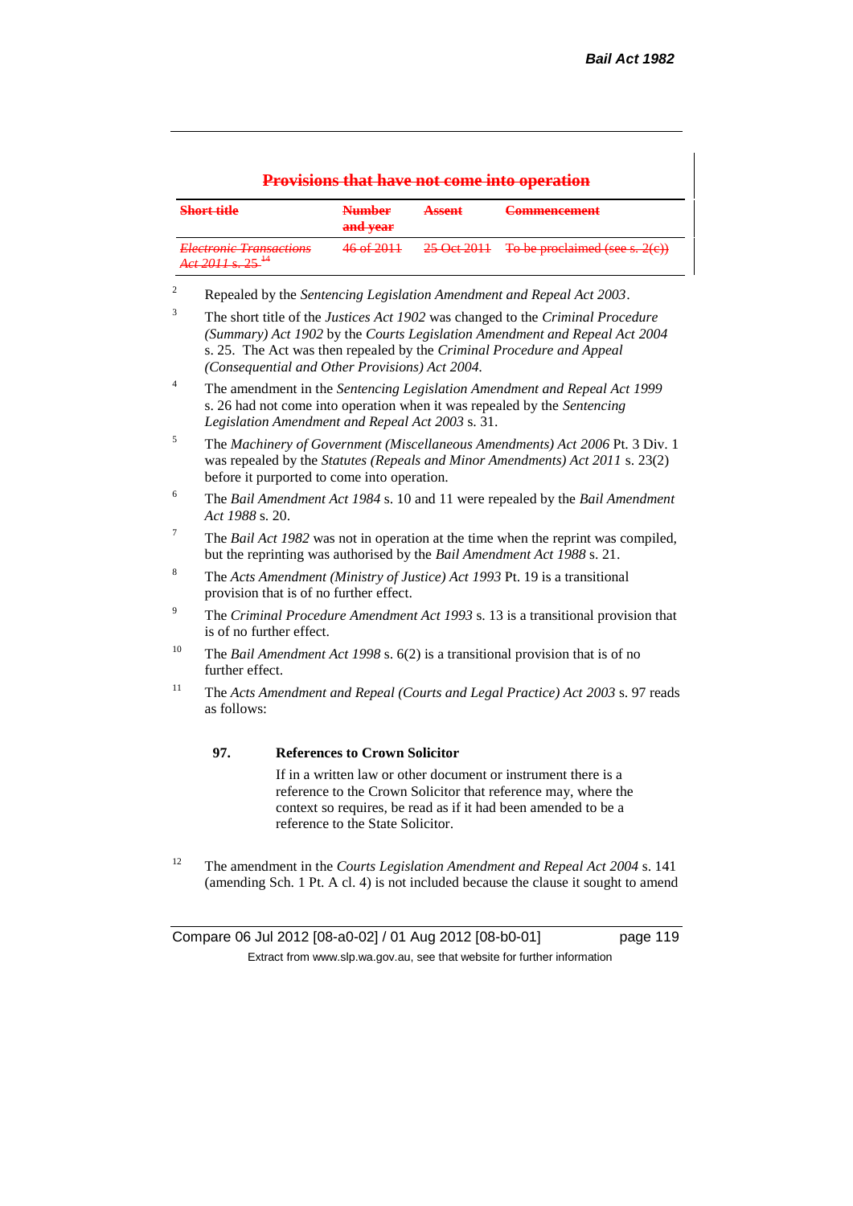~~**Provisions that have not come into operation**~~

| ~~Short title~~ | ~~Number and year~~ | ~~Assent~~ | ~~Commencement~~ |
|---|---|---|---|
| ~~*Electronic Transactions Act 2011* s. 25~~ [14] | ~~46 of 2011~~ | ~~25 Oct 2011~~ | ~~To be proclaimed (see s. 2(c))~~ |

[2] Repealed by the *Sentencing Legislation Amendment and Repeal Act 2003*.

[3] The short title of the *Justices Act 1902* was changed to the *Criminal Procedure (Summary) Act 1902* by the *Courts Legislation Amendment and Repeal Act 2004* s. 25. The Act was then repealed by the *Criminal Procedure and Appeal (Consequential and Other Provisions) Act 2004*.

[4] The amendment in the *Sentencing Legislation Amendment and Repeal Act 1999* s. 26 had not come into operation when it was repealed by the *Sentencing Legislation Amendment and Repeal Act 2003* s. 31.

[5] The *Machinery of Government (Miscellaneous Amendments) Act 2006* Pt. 3 Div. 1 was repealed by the *Statutes (Repeals and Minor Amendments) Act 2011* s. 23(2) before it purported to come into operation.

[6] The *Bail Amendment Act 1984* s. 10 and 11 were repealed by the *Bail Amendment Act 1988* s. 20.

[7] The *Bail Act 1982* was not in operation at the time when the reprint was compiled, but the reprinting was authorised by the *Bail Amendment Act 1988* s. 21.

[8] The *Acts Amendment (Ministry of Justice) Act 1993* Pt. 19 is a transitional provision that is of no further effect.

[9] The *Criminal Procedure Amendment Act 1993* s. 13 is a transitional provision that is of no further effect.

[10] The *Bail Amendment Act 1998* s. 6(2) is a transitional provision that is of no further effect.

[11] The *Acts Amendment and Repeal (Courts and Legal Practice) Act 2003* s. 97 reads as follows:

> **97. References to Crown Solicitor**
>
> If in a written law or other document or instrument there is a reference to the Crown Solicitor that reference may, where the context so requires, be read as if it had been amended to be a reference to the State Solicitor.

[12] The amendment in the *Courts Legislation Amendment and Repeal Act 2004* s. 141 (amending Sch. 1 Pt. A cl. 4) is not included because the clause it sought to amend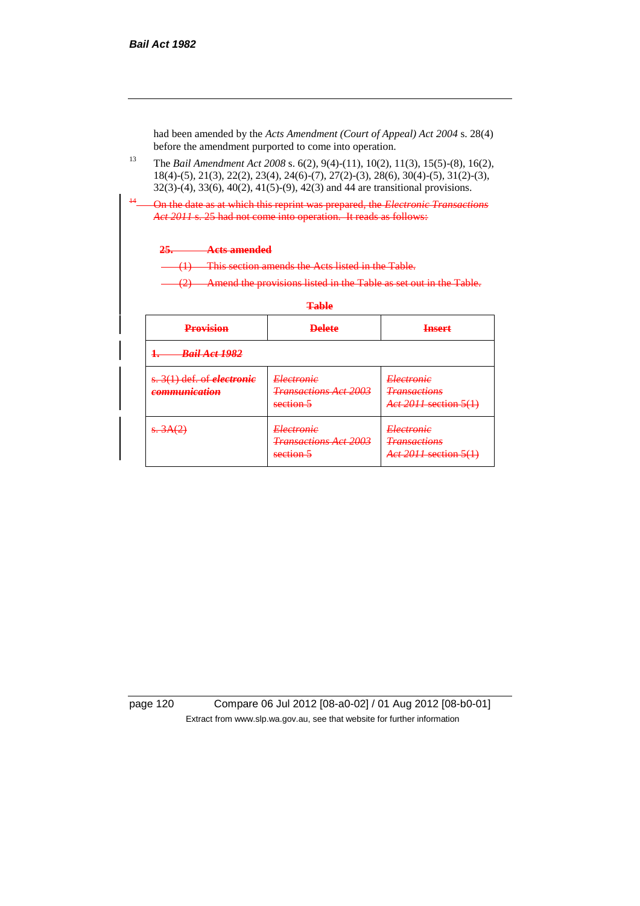had been amended by the *Acts Amendment (Court of Appeal) Act 2004* s. 28(4) before the amendment purported to come into operation.

[13] The *Bail Amendment Act 2008* s. 6(2), 9(4)-(11), 10(2), 11(3), 15(5)-(8), 16(2), 18(4)-(5), 21(3), 22(2), 23(4), 24(6)-(7), 27(2)-(3), 28(6), 30(4)-(5), 31(2)-(3), 32(3)-(4), 33(6), 40(2), 41(5)-(9), 42(3) and 44 are transitional provisions.

~~[14] On the date as at which this reprint was prepared, the *Electronic Transactions Act 2011* s. 25 had not come into operation. It reads as follows:~~

~~**25. Acts amended**~~

~~(1) This section amends the Acts listed in the Table.~~

~~(2) Amend the provisions listed in the Table as set out in the Table.~~

~~**Table**~~

| ~~**Provision**~~ | ~~**Delete**~~ | ~~**Insert**~~ |
|---|---|---|
| ~~**1. *Bail Act 1982***~~ | | |
| ~~s. 3(1) def. of ***electronic communication***~~ | ~~*Electronic Transactions Act 2003* section 5~~ | ~~*Electronic Transactions Act 2011* section 5(1)~~ |
| ~~s. 3A(2)~~ | ~~*Electronic Transactions Act 2003* section 5~~ | ~~*Electronic Transactions Act 2011* section 5(1)~~ |